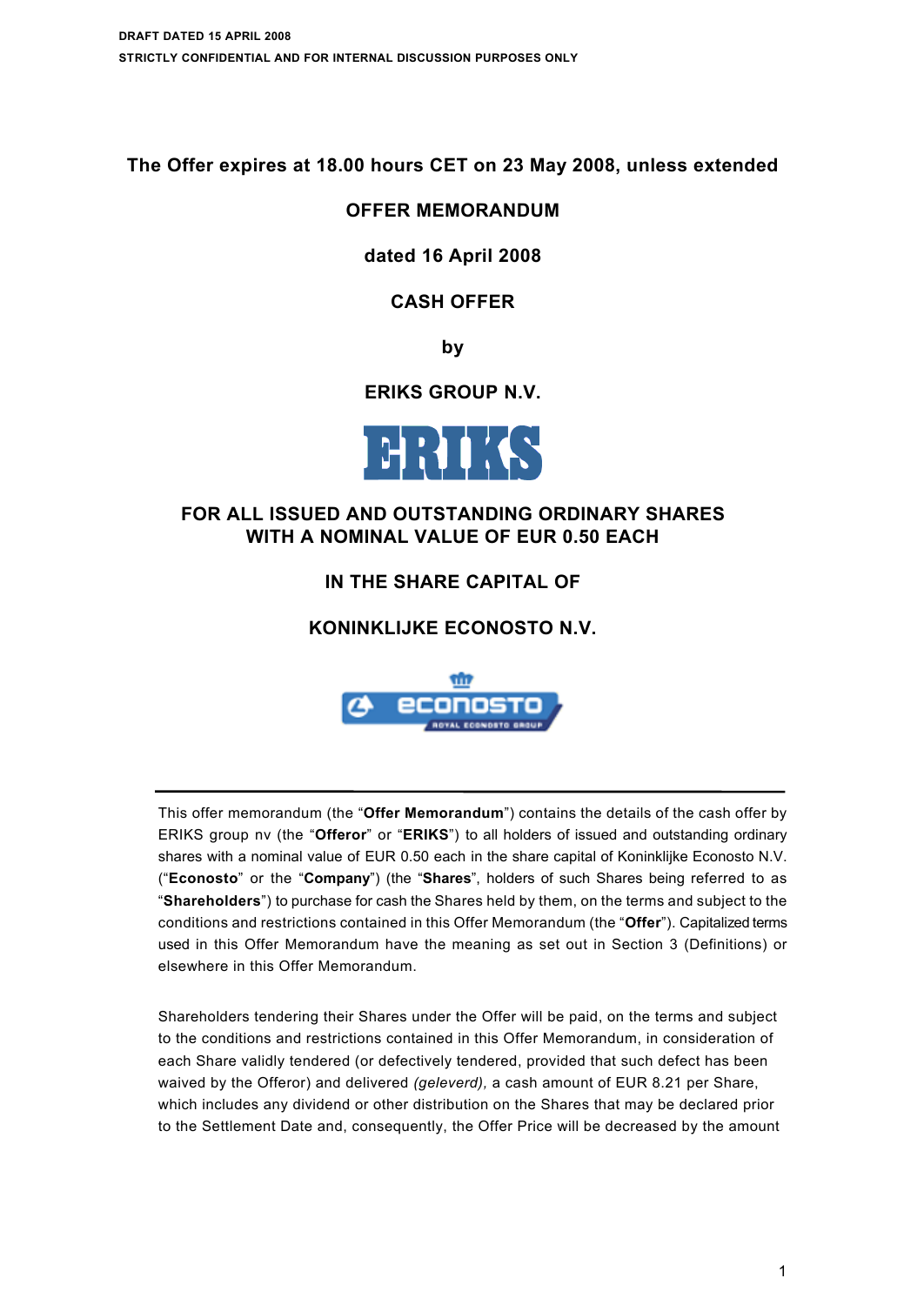DRAFT DATED 15 APRIL 2008

STRICTLY CONFIDENTIAL AND FOR INTERNAL DISCUSSION PURPOSES ONLY

**The Offer expires at 18.00 hours CET on 23 May 2008, unless extended**

# OFFER MEMORANDUM

**dated 16 April 2008**

**CASH OFFER**

**by**

**ERIKS GROUP N.V.**

ERIKS

**FOR ALL ISSUED AND OUTSTANDING ORDINARY SHARES WITH A NOMINAL VALUE OF EUR 0.50 EACH**

**IN THE SHARE CAPITAL OF**

**KONINKLIJKE ECONOSTO N.V.**

econosto
ROYAL ECONOSTO GROUP

---

This offer memorandum (the "**Offer Memorandum**") contains the details of the cash offer by ERIKS group nv (the "**Offeror**" or "**ERIKS**") to all holders of issued and outstanding ordinary shares with a nominal value of EUR 0.50 each in the share capital of Koninklijke Econosto N.V. ("**Econosto**" or the "**Company**") (the "**Shares**", holders of such Shares being referred to as "**Shareholders**") to purchase for cash the Shares held by them, on the terms and subject to the conditions and restrictions contained in this Offer Memorandum (the "**Offer**"). Capitalized terms used in this Offer Memorandum have the meaning as set out in Section 3 (Definitions) or elsewhere in this Offer Memorandum.

Shareholders tendering their Shares under the Offer will be paid, on the terms and subject to the conditions and restrictions contained in this Offer Memorandum, in consideration of each Share validly tendered (or defectively tendered, provided that such defect has been waived by the Offeror) and delivered *(geleverd),* a cash amount of EUR 8.21 per Share, which includes any dividend or other distribution on the Shares that may be declared prior to the Settlement Date and, consequently, the Offer Price will be decreased by the amount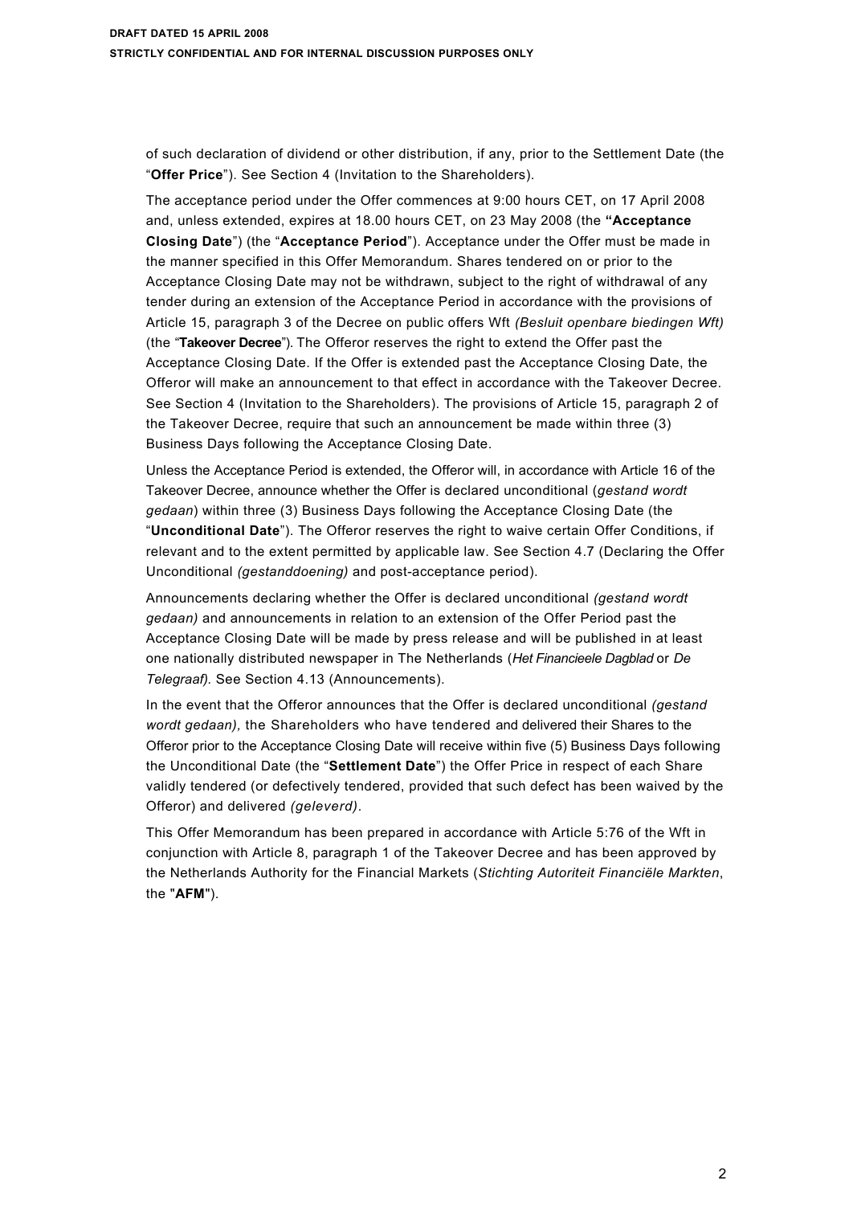of such declaration of dividend or other distribution, if any, prior to the Settlement Date (the "**Offer Price**"). See Section 4 (Invitation to the Shareholders).

The acceptance period under the Offer commences at 9:00 hours CET, on 17 April 2008 and, unless extended, expires at 18.00 hours CET, on 23 May 2008 (the **"Acceptance Closing Date**") (the "**Acceptance Period**"). Acceptance under the Offer must be made in the manner specified in this Offer Memorandum. Shares tendered on or prior to the Acceptance Closing Date may not be withdrawn, subject to the right of withdrawal of any tender during an extension of the Acceptance Period in accordance with the provisions of Article 15, paragraph 3 of the Decree on public offers Wft *(Besluit openbare biedingen Wft)* (the "**Takeover Decree**"). The Offeror reserves the right to extend the Offer past the Acceptance Closing Date. If the Offer is extended past the Acceptance Closing Date, the Offeror will make an announcement to that effect in accordance with the Takeover Decree. See Section 4 (Invitation to the Shareholders). The provisions of Article 15, paragraph 2 of the Takeover Decree, require that such an announcement be made within three (3) Business Days following the Acceptance Closing Date.

Unless the Acceptance Period is extended, the Offeror will, in accordance with Article 16 of the Takeover Decree, announce whether the Offer is declared unconditional (*gestand wordt gedaan*) within three (3) Business Days following the Acceptance Closing Date (the "**Unconditional Date**"). The Offeror reserves the right to waive certain Offer Conditions, if relevant and to the extent permitted by applicable law. See Section 4.7 (Declaring the Offer Unconditional *(gestanddoening)* and post-acceptance period).

Announcements declaring whether the Offer is declared unconditional *(gestand wordt gedaan)* and announcements in relation to an extension of the Offer Period past the Acceptance Closing Date will be made by press release and will be published in at least one nationally distributed newspaper in The Netherlands (*Het Financieele Dagblad* or *De Telegraaf).* See Section 4.13 (Announcements).

In the event that the Offeror announces that the Offer is declared unconditional *(gestand wordt gedaan),* the Shareholders who have tendered and delivered their Shares to the Offeror prior to the Acceptance Closing Date will receive within five (5) Business Days following the Unconditional Date (the "**Settlement Date**") the Offer Price in respect of each Share validly tendered (or defectively tendered, provided that such defect has been waived by the Offeror) and delivered *(geleverd).*

This Offer Memorandum has been prepared in accordance with Article 5:76 of the Wft in conjunction with Article 8, paragraph 1 of the Takeover Decree and has been approved by the Netherlands Authority for the Financial Markets (*Stichting Autoriteit Financiële Markten*, the "**AFM**").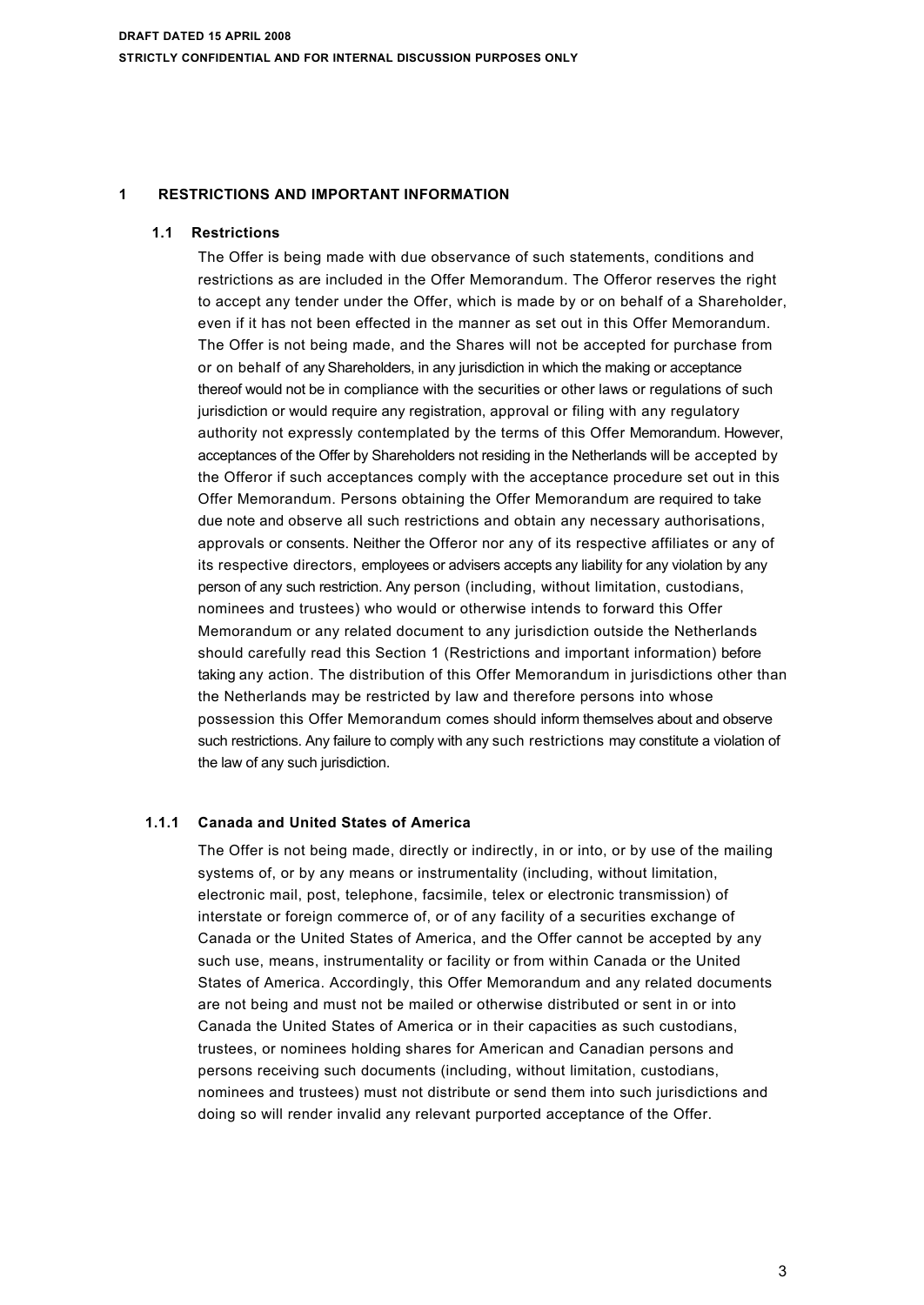**DRAFT DATED 15 APRIL 2008**

**STRICTLY CONFIDENTIAL AND FOR INTERNAL DISCUSSION PURPOSES ONLY**

# 1 RESTRICTIONS AND IMPORTANT INFORMATION

## 1.1 Restrictions

The Offer is being made with due observance of such statements, conditions and restrictions as are included in the Offer Memorandum. The Offeror reserves the right to accept any tender under the Offer, which is made by or on behalf of a Shareholder, even if it has not been effected in the manner as set out in this Offer Memorandum. The Offer is not being made, and the Shares will not be accepted for purchase from or on behalf of any Shareholders, in any jurisdiction in which the making or acceptance thereof would not be in compliance with the securities or other laws or regulations of such jurisdiction or would require any registration, approval or filing with any regulatory authority not expressly contemplated by the terms of this Offer Memorandum. However, acceptances of the Offer by Shareholders not residing in the Netherlands will be accepted by the Offeror if such acceptances comply with the acceptance procedure set out in this Offer Memorandum. Persons obtaining the Offer Memorandum are required to take due note and observe all such restrictions and obtain any necessary authorisations, approvals or consents. Neither the Offeror nor any of its respective affiliates or any of its respective directors, employees or advisers accepts any liability for any violation by any person of any such restriction. Any person (including, without limitation, custodians, nominees and trustees) who would or otherwise intends to forward this Offer Memorandum or any related document to any jurisdiction outside the Netherlands should carefully read this Section 1 (Restrictions and important information) before taking any action. The distribution of this Offer Memorandum in jurisdictions other than the Netherlands may be restricted by law and therefore persons into whose possession this Offer Memorandum comes should inform themselves about and observe such restrictions. Any failure to comply with any such restrictions may constitute a violation of the law of any such jurisdiction.

### 1.1.1 Canada and United States of America

The Offer is not being made, directly or indirectly, in or into, or by use of the mailing systems of, or by any means or instrumentality (including, without limitation, electronic mail, post, telephone, facsimile, telex or electronic transmission) of interstate or foreign commerce of, or of any facility of a securities exchange of Canada or the United States of America, and the Offer cannot be accepted by any such use, means, instrumentality or facility or from within Canada or the United States of America. Accordingly, this Offer Memorandum and any related documents are not being and must not be mailed or otherwise distributed or sent in or into Canada the United States of America or in their capacities as such custodians, trustees, or nominees holding shares for American and Canadian persons and persons receiving such documents (including, without limitation, custodians, nominees and trustees) must not distribute or send them into such jurisdictions and doing so will render invalid any relevant purported acceptance of the Offer.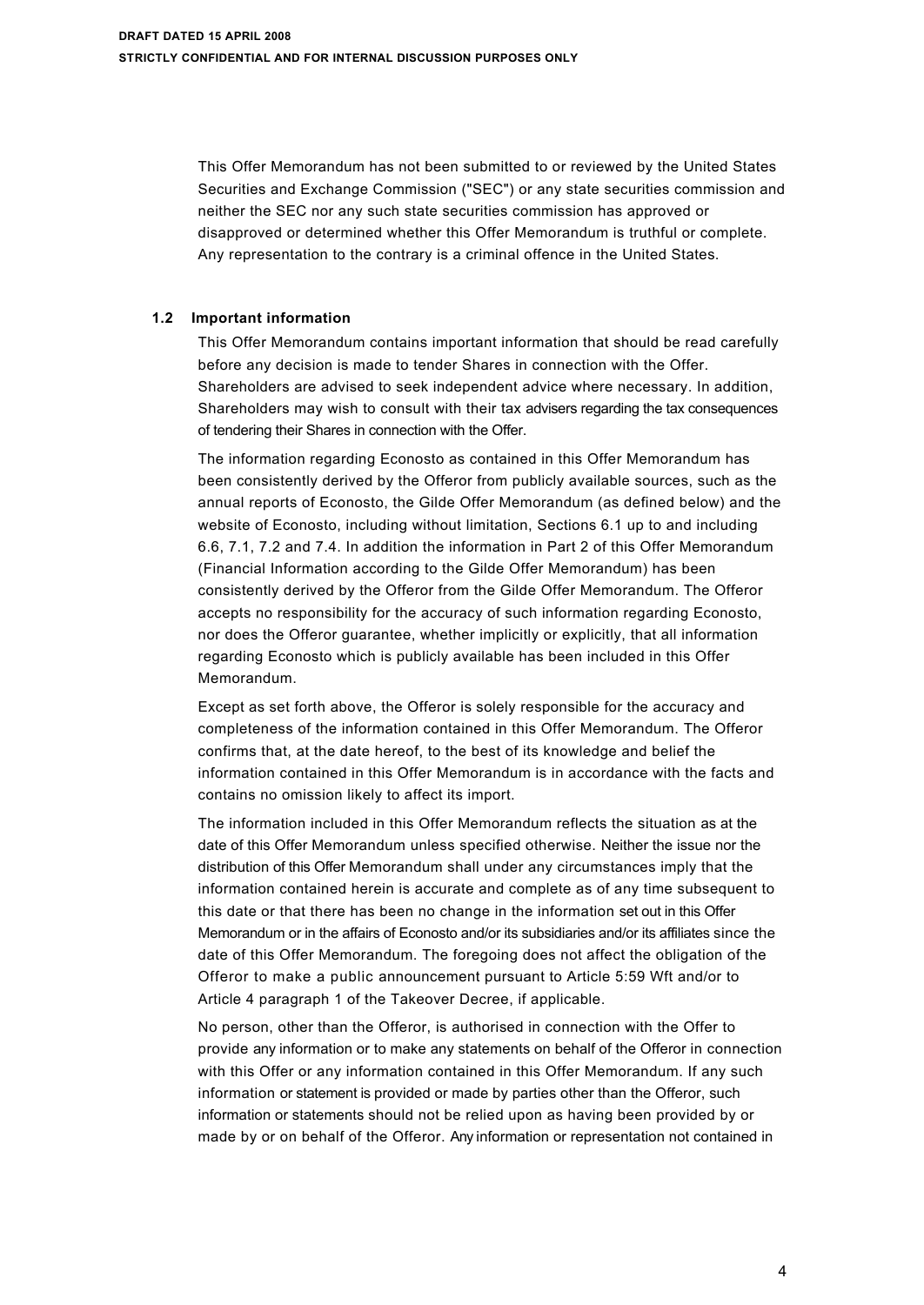This Offer Memorandum has not been submitted to or reviewed by the United States Securities and Exchange Commission ("SEC") or any state securities commission and neither the SEC nor any such state securities commission has approved or disapproved or determined whether this Offer Memorandum is truthful or complete. Any representation to the contrary is a criminal offence in the United States.

### 1.2 Important information

This Offer Memorandum contains important information that should be read carefully before any decision is made to tender Shares in connection with the Offer. Shareholders are advised to seek independent advice where necessary. In addition, Shareholders may wish to consult with their tax advisers regarding the tax consequences of tendering their Shares in connection with the Offer.

The information regarding Econosto as contained in this Offer Memorandum has been consistently derived by the Offeror from publicly available sources, such as the annual reports of Econosto, the Gilde Offer Memorandum (as defined below) and the website of Econosto, including without limitation, Sections 6.1 up to and including 6.6, 7.1, 7.2 and 7.4. In addition the information in Part 2 of this Offer Memorandum (Financial Information according to the Gilde Offer Memorandum) has been consistently derived by the Offeror from the Gilde Offer Memorandum. The Offeror accepts no responsibility for the accuracy of such information regarding Econosto, nor does the Offeror guarantee, whether implicitly or explicitly, that all information regarding Econosto which is publicly available has been included in this Offer Memorandum.

Except as set forth above, the Offeror is solely responsible for the accuracy and completeness of the information contained in this Offer Memorandum. The Offeror confirms that, at the date hereof, to the best of its knowledge and belief the information contained in this Offer Memorandum is in accordance with the facts and contains no omission likely to affect its import.

The information included in this Offer Memorandum reflects the situation as at the date of this Offer Memorandum unless specified otherwise. Neither the issue nor the distribution of this Offer Memorandum shall under any circumstances imply that the information contained herein is accurate and complete as of any time subsequent to this date or that there has been no change in the information set out in this Offer Memorandum or in the affairs of Econosto and/or its subsidiaries and/or its affiliates since the date of this Offer Memorandum. The foregoing does not affect the obligation of the Offeror to make a public announcement pursuant to Article 5:59 Wft and/or to Article 4 paragraph 1 of the Takeover Decree, if applicable.

No person, other than the Offeror, is authorised in connection with the Offer to provide any information or to make any statements on behalf of the Offeror in connection with this Offer or any information contained in this Offer Memorandum. If any such information or statement is provided or made by parties other than the Offeror, such information or statements should not be relied upon as having been provided by or made by or on behalf of the Offeror. Any information or representation not contained in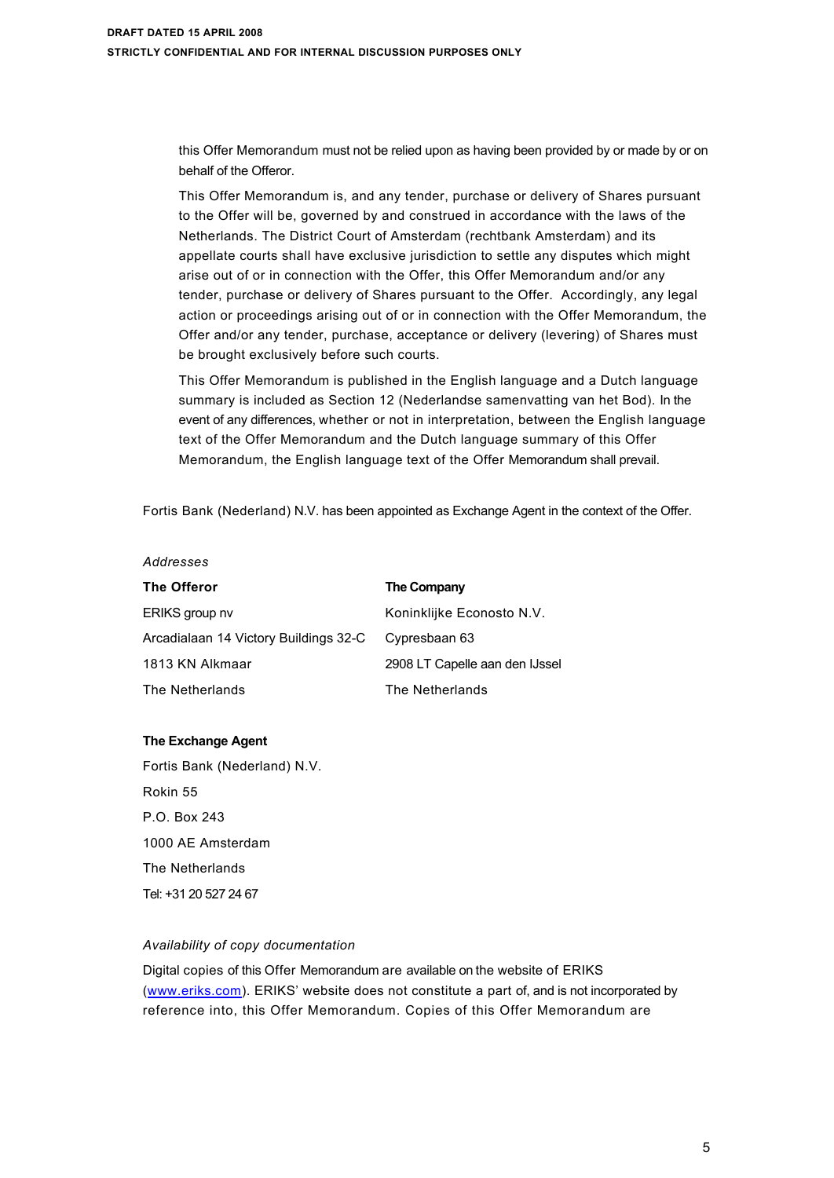this Offer Memorandum must not be relied upon as having been provided by or made by or on behalf of the Offeror.

This Offer Memorandum is, and any tender, purchase or delivery of Shares pursuant to the Offer will be, governed by and construed in accordance with the laws of the Netherlands. The District Court of Amsterdam (rechtbank Amsterdam) and its appellate courts shall have exclusive jurisdiction to settle any disputes which might arise out of or in connection with the Offer, this Offer Memorandum and/or any tender, purchase or delivery of Shares pursuant to the Offer. Accordingly, any legal action or proceedings arising out of or in connection with the Offer Memorandum, the Offer and/or any tender, purchase, acceptance or delivery (levering) of Shares must be brought exclusively before such courts.

This Offer Memorandum is published in the English language and a Dutch language summary is included as Section 12 (Nederlandse samenvatting van het Bod). In the event of any differences, whether or not in interpretation, between the English language text of the Offer Memorandum and the Dutch language summary of this Offer Memorandum, the English language text of the Offer Memorandum shall prevail.

Fortis Bank (Nederland) N.V. has been appointed as Exchange Agent in the context of the Offer.

*Addresses*

| **The Offeror** | **The Company** |
|---|---|
| ERIKS group nv | Koninklijke Econosto N.V. |
| Arcadialaan 14 Victory Buildings 32-C | Cypresbaan 63 |
| 1813 KN Alkmaar | 2908 LT Capelle aan den IJssel |
| The Netherlands | The Netherlands |

**The Exchange Agent**

Fortis Bank (Nederland) N.V.
Rokin 55
P.O. Box 243
1000 AE Amsterdam
The Netherlands
Tel: +31 20 527 24 67

*Availability of copy documentation*

Digital copies of this Offer Memorandum are available on the website of ERIKS (www.eriks.com). ERIKS' website does not constitute a part of, and is not incorporated by reference into, this Offer Memorandum. Copies of this Offer Memorandum are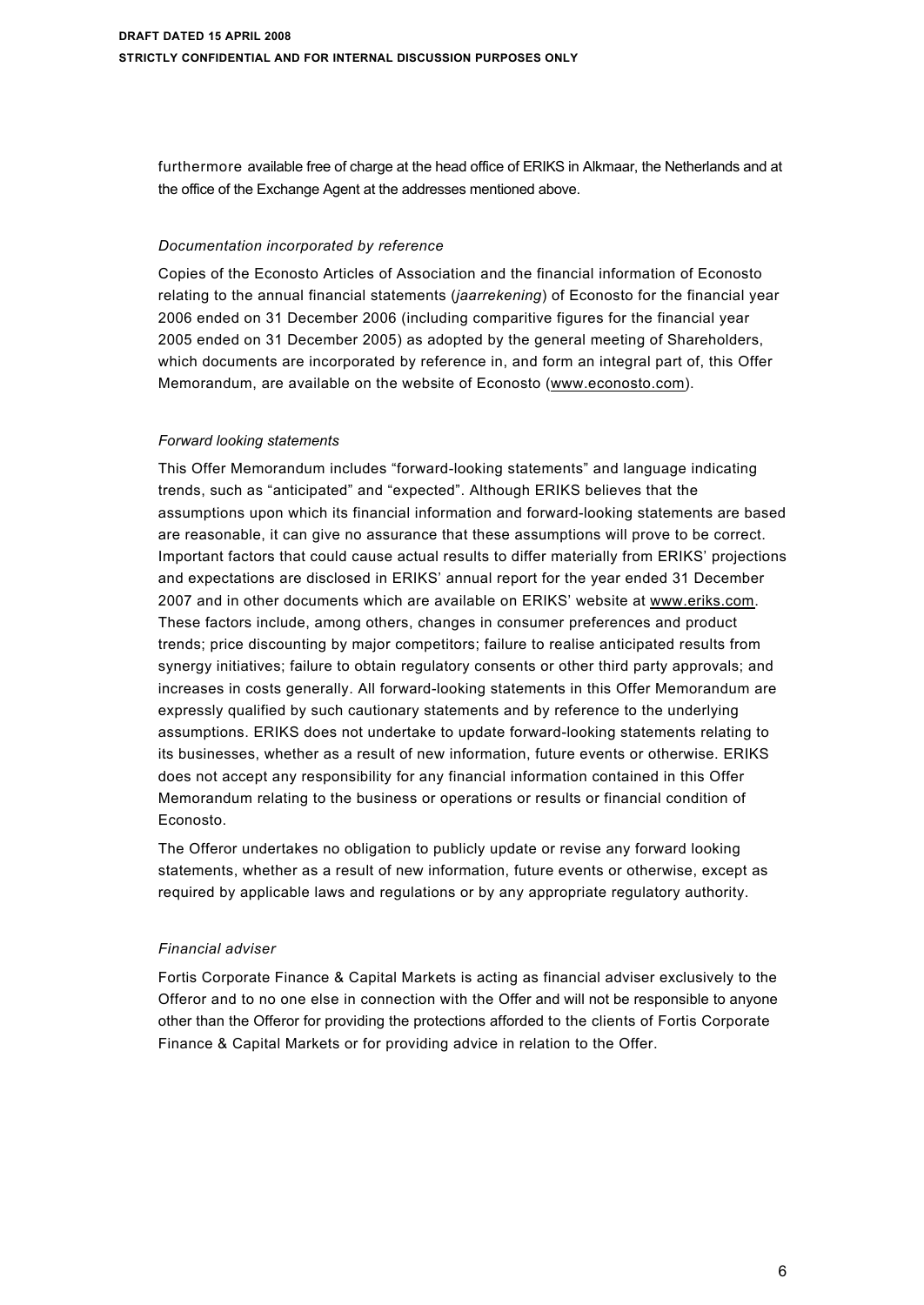furthermore available free of charge at the head office of ERIKS in Alkmaar, the Netherlands and at the office of the Exchange Agent at the addresses mentioned above.

*Documentation incorporated by reference*

Copies of the Econosto Articles of Association and the financial information of Econosto relating to the annual financial statements (*jaarrekening*) of Econosto for the financial year 2006 ended on 31 December 2006 (including comparitive figures for the financial year 2005 ended on 31 December 2005) as adopted by the general meeting of Shareholders, which documents are incorporated by reference in, and form an integral part of, this Offer Memorandum, are available on the website of Econosto (www.econosto.com).

*Forward looking statements*

This Offer Memorandum includes "forward-looking statements" and language indicating trends, such as "anticipated" and "expected". Although ERIKS believes that the assumptions upon which its financial information and forward-looking statements are based are reasonable, it can give no assurance that these assumptions will prove to be correct. Important factors that could cause actual results to differ materially from ERIKS' projections and expectations are disclosed in ERIKS' annual report for the year ended 31 December 2007 and in other documents which are available on ERIKS' website at www.eriks.com. These factors include, among others, changes in consumer preferences and product trends; price discounting by major competitors; failure to realise anticipated results from synergy initiatives; failure to obtain regulatory consents or other third party approvals; and increases in costs generally. All forward-looking statements in this Offer Memorandum are expressly qualified by such cautionary statements and by reference to the underlying assumptions. ERIKS does not undertake to update forward-looking statements relating to its businesses, whether as a result of new information, future events or otherwise. ERIKS does not accept any responsibility for any financial information contained in this Offer Memorandum relating to the business or operations or results or financial condition of Econosto.

The Offeror undertakes no obligation to publicly update or revise any forward looking statements, whether as a result of new information, future events or otherwise, except as required by applicable laws and regulations or by any appropriate regulatory authority.

*Financial adviser*

Fortis Corporate Finance & Capital Markets is acting as financial adviser exclusively to the Offeror and to no one else in connection with the Offer and will not be responsible to anyone other than the Offeror for providing the protections afforded to the clients of Fortis Corporate Finance & Capital Markets or for providing advice in relation to the Offer.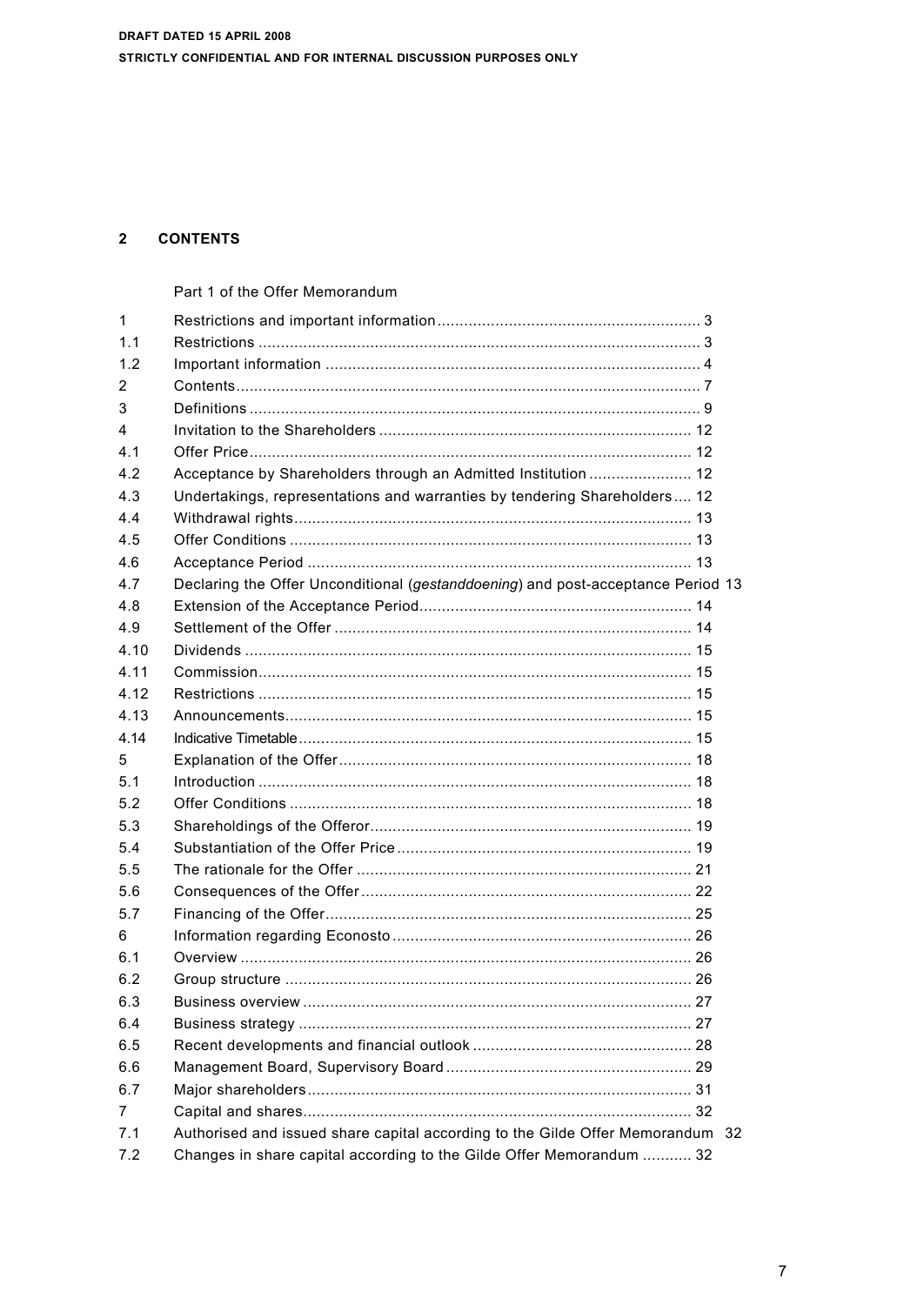DRAFT DATED 15 APRIL 2008

STRICTLY CONFIDENTIAL AND FOR INTERNAL DISCUSSION PURPOSES ONLY

## 2 CONTENTS

Part 1 of the Offer Memorandum

| | | |
|---|---|---|
| 1 | Restrictions and important information | 3 |
| 1.1 | Restrictions | 3 |
| 1.2 | Important information | 4 |
| 2 | Contents | 7 |
| 3 | Definitions | 9 |
| 4 | Invitation to the Shareholders | 12 |
| 4.1 | Offer Price | 12 |
| 4.2 | Acceptance by Shareholders through an Admitted Institution | 12 |
| 4.3 | Undertakings, representations and warranties by tendering Shareholders | 12 |
| 4.4 | Withdrawal rights | 13 |
| 4.5 | Offer Conditions | 13 |
| 4.6 | Acceptance Period | 13 |
| 4.7 | Declaring the Offer Unconditional (*gestanddoening*) and post-acceptance Period | 13 |
| 4.8 | Extension of the Acceptance Period | 14 |
| 4.9 | Settlement of the Offer | 14 |
| 4.10 | Dividends | 15 |
| 4.11 | Commission | 15 |
| 4.12 | Restrictions | 15 |
| 4.13 | Announcements | 15 |
| 4.14 | Indicative Timetable | 15 |
| 5 | Explanation of the Offer | 18 |
| 5.1 | Introduction | 18 |
| 5.2 | Offer Conditions | 18 |
| 5.3 | Shareholdings of the Offeror | 19 |
| 5.4 | Substantiation of the Offer Price | 19 |
| 5.5 | The rationale for the Offer | 21 |
| 5.6 | Consequences of the Offer | 22 |
| 5.7 | Financing of the Offer | 25 |
| 6 | Information regarding Econosto | 26 |
| 6.1 | Overview | 26 |
| 6.2 | Group structure | 26 |
| 6.3 | Business overview | 27 |
| 6.4 | Business strategy | 27 |
| 6.5 | Recent developments and financial outlook | 28 |
| 6.6 | Management Board, Supervisory Board | 29 |
| 6.7 | Major shareholders | 31 |
| 7 | Capital and shares | 32 |
| 7.1 | Authorised and issued share capital according to the Gilde Offer Memorandum | 32 |
| 7.2 | Changes in share capital according to the Gilde Offer Memorandum | 32 |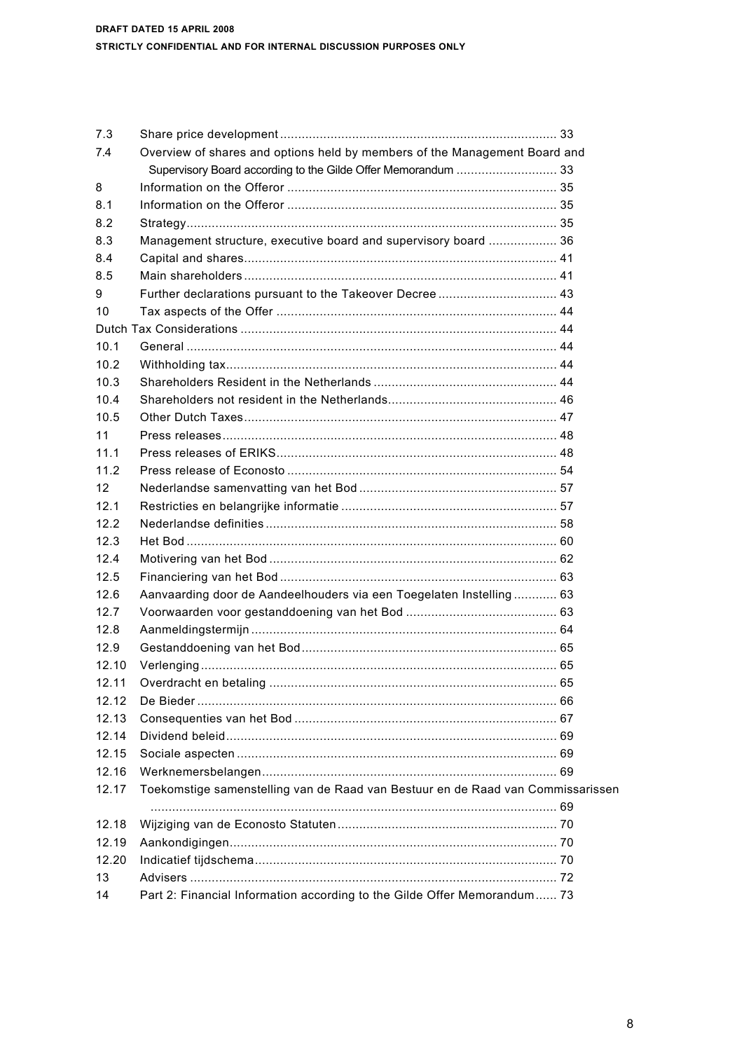DRAFT DATED 15 APRIL 2008

STRICTLY CONFIDENTIAL AND FOR INTERNAL DISCUSSION PURPOSES ONLY

| | | |
|---|---|---|
| 7.3 | Share price development | 33 |
| 7.4 | Overview of shares and options held by members of the Management Board and Supervisory Board according to the Gilde Offer Memorandum | 33 |
| 8 | Information on the Offeror | 35 |
| 8.1 | Information on the Offeror | 35 |
| 8.2 | Strategy | 35 |
| 8.3 | Management structure, executive board and supervisory board | 36 |
| 8.4 | Capital and shares | 41 |
| 8.5 | Main shareholders | 41 |
| 9 | Further declarations pursuant to the Takeover Decree | 43 |
| 10 | Tax aspects of the Offer | 44 |
| Dutch Tax Considerations | | 44 |
| 10.1 | General | 44 |
| 10.2 | Withholding tax | 44 |
| 10.3 | Shareholders Resident in the Netherlands | 44 |
| 10.4 | Shareholders not resident in the Netherlands | 46 |
| 10.5 | Other Dutch Taxes | 47 |
| 11 | Press releases | 48 |
| 11.1 | Press releases of ERIKS | 48 |
| 11.2 | Press release of Econosto | 54 |
| 12 | Nederlandse samenvatting van het Bod | 57 |
| 12.1 | Restricties en belangrijke informatie | 57 |
| 12.2 | Nederlandse definities | 58 |
| 12.3 | Het Bod | 60 |
| 12.4 | Motivering van het Bod | 62 |
| 12.5 | Financiering van het Bod | 63 |
| 12.6 | Aanvaarding door de Aandeelhouders via een Toegelaten Instelling | 63 |
| 12.7 | Voorwaarden voor gestanddoening van het Bod | 63 |
| 12.8 | Aanmeldingstermijn | 64 |
| 12.9 | Gestanddoening van het Bod | 65 |
| 12.10 | Verlenging | 65 |
| 12.11 | Overdracht en betaling | 65 |
| 12.12 | De Bieder | 66 |
| 12.13 | Consequenties van het Bod | 67 |
| 12.14 | Dividend beleid | 69 |
| 12.15 | Sociale aspecten | 69 |
| 12.16 | Werknemersbelangen | 69 |
| 12.17 | Toekomstige samenstelling van de Raad van Bestuur en de Raad van Commissarissen | 69 |
| 12.18 | Wijziging van de Econosto Statuten | 70 |
| 12.19 | Aankondigingen | 70 |
| 12.20 | Indicatief tijdschema | 70 |
| 13 | Advisers | 72 |
| 14 | Part 2: Financial Information according to the Gilde Offer Memorandum | 73 |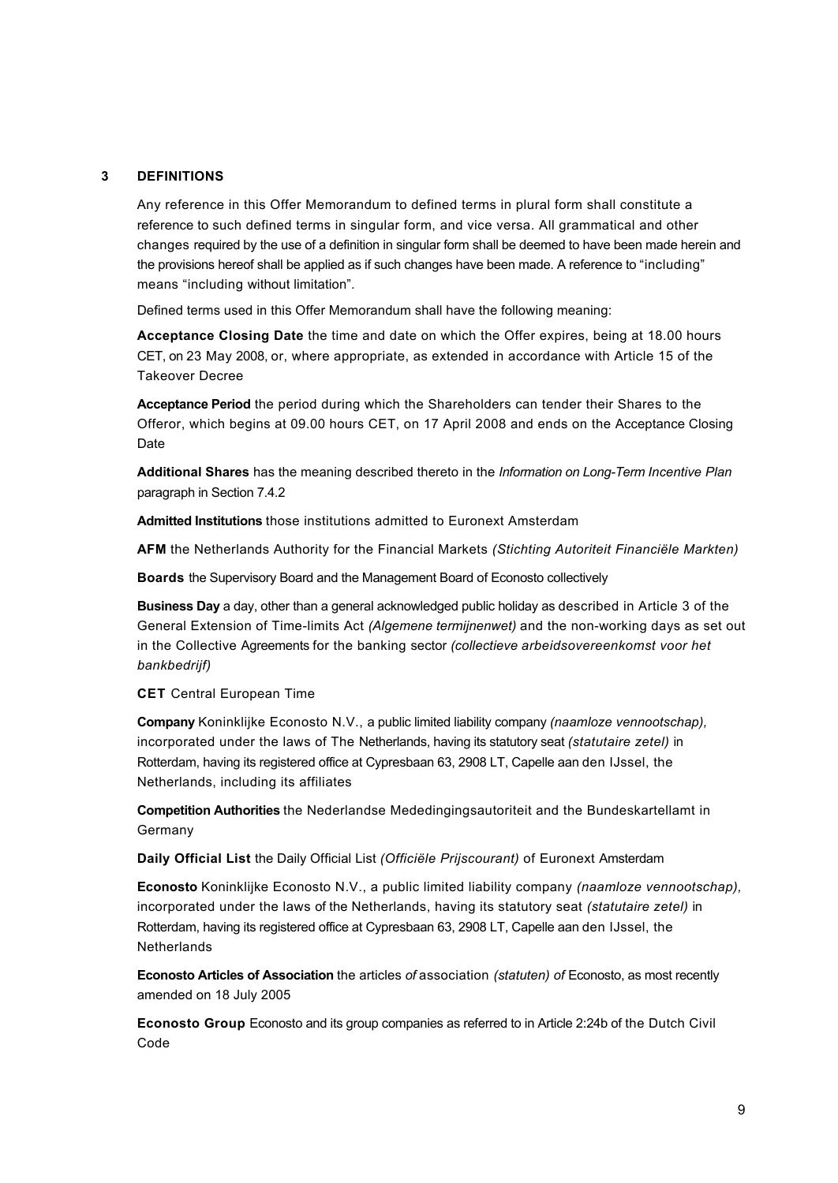## 3 DEFINITIONS

Any reference in this Offer Memorandum to defined terms in plural form shall constitute a reference to such defined terms in singular form, and vice versa. All grammatical and other changes required by the use of a definition in singular form shall be deemed to have been made herein and the provisions hereof shall be applied as if such changes have been made. A reference to "including" means "including without limitation".

Defined terms used in this Offer Memorandum shall have the following meaning:

**Acceptance Closing Date** the time and date on which the Offer expires, being at 18.00 hours CET, on 23 May 2008, or, where appropriate, as extended in accordance with Article 15 of the Takeover Decree

**Acceptance Period** the period during which the Shareholders can tender their Shares to the Offeror, which begins at 09.00 hours CET, on 17 April 2008 and ends on the Acceptance Closing Date

**Additional Shares** has the meaning described thereto in the *Information on Long-Term Incentive Plan* paragraph in Section 7.4.2

**Admitted Institutions** those institutions admitted to Euronext Amsterdam

**AFM** the Netherlands Authority for the Financial Markets *(Stichting Autoriteit Financiële Markten)*

**Boards** the Supervisory Board and the Management Board of Econosto collectively

**Business Day** a day, other than a general acknowledged public holiday as described in Article 3 of the General Extension of Time-limits Act *(Algemene termijnenwet)* and the non-working days as set out in the Collective Agreements for the banking sector *(collectieve arbeidsovereenkomst voor het bankbedrijf)*

**CET** Central European Time

**Company** Koninklijke Econosto N.V., a public limited liability company *(naamloze vennootschap),* incorporated under the laws of The Netherlands, having its statutory seat *(statutaire zetel)* in Rotterdam, having its registered office at Cypresbaan 63, 2908 LT, Capelle aan den IJssel, the Netherlands, including its affiliates

**Competition Authorities** the Nederlandse Mededingingsautoriteit and the Bundeskartellamt in Germany

**Daily Official List** the Daily Official List *(Officiële Prijscourant)* of Euronext Amsterdam

**Econosto** Koninklijke Econosto N.V., a public limited liability company *(naamloze vennootschap),* incorporated under the laws of the Netherlands, having its statutory seat *(statutaire zetel)* in Rotterdam, having its registered office at Cypresbaan 63, 2908 LT, Capelle aan den IJssel, the Netherlands

**Econosto Articles of Association** the articles *of* association *(statuten) of* Econosto, as most recently amended on 18 July 2005

**Econosto Group** Econosto and its group companies as referred to in Article 2:24b of the Dutch Civil Code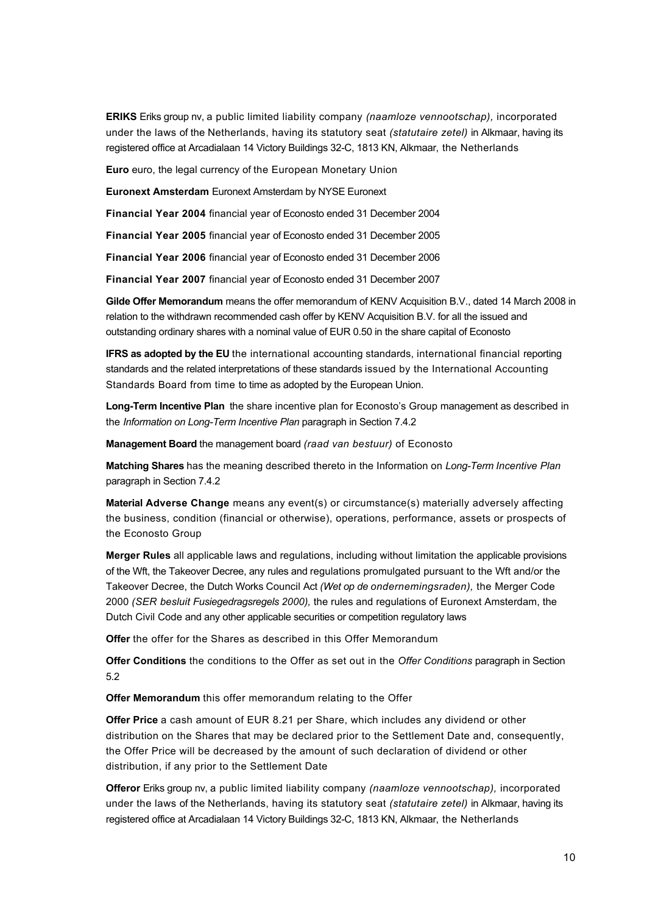**ERIKS** Eriks group nv, a public limited liability company *(naamloze vennootschap),* incorporated under the laws of the Netherlands, having its statutory seat *(statutaire zetel)* in Alkmaar, having its registered office at Arcadialaan 14 Victory Buildings 32-C, 1813 KN, Alkmaar, the Netherlands

**Euro** euro, the legal currency of the European Monetary Union

**Euronext Amsterdam** Euronext Amsterdam by NYSE Euronext

**Financial Year 2004** financial year of Econosto ended 31 December 2004

**Financial Year 2005** financial year of Econosto ended 31 December 2005

**Financial Year 2006** financial year of Econosto ended 31 December 2006

**Financial Year 2007** financial year of Econosto ended 31 December 2007

**Gilde Offer Memorandum** means the offer memorandum of KENV Acquisition B.V., dated 14 March 2008 in relation to the withdrawn recommended cash offer by KENV Acquisition B.V. for all the issued and outstanding ordinary shares with a nominal value of EUR 0.50 in the share capital of Econosto

**IFRS as adopted by the EU** the international accounting standards, international financial reporting standards and the related interpretations of these standards issued by the International Accounting Standards Board from time to time as adopted by the European Union.

**Long-Term Incentive Plan** the share incentive plan for Econosto's Group management as described in the *Information on Long-Term Incentive Plan* paragraph in Section 7.4.2

**Management Board** the management board *(raad van bestuur)* of Econosto

**Matching Shares** has the meaning described thereto in the Information on *Long-Term Incentive Plan* paragraph in Section 7.4.2

**Material Adverse Change** means any event(s) or circumstance(s) materially adversely affecting the business, condition (financial or otherwise), operations, performance, assets or prospects of the Econosto Group

**Merger Rules** all applicable laws and regulations, including without limitation the applicable provisions of the Wft, the Takeover Decree, any rules and regulations promulgated pursuant to the Wft and/or the Takeover Decree, the Dutch Works Council Act *(Wet op de ondernemingsraden),* the Merger Code 2000 *(SER besluit Fusiegedragsregels 2000),* the rules and regulations of Euronext Amsterdam, the Dutch Civil Code and any other applicable securities or competition regulatory laws

**Offer** the offer for the Shares as described in this Offer Memorandum

**Offer Conditions** the conditions to the Offer as set out in the *Offer Conditions* paragraph in Section 5.2

**Offer Memorandum** this offer memorandum relating to the Offer

**Offer Price** a cash amount of EUR 8.21 per Share, which includes any dividend or other distribution on the Shares that may be declared prior to the Settlement Date and, consequently, the Offer Price will be decreased by the amount of such declaration of dividend or other distribution, if any prior to the Settlement Date

**Offeror** Eriks group nv, a public limited liability company *(naamloze vennootschap),* incorporated under the laws of the Netherlands, having its statutory seat *(statutaire zetel)* in Alkmaar, having its registered office at Arcadialaan 14 Victory Buildings 32-C, 1813 KN, Alkmaar, the Netherlands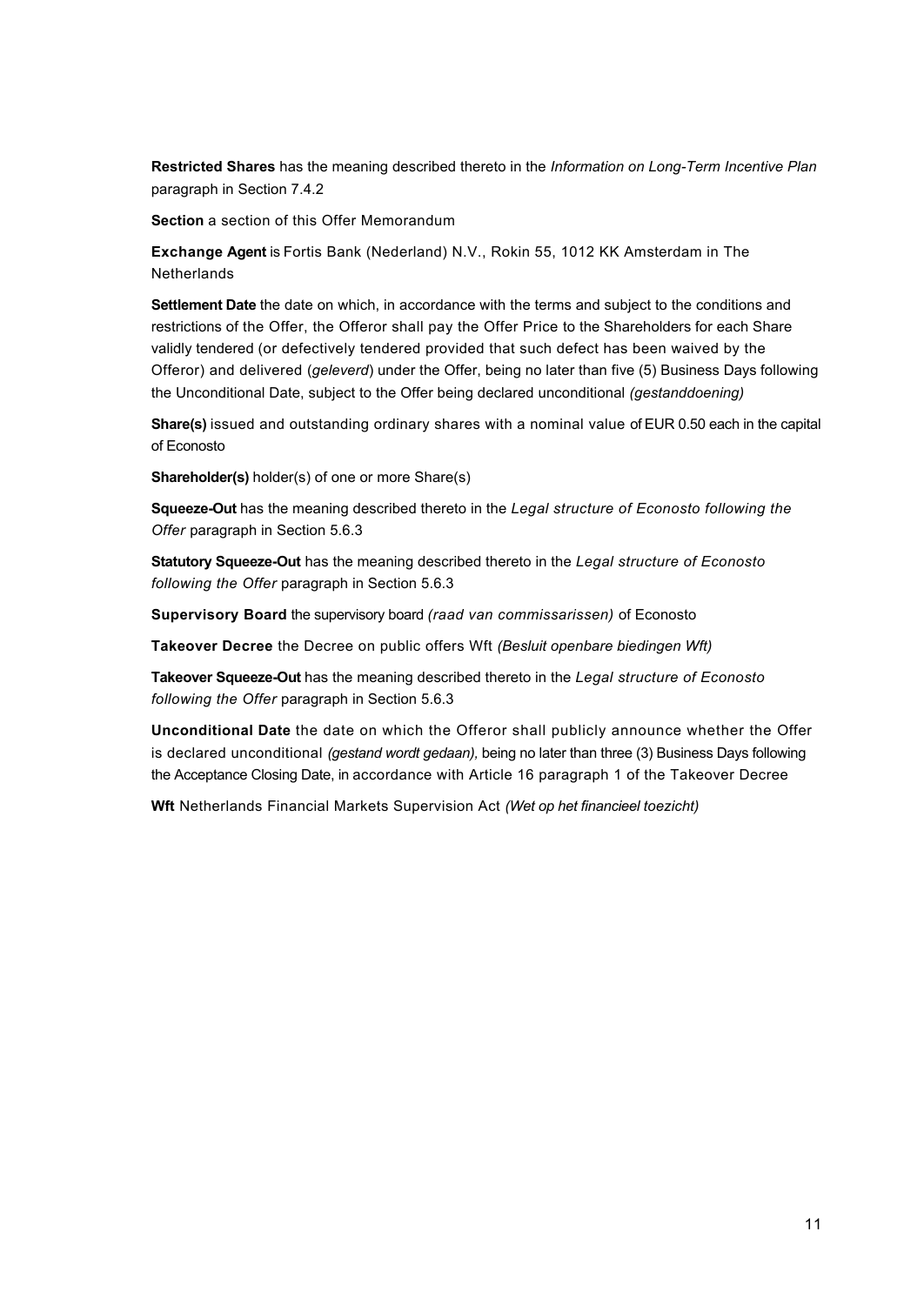**Restricted Shares** has the meaning described thereto in the *Information on Long-Term Incentive Plan* paragraph in Section 7.4.2

**Section** a section of this Offer Memorandum

**Exchange Agent** is Fortis Bank (Nederland) N.V., Rokin 55, 1012 KK Amsterdam in The Netherlands

**Settlement Date** the date on which, in accordance with the terms and subject to the conditions and restrictions of the Offer, the Offeror shall pay the Offer Price to the Shareholders for each Share validly tendered (or defectively tendered provided that such defect has been waived by the Offeror) and delivered (*geleverd*) under the Offer, being no later than five (5) Business Days following the Unconditional Date, subject to the Offer being declared unconditional *(gestanddoening)*

**Share(s)** issued and outstanding ordinary shares with a nominal value of EUR 0.50 each in the capital of Econosto

**Shareholder(s)** holder(s) of one or more Share(s)

**Squeeze-Out** has the meaning described thereto in the *Legal structure of Econosto following the Offer* paragraph in Section 5.6.3

**Statutory Squeeze-Out** has the meaning described thereto in the *Legal structure of Econosto following the Offer* paragraph in Section 5.6.3

**Supervisory Board** the supervisory board *(raad van commissarissen)* of Econosto

**Takeover Decree** the Decree on public offers Wft *(Besluit openbare biedingen Wft)*

**Takeover Squeeze-Out** has the meaning described thereto in the *Legal structure of Econosto following the Offer* paragraph in Section 5.6.3

**Unconditional Date** the date on which the Offeror shall publicly announce whether the Offer is declared unconditional *(gestand wordt gedaan),* being no later than three (3) Business Days following the Acceptance Closing Date, in accordance with Article 16 paragraph 1 of the Takeover Decree

**Wft** Netherlands Financial Markets Supervision Act *(Wet op het financieel toezicht)*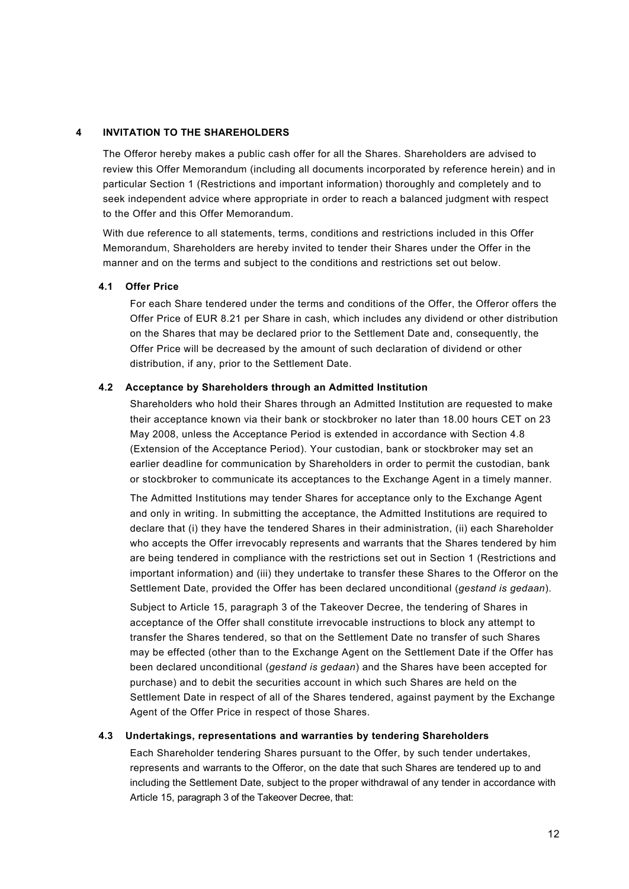# 4 INVITATION TO THE SHAREHOLDERS

The Offeror hereby makes a public cash offer for all the Shares. Shareholders are advised to review this Offer Memorandum (including all documents incorporated by reference herein) and in particular Section 1 (Restrictions and important information) thoroughly and completely and to seek independent advice where appropriate in order to reach a balanced judgment with respect to the Offer and this Offer Memorandum.

With due reference to all statements, terms, conditions and restrictions included in this Offer Memorandum, Shareholders are hereby invited to tender their Shares under the Offer in the manner and on the terms and subject to the conditions and restrictions set out below.

## 4.1 Offer Price

For each Share tendered under the terms and conditions of the Offer, the Offeror offers the Offer Price of EUR 8.21 per Share in cash, which includes any dividend or other distribution on the Shares that may be declared prior to the Settlement Date and, consequently, the Offer Price will be decreased by the amount of such declaration of dividend or other distribution, if any, prior to the Settlement Date.

## 4.2 Acceptance by Shareholders through an Admitted Institution

Shareholders who hold their Shares through an Admitted Institution are requested to make their acceptance known via their bank or stockbroker no later than 18.00 hours CET on 23 May 2008, unless the Acceptance Period is extended in accordance with Section 4.8 (Extension of the Acceptance Period). Your custodian, bank or stockbroker may set an earlier deadline for communication by Shareholders in order to permit the custodian, bank or stockbroker to communicate its acceptances to the Exchange Agent in a timely manner.

The Admitted Institutions may tender Shares for acceptance only to the Exchange Agent and only in writing. In submitting the acceptance, the Admitted Institutions are required to declare that (i) they have the tendered Shares in their administration, (ii) each Shareholder who accepts the Offer irrevocably represents and warrants that the Shares tendered by him are being tendered in compliance with the restrictions set out in Section 1 (Restrictions and important information) and (iii) they undertake to transfer these Shares to the Offeror on the Settlement Date, provided the Offer has been declared unconditional (*gestand is gedaan*).

Subject to Article 15, paragraph 3 of the Takeover Decree, the tendering of Shares in acceptance of the Offer shall constitute irrevocable instructions to block any attempt to transfer the Shares tendered, so that on the Settlement Date no transfer of such Shares may be effected (other than to the Exchange Agent on the Settlement Date if the Offer has been declared unconditional (*gestand is gedaan*) and the Shares have been accepted for purchase) and to debit the securities account in which such Shares are held on the Settlement Date in respect of all of the Shares tendered, against payment by the Exchange Agent of the Offer Price in respect of those Shares.

## 4.3 Undertakings, representations and warranties by tendering Shareholders

Each Shareholder tendering Shares pursuant to the Offer, by such tender undertakes, represents and warrants to the Offeror, on the date that such Shares are tendered up to and including the Settlement Date, subject to the proper withdrawal of any tender in accordance with Article 15, paragraph 3 of the Takeover Decree, that: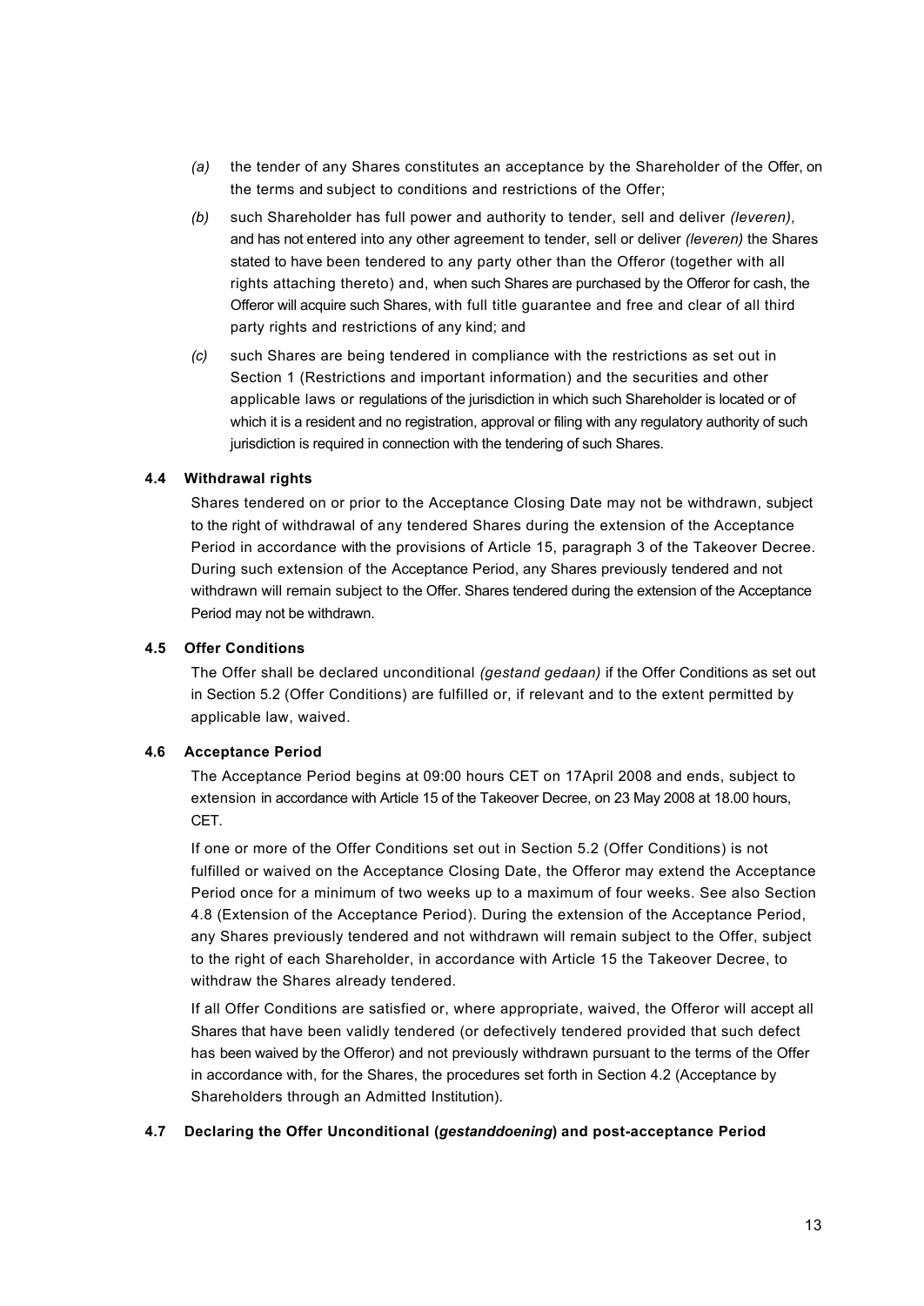(a) the tender of any Shares constitutes an acceptance by the Shareholder of the Offer, on the terms and subject to conditions and restrictions of the Offer;

(b) such Shareholder has full power and authority to tender, sell and deliver *(leveren),* and has not entered into any other agreement to tender, sell or deliver *(leveren)* the Shares stated to have been tendered to any party other than the Offeror (together with all rights attaching thereto) and, when such Shares are purchased by the Offeror for cash, the Offeror will acquire such Shares, with full title guarantee and free and clear of all third party rights and restrictions of any kind; and

(c) such Shares are being tendered in compliance with the restrictions as set out in Section 1 (Restrictions and important information) and the securities and other applicable laws or regulations of the jurisdiction in which such Shareholder is located or of which it is a resident and no registration, approval or filing with any regulatory authority of such jurisdiction is required in connection with the tendering of such Shares.

### 4.4 Withdrawal rights

Shares tendered on or prior to the Acceptance Closing Date may not be withdrawn, subject to the right of withdrawal of any tendered Shares during the extension of the Acceptance Period in accordance with the provisions of Article 15, paragraph 3 of the Takeover Decree. During such extension of the Acceptance Period, any Shares previously tendered and not withdrawn will remain subject to the Offer. Shares tendered during the extension of the Acceptance Period may not be withdrawn.

### 4.5 Offer Conditions

The Offer shall be declared unconditional *(gestand gedaan)* if the Offer Conditions as set out in Section 5.2 (Offer Conditions) are fulfilled or, if relevant and to the extent permitted by applicable law, waived.

### 4.6 Acceptance Period

The Acceptance Period begins at 09:00 hours CET on 17April 2008 and ends, subject to extension in accordance with Article 15 of the Takeover Decree, on 23 May 2008 at 18.00 hours, CET.

If one or more of the Offer Conditions set out in Section 5.2 (Offer Conditions) is not fulfilled or waived on the Acceptance Closing Date, the Offeror may extend the Acceptance Period once for a minimum of two weeks up to a maximum of four weeks. See also Section 4.8 (Extension of the Acceptance Period). During the extension of the Acceptance Period, any Shares previously tendered and not withdrawn will remain subject to the Offer, subject to the right of each Shareholder, in accordance with Article 15 the Takeover Decree, to withdraw the Shares already tendered.

If all Offer Conditions are satisfied or, where appropriate, waived, the Offeror will accept all Shares that have been validly tendered (or defectively tendered provided that such defect has been waived by the Offeror) and not previously withdrawn pursuant to the terms of the Offer in accordance with, for the Shares, the procedures set forth in Section 4.2 (Acceptance by Shareholders through an Admitted Institution).

### 4.7 Declaring the Offer Unconditional (*gestanddoening*) and post-acceptance Period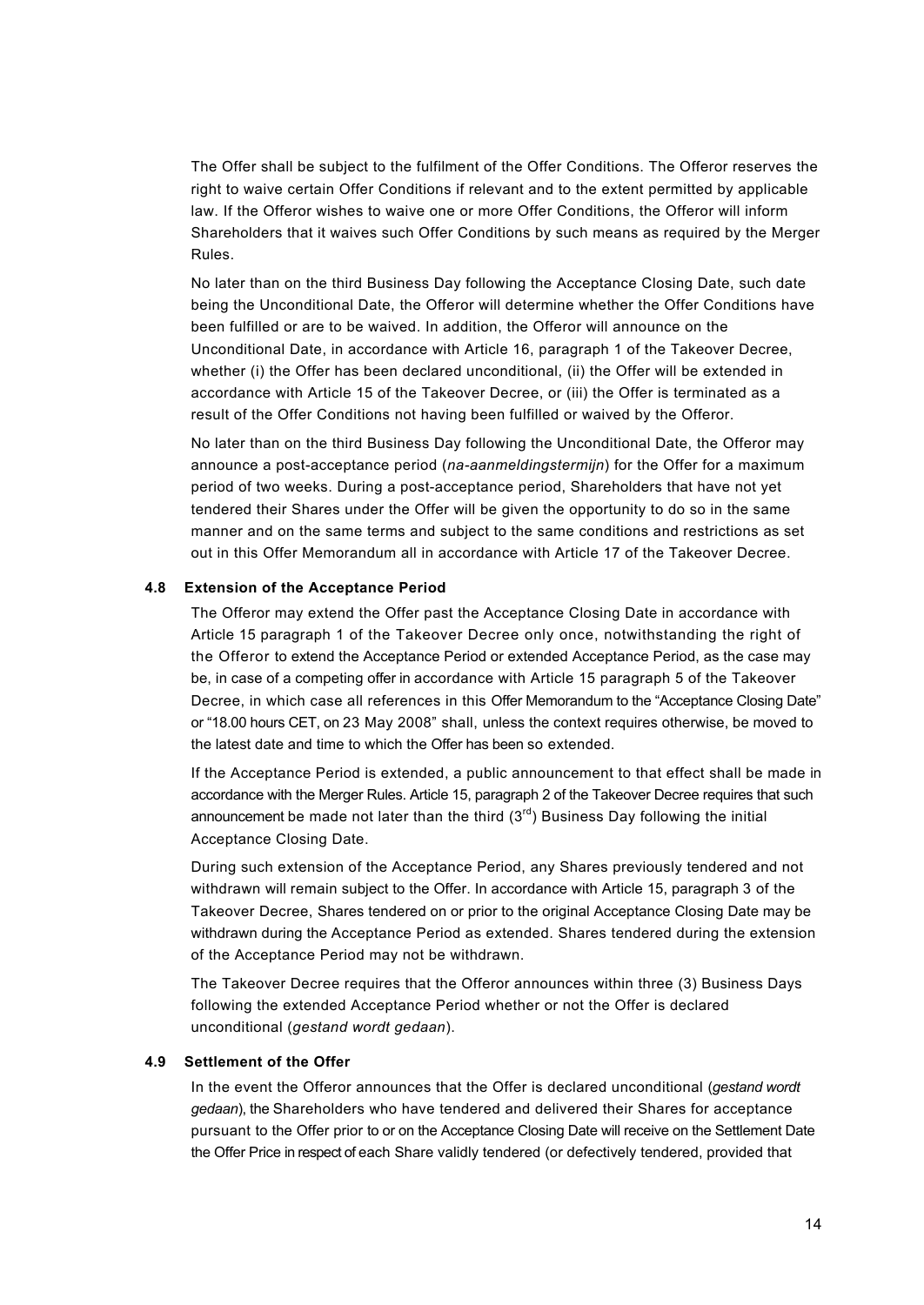The Offer shall be subject to the fulfilment of the Offer Conditions. The Offeror reserves the right to waive certain Offer Conditions if relevant and to the extent permitted by applicable law. If the Offeror wishes to waive one or more Offer Conditions, the Offeror will inform Shareholders that it waives such Offer Conditions by such means as required by the Merger Rules.

No later than on the third Business Day following the Acceptance Closing Date, such date being the Unconditional Date, the Offeror will determine whether the Offer Conditions have been fulfilled or are to be waived. In addition, the Offeror will announce on the Unconditional Date, in accordance with Article 16, paragraph 1 of the Takeover Decree, whether (i) the Offer has been declared unconditional, (ii) the Offer will be extended in accordance with Article 15 of the Takeover Decree, or (iii) the Offer is terminated as a result of the Offer Conditions not having been fulfilled or waived by the Offeror.

No later than on the third Business Day following the Unconditional Date, the Offeror may announce a post-acceptance period (*na-aanmeldingstermijn*) for the Offer for a maximum period of two weeks. During a post-acceptance period, Shareholders that have not yet tendered their Shares under the Offer will be given the opportunity to do so in the same manner and on the same terms and subject to the same conditions and restrictions as set out in this Offer Memorandum all in accordance with Article 17 of the Takeover Decree.

### 4.8 Extension of the Acceptance Period

The Offeror may extend the Offer past the Acceptance Closing Date in accordance with Article 15 paragraph 1 of the Takeover Decree only once, notwithstanding the right of the Offeror to extend the Acceptance Period or extended Acceptance Period, as the case may be, in case of a competing offer in accordance with Article 15 paragraph 5 of the Takeover Decree, in which case all references in this Offer Memorandum to the "Acceptance Closing Date" or "18.00 hours CET, on 23 May 2008" shall, unless the context requires otherwise, be moved to the latest date and time to which the Offer has been so extended.

If the Acceptance Period is extended, a public announcement to that effect shall be made in accordance with the Merger Rules. Article 15, paragraph 2 of the Takeover Decree requires that such announcement be made not later than the third (3rd) Business Day following the initial Acceptance Closing Date.

During such extension of the Acceptance Period, any Shares previously tendered and not withdrawn will remain subject to the Offer. In accordance with Article 15, paragraph 3 of the Takeover Decree, Shares tendered on or prior to the original Acceptance Closing Date may be withdrawn during the Acceptance Period as extended. Shares tendered during the extension of the Acceptance Period may not be withdrawn.

The Takeover Decree requires that the Offeror announces within three (3) Business Days following the extended Acceptance Period whether or not the Offer is declared unconditional (*gestand wordt gedaan*).

### 4.9 Settlement of the Offer

In the event the Offeror announces that the Offer is declared unconditional (*gestand wordt gedaan*), the Shareholders who have tendered and delivered their Shares for acceptance pursuant to the Offer prior to or on the Acceptance Closing Date will receive on the Settlement Date the Offer Price in respect of each Share validly tendered (or defectively tendered, provided that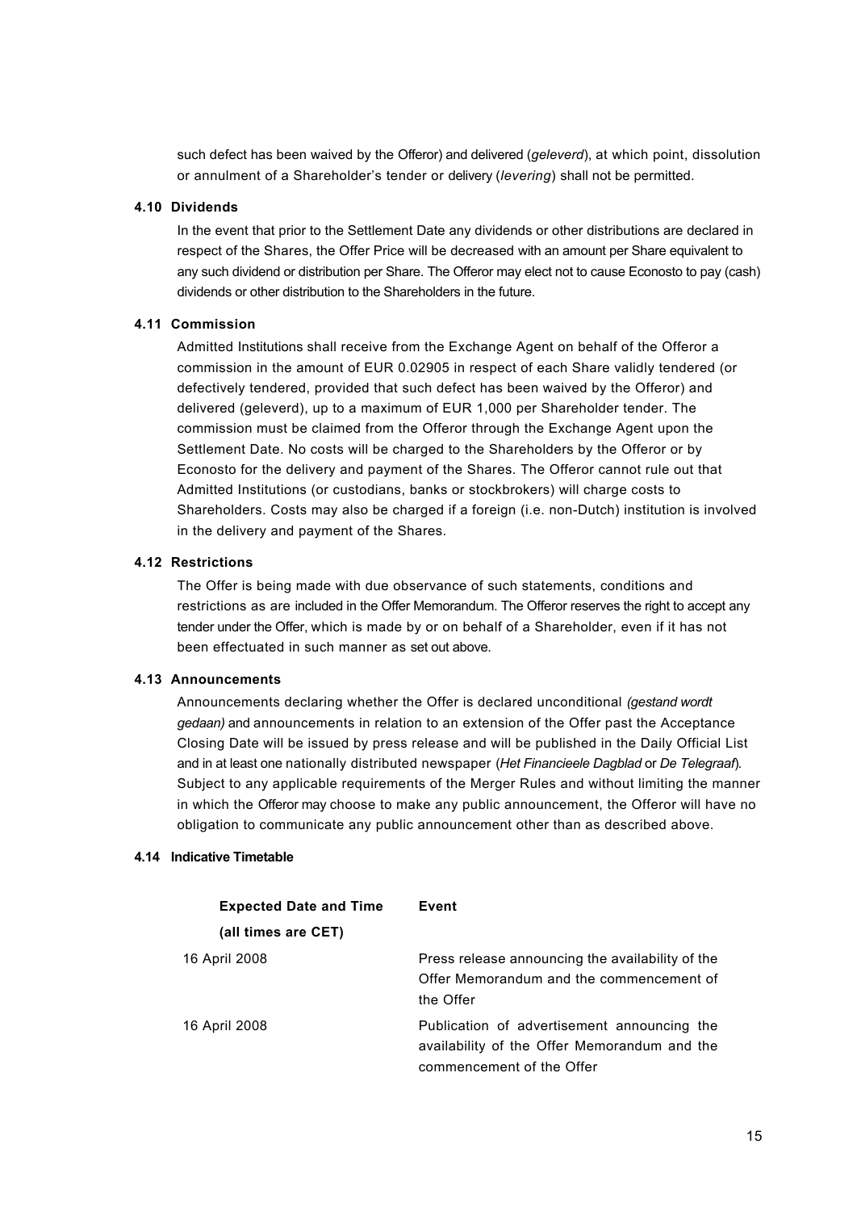such defect has been waived by the Offeror) and delivered (*geleverd*), at which point, dissolution or annulment of a Shareholder's tender or delivery (*levering*) shall not be permitted.

### 4.10 Dividends

In the event that prior to the Settlement Date any dividends or other distributions are declared in respect of the Shares, the Offer Price will be decreased with an amount per Share equivalent to any such dividend or distribution per Share. The Offeror may elect not to cause Econosto to pay (cash) dividends or other distribution to the Shareholders in the future.

### 4.11 Commission

Admitted Institutions shall receive from the Exchange Agent on behalf of the Offeror a commission in the amount of EUR 0.02905 in respect of each Share validly tendered (or defectively tendered, provided that such defect has been waived by the Offeror) and delivered (geleverd), up to a maximum of EUR 1,000 per Shareholder tender. The commission must be claimed from the Offeror through the Exchange Agent upon the Settlement Date. No costs will be charged to the Shareholders by the Offeror or by Econosto for the delivery and payment of the Shares. The Offeror cannot rule out that Admitted Institutions (or custodians, banks or stockbrokers) will charge costs to Shareholders. Costs may also be charged if a foreign (i.e. non-Dutch) institution is involved in the delivery and payment of the Shares.

### 4.12 Restrictions

The Offer is being made with due observance of such statements, conditions and restrictions as are included in the Offer Memorandum. The Offeror reserves the right to accept any tender under the Offer, which is made by or on behalf of a Shareholder, even if it has not been effectuated in such manner as set out above.

### 4.13 Announcements

Announcements declaring whether the Offer is declared unconditional *(gestand wordt gedaan)* and announcements in relation to an extension of the Offer past the Acceptance Closing Date will be issued by press release and will be published in the Daily Official List and in at least one nationally distributed newspaper (*Het Financieele Dagblad* or *De Telegraaf*). Subject to any applicable requirements of the Merger Rules and without limiting the manner in which the Offeror may choose to make any public announcement, the Offeror will have no obligation to communicate any public announcement other than as described above.

### 4.14 Indicative Timetable

| Expected Date and Time (all times are CET) | Event |
|---|---|
| 16 April 2008 | Press release announcing the availability of the Offer Memorandum and the commencement of the Offer |
| 16 April 2008 | Publication of advertisement announcing the availability of the Offer Memorandum and the commencement of the Offer |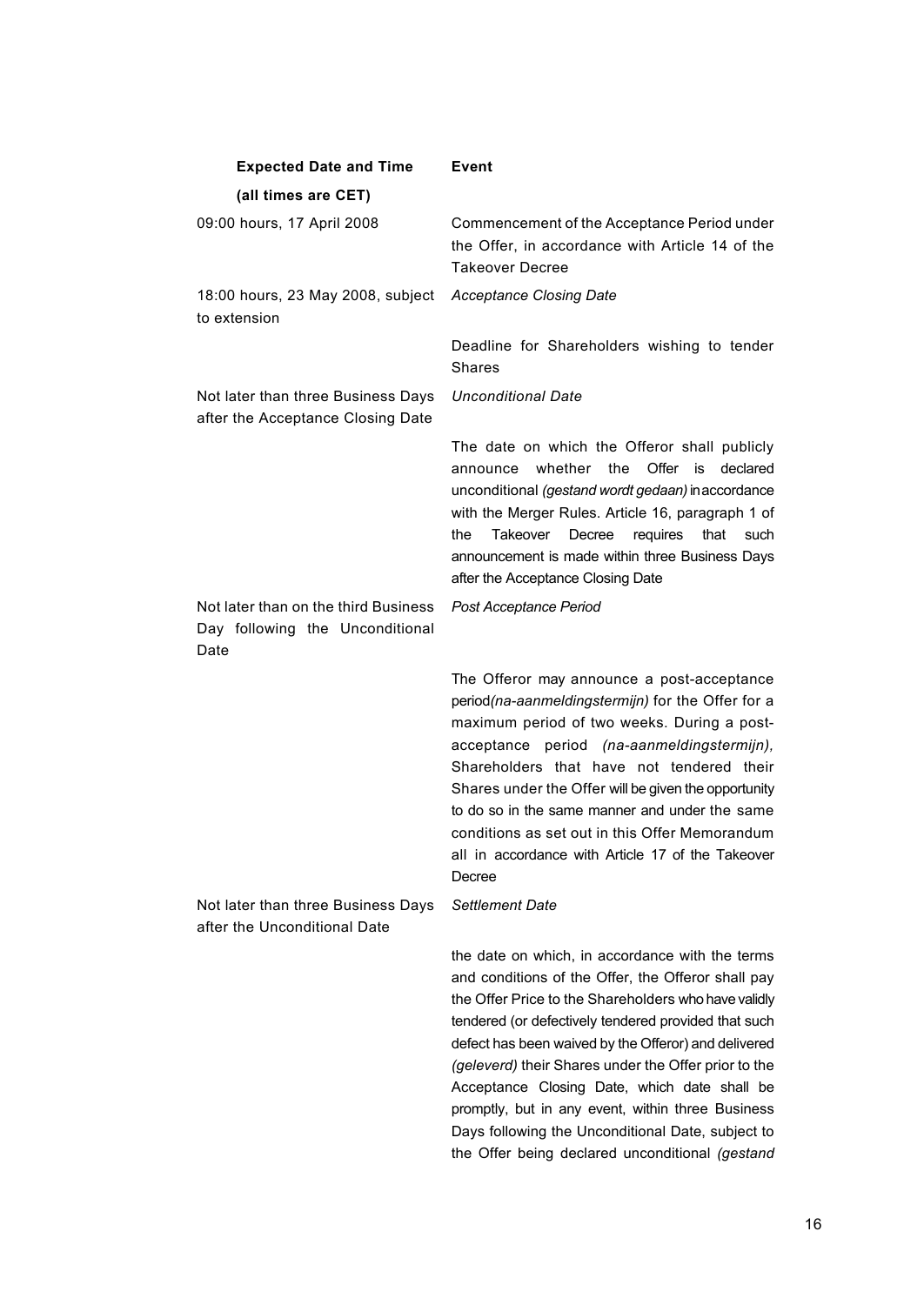| **Expected Date and Time (all times are CET)** | **Event** |
|---|---|
| 09:00 hours, 17 April 2008 | Commencement of the Acceptance Period under the Offer, in accordance with Article 14 of the Takeover Decree |
| 18:00 hours, 23 May 2008, subject to extension | *Acceptance Closing Date*<br><br>Deadline for Shareholders wishing to tender Shares |
| Not later than three Business Days after the Acceptance Closing Date | *Unconditional Date*<br><br>The date on which the Offeror shall publicly announce whether the Offer is declared unconditional *(gestand wordt gedaan)* in accordance with the Merger Rules. Article 16, paragraph 1 of the Takeover Decree requires that such announcement is made within three Business Days after the Acceptance Closing Date |
| Not later than on the third Business Day following the Unconditional Date | *Post Acceptance Period*<br><br>The Offeror may announce a post-acceptance period*(na-aanmeldingstermijn)* for the Offer for a maximum period of two weeks. During a post-acceptance period *(na-aanmeldingstermijn),* Shareholders that have not tendered their Shares under the Offer will be given the opportunity to do so in the same manner and under the same conditions as set out in this Offer Memorandum all in accordance with Article 17 of the Takeover Decree |
| Not later than three Business Days after the Unconditional Date | *Settlement Date*<br><br>the date on which, in accordance with the terms and conditions of the Offer, the Offeror shall pay the Offer Price to the Shareholders who have validly tendered (or defectively tendered provided that such defect has been waived by the Offeror) and delivered *(geleverd)* their Shares under the Offer prior to the Acceptance Closing Date, which date shall be promptly, but in any event, within three Business Days following the Unconditional Date, subject to the Offer being declared unconditional *(gestand* |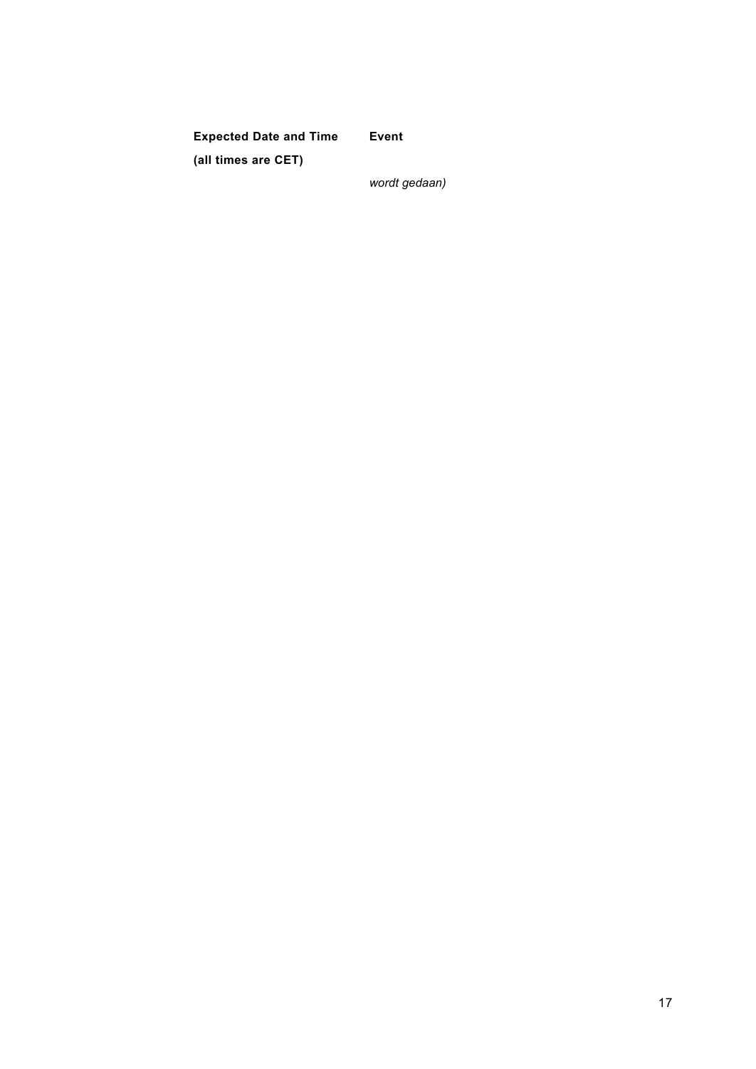| Expected Date and Time (all times are CET) | Event |
|---|---|
| | *wordt gedaan)* |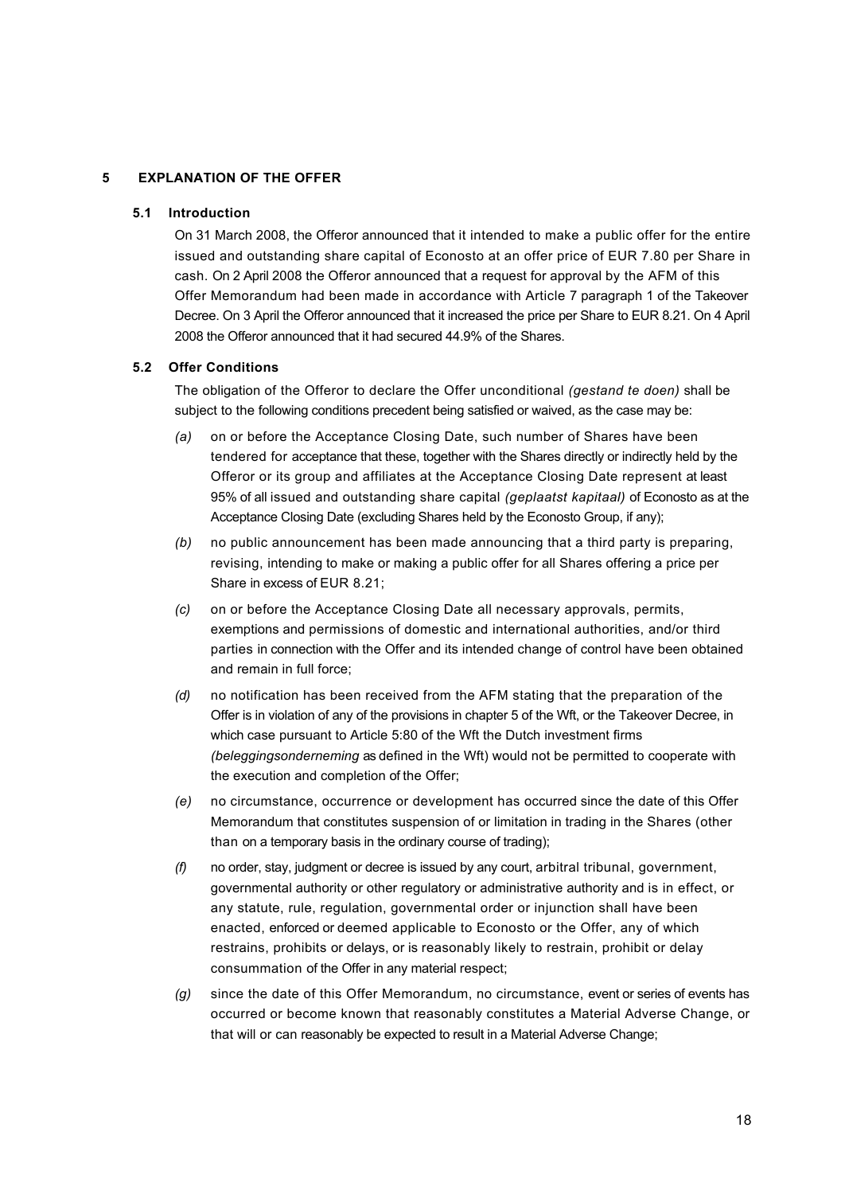## 5 EXPLANATION OF THE OFFER

### 5.1 Introduction

On 31 March 2008, the Offeror announced that it intended to make a public offer for the entire issued and outstanding share capital of Econosto at an offer price of EUR 7.80 per Share in cash. On 2 April 2008 the Offeror announced that a request for approval by the AFM of this Offer Memorandum had been made in accordance with Article 7 paragraph 1 of the Takeover Decree. On 3 April the Offeror announced that it increased the price per Share to EUR 8.21. On 4 April 2008 the Offeror announced that it had secured 44.9% of the Shares.

### 5.2 Offer Conditions

The obligation of the Offeror to declare the Offer unconditional *(gestand te doen)* shall be subject to the following conditions precedent being satisfied or waived, as the case may be:

*(a)* on or before the Acceptance Closing Date, such number of Shares have been tendered for acceptance that these, together with the Shares directly or indirectly held by the Offeror or its group and affiliates at the Acceptance Closing Date represent at least 95% of all issued and outstanding share capital *(geplaatst kapitaal)* of Econosto as at the Acceptance Closing Date (excluding Shares held by the Econosto Group, if any);

*(b)* no public announcement has been made announcing that a third party is preparing, revising, intending to make or making a public offer for all Shares offering a price per Share in excess of EUR 8.21;

*(c)* on or before the Acceptance Closing Date all necessary approvals, permits, exemptions and permissions of domestic and international authorities, and/or third parties in connection with the Offer and its intended change of control have been obtained and remain in full force;

*(d)* no notification has been received from the AFM stating that the preparation of the Offer is in violation of any of the provisions in chapter 5 of the Wft, or the Takeover Decree, in which case pursuant to Article 5:80 of the Wft the Dutch investment firms *(beleggingsonderneming* as defined in the Wft) would not be permitted to cooperate with the execution and completion of the Offer;

*(e)* no circumstance, occurrence or development has occurred since the date of this Offer Memorandum that constitutes suspension of or limitation in trading in the Shares (other than on a temporary basis in the ordinary course of trading);

*(f)* no order, stay, judgment or decree is issued by any court, arbitral tribunal, government, governmental authority or other regulatory or administrative authority and is in effect, or any statute, rule, regulation, governmental order or injunction shall have been enacted, enforced or deemed applicable to Econosto or the Offer, any of which restrains, prohibits or delays, or is reasonably likely to restrain, prohibit or delay consummation of the Offer in any material respect;

*(g)* since the date of this Offer Memorandum, no circumstance, event or series of events has occurred or become known that reasonably constitutes a Material Adverse Change, or that will or can reasonably be expected to result in a Material Adverse Change;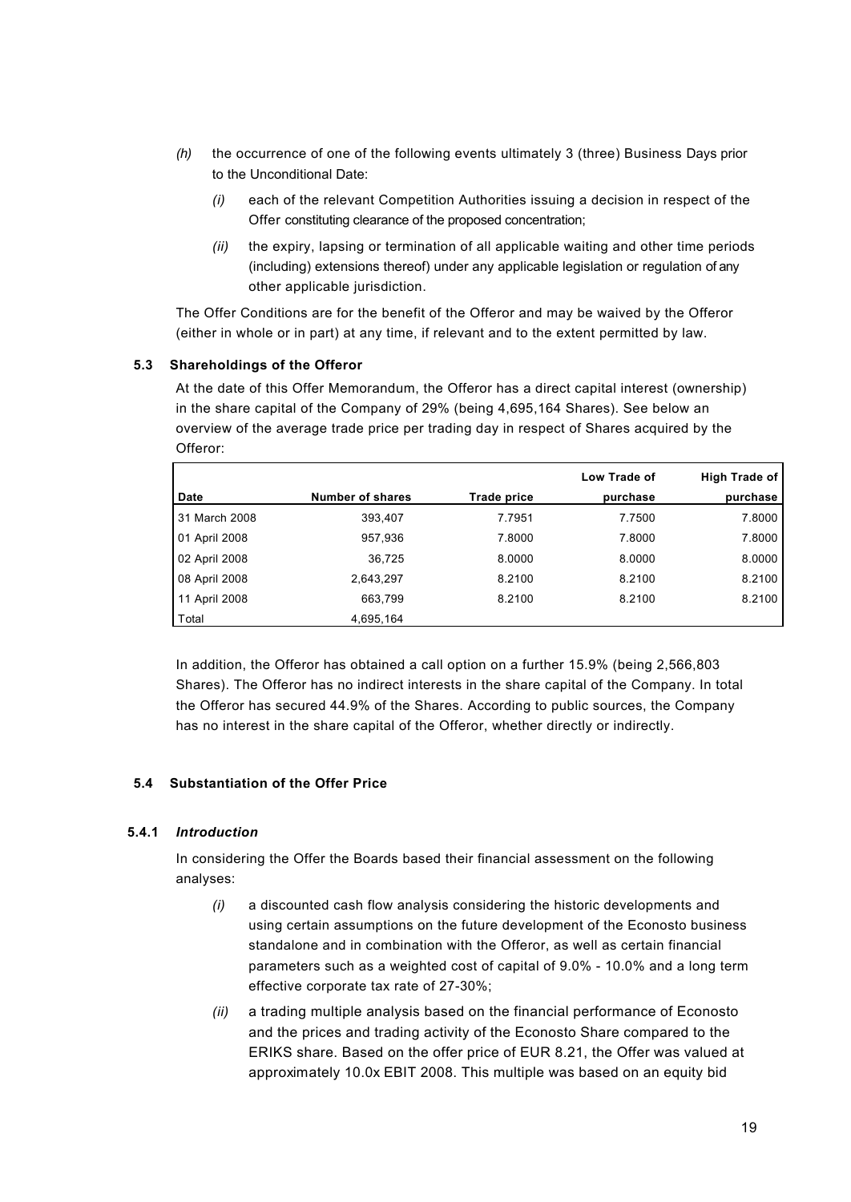*(h)* the occurrence of one of the following events ultimately 3 (three) Business Days prior to the Unconditional Date:

*(i)* each of the relevant Competition Authorities issuing a decision in respect of the Offer constituting clearance of the proposed concentration;

*(ii)* the expiry, lapsing or termination of all applicable waiting and other time periods (including) extensions thereof) under any applicable legislation or regulation of any other applicable jurisdiction.

The Offer Conditions are for the benefit of the Offeror and may be waived by the Offeror (either in whole or in part) at any time, if relevant and to the extent permitted by law.

### 5.3 Shareholdings of the Offeror

At the date of this Offer Memorandum, the Offeror has a direct capital interest (ownership) in the share capital of the Company of 29% (being 4,695,164 Shares). See below an overview of the average trade price per trading day in respect of Shares acquired by the Offeror:

| Date | Number of shares | Trade price | Low Trade of purchase | High Trade of purchase |
|---|---|---|---|---|
| 31 March 2008 | 393,407 | 7.7951 | 7.7500 | 7.8000 |
| 01 April 2008 | 957,936 | 7.8000 | 7.8000 | 7.8000 |
| 02 April 2008 | 36,725 | 8.0000 | 8.0000 | 8.0000 |
| 08 April 2008 | 2,643,297 | 8.2100 | 8.2100 | 8.2100 |
| 11 April 2008 | 663,799 | 8.2100 | 8.2100 | 8.2100 |
| Total | 4,695,164 | | | |

In addition, the Offeror has obtained a call option on a further 15.9% (being 2,566,803 Shares). The Offeror has no indirect interests in the share capital of the Company. In total the Offeror has secured 44.9% of the Shares. According to public sources, the Company has no interest in the share capital of the Offeror, whether directly or indirectly.

### 5.4 Substantiation of the Offer Price

#### 5.4.1 *Introduction*

In considering the Offer the Boards based their financial assessment on the following analyses:

*(i)* a discounted cash flow analysis considering the historic developments and using certain assumptions on the future development of the Econosto business standalone and in combination with the Offeror, as well as certain financial parameters such as a weighted cost of capital of 9.0% - 10.0% and a long term effective corporate tax rate of 27-30%;

*(ii)* a trading multiple analysis based on the financial performance of Econosto and the prices and trading activity of the Econosto Share compared to the ERIKS share. Based on the offer price of EUR 8.21, the Offer was valued at approximately 10.0x EBIT 2008. This multiple was based on an equity bid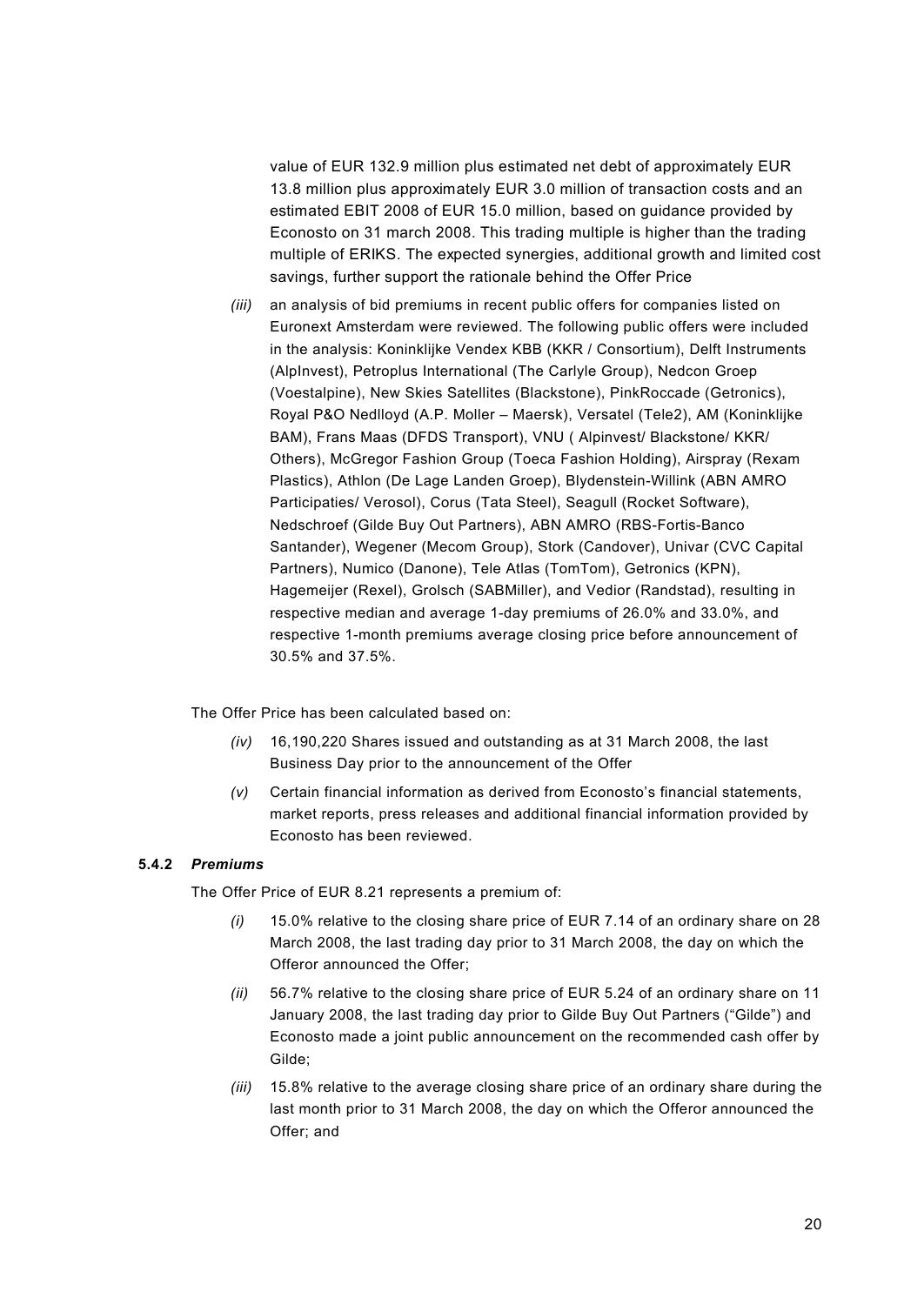value of EUR 132.9 million plus estimated net debt of approximately EUR 13.8 million plus approximately EUR 3.0 million of transaction costs and an estimated EBIT 2008 of EUR 15.0 million, based on guidance provided by Econosto on 31 march 2008. This trading multiple is higher than the trading multiple of ERIKS. The expected synergies, additional growth and limited cost savings, further support the rationale behind the Offer Price

*(iii)* an analysis of bid premiums in recent public offers for companies listed on Euronext Amsterdam were reviewed. The following public offers were included in the analysis: Koninklijke Vendex KBB (KKR / Consortium), Delft Instruments (AlpInvest), Petroplus International (The Carlyle Group), Nedcon Groep (Voestalpine), New Skies Satellites (Blackstone), PinkRoccade (Getronics), Royal P&O Nedlloyd (A.P. Moller – Maersk), Versatel (Tele2), AM (Koninklijke BAM), Frans Maas (DFDS Transport), VNU ( Alpinvest/ Blackstone/ KKR/ Others), McGregor Fashion Group (Toeca Fashion Holding), Airspray (Rexam Plastics), Athlon (De Lage Landen Groep), Blydenstein-Willink (ABN AMRO Participaties/ Verosol), Corus (Tata Steel), Seagull (Rocket Software), Nedschroef (Gilde Buy Out Partners), ABN AMRO (RBS-Fortis-Banco Santander), Wegener (Mecom Group), Stork (Candover), Univar (CVC Capital Partners), Numico (Danone), Tele Atlas (TomTom), Getronics (KPN), Hagemeijer (Rexel), Grolsch (SABMiller), and Vedior (Randstad), resulting in respective median and average 1-day premiums of 26.0% and 33.0%, and respective 1-month premiums average closing price before announcement of 30.5% and 37.5%.

The Offer Price has been calculated based on:

*(iv)* 16,190,220 Shares issued and outstanding as at 31 March 2008, the last Business Day prior to the announcement of the Offer

*(v)* Certain financial information as derived from Econosto's financial statements, market reports, press releases and additional financial information provided by Econosto has been reviewed.

### 5.4.2 *Premiums*

The Offer Price of EUR 8.21 represents a premium of:

*(i)* 15.0% relative to the closing share price of EUR 7.14 of an ordinary share on 28 March 2008, the last trading day prior to 31 March 2008, the day on which the Offeror announced the Offer;

*(ii)* 56.7% relative to the closing share price of EUR 5.24 of an ordinary share on 11 January 2008, the last trading day prior to Gilde Buy Out Partners ("Gilde") and Econosto made a joint public announcement on the recommended cash offer by Gilde;

*(iii)* 15.8% relative to the average closing share price of an ordinary share during the last month prior to 31 March 2008, the day on which the Offeror announced the Offer; and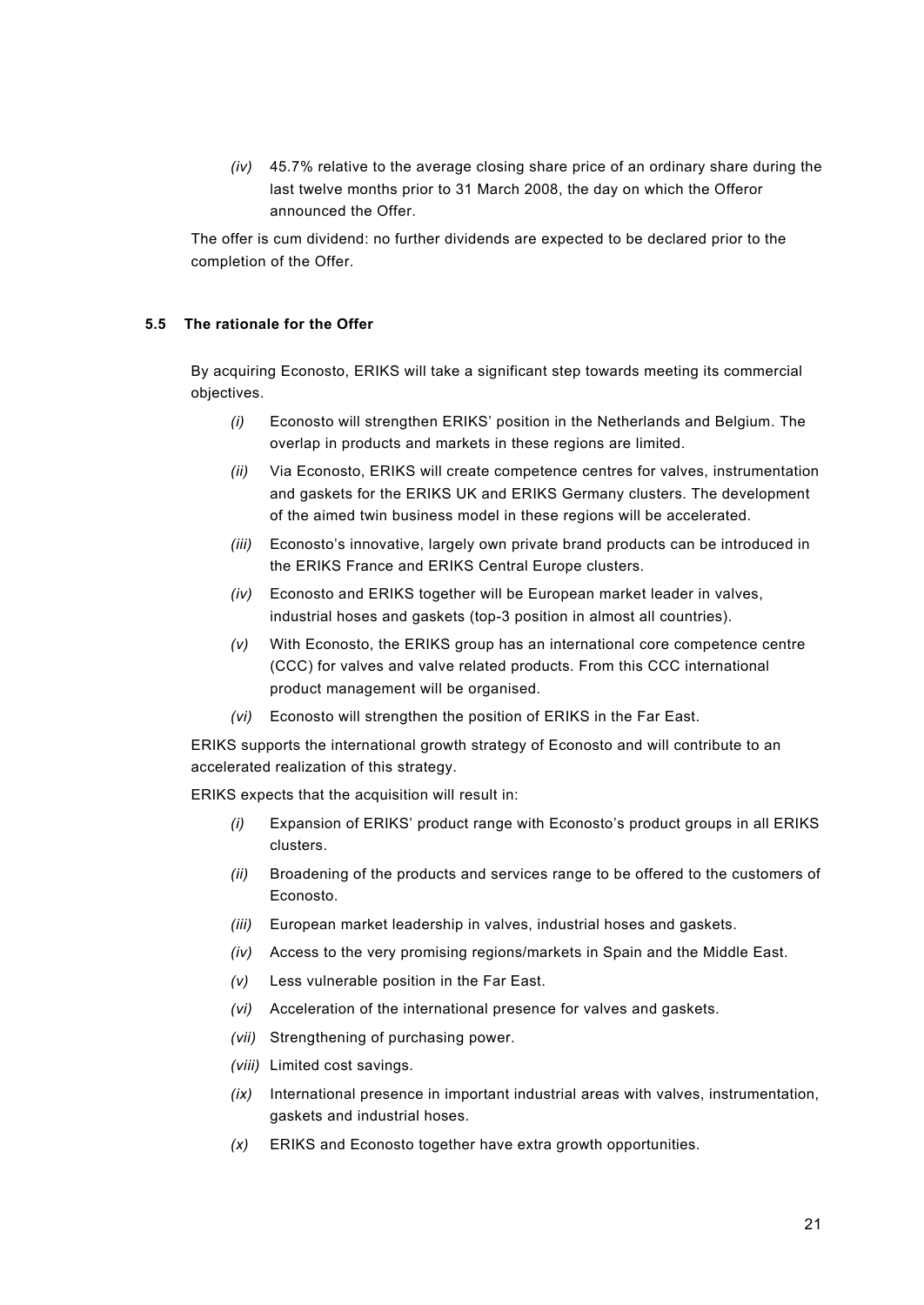*(iv)* 45.7% relative to the average closing share price of an ordinary share during the last twelve months prior to 31 March 2008, the day on which the Offeror announced the Offer.

The offer is cum dividend: no further dividends are expected to be declared prior to the completion of the Offer.

### 5.5 The rationale for the Offer

By acquiring Econosto, ERIKS will take a significant step towards meeting its commercial objectives.

*(i)* Econosto will strengthen ERIKS' position in the Netherlands and Belgium. The overlap in products and markets in these regions are limited.

*(ii)* Via Econosto, ERIKS will create competence centres for valves, instrumentation and gaskets for the ERIKS UK and ERIKS Germany clusters. The development of the aimed twin business model in these regions will be accelerated.

*(iii)* Econosto's innovative, largely own private brand products can be introduced in the ERIKS France and ERIKS Central Europe clusters.

*(iv)* Econosto and ERIKS together will be European market leader in valves, industrial hoses and gaskets (top-3 position in almost all countries).

*(v)* With Econosto, the ERIKS group has an international core competence centre (CCC) for valves and valve related products. From this CCC international product management will be organised.

*(vi)* Econosto will strengthen the position of ERIKS in the Far East.

ERIKS supports the international growth strategy of Econosto and will contribute to an accelerated realization of this strategy.

ERIKS expects that the acquisition will result in:

*(i)* Expansion of ERIKS' product range with Econosto's product groups in all ERIKS clusters.

*(ii)* Broadening of the products and services range to be offered to the customers of Econosto.

*(iii)* European market leadership in valves, industrial hoses and gaskets.

*(iv)* Access to the very promising regions/markets in Spain and the Middle East.

*(v)* Less vulnerable position in the Far East.

*(vi)* Acceleration of the international presence for valves and gaskets.

*(vii)* Strengthening of purchasing power.

*(viii)* Limited cost savings.

*(ix)* International presence in important industrial areas with valves, instrumentation, gaskets and industrial hoses.

*(x)* ERIKS and Econosto together have extra growth opportunities.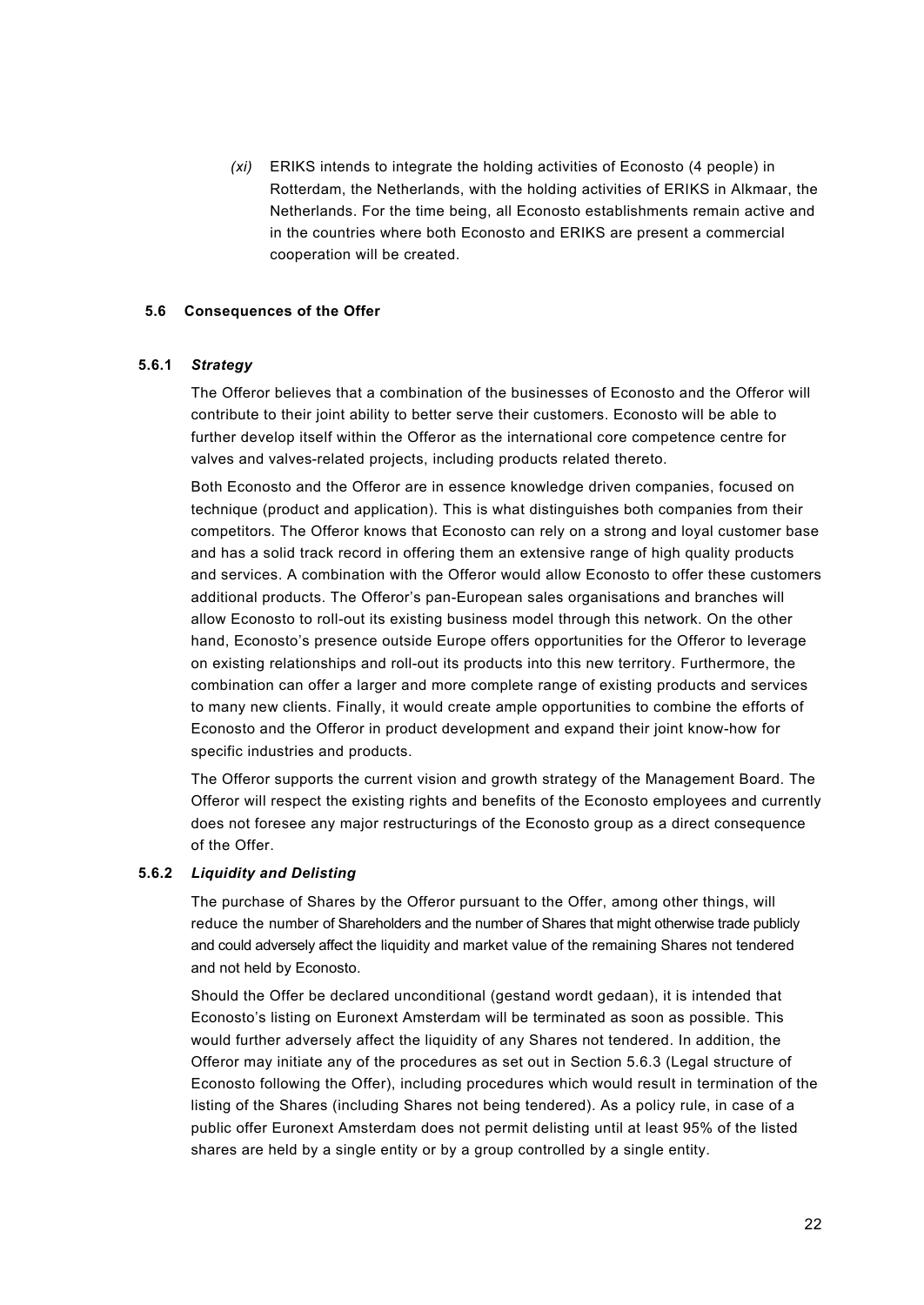*(xi)* ERIKS intends to integrate the holding activities of Econosto (4 people) in Rotterdam, the Netherlands, with the holding activities of ERIKS in Alkmaar, the Netherlands. For the time being, all Econosto establishments remain active and in the countries where both Econosto and ERIKS are present a commercial cooperation will be created.

## 5.6 Consequences of the Offer

### 5.6.1 *Strategy*

The Offeror believes that a combination of the businesses of Econosto and the Offeror will contribute to their joint ability to better serve their customers. Econosto will be able to further develop itself within the Offeror as the international core competence centre for valves and valves-related projects, including products related thereto.

Both Econosto and the Offeror are in essence knowledge driven companies, focused on technique (product and application). This is what distinguishes both companies from their competitors. The Offeror knows that Econosto can rely on a strong and loyal customer base and has a solid track record in offering them an extensive range of high quality products and services. A combination with the Offeror would allow Econosto to offer these customers additional products. The Offeror's pan-European sales organisations and branches will allow Econosto to roll-out its existing business model through this network. On the other hand, Econosto's presence outside Europe offers opportunities for the Offeror to leverage on existing relationships and roll-out its products into this new territory. Furthermore, the combination can offer a larger and more complete range of existing products and services to many new clients. Finally, it would create ample opportunities to combine the efforts of Econosto and the Offeror in product development and expand their joint know-how for specific industries and products.

The Offeror supports the current vision and growth strategy of the Management Board. The Offeror will respect the existing rights and benefits of the Econosto employees and currently does not foresee any major restructurings of the Econosto group as a direct consequence of the Offer.

### 5.6.2 *Liquidity and Delisting*

The purchase of Shares by the Offeror pursuant to the Offer, among other things, will reduce the number of Shareholders and the number of Shares that might otherwise trade publicly and could adversely affect the liquidity and market value of the remaining Shares not tendered and not held by Econosto.

Should the Offer be declared unconditional (gestand wordt gedaan), it is intended that Econosto's listing on Euronext Amsterdam will be terminated as soon as possible. This would further adversely affect the liquidity of any Shares not tendered. In addition, the Offeror may initiate any of the procedures as set out in Section 5.6.3 (Legal structure of Econosto following the Offer), including procedures which would result in termination of the listing of the Shares (including Shares not being tendered). As a policy rule, in case of a public offer Euronext Amsterdam does not permit delisting until at least 95% of the listed shares are held by a single entity or by a group controlled by a single entity.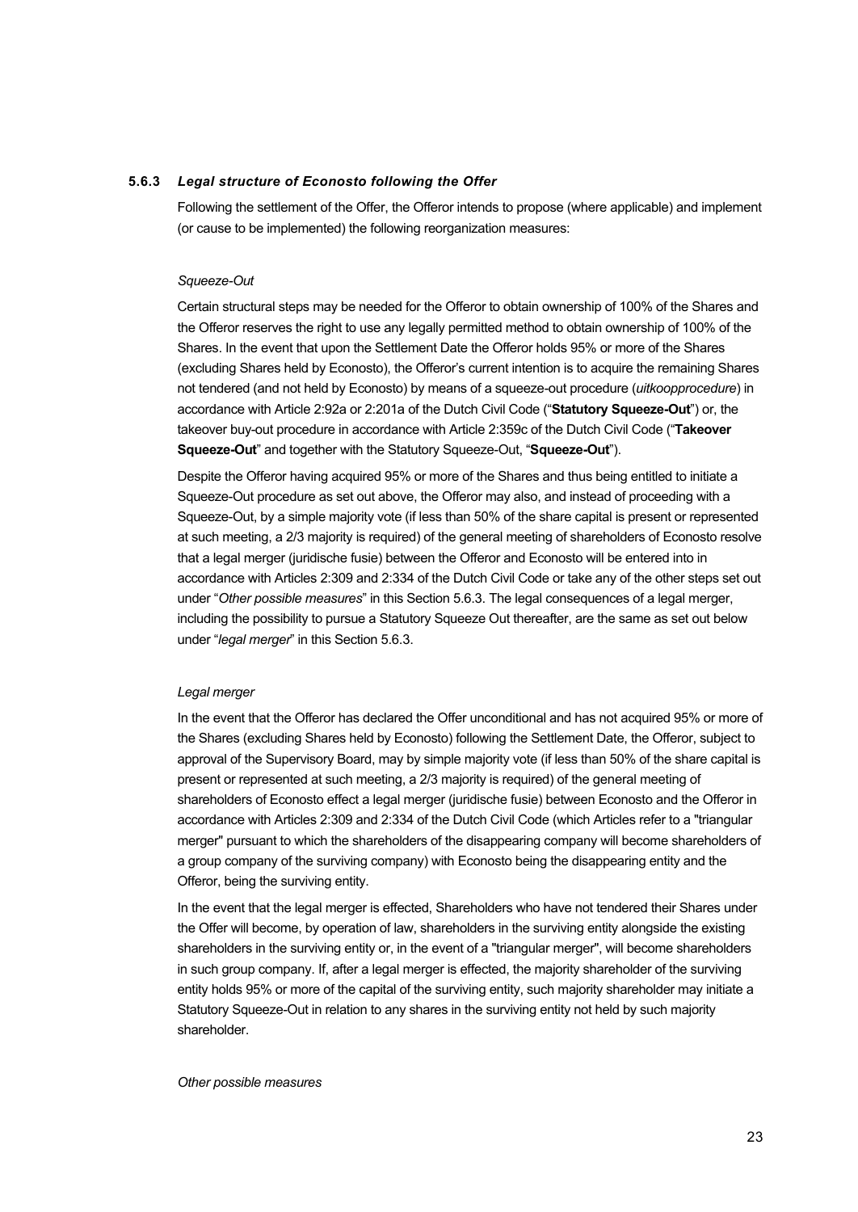### 5.6.3 *Legal structure of Econosto following the Offer*

Following the settlement of the Offer, the Offeror intends to propose (where applicable) and implement (or cause to be implemented) the following reorganization measures:

*Squeeze-Out*

Certain structural steps may be needed for the Offeror to obtain ownership of 100% of the Shares and the Offeror reserves the right to use any legally permitted method to obtain ownership of 100% of the Shares. In the event that upon the Settlement Date the Offeror holds 95% or more of the Shares (excluding Shares held by Econosto), the Offeror's current intention is to acquire the remaining Shares not tendered (and not held by Econosto) by means of a squeeze-out procedure (*uitkoopprocedure*) in accordance with Article 2:92a or 2:201a of the Dutch Civil Code ("**Statutory Squeeze-Out**") or, the takeover buy-out procedure in accordance with Article 2:359c of the Dutch Civil Code ("**Takeover Squeeze-Out**" and together with the Statutory Squeeze-Out, "**Squeeze-Out**").

Despite the Offeror having acquired 95% or more of the Shares and thus being entitled to initiate a Squeeze-Out procedure as set out above, the Offeror may also, and instead of proceeding with a Squeeze-Out, by a simple majority vote (if less than 50% of the share capital is present or represented at such meeting, a 2/3 majority is required) of the general meeting of shareholders of Econosto resolve that a legal merger (juridische fusie) between the Offeror and Econosto will be entered into in accordance with Articles 2:309 and 2:334 of the Dutch Civil Code or take any of the other steps set out under "*Other possible measures*" in this Section 5.6.3. The legal consequences of a legal merger, including the possibility to pursue a Statutory Squeeze Out thereafter, are the same as set out below under "*legal merger*" in this Section 5.6.3.

*Legal merger*

In the event that the Offeror has declared the Offer unconditional and has not acquired 95% or more of the Shares (excluding Shares held by Econosto) following the Settlement Date, the Offeror, subject to approval of the Supervisory Board, may by simple majority vote (if less than 50% of the share capital is present or represented at such meeting, a 2/3 majority is required) of the general meeting of shareholders of Econosto effect a legal merger (juridische fusie) between Econosto and the Offeror in accordance with Articles 2:309 and 2:334 of the Dutch Civil Code (which Articles refer to a "triangular merger" pursuant to which the shareholders of the disappearing company will become shareholders of a group company of the surviving company) with Econosto being the disappearing entity and the Offeror, being the surviving entity.

In the event that the legal merger is effected, Shareholders who have not tendered their Shares under the Offer will become, by operation of law, shareholders in the surviving entity alongside the existing shareholders in the surviving entity or, in the event of a "triangular merger", will become shareholders in such group company. If, after a legal merger is effected, the majority shareholder of the surviving entity holds 95% or more of the capital of the surviving entity, such majority shareholder may initiate a Statutory Squeeze-Out in relation to any shares in the surviving entity not held by such majority shareholder.

*Other possible measures*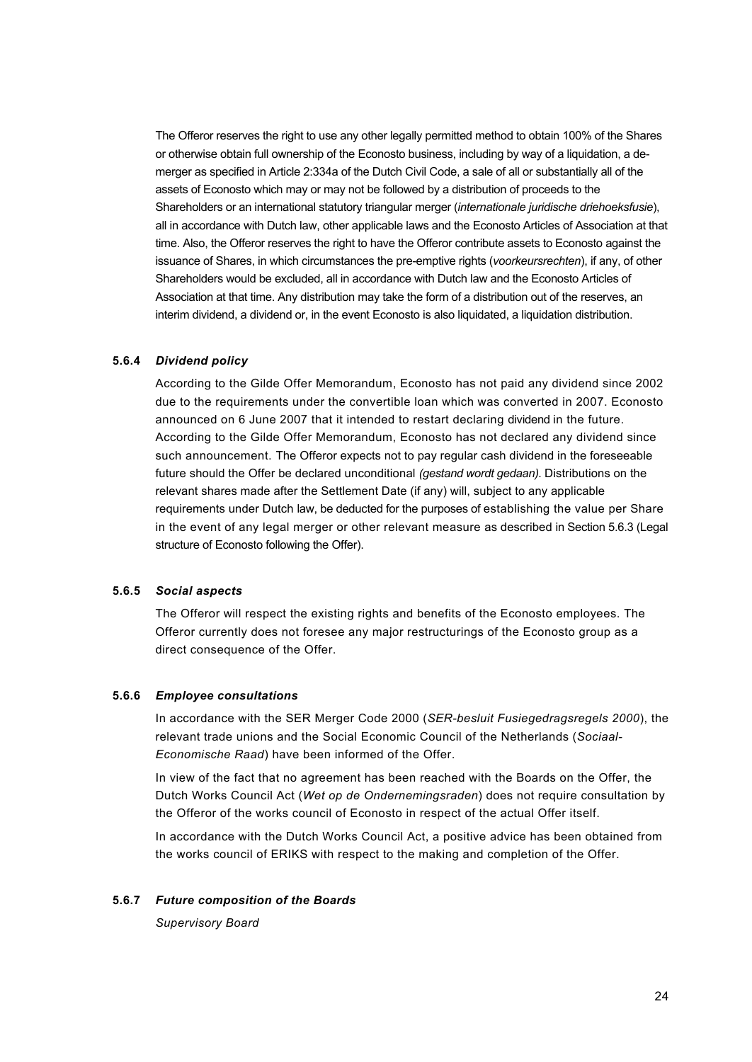The Offeror reserves the right to use any other legally permitted method to obtain 100% of the Shares or otherwise obtain full ownership of the Econosto business, including by way of a liquidation, a de-merger as specified in Article 2:334a of the Dutch Civil Code, a sale of all or substantially all of the assets of Econosto which may or may not be followed by a distribution of proceeds to the Shareholders or an international statutory triangular merger (*internationale juridische driehoeksfusie*), all in accordance with Dutch law, other applicable laws and the Econosto Articles of Association at that time. Also, the Offeror reserves the right to have the Offeror contribute assets to Econosto against the issuance of Shares, in which circumstances the pre-emptive rights (*voorkeursrechten*), if any, of other Shareholders would be excluded, all in accordance with Dutch law and the Econosto Articles of Association at that time. Any distribution may take the form of a distribution out of the reserves, an interim dividend, a dividend or, in the event Econosto is also liquidated, a liquidation distribution.

#### 5.6.4 *Dividend policy*

According to the Gilde Offer Memorandum, Econosto has not paid any dividend since 2002 due to the requirements under the convertible loan which was converted in 2007. Econosto announced on 6 June 2007 that it intended to restart declaring dividend in the future. According to the Gilde Offer Memorandum, Econosto has not declared any dividend since such announcement. The Offeror expects not to pay regular cash dividend in the foreseeable future should the Offer be declared unconditional *(gestand wordt gedaan).* Distributions on the relevant shares made after the Settlement Date (if any) will, subject to any applicable requirements under Dutch law, be deducted for the purposes of establishing the value per Share in the event of any legal merger or other relevant measure as described in Section 5.6.3 (Legal structure of Econosto following the Offer).

#### 5.6.5 *Social aspects*

The Offeror will respect the existing rights and benefits of the Econosto employees. The Offeror currently does not foresee any major restructurings of the Econosto group as a direct consequence of the Offer.

#### 5.6.6 *Employee consultations*

In accordance with the SER Merger Code 2000 (*SER-besluit Fusiegedragsregels 2000*), the relevant trade unions and the Social Economic Council of the Netherlands (*Sociaal-Economische Raad*) have been informed of the Offer.

In view of the fact that no agreement has been reached with the Boards on the Offer, the Dutch Works Council Act (*Wet op de Ondernemingsraden*) does not require consultation by the Offeror of the works council of Econosto in respect of the actual Offer itself.

In accordance with the Dutch Works Council Act, a positive advice has been obtained from the works council of ERIKS with respect to the making and completion of the Offer.

#### 5.6.7 *Future composition of the Boards*

*Supervisory Board*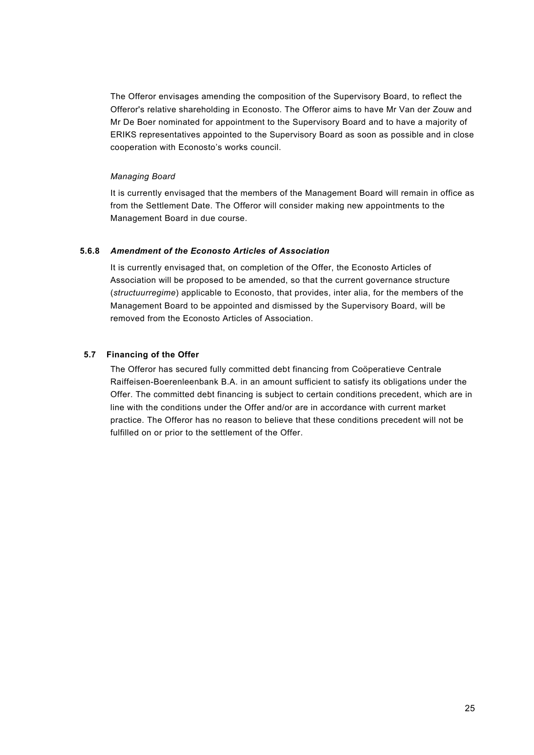The Offeror envisages amending the composition of the Supervisory Board, to reflect the Offeror's relative shareholding in Econosto. The Offeror aims to have Mr Van der Zouw and Mr De Boer nominated for appointment to the Supervisory Board and to have a majority of ERIKS representatives appointed to the Supervisory Board as soon as possible and in close cooperation with Econosto's works council.

*Managing Board*

It is currently envisaged that the members of the Management Board will remain in office as from the Settlement Date. The Offeror will consider making new appointments to the Management Board in due course.

#### 5.6.8 *Amendment of the Econosto Articles of Association*

It is currently envisaged that, on completion of the Offer, the Econosto Articles of Association will be proposed to be amended, so that the current governance structure (*structuurregime*) applicable to Econosto, that provides, inter alia, for the members of the Management Board to be appointed and dismissed by the Supervisory Board, will be removed from the Econosto Articles of Association.

### 5.7 Financing of the Offer

The Offeror has secured fully committed debt financing from Coöperatieve Centrale Raiffeisen-Boerenleenbank B.A. in an amount sufficient to satisfy its obligations under the Offer. The committed debt financing is subject to certain conditions precedent, which are in line with the conditions under the Offer and/or are in accordance with current market practice. The Offeror has no reason to believe that these conditions precedent will not be fulfilled on or prior to the settlement of the Offer.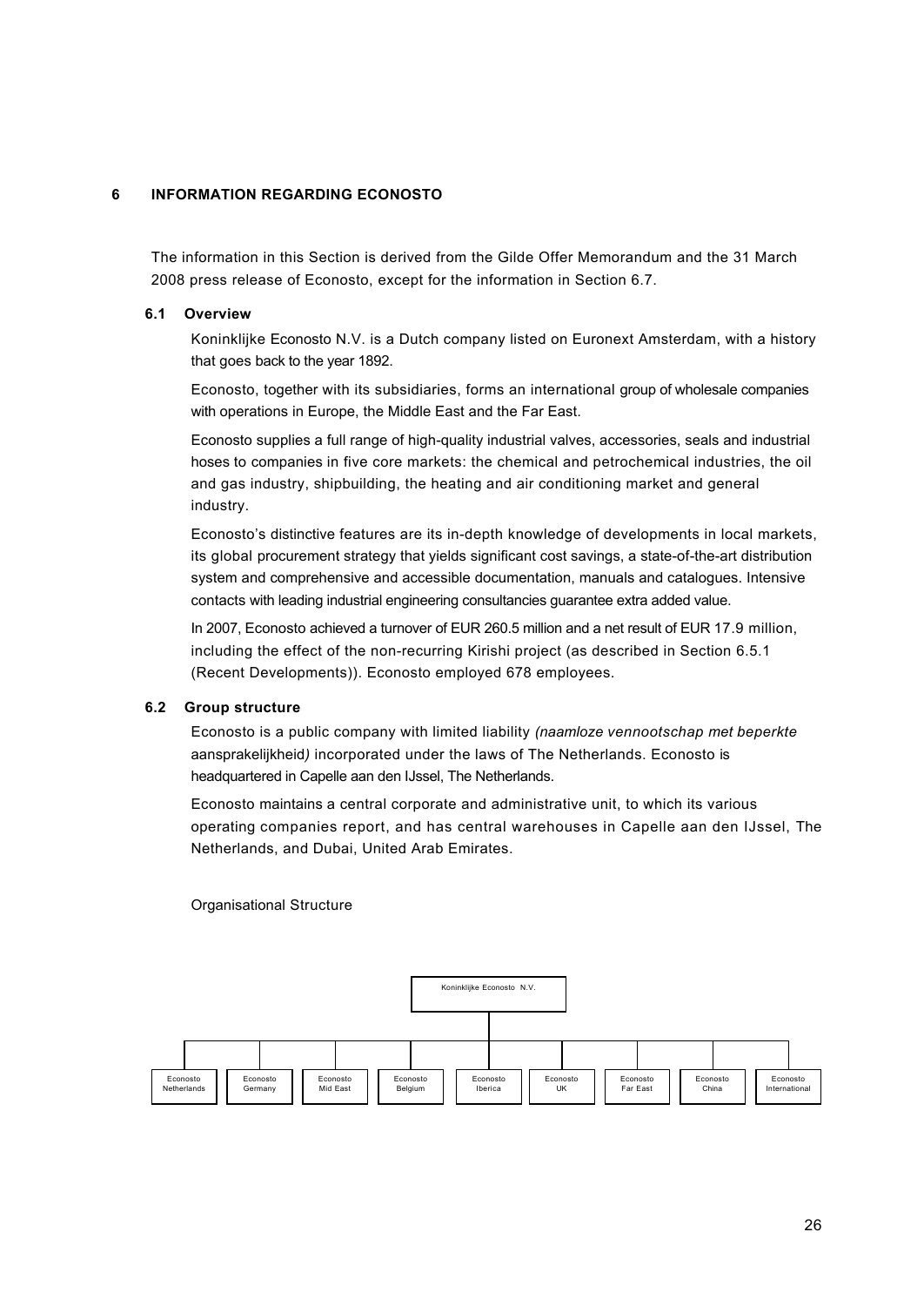## 6 INFORMATION REGARDING ECONOSTO

The information in this Section is derived from the Gilde Offer Memorandum and the 31 March 2008 press release of Econosto, except for the information in Section 6.7.

### 6.1 Overview

Koninklijke Econosto N.V. is a Dutch company listed on Euronext Amsterdam, with a history that goes back to the year 1892.

Econosto, together with its subsidiaries, forms an international group of wholesale companies with operations in Europe, the Middle East and the Far East.

Econosto supplies a full range of high-quality industrial valves, accessories, seals and industrial hoses to companies in five core markets: the chemical and petrochemical industries, the oil and gas industry, shipbuilding, the heating and air conditioning market and general industry.

Econosto's distinctive features are its in-depth knowledge of developments in local markets, its global procurement strategy that yields significant cost savings, a state-of-the-art distribution system and comprehensive and accessible documentation, manuals and catalogues. Intensive contacts with leading industrial engineering consultancies guarantee extra added value.

In 2007, Econosto achieved a turnover of EUR 260.5 million and a net result of EUR 17.9 million, including the effect of the non-recurring Kirishi project (as described in Section 6.5.1 (Recent Developments)). Econosto employed 678 employees.

### 6.2 Group structure

Econosto is a public company with limited liability *(naamloze vennootschap met beperkte* aansprakelijkheid*)* incorporated under the laws of The Netherlands. Econosto is headquartered in Capelle aan den IJssel, The Netherlands.

Econosto maintains a central corporate and administrative unit, to which its various operating companies report, and has central warehouses in Capelle aan den IJssel, The Netherlands, and Dubai, United Arab Emirates.

Organisational Structure

Koninklijke Econosto N.V.

- Econosto Netherlands
- Econosto Germany
- Econosto Mid East
- Econosto Belgium
- Econosto Iberica
- Econosto UK
- Econosto Far East
- Econosto China
- Econosto International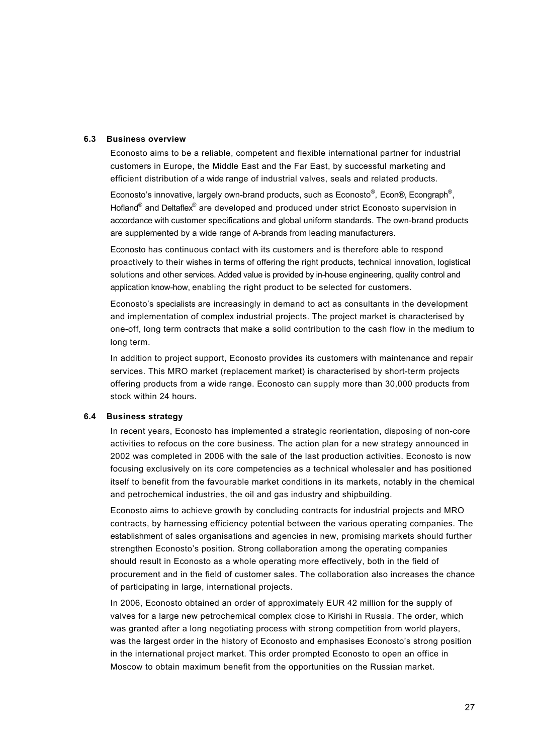### 6.3 Business overview

Econosto aims to be a reliable, competent and flexible international partner for industrial customers in Europe, the Middle East and the Far East, by successful marketing and efficient distribution of a wide range of industrial valves, seals and related products.

Econosto's innovative, largely own-brand products, such as Econosto®, Econ®, Econgraph®, Hofland® and Deltaflex® are developed and produced under strict Econosto supervision in accordance with customer specifications and global uniform standards. The own-brand products are supplemented by a wide range of A-brands from leading manufacturers.

Econosto has continuous contact with its customers and is therefore able to respond proactively to their wishes in terms of offering the right products, technical innovation, logistical solutions and other services. Added value is provided by in-house engineering, quality control and application know-how, enabling the right product to be selected for customers.

Econosto's specialists are increasingly in demand to act as consultants in the development and implementation of complex industrial projects. The project market is characterised by one-off, long term contracts that make a solid contribution to the cash flow in the medium to long term.

In addition to project support, Econosto provides its customers with maintenance and repair services. This MRO market (replacement market) is characterised by short-term projects offering products from a wide range. Econosto can supply more than 30,000 products from stock within 24 hours.

### 6.4 Business strategy

In recent years, Econosto has implemented a strategic reorientation, disposing of non-core activities to refocus on the core business. The action plan for a new strategy announced in 2002 was completed in 2006 with the sale of the last production activities. Econosto is now focusing exclusively on its core competencies as a technical wholesaler and has positioned itself to benefit from the favourable market conditions in its markets, notably in the chemical and petrochemical industries, the oil and gas industry and shipbuilding.

Econosto aims to achieve growth by concluding contracts for industrial projects and MRO contracts, by harnessing efficiency potential between the various operating companies. The establishment of sales organisations and agencies in new, promising markets should further strengthen Econosto's position. Strong collaboration among the operating companies should result in Econosto as a whole operating more effectively, both in the field of procurement and in the field of customer sales. The collaboration also increases the chance of participating in large, international projects.

In 2006, Econosto obtained an order of approximately EUR 42 million for the supply of valves for a large new petrochemical complex close to Kirishi in Russia. The order, which was granted after a long negotiating process with strong competition from world players, was the largest order in the history of Econosto and emphasises Econosto's strong position in the international project market. This order prompted Econosto to open an office in Moscow to obtain maximum benefit from the opportunities on the Russian market.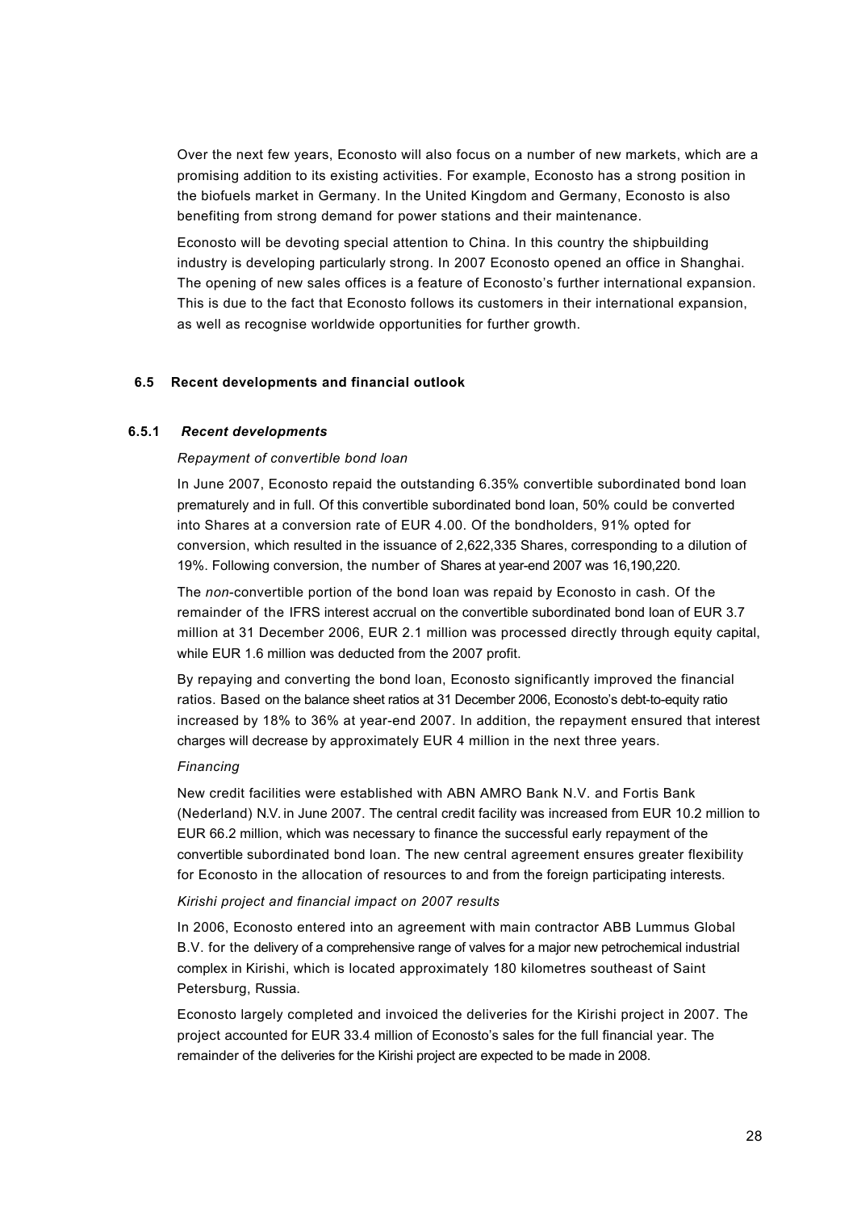Over the next few years, Econosto will also focus on a number of new markets, which are a promising addition to its existing activities. For example, Econosto has a strong position in the biofuels market in Germany. In the United Kingdom and Germany, Econosto is also benefiting from strong demand for power stations and their maintenance.

Econosto will be devoting special attention to China. In this country the shipbuilding industry is developing particularly strong. In 2007 Econosto opened an office in Shanghai. The opening of new sales offices is a feature of Econosto's further international expansion. This is due to the fact that Econosto follows its customers in their international expansion, as well as recognise worldwide opportunities for further growth.

## 6.5 Recent developments and financial outlook

### 6.5.1 *Recent developments*

*Repayment of convertible bond loan*

In June 2007, Econosto repaid the outstanding 6.35% convertible subordinated bond loan prematurely and in full. Of this convertible subordinated bond loan, 50% could be converted into Shares at a conversion rate of EUR 4.00. Of the bondholders, 91% opted for conversion, which resulted in the issuance of 2,622,335 Shares, corresponding to a dilution of 19%. Following conversion, the number of Shares at year-end 2007 was 16,190,220.

The *non*-convertible portion of the bond loan was repaid by Econosto in cash. Of the remainder of the IFRS interest accrual on the convertible subordinated bond loan of EUR 3.7 million at 31 December 2006, EUR 2.1 million was processed directly through equity capital, while EUR 1.6 million was deducted from the 2007 profit.

By repaying and converting the bond loan, Econosto significantly improved the financial ratios. Based on the balance sheet ratios at 31 December 2006, Econosto's debt-to-equity ratio increased by 18% to 36% at year-end 2007. In addition, the repayment ensured that interest charges will decrease by approximately EUR 4 million in the next three years.

*Financing*

New credit facilities were established with ABN AMRO Bank N.V. and Fortis Bank (Nederland) N.V. in June 2007. The central credit facility was increased from EUR 10.2 million to EUR 66.2 million, which was necessary to finance the successful early repayment of the convertible subordinated bond loan. The new central agreement ensures greater flexibility for Econosto in the allocation of resources to and from the foreign participating interests.

*Kirishi project and financial impact on 2007 results*

In 2006, Econosto entered into an agreement with main contractor ABB Lummus Global B.V. for the delivery of a comprehensive range of valves for a major new petrochemical industrial complex in Kirishi, which is located approximately 180 kilometres southeast of Saint Petersburg, Russia.

Econosto largely completed and invoiced the deliveries for the Kirishi project in 2007. The project accounted for EUR 33.4 million of Econosto's sales for the full financial year. The remainder of the deliveries for the Kirishi project are expected to be made in 2008.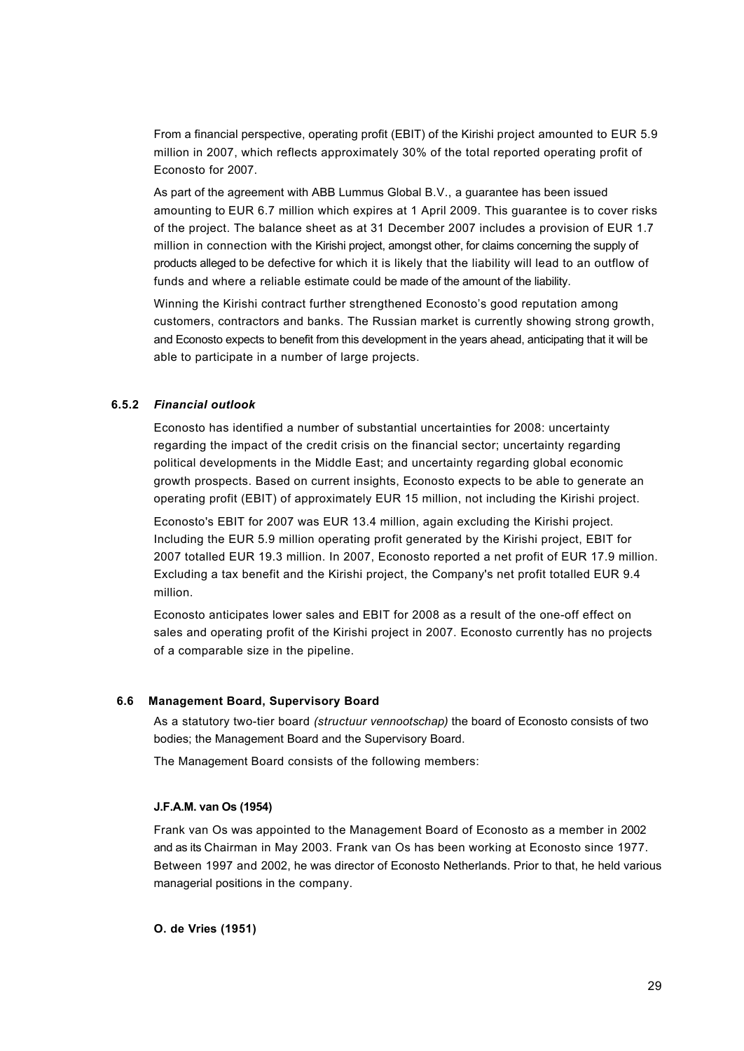From a financial perspective, operating profit (EBIT) of the Kirishi project amounted to EUR 5.9 million in 2007, which reflects approximately 30% of the total reported operating profit of Econosto for 2007.

As part of the agreement with ABB Lummus Global B.V., a guarantee has been issued amounting to EUR 6.7 million which expires at 1 April 2009. This guarantee is to cover risks of the project. The balance sheet as at 31 December 2007 includes a provision of EUR 1.7 million in connection with the Kirishi project, amongst other, for claims concerning the supply of products alleged to be defective for which it is likely that the liability will lead to an outflow of funds and where a reliable estimate could be made of the amount of the liability.

Winning the Kirishi contract further strengthened Econosto's good reputation among customers, contractors and banks. The Russian market is currently showing strong growth, and Econosto expects to benefit from this development in the years ahead, anticipating that it will be able to participate in a number of large projects.

### 6.5.2 *Financial outlook*

Econosto has identified a number of substantial uncertainties for 2008: uncertainty regarding the impact of the credit crisis on the financial sector; uncertainty regarding political developments in the Middle East; and uncertainty regarding global economic growth prospects. Based on current insights, Econosto expects to be able to generate an operating profit (EBIT) of approximately EUR 15 million, not including the Kirishi project.

Econosto's EBIT for 2007 was EUR 13.4 million, again excluding the Kirishi project. Including the EUR 5.9 million operating profit generated by the Kirishi project, EBIT for 2007 totalled EUR 19.3 million. In 2007, Econosto reported a net profit of EUR 17.9 million. Excluding a tax benefit and the Kirishi project, the Company's net profit totalled EUR 9.4 million.

Econosto anticipates lower sales and EBIT for 2008 as a result of the one-off effect on sales and operating profit of the Kirishi project in 2007. Econosto currently has no projects of a comparable size in the pipeline.

## 6.6 Management Board, Supervisory Board

As a statutory two-tier board *(structuur vennootschap)* the board of Econosto consists of two bodies; the Management Board and the Supervisory Board.

The Management Board consists of the following members:

**J.F.A.M. van Os (1954)**

Frank van Os was appointed to the Management Board of Econosto as a member in 2002 and as its Chairman in May 2003. Frank van Os has been working at Econosto since 1977. Between 1997 and 2002, he was director of Econosto Netherlands. Prior to that, he held various managerial positions in the company.

**O. de Vries (1951)**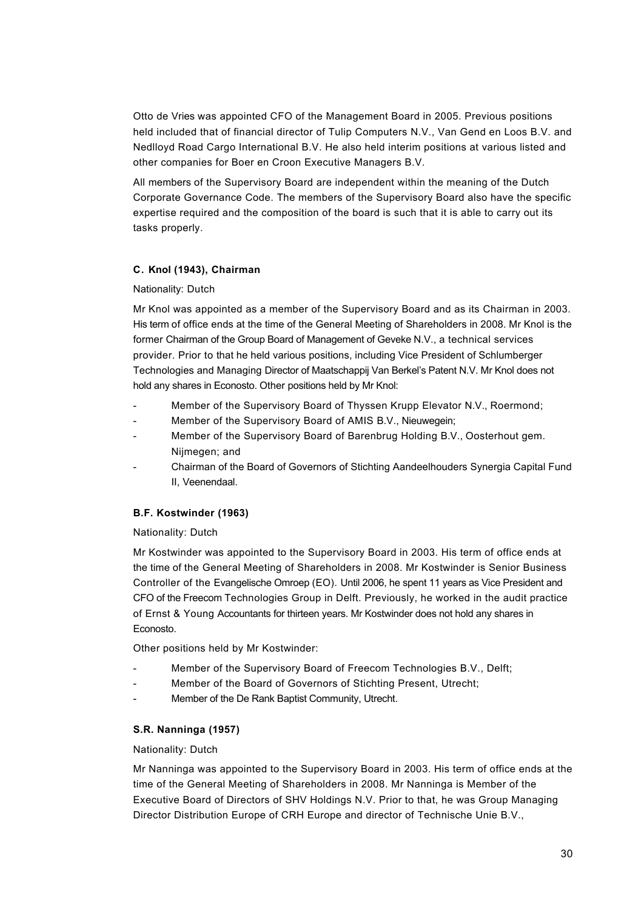Otto de Vries was appointed CFO of the Management Board in 2005. Previous positions held included that of financial director of Tulip Computers N.V., Van Gend en Loos B.V. and Nedlloyd Road Cargo International B.V. He also held interim positions at various listed and other companies for Boer en Croon Executive Managers B.V.

All members of the Supervisory Board are independent within the meaning of the Dutch Corporate Governance Code. The members of the Supervisory Board also have the specific expertise required and the composition of the board is such that it is able to carry out its tasks properly.

**C. Knol (1943), Chairman**

Nationality: Dutch

Mr Knol was appointed as a member of the Supervisory Board and as its Chairman in 2003. His term of office ends at the time of the General Meeting of Shareholders in 2008. Mr Knol is the former Chairman of the Group Board of Management of Geveke N.V., a technical services provider. Prior to that he held various positions, including Vice President of Schlumberger Technologies and Managing Director of Maatschappij Van Berkel's Patent N.V. Mr Knol does not hold any shares in Econosto. Other positions held by Mr Knol:

- Member of the Supervisory Board of Thyssen Krupp Elevator N.V., Roermond;
- Member of the Supervisory Board of AMIS B.V., Nieuwegein;
- Member of the Supervisory Board of Barenbrug Holding B.V., Oosterhout gem. Nijmegen; and
- Chairman of the Board of Governors of Stichting Aandeelhouders Synergia Capital Fund II, Veenendaal.

**B.F. Kostwinder (1963)**

Nationality: Dutch

Mr Kostwinder was appointed to the Supervisory Board in 2003. His term of office ends at the time of the General Meeting of Shareholders in 2008. Mr Kostwinder is Senior Business Controller of the Evangelische Omroep (EO). Until 2006, he spent 11 years as Vice President and CFO of the Freecom Technologies Group in Delft. Previously, he worked in the audit practice of Ernst & Young Accountants for thirteen years. Mr Kostwinder does not hold any shares in Econosto.

Other positions held by Mr Kostwinder:

- Member of the Supervisory Board of Freecom Technologies B.V., Delft;
- Member of the Board of Governors of Stichting Present, Utrecht;
- Member of the De Rank Baptist Community, Utrecht.

**S.R. Nanninga (1957)**

Nationality: Dutch

Mr Nanninga was appointed to the Supervisory Board in 2003. His term of office ends at the time of the General Meeting of Shareholders in 2008. Mr Nanninga is Member of the Executive Board of Directors of SHV Holdings N.V. Prior to that, he was Group Managing Director Distribution Europe of CRH Europe and director of Technische Unie B.V.,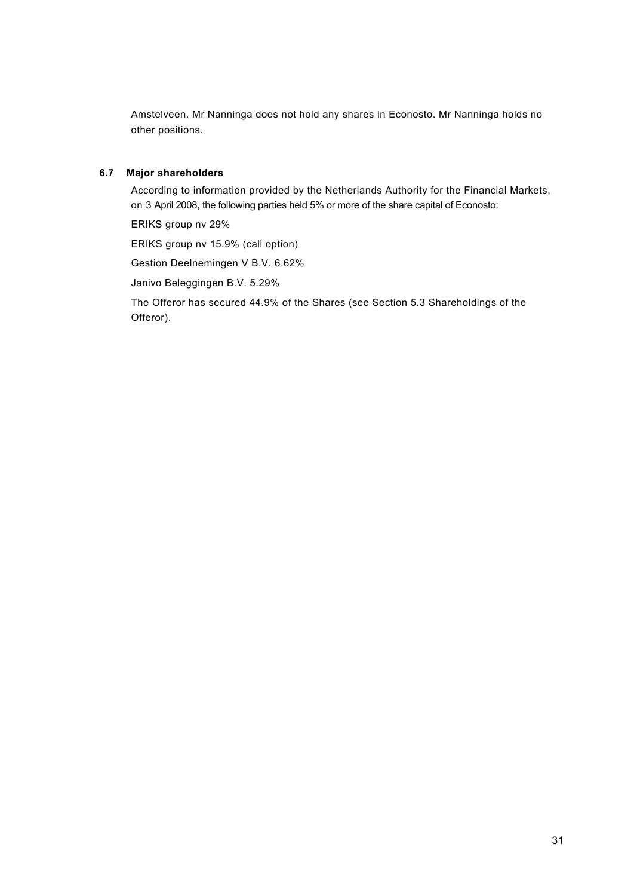Amstelveen. Mr Nanninga does not hold any shares in Econosto. Mr Nanninga holds no other positions.

### 6.7 Major shareholders

According to information provided by the Netherlands Authority for the Financial Markets, on 3 April 2008, the following parties held 5% or more of the share capital of Econosto:

ERIKS group nv 29%

ERIKS group nv 15.9% (call option)

Gestion Deelnemingen V B.V. 6.62%

Janivo Beleggingen B.V. 5.29%

The Offeror has secured 44.9% of the Shares (see Section 5.3 Shareholdings of the Offeror).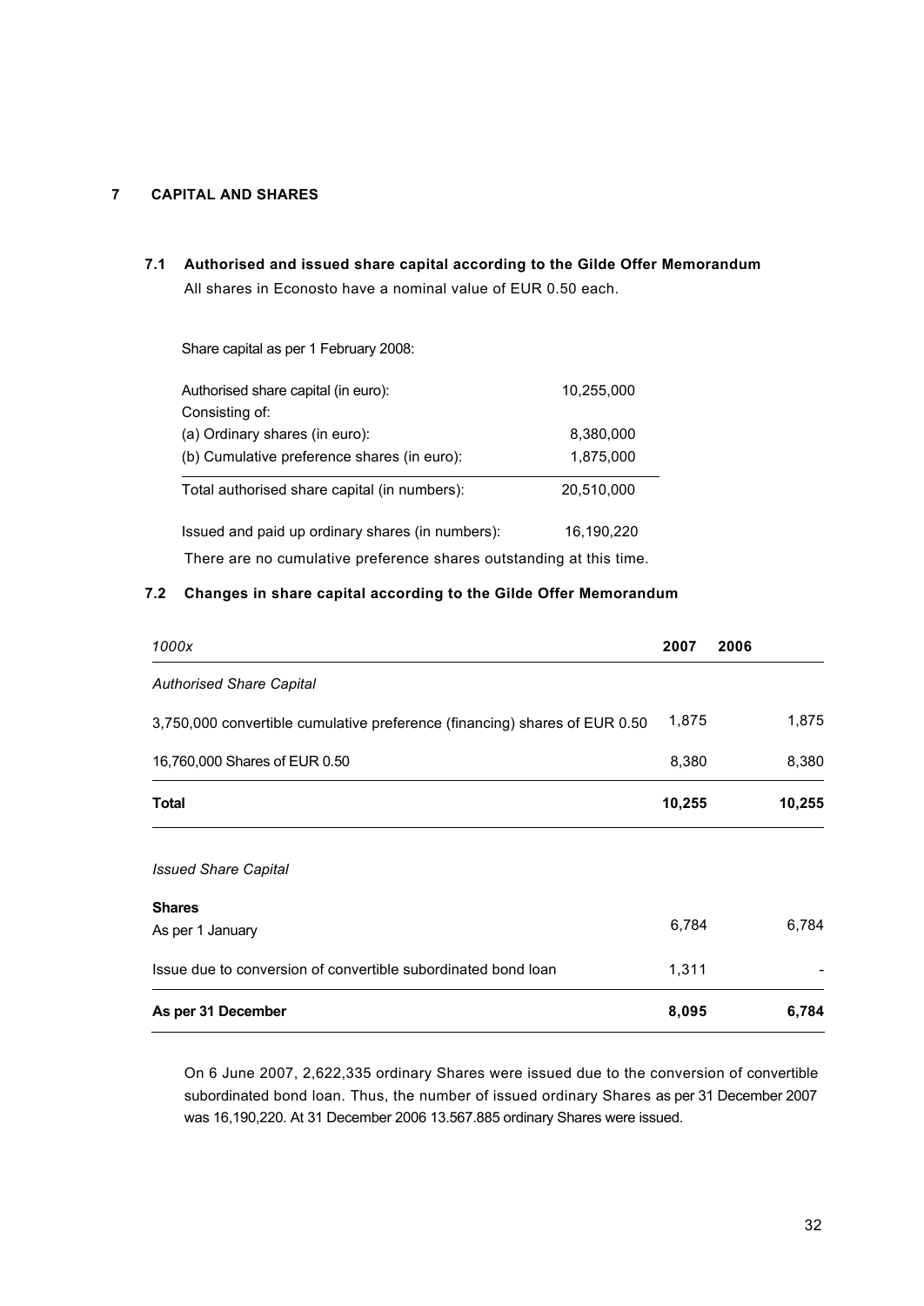## 7 CAPITAL AND SHARES

### 7.1 Authorised and issued share capital according to the Gilde Offer Memorandum

All shares in Econosto have a nominal value of EUR 0.50 each.

Share capital as per 1 February 2008:

| | |
|---|---|
| Authorised share capital (in euro): | 10,255,000 |
| Consisting of: | |
| (a) Ordinary shares (in euro): | 8,380,000 |
| (b) Cumulative preference shares (in euro): | 1,875,000 |
| Total authorised share capital (in numbers): | 20,510,000 |
| Issued and paid up ordinary shares (in numbers): | 16,190,220 |

There are no cumulative preference shares outstanding at this time.

### 7.2 Changes in share capital according to the Gilde Offer Memorandum

| *1000x* | **2007** | **2006** |
|---|---|---|
| *Authorised Share Capital* | | |
| 3,750,000 convertible cumulative preference (financing) shares of EUR 0.50 | 1,875 | 1,875 |
| 16,760,000 Shares of EUR 0.50 | 8,380 | 8,380 |
| **Total** | **10,255** | **10,255** |
| *Issued Share Capital* | | |
| **Shares** | | |
| As per 1 January | 6,784 | 6,784 |
| Issue due to conversion of convertible subordinated bond loan | 1,311 | - |
| **As per 31 December** | **8,095** | **6,784** |

On 6 June 2007, 2,622,335 ordinary Shares were issued due to the conversion of convertible subordinated bond loan. Thus, the number of issued ordinary Shares as per 31 December 2007 was 16,190,220. At 31 December 2006 13.567.885 ordinary Shares were issued.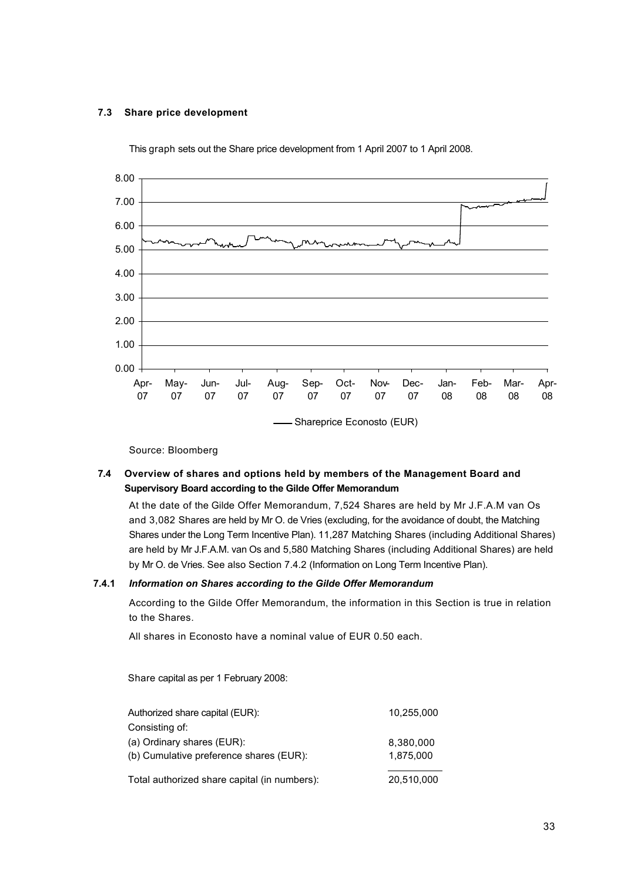### 7.3 Share price development

This graph sets out the Share price development from 1 April 2007 to 1 April 2008.

Source: Bloomberg

### 7.4 Overview of shares and options held by members of the Management Board and Supervisory Board according to the Gilde Offer Memorandum

At the date of the Gilde Offer Memorandum, 7,524 Shares are held by Mr J.F.A.M van Os and 3,082 Shares are held by Mr O. de Vries (excluding, for the avoidance of doubt, the Matching Shares under the Long Term Incentive Plan). 11,287 Matching Shares (including Additional Shares) are held by Mr J.F.A.M. van Os and 5,580 Matching Shares (including Additional Shares) are held by Mr O. de Vries. See also Section 7.4.2 (Information on Long Term Incentive Plan).

#### 7.4.1 *Information on Shares according to the Gilde Offer Memorandum*

According to the Gilde Offer Memorandum, the information in this Section is true in relation to the Shares.

All shares in Econosto have a nominal value of EUR 0.50 each.

Share capital as per 1 February 2008:

| | |
|---|---|
| Authorized share capital (EUR): | 10,255,000 |
| Consisting of: | |
| (a) Ordinary shares (EUR): | 8,380,000 |
| (b) Cumulative preference shares (EUR): | 1,875,000 |
| Total authorized share capital (in numbers): | 20,510,000 |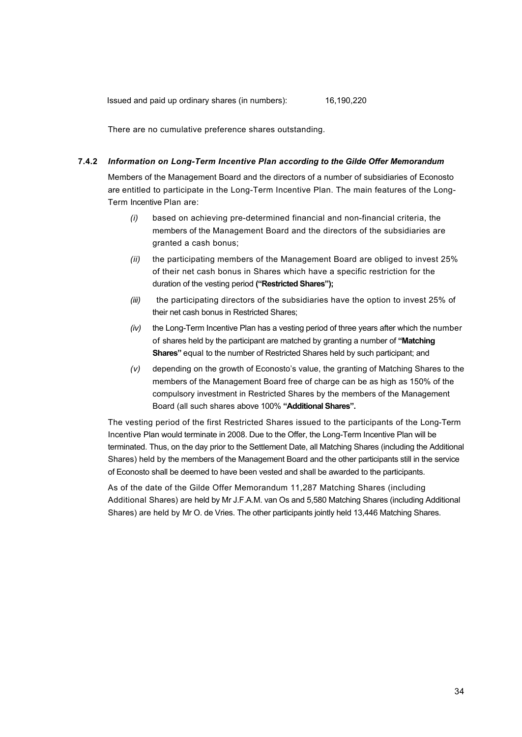Issued and paid up ordinary shares (in numbers): 16,190,220

There are no cumulative preference shares outstanding.

### 7.4.2 *Information on Long-Term Incentive Plan according to the Gilde Offer Memorandum*

Members of the Management Board and the directors of a number of subsidiaries of Econosto are entitled to participate in the Long-Term Incentive Plan. The main features of the Long-Term Incentive Plan are:

*(i)* based on achieving pre-determined financial and non-financial criteria, the members of the Management Board and the directors of the subsidiaries are granted a cash bonus;

*(ii)* the participating members of the Management Board are obliged to invest 25% of their net cash bonus in Shares which have a specific restriction for the duration of the vesting period **("Restricted Shares");**

*(iii)* the participating directors of the subsidiaries have the option to invest 25% of their net cash bonus in Restricted Shares;

*(iv)* the Long-Term Incentive Plan has a vesting period of three years after which the number of shares held by the participant are matched by granting a number of **"Matching Shares"** equal to the number of Restricted Shares held by such participant; and

*(v)* depending on the growth of Econosto's value, the granting of Matching Shares to the members of the Management Board free of charge can be as high as 150% of the compulsory investment in Restricted Shares by the members of the Management Board (all such shares above 100% **"Additional Shares".**

The vesting period of the first Restricted Shares issued to the participants of the Long-Term Incentive Plan would terminate in 2008. Due to the Offer, the Long-Term Incentive Plan will be terminated. Thus, on the day prior to the Settlement Date, all Matching Shares (including the Additional Shares) held by the members of the Management Board and the other participants still in the service of Econosto shall be deemed to have been vested and shall be awarded to the participants.

As of the date of the Gilde Offer Memorandum 11,287 Matching Shares (including Additional Shares) are held by Mr J.F.A.M. van Os and 5,580 Matching Shares (including Additional Shares) are held by Mr O. de Vries. The other participants jointly held 13,446 Matching Shares.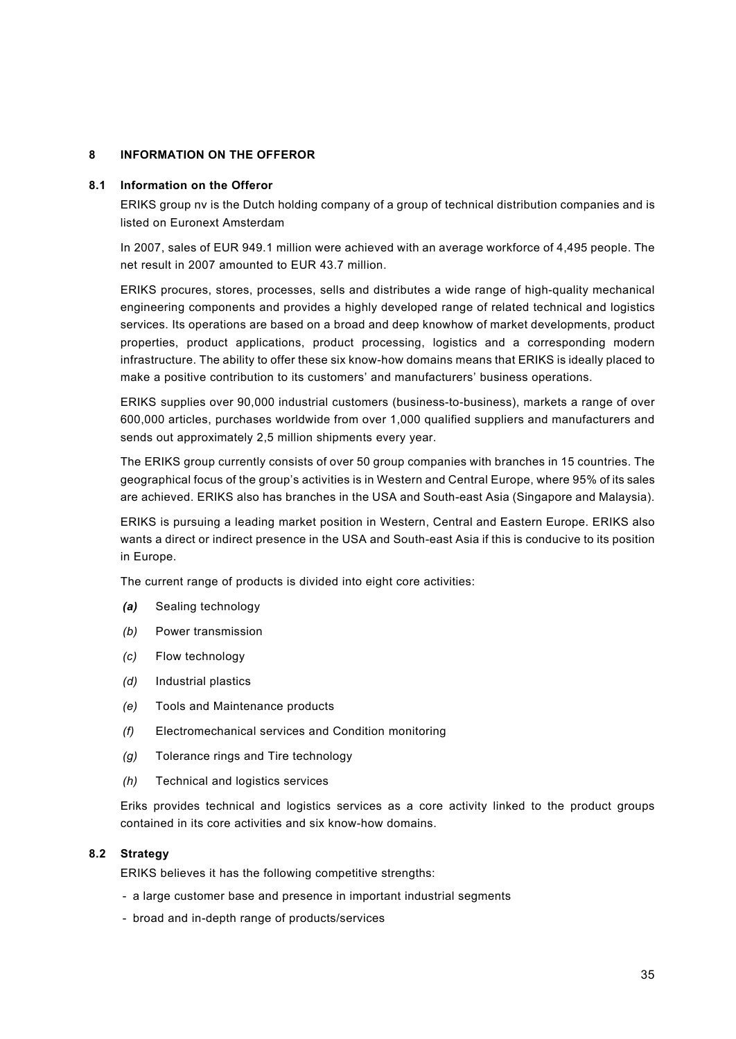## 8 INFORMATION ON THE OFFEROR

### 8.1 Information on the Offeror

ERIKS group nv is the Dutch holding company of a group of technical distribution companies and is listed on Euronext Amsterdam

In 2007, sales of EUR 949.1 million were achieved with an average workforce of 4,495 people. The net result in 2007 amounted to EUR 43.7 million.

ERIKS procures, stores, processes, sells and distributes a wide range of high-quality mechanical engineering components and provides a highly developed range of related technical and logistics services. Its operations are based on a broad and deep knowhow of market developments, product properties, product applications, product processing, logistics and a corresponding modern infrastructure. The ability to offer these six know-how domains means that ERIKS is ideally placed to make a positive contribution to its customers' and manufacturers' business operations.

ERIKS supplies over 90,000 industrial customers (business-to-business), markets a range of over 600,000 articles, purchases worldwide from over 1,000 qualified suppliers and manufacturers and sends out approximately 2,5 million shipments every year.

The ERIKS group currently consists of over 50 group companies with branches in 15 countries. The geographical focus of the group's activities is in Western and Central Europe, where 95% of its sales are achieved. ERIKS also has branches in the USA and South-east Asia (Singapore and Malaysia).

ERIKS is pursuing a leading market position in Western, Central and Eastern Europe. ERIKS also wants a direct or indirect presence in the USA and South-east Asia if this is conducive to its position in Europe.

The current range of products is divided into eight core activities:

- ***(a)*** Sealing technology
- *(b)* Power transmission
- *(c)* Flow technology
- *(d)* Industrial plastics
- *(e)* Tools and Maintenance products
- *(f)* Electromechanical services and Condition monitoring
- *(g)* Tolerance rings and Tire technology
- *(h)* Technical and logistics services

Eriks provides technical and logistics services as a core activity linked to the product groups contained in its core activities and six know-how domains.

### 8.2 Strategy

ERIKS believes it has the following competitive strengths:

- a large customer base and presence in important industrial segments
- broad and in-depth range of products/services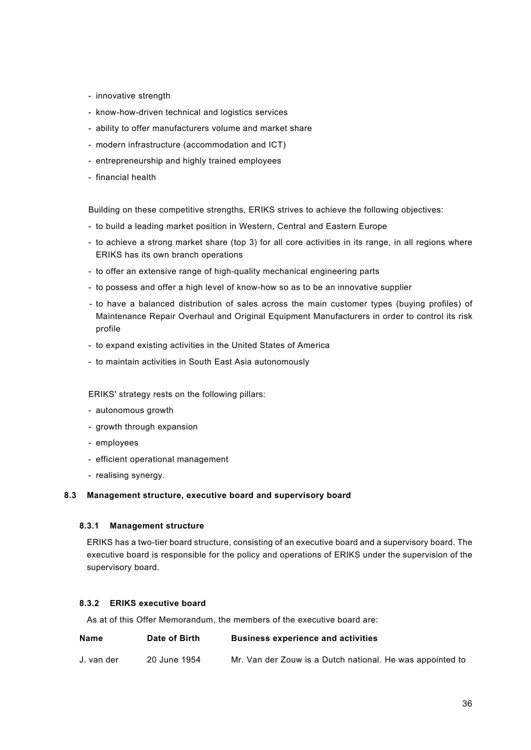- innovative strength
- know-how-driven technical and logistics services
- ability to offer manufacturers volume and market share
- modern infrastructure (accommodation and ICT)
- entrepreneurship and highly trained employees
- financial health

Building on these competitive strengths, ERIKS strives to achieve the following objectives:

- to build a leading market position in Western, Central and Eastern Europe
- to achieve a strong market share (top 3) for all core activities in its range, in all regions where ERIKS has its own branch operations
- to offer an extensive range of high-quality mechanical engineering parts
- to possess and offer a high level of know-how so as to be an innovative supplier
- to have a balanced distribution of sales across the main customer types (buying profiles) of Maintenance Repair Overhaul and Original Equipment Manufacturers in order to control its risk profile
- to expand existing activities in the United States of America
- to maintain activities in South East Asia autonomously

ERIKS' strategy rests on the following pillars:

- autonomous growth
- growth through expansion
- employees
- efficient operational management
- realising synergy.

## 8.3 Management structure, executive board and supervisory board

### 8.3.1 Management structure

ERIKS has a two-tier board structure, consisting of an executive board and a supervisory board. The executive board is responsible for the policy and operations of ERIKS under the supervision of the supervisory board.

### 8.3.2 ERIKS executive board

As at of this Offer Memorandum, the members of the executive board are:

| Name | Date of Birth | Business experience and activities |
|---|---|---|
| J. van der | 20 June 1954 | Mr. Van der Zouw is a Dutch national. He was appointed to |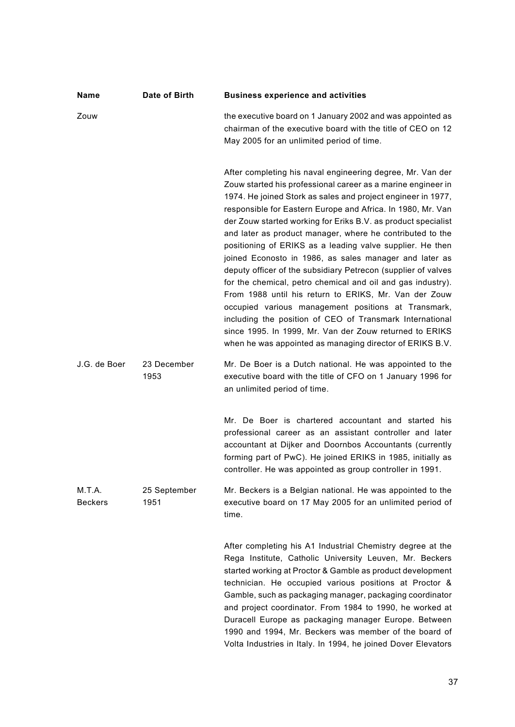| Name | Date of Birth | Business experience and activities |
|---|---|---|
| Zouw | | the executive board on 1 January 2002 and was appointed as chairman of the executive board with the title of CEO on 12 May 2005 for an unlimited period of time.<br><br>After completing his naval engineering degree, Mr. Van der Zouw started his professional career as a marine engineer in 1974. He joined Stork as sales and project engineer in 1977, responsible for Eastern Europe and Africa. In 1980, Mr. Van der Zouw started working for Eriks B.V. as product specialist and later as product manager, where he contributed to the positioning of ERIKS as a leading valve supplier. He then joined Econosto in 1986, as sales manager and later as deputy officer of the subsidiary Petrecon (supplier of valves for the chemical, petro chemical and oil and gas industry). From 1988 until his return to ERIKS, Mr. Van der Zouw occupied various management positions at Transmark, including the position of CEO of Transmark International since 1995. In 1999, Mr. Van der Zouw returned to ERIKS when he was appointed as managing director of ERIKS B.V. |
| J.G. de Boer | 23 December 1953 | Mr. De Boer is a Dutch national. He was appointed to the executive board with the title of CFO on 1 January 1996 for an unlimited period of time.<br><br>Mr. De Boer is chartered accountant and started his professional career as an assistant controller and later accountant at Dijker and Doornbos Accountants (currently forming part of PwC). He joined ERIKS in 1985, initially as controller. He was appointed as group controller in 1991. |
| M.T.A. Beckers | 25 September 1951 | Mr. Beckers is a Belgian national. He was appointed to the executive board on 17 May 2005 for an unlimited period of time.<br><br>After completing his A1 Industrial Chemistry degree at the Rega Institute, Catholic University Leuven, Mr. Beckers started working at Proctor & Gamble as product development technician. He occupied various positions at Proctor & Gamble, such as packaging manager, packaging coordinator and project coordinator. From 1984 to 1990, he worked at Duracell Europe as packaging manager Europe. Between 1990 and 1994, Mr. Beckers was member of the board of Volta Industries in Italy. In 1994, he joined Dover Elevators |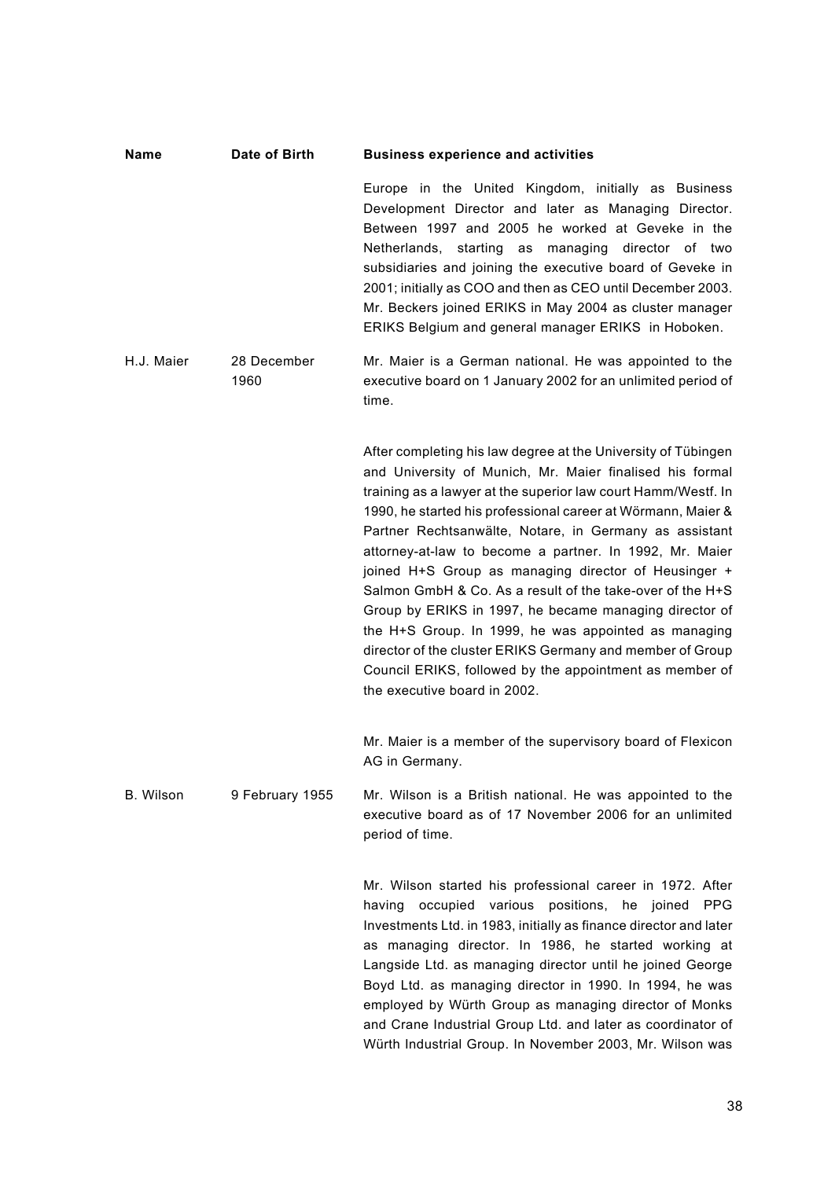| Name | Date of Birth | Business experience and activities |
|---|---|---|
| | | Europe in the United Kingdom, initially as Business Development Director and later as Managing Director. Between 1997 and 2005 he worked at Geveke in the Netherlands, starting as managing director of two subsidiaries and joining the executive board of Geveke in 2001; initially as COO and then as CEO until December 2003. Mr. Beckers joined ERIKS in May 2004 as cluster manager ERIKS Belgium and general manager ERIKS in Hoboken. |
| H.J. Maier | 28 December 1960 | Mr. Maier is a German national. He was appointed to the executive board on 1 January 2002 for an unlimited period of time. |
| | | After completing his law degree at the University of Tübingen and University of Munich, Mr. Maier finalised his formal training as a lawyer at the superior law court Hamm/Westf. In 1990, he started his professional career at Wörmann, Maier & Partner Rechtsanwälte, Notare, in Germany as assistant attorney-at-law to become a partner. In 1992, Mr. Maier joined H+S Group as managing director of Heusinger + Salmon GmbH & Co. As a result of the take-over of the H+S Group by ERIKS in 1997, he became managing director of the H+S Group. In 1999, he was appointed as managing director of the cluster ERIKS Germany and member of Group Council ERIKS, followed by the appointment as member of the executive board in 2002. |
| | | Mr. Maier is a member of the supervisory board of Flexicon AG in Germany. |
| B. Wilson | 9 February 1955 | Mr. Wilson is a British national. He was appointed to the executive board as of 17 November 2006 for an unlimited period of time. |
| | | Mr. Wilson started his professional career in 1972. After having occupied various positions, he joined PPG Investments Ltd. in 1983, initially as finance director and later as managing director. In 1986, he started working at Langside Ltd. as managing director until he joined George Boyd Ltd. as managing director in 1990. In 1994, he was employed by Würth Group as managing director of Monks and Crane Industrial Group Ltd. and later as coordinator of Würth Industrial Group. In November 2003, Mr. Wilson was |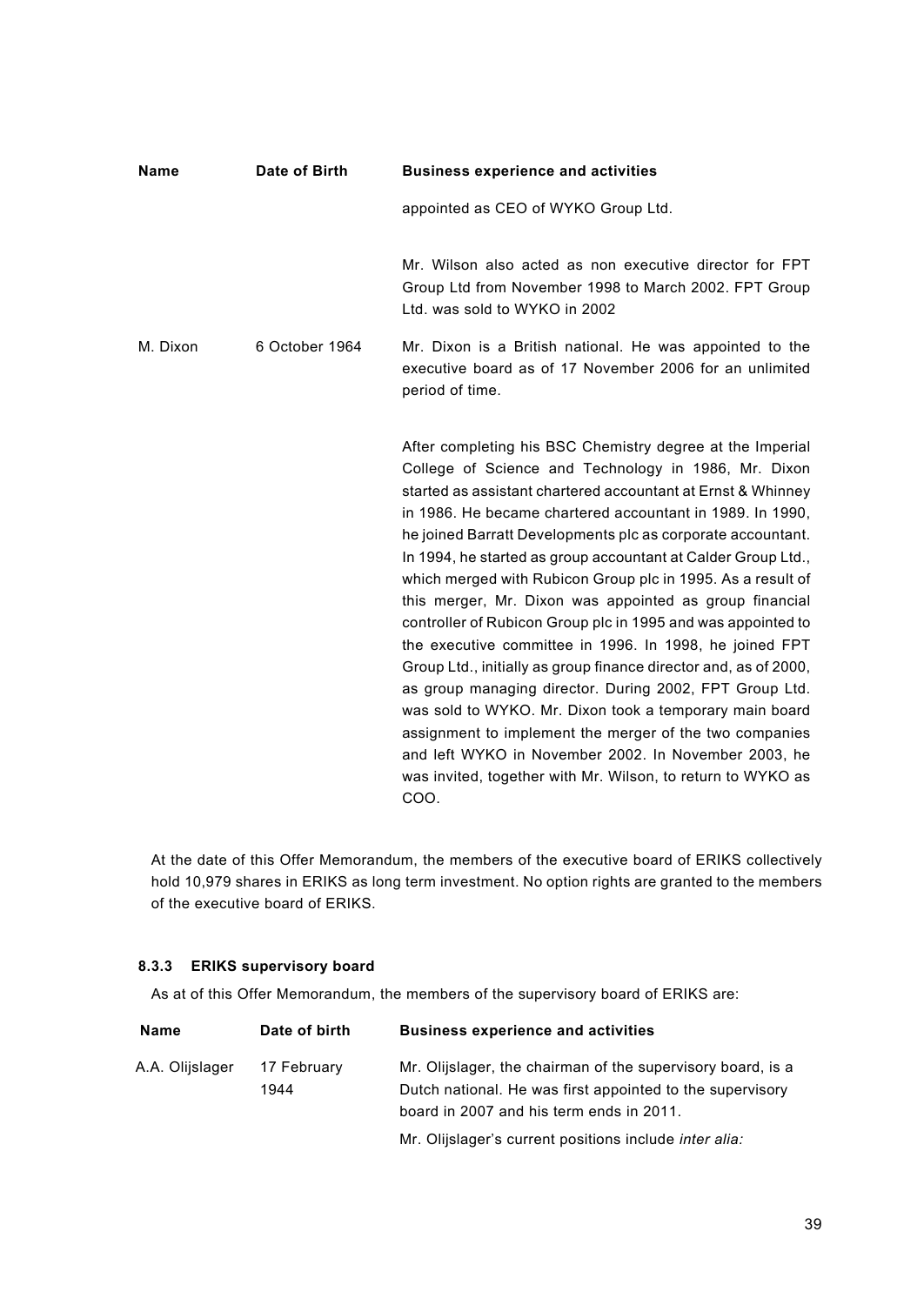| Name | Date of Birth | Business experience and activities |
| --- | --- | --- |
| | | appointed as CEO of WYKO Group Ltd.<br><br>Mr. Wilson also acted as non executive director for FPT Group Ltd from November 1998 to March 2002. FPT Group Ltd. was sold to WYKO in 2002 |
| M. Dixon | 6 October 1964 | Mr. Dixon is a British national. He was appointed to the executive board as of 17 November 2006 for an unlimited period of time.<br><br>After completing his BSC Chemistry degree at the Imperial College of Science and Technology in 1986, Mr. Dixon started as assistant chartered accountant at Ernst & Whinney in 1986. He became chartered accountant in 1989. In 1990, he joined Barratt Developments plc as corporate accountant. In 1994, he started as group accountant at Calder Group Ltd., which merged with Rubicon Group plc in 1995. As a result of this merger, Mr. Dixon was appointed as group financial controller of Rubicon Group plc in 1995 and was appointed to the executive committee in 1996. In 1998, he joined FPT Group Ltd., initially as group finance director and, as of 2000, as group managing director. During 2002, FPT Group Ltd. was sold to WYKO. Mr. Dixon took a temporary main board assignment to implement the merger of the two companies and left WYKO in November 2002. In November 2003, he was invited, together with Mr. Wilson, to return to WYKO as COO. |

At the date of this Offer Memorandum, the members of the executive board of ERIKS collectively hold 10,979 shares in ERIKS as long term investment. No option rights are granted to the members of the executive board of ERIKS.

### 8.3.3 ERIKS supervisory board

As at of this Offer Memorandum, the members of the supervisory board of ERIKS are:

| Name | Date of birth | Business experience and activities |
| --- | --- | --- |
| A.A. Olijslager | 17 February 1944 | Mr. Olijslager, the chairman of the supervisory board, is a Dutch national. He was first appointed to the supervisory board in 2007 and his term ends in 2011.<br><br>Mr. Olijslager's current positions include *inter alia:* |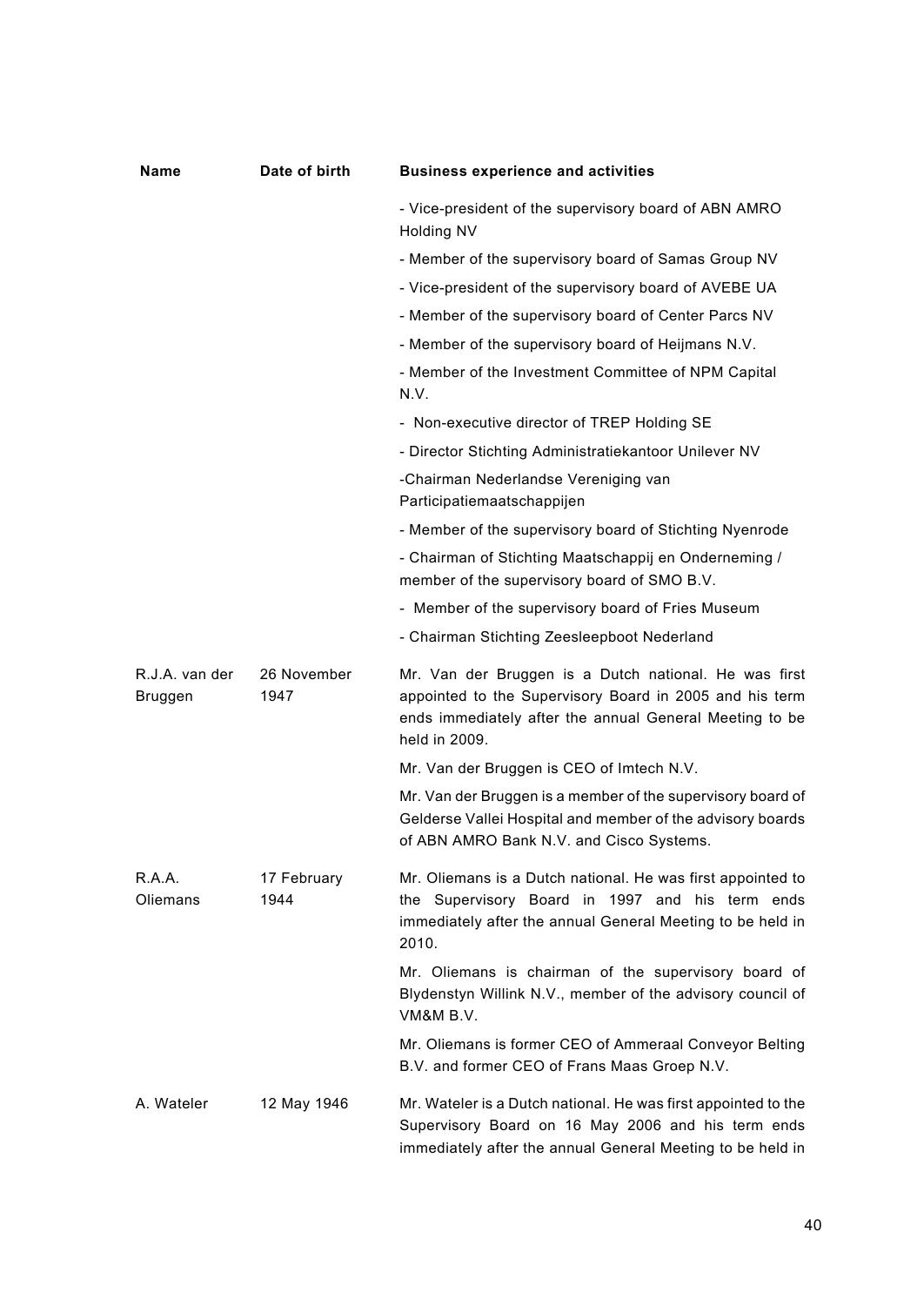| Name | Date of birth | Business experience and activities |
|---|---|---|
| | | - Vice-president of the supervisory board of ABN AMRO Holding NV<br>- Member of the supervisory board of Samas Group NV<br>- Vice-president of the supervisory board of AVEBE UA<br>- Member of the supervisory board of Center Parcs NV<br>- Member of the supervisory board of Heijmans N.V.<br>- Member of the Investment Committee of NPM Capital N.V.<br>- Non-executive director of TREP Holding SE<br>- Director Stichting Administratiekantoor Unilever NV<br>-Chairman Nederlandse Vereniging van Participatiemaatschappijen<br>- Member of the supervisory board of Stichting Nyenrode<br>- Chairman of Stichting Maatschappij en Onderneming / member of the supervisory board of SMO B.V.<br>- Member of the supervisory board of Fries Museum<br>- Chairman Stichting Zeesleepboot Nederland |
| R.J.A. van der Bruggen | 26 November 1947 | Mr. Van der Bruggen is a Dutch national. He was first appointed to the Supervisory Board in 2005 and his term ends immediately after the annual General Meeting to be held in 2009.<br>Mr. Van der Bruggen is CEO of Imtech N.V.<br>Mr. Van der Bruggen is a member of the supervisory board of Gelderse Vallei Hospital and member of the advisory boards of ABN AMRO Bank N.V. and Cisco Systems. |
| R.A.A. Oliemans | 17 February 1944 | Mr. Oliemans is a Dutch national. He was first appointed to the Supervisory Board in 1997 and his term ends immediately after the annual General Meeting to be held in 2010.<br>Mr. Oliemans is chairman of the supervisory board of Blydenstyn Willink N.V., member of the advisory council of VM&M B.V.<br>Mr. Oliemans is former CEO of Ammeraal Conveyor Belting B.V. and former CEO of Frans Maas Groep N.V. |
| A. Wateler | 12 May 1946 | Mr. Wateler is a Dutch national. He was first appointed to the Supervisory Board on 16 May 2006 and his term ends immediately after the annual General Meeting to be held in |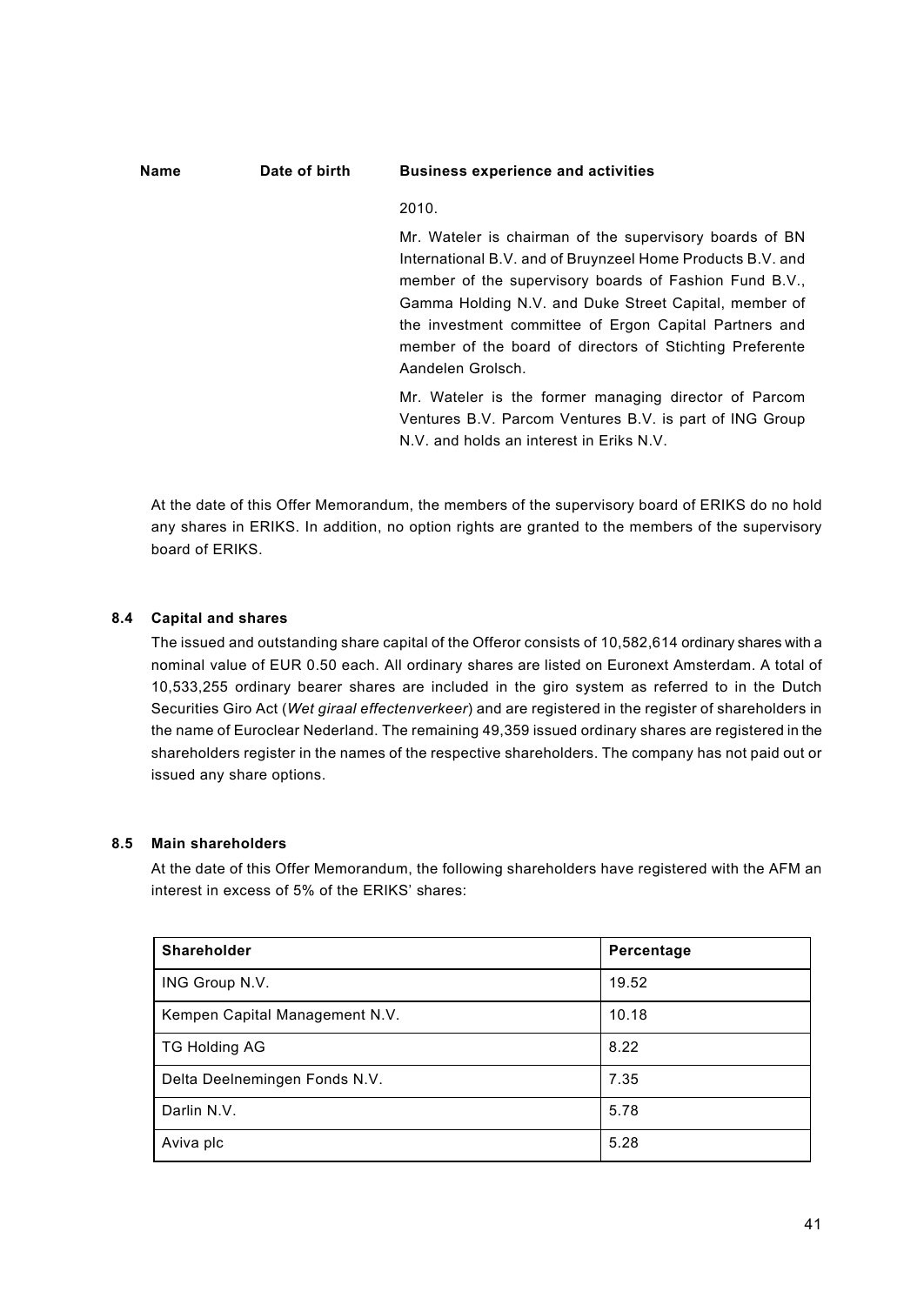| Name | Date of birth | Business experience and activities |
|---|---|---|
| | | 2010.<br><br>Mr. Wateler is chairman of the supervisory boards of BN International B.V. and of Bruynzeel Home Products B.V. and member of the supervisory boards of Fashion Fund B.V., Gamma Holding N.V. and Duke Street Capital, member of the investment committee of Ergon Capital Partners and member of the board of directors of Stichting Preferente Aandelen Grolsch.<br><br>Mr. Wateler is the former managing director of Parcom Ventures B.V. Parcom Ventures B.V. is part of ING Group N.V. and holds an interest in Eriks N.V. |

At the date of this Offer Memorandum, the members of the supervisory board of ERIKS do no hold any shares in ERIKS. In addition, no option rights are granted to the members of the supervisory board of ERIKS.

### 8.4 Capital and shares

The issued and outstanding share capital of the Offeror consists of 10,582,614 ordinary shares with a nominal value of EUR 0.50 each. All ordinary shares are listed on Euronext Amsterdam. A total of 10,533,255 ordinary bearer shares are included in the giro system as referred to in the Dutch Securities Giro Act (*Wet giraal effectenverkeer*) and are registered in the register of shareholders in the name of Euroclear Nederland. The remaining 49,359 issued ordinary shares are registered in the shareholders register in the names of the respective shareholders. The company has not paid out or issued any share options.

### 8.5 Main shareholders

At the date of this Offer Memorandum, the following shareholders have registered with the AFM an interest in excess of 5% of the ERIKS' shares:

| Shareholder | Percentage |
|---|---|
| ING Group N.V. | 19.52 |
| Kempen Capital Management N.V. | 10.18 |
| TG Holding AG | 8.22 |
| Delta Deelnemingen Fonds N.V. | 7.35 |
| Darlin N.V. | 5.78 |
| Aviva plc | 5.28 |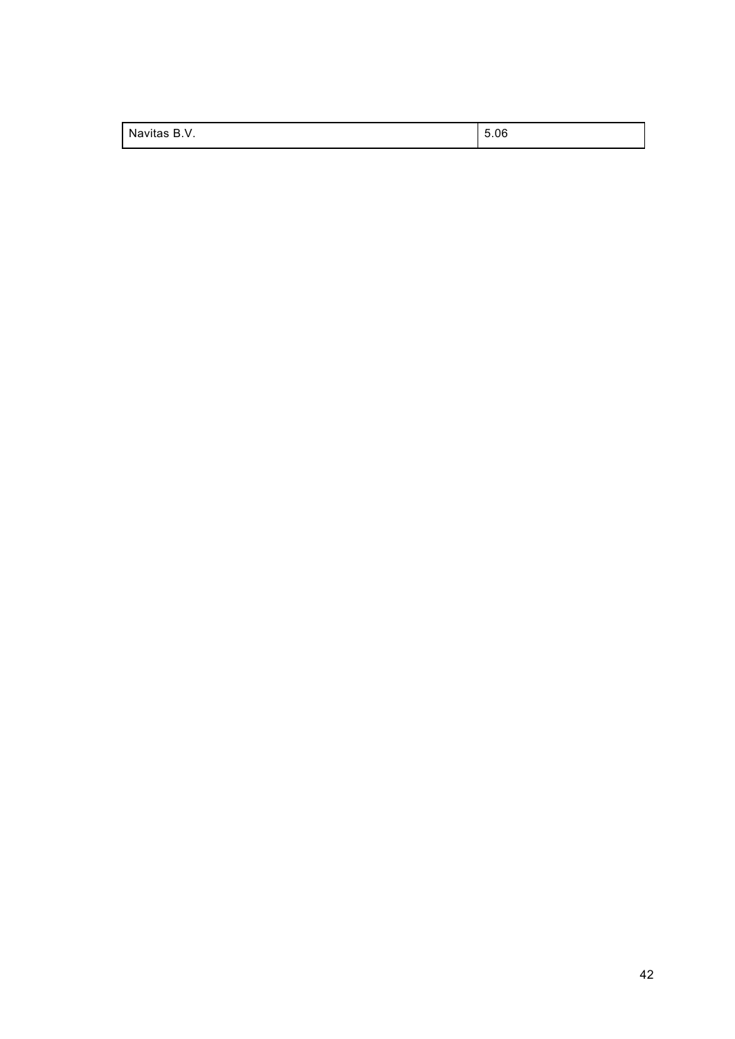| | |
|---|---|
| Navitas B.V. | 5.06 |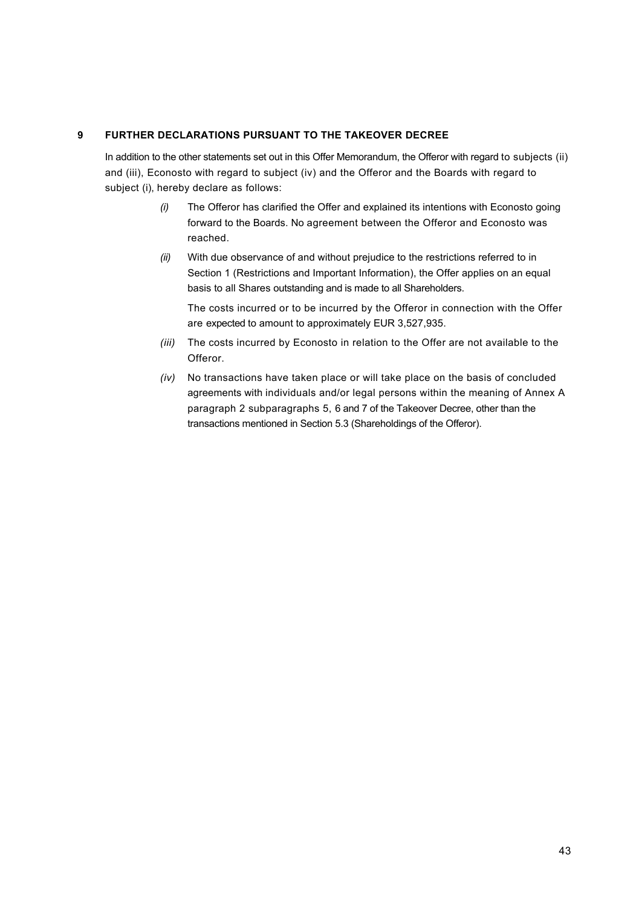## 9 FURTHER DECLARATIONS PURSUANT TO THE TAKEOVER DECREE

In addition to the other statements set out in this Offer Memorandum, the Offeror with regard to subjects (ii) and (iii), Econosto with regard to subject (iv) and the Offeror and the Boards with regard to subject (i), hereby declare as follows:

*(i)* The Offeror has clarified the Offer and explained its intentions with Econosto going forward to the Boards. No agreement between the Offeror and Econosto was reached.

*(ii)* With due observance of and without prejudice to the restrictions referred to in Section 1 (Restrictions and Important Information), the Offer applies on an equal basis to all Shares outstanding and is made to all Shareholders.

The costs incurred or to be incurred by the Offeror in connection with the Offer are expected to amount to approximately EUR 3,527,935.

*(iii)* The costs incurred by Econosto in relation to the Offer are not available to the Offeror.

*(iv)* No transactions have taken place or will take place on the basis of concluded agreements with individuals and/or legal persons within the meaning of Annex A paragraph 2 subparagraphs 5, 6 and 7 of the Takeover Decree, other than the transactions mentioned in Section 5.3 (Shareholdings of the Offeror).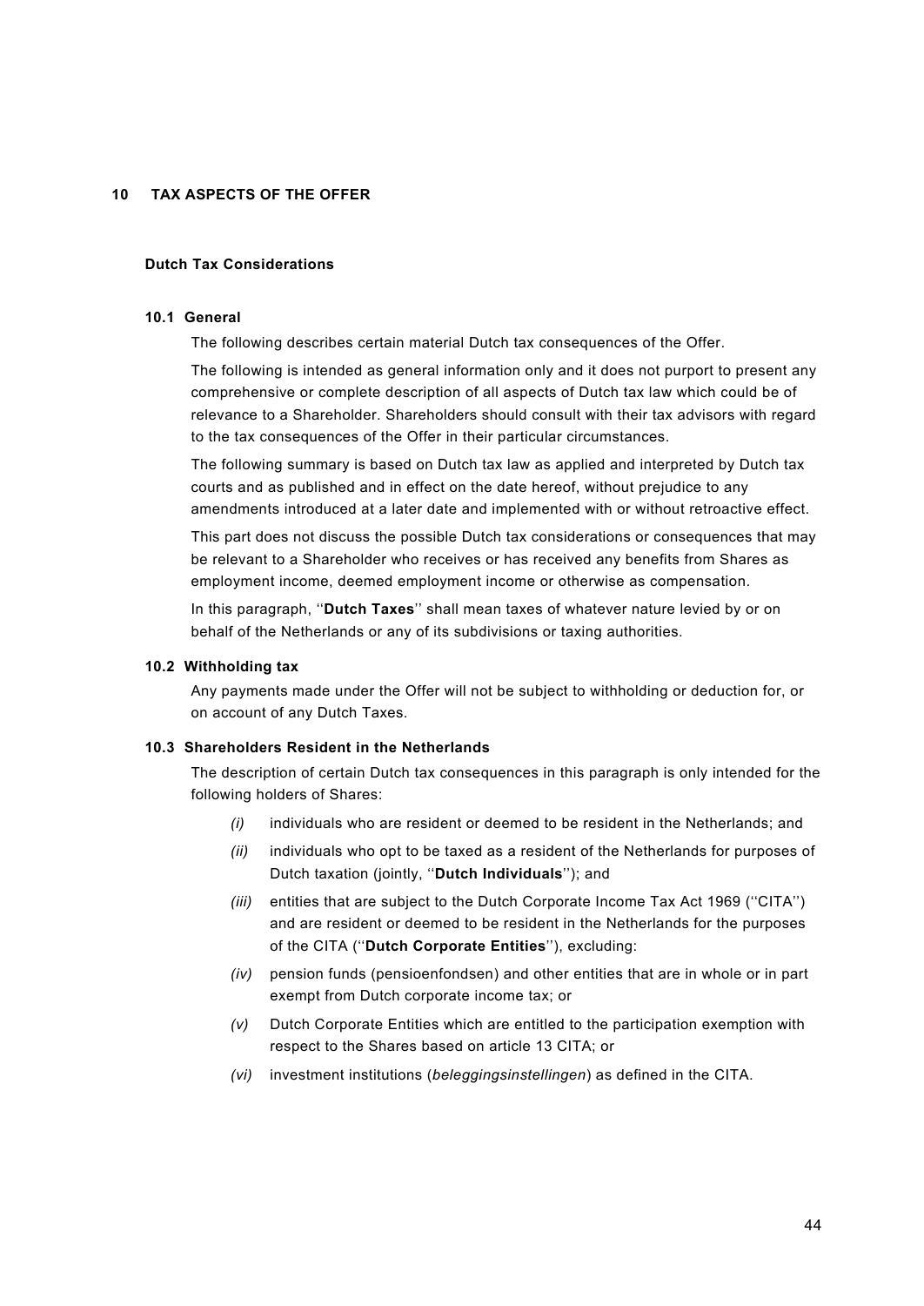# 10 TAX ASPECTS OF THE OFFER

## Dutch Tax Considerations

### 10.1 General

The following describes certain material Dutch tax consequences of the Offer.

The following is intended as general information only and it does not purport to present any comprehensive or complete description of all aspects of Dutch tax law which could be of relevance to a Shareholder. Shareholders should consult with their tax advisors with regard to the tax consequences of the Offer in their particular circumstances.

The following summary is based on Dutch tax law as applied and interpreted by Dutch tax courts and as published and in effect on the date hereof, without prejudice to any amendments introduced at a later date and implemented with or without retroactive effect.

This part does not discuss the possible Dutch tax considerations or consequences that may be relevant to a Shareholder who receives or has received any benefits from Shares as employment income, deemed employment income or otherwise as compensation.

In this paragraph, ''**Dutch Taxes**'' shall mean taxes of whatever nature levied by or on behalf of the Netherlands or any of its subdivisions or taxing authorities.

### 10.2 Withholding tax

Any payments made under the Offer will not be subject to withholding or deduction for, or on account of any Dutch Taxes.

### 10.3 Shareholders Resident in the Netherlands

The description of certain Dutch tax consequences in this paragraph is only intended for the following holders of Shares:

*(i)* individuals who are resident or deemed to be resident in the Netherlands; and

*(ii)* individuals who opt to be taxed as a resident of the Netherlands for purposes of Dutch taxation (jointly, ''**Dutch Individuals**''); and

*(iii)* entities that are subject to the Dutch Corporate Income Tax Act 1969 (''CITA'') and are resident or deemed to be resident in the Netherlands for the purposes of the CITA (''**Dutch Corporate Entities**''), excluding:

*(iv)* pension funds (pensioenfondsen) and other entities that are in whole or in part exempt from Dutch corporate income tax; or

*(v)* Dutch Corporate Entities which are entitled to the participation exemption with respect to the Shares based on article 13 CITA; or

*(vi)* investment institutions (*beleggingsinstellingen*) as defined in the CITA.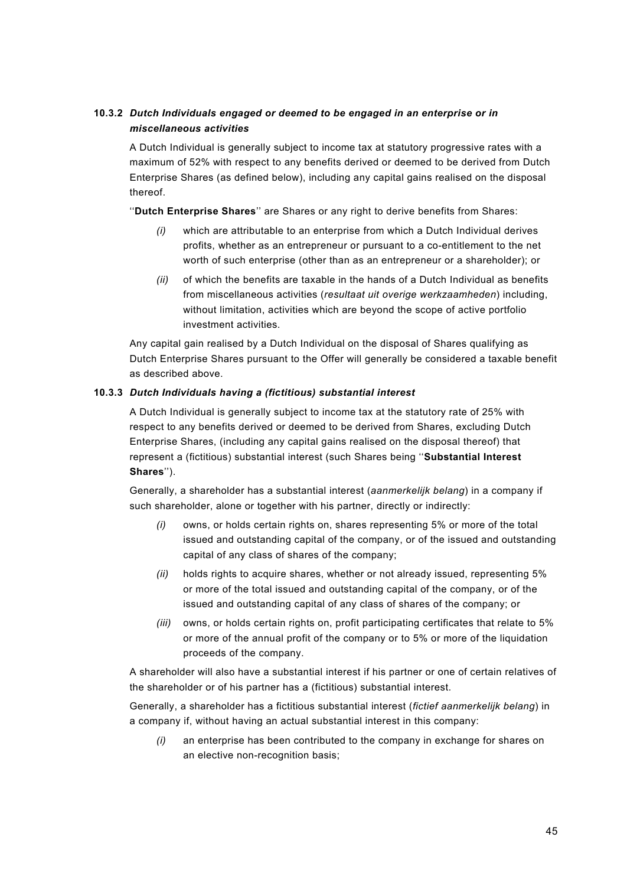#### 10.3.2 *Dutch Individuals engaged or deemed to be engaged in an enterprise or in miscellaneous activities*

A Dutch Individual is generally subject to income tax at statutory progressive rates with a maximum of 52% with respect to any benefits derived or deemed to be derived from Dutch Enterprise Shares (as defined below), including any capital gains realised on the disposal thereof.

''**Dutch Enterprise Shares**'' are Shares or any right to derive benefits from Shares:

*(i)* which are attributable to an enterprise from which a Dutch Individual derives profits, whether as an entrepreneur or pursuant to a co-entitlement to the net worth of such enterprise (other than as an entrepreneur or a shareholder); or

*(ii)* of which the benefits are taxable in the hands of a Dutch Individual as benefits from miscellaneous activities (*resultaat uit overige werkzaamheden*) including, without limitation, activities which are beyond the scope of active portfolio investment activities.

Any capital gain realised by a Dutch Individual on the disposal of Shares qualifying as Dutch Enterprise Shares pursuant to the Offer will generally be considered a taxable benefit as described above.

#### 10.3.3 *Dutch Individuals having a (fictitious) substantial interest*

A Dutch Individual is generally subject to income tax at the statutory rate of 25% with respect to any benefits derived or deemed to be derived from Shares, excluding Dutch Enterprise Shares, (including any capital gains realised on the disposal thereof) that represent a (fictitious) substantial interest (such Shares being ''**Substantial Interest Shares**'').

Generally, a shareholder has a substantial interest (*aanmerkelijk belang*) in a company if such shareholder, alone or together with his partner, directly or indirectly:

*(i)* owns, or holds certain rights on, shares representing 5% or more of the total issued and outstanding capital of the company, or of the issued and outstanding capital of any class of shares of the company;

*(ii)* holds rights to acquire shares, whether or not already issued, representing 5% or more of the total issued and outstanding capital of the company, or of the issued and outstanding capital of any class of shares of the company; or

*(iii)* owns, or holds certain rights on, profit participating certificates that relate to 5% or more of the annual profit of the company or to 5% or more of the liquidation proceeds of the company.

A shareholder will also have a substantial interest if his partner or one of certain relatives of the shareholder or of his partner has a (fictitious) substantial interest.

Generally, a shareholder has a fictitious substantial interest (*fictief aanmerkelijk belang*) in a company if, without having an actual substantial interest in this company:

*(i)* an enterprise has been contributed to the company in exchange for shares on an elective non-recognition basis;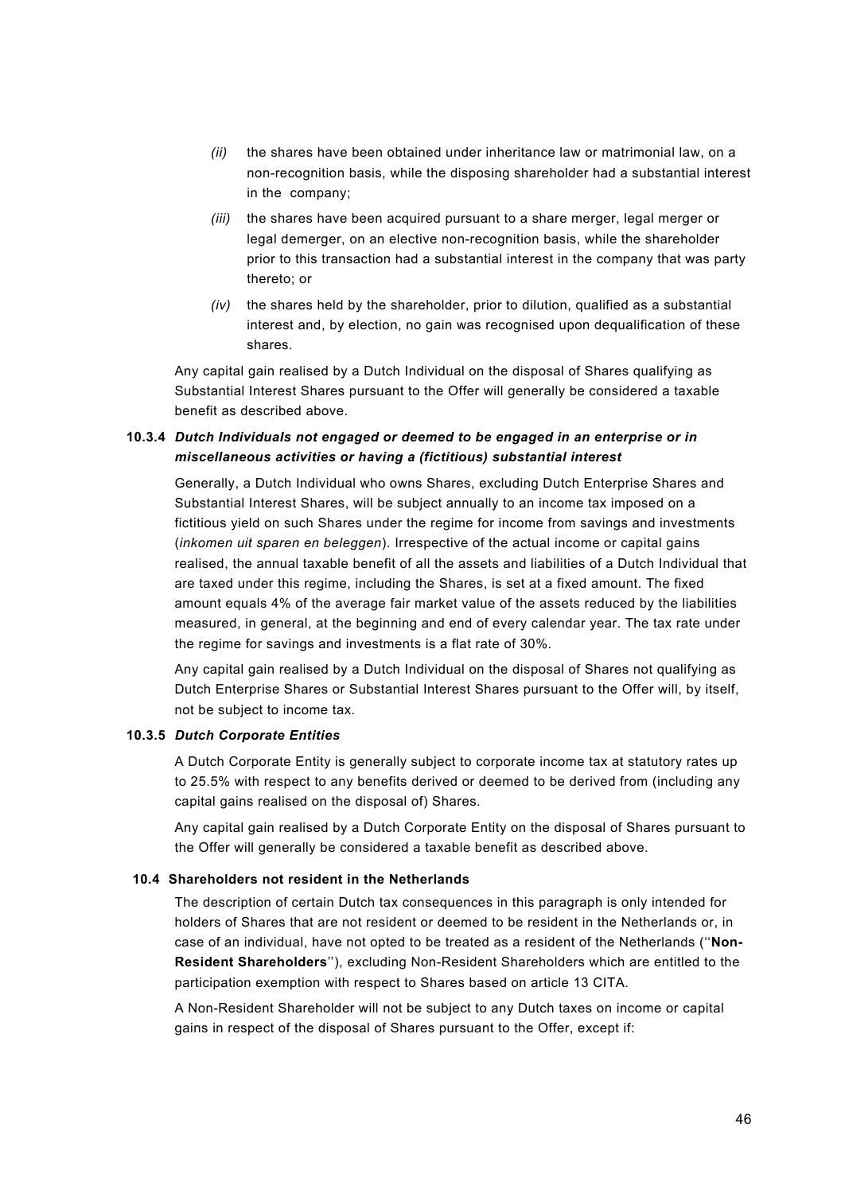*(ii)* the shares have been obtained under inheritance law or matrimonial law, on a non-recognition basis, while the disposing shareholder had a substantial interest in the company;

*(iii)* the shares have been acquired pursuant to a share merger, legal merger or legal demerger, on an elective non-recognition basis, while the shareholder prior to this transaction had a substantial interest in the company that was party thereto; or

*(iv)* the shares held by the shareholder, prior to dilution, qualified as a substantial interest and, by election, no gain was recognised upon dequalification of these shares.

Any capital gain realised by a Dutch Individual on the disposal of Shares qualifying as Substantial Interest Shares pursuant to the Offer will generally be considered a taxable benefit as described above.

### 10.3.4 *Dutch Individuals not engaged or deemed to be engaged in an enterprise or in miscellaneous activities or having a (fictitious) substantial interest*

Generally, a Dutch Individual who owns Shares, excluding Dutch Enterprise Shares and Substantial Interest Shares, will be subject annually to an income tax imposed on a fictitious yield on such Shares under the regime for income from savings and investments (*inkomen uit sparen en beleggen*). Irrespective of the actual income or capital gains realised, the annual taxable benefit of all the assets and liabilities of a Dutch Individual that are taxed under this regime, including the Shares, is set at a fixed amount. The fixed amount equals 4% of the average fair market value of the assets reduced by the liabilities measured, in general, at the beginning and end of every calendar year. The tax rate under the regime for savings and investments is a flat rate of 30%.

Any capital gain realised by a Dutch Individual on the disposal of Shares not qualifying as Dutch Enterprise Shares or Substantial Interest Shares pursuant to the Offer will, by itself, not be subject to income tax.

### 10.3.5 *Dutch Corporate Entities*

A Dutch Corporate Entity is generally subject to corporate income tax at statutory rates up to 25.5% with respect to any benefits derived or deemed to be derived from (including any capital gains realised on the disposal of) Shares.

Any capital gain realised by a Dutch Corporate Entity on the disposal of Shares pursuant to the Offer will generally be considered a taxable benefit as described above.

## 10.4 Shareholders not resident in the Netherlands

The description of certain Dutch tax consequences in this paragraph is only intended for holders of Shares that are not resident or deemed to be resident in the Netherlands or, in case of an individual, have not opted to be treated as a resident of the Netherlands (''**Non-Resident Shareholders**''), excluding Non-Resident Shareholders which are entitled to the participation exemption with respect to Shares based on article 13 CITA.

A Non-Resident Shareholder will not be subject to any Dutch taxes on income or capital gains in respect of the disposal of Shares pursuant to the Offer, except if: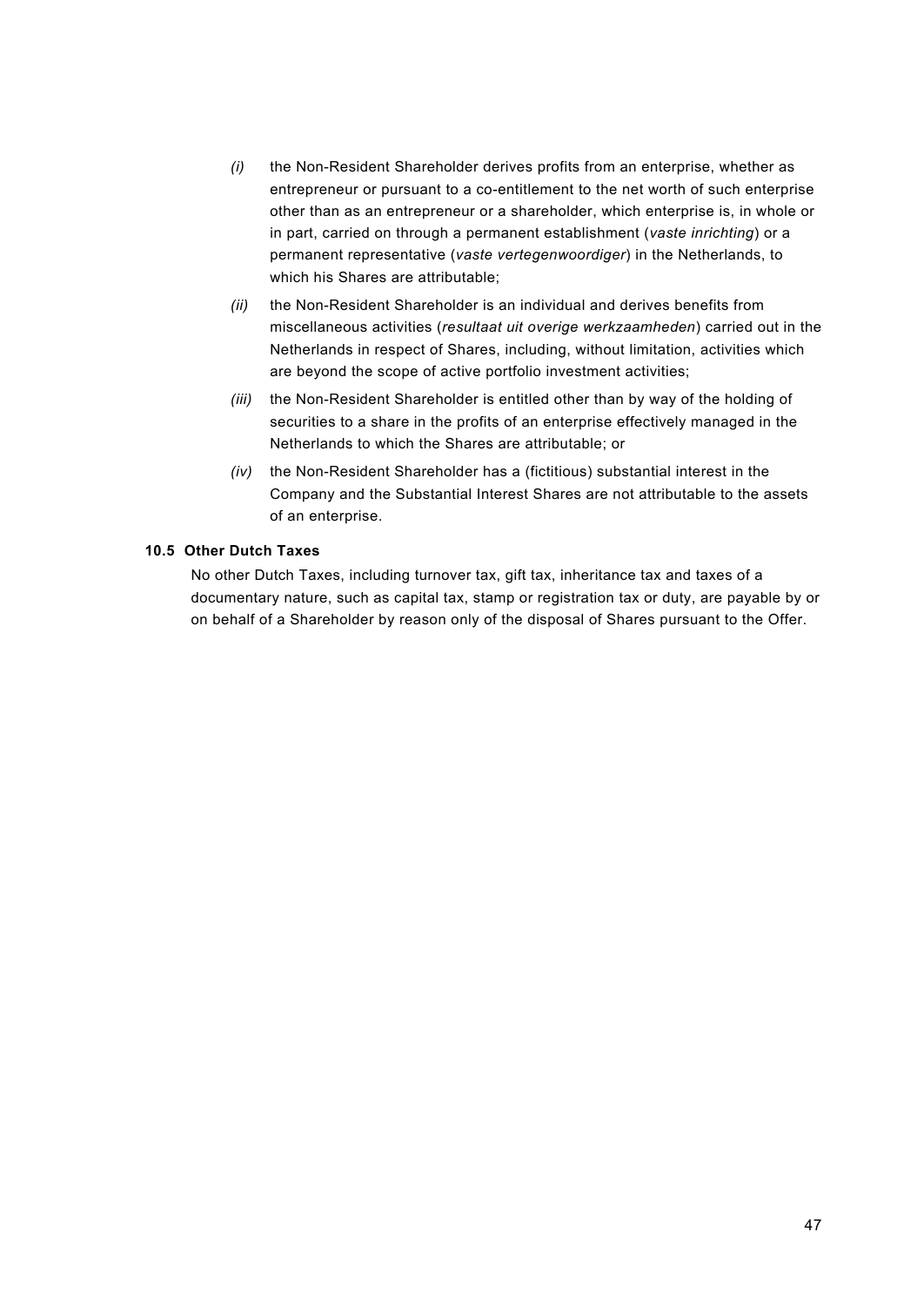*(i)* the Non-Resident Shareholder derives profits from an enterprise, whether as entrepreneur or pursuant to a co-entitlement to the net worth of such enterprise other than as an entrepreneur or a shareholder, which enterprise is, in whole or in part, carried on through a permanent establishment (*vaste inrichting*) or a permanent representative (*vaste vertegenwoordiger*) in the Netherlands, to which his Shares are attributable;

*(ii)* the Non-Resident Shareholder is an individual and derives benefits from miscellaneous activities (*resultaat uit overige werkzaamheden*) carried out in the Netherlands in respect of Shares, including, without limitation, activities which are beyond the scope of active portfolio investment activities;

*(iii)* the Non-Resident Shareholder is entitled other than by way of the holding of securities to a share in the profits of an enterprise effectively managed in the Netherlands to which the Shares are attributable; or

*(iv)* the Non-Resident Shareholder has a (fictitious) substantial interest in the Company and the Substantial Interest Shares are not attributable to the assets of an enterprise.

### 10.5 Other Dutch Taxes

No other Dutch Taxes, including turnover tax, gift tax, inheritance tax and taxes of a documentary nature, such as capital tax, stamp or registration tax or duty, are payable by or on behalf of a Shareholder by reason only of the disposal of Shares pursuant to the Offer.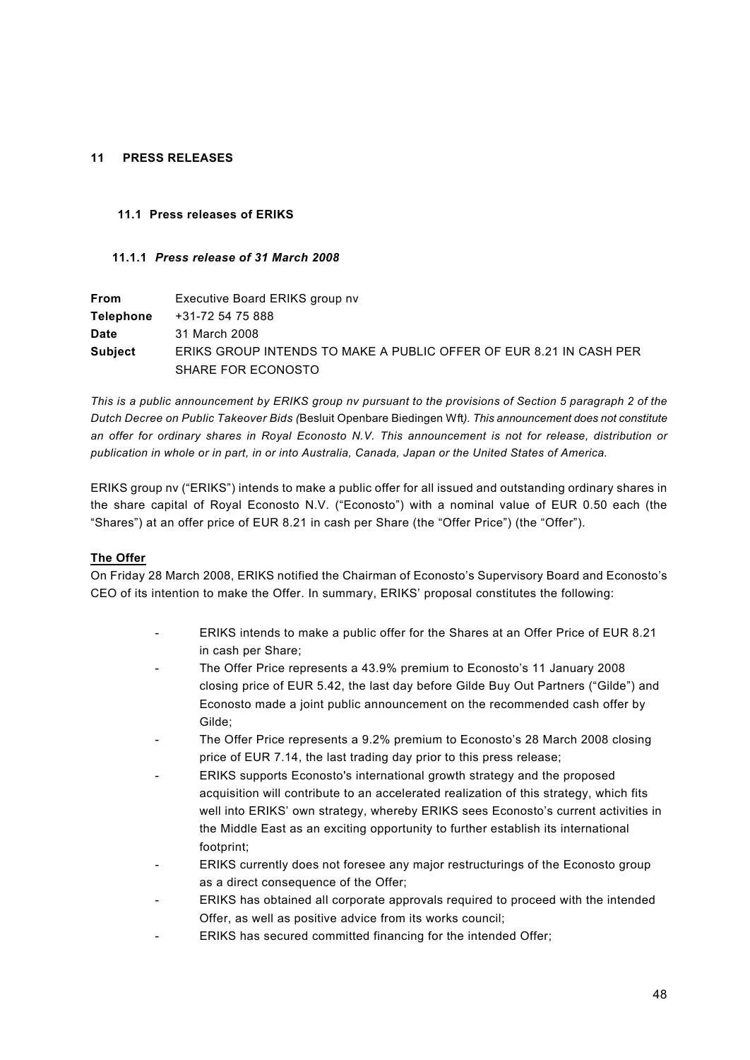# 11 PRESS RELEASES

## 11.1 Press releases of ERIKS

### 11.1.1 *Press release of 31 March 2008*

| | |
|---|---|
| **From** | Executive Board ERIKS group nv |
| **Telephone** | +31-72 54 75 888 |
| **Date** | 31 March 2008 |
| **Subject** | ERIKS GROUP INTENDS TO MAKE A PUBLIC OFFER OF EUR 8.21 IN CASH PER SHARE FOR ECONOSTO |

*This is a public announcement by ERIKS group nv pursuant to the provisions of Section 5 paragraph 2 of the Dutch Decree on Public Takeover Bids (*Besluit Openbare Biedingen Wft*). This announcement does not constitute an offer for ordinary shares in Royal Econosto N.V. This announcement is not for release, distribution or publication in whole or in part, in or into Australia, Canada, Japan or the United States of America.*

ERIKS group nv ("ERIKS") intends to make a public offer for all issued and outstanding ordinary shares in the share capital of Royal Econosto N.V. ("Econosto") with a nominal value of EUR 0.50 each (the "Shares") at an offer price of EUR 8.21 in cash per Share (the "Offer Price") (the "Offer").

**The Offer**

On Friday 28 March 2008, ERIKS notified the Chairman of Econosto's Supervisory Board and Econosto's CEO of its intention to make the Offer. In summary, ERIKS' proposal constitutes the following:

- ERIKS intends to make a public offer for the Shares at an Offer Price of EUR 8.21 in cash per Share;
- The Offer Price represents a 43.9% premium to Econosto's 11 January 2008 closing price of EUR 5.42, the last day before Gilde Buy Out Partners ("Gilde") and Econosto made a joint public announcement on the recommended cash offer by Gilde;
- The Offer Price represents a 9.2% premium to Econosto's 28 March 2008 closing price of EUR 7.14, the last trading day prior to this press release;
- ERIKS supports Econosto's international growth strategy and the proposed acquisition will contribute to an accelerated realization of this strategy, which fits well into ERIKS' own strategy, whereby ERIKS sees Econosto's current activities in the Middle East as an exciting opportunity to further establish its international footprint;
- ERIKS currently does not foresee any major restructurings of the Econosto group as a direct consequence of the Offer;
- ERIKS has obtained all corporate approvals required to proceed with the intended Offer, as well as positive advice from its works council;
- ERIKS has secured committed financing for the intended Offer;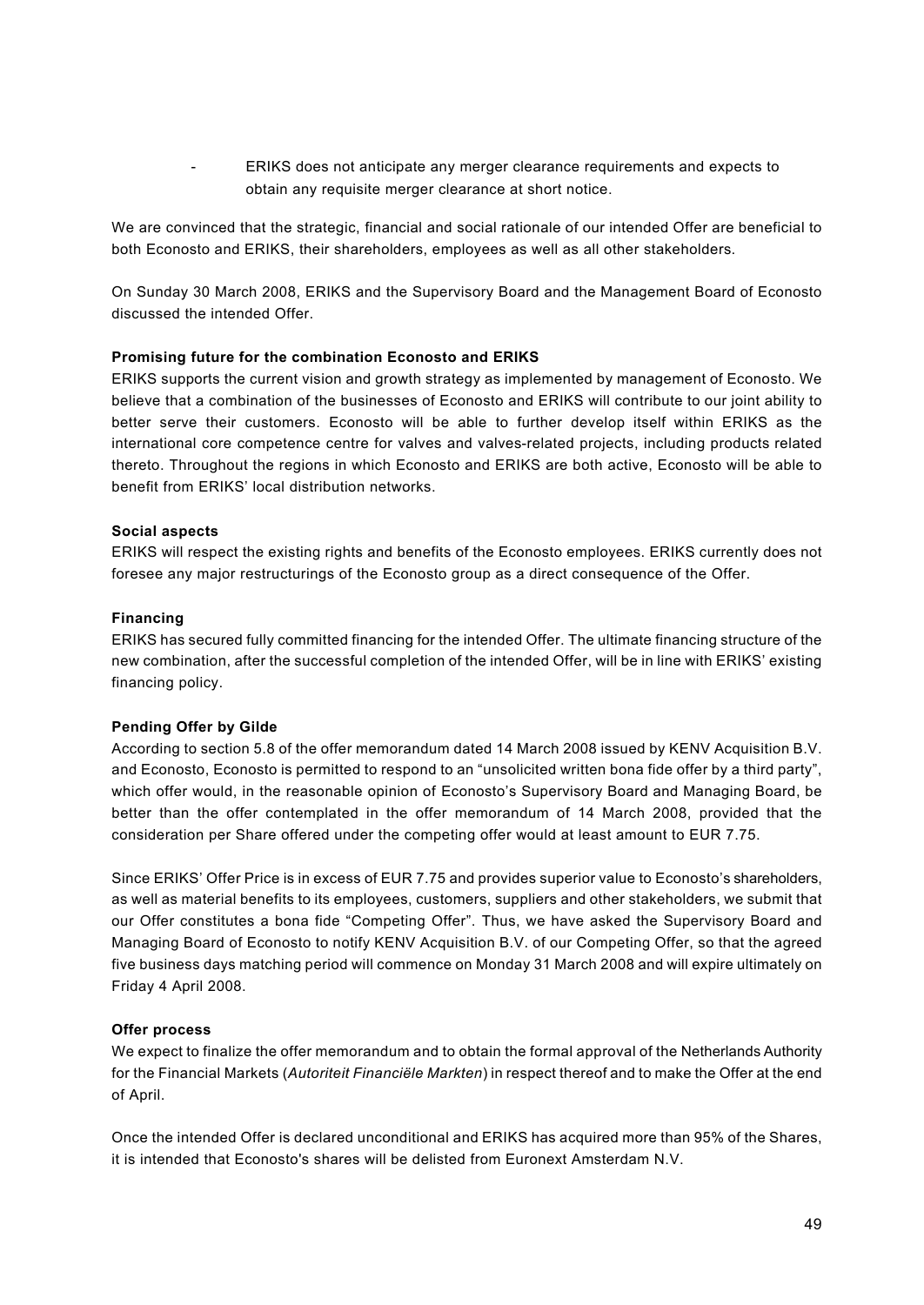- ERIKS does not anticipate any merger clearance requirements and expects to obtain any requisite merger clearance at short notice.

We are convinced that the strategic, financial and social rationale of our intended Offer are beneficial to both Econosto and ERIKS, their shareholders, employees as well as all other stakeholders.

On Sunday 30 March 2008, ERIKS and the Supervisory Board and the Management Board of Econosto discussed the intended Offer.

**Promising future for the combination Econosto and ERIKS**

ERIKS supports the current vision and growth strategy as implemented by management of Econosto. We believe that a combination of the businesses of Econosto and ERIKS will contribute to our joint ability to better serve their customers. Econosto will be able to further develop itself within ERIKS as the international core competence centre for valves and valves-related projects, including products related thereto. Throughout the regions in which Econosto and ERIKS are both active, Econosto will be able to benefit from ERIKS' local distribution networks.

**Social aspects**

ERIKS will respect the existing rights and benefits of the Econosto employees. ERIKS currently does not foresee any major restructurings of the Econosto group as a direct consequence of the Offer.

**Financing**

ERIKS has secured fully committed financing for the intended Offer. The ultimate financing structure of the new combination, after the successful completion of the intended Offer, will be in line with ERIKS' existing financing policy.

**Pending Offer by Gilde**

According to section 5.8 of the offer memorandum dated 14 March 2008 issued by KENV Acquisition B.V. and Econosto, Econosto is permitted to respond to an "unsolicited written bona fide offer by a third party", which offer would, in the reasonable opinion of Econosto's Supervisory Board and Managing Board, be better than the offer contemplated in the offer memorandum of 14 March 2008, provided that the consideration per Share offered under the competing offer would at least amount to EUR 7.75.

Since ERIKS' Offer Price is in excess of EUR 7.75 and provides superior value to Econosto's shareholders, as well as material benefits to its employees, customers, suppliers and other stakeholders, we submit that our Offer constitutes a bona fide "Competing Offer". Thus, we have asked the Supervisory Board and Managing Board of Econosto to notify KENV Acquisition B.V. of our Competing Offer, so that the agreed five business days matching period will commence on Monday 31 March 2008 and will expire ultimately on Friday 4 April 2008.

**Offer process**

We expect to finalize the offer memorandum and to obtain the formal approval of the Netherlands Authority for the Financial Markets (*Autoriteit Financiële Markten*) in respect thereof and to make the Offer at the end of April.

Once the intended Offer is declared unconditional and ERIKS has acquired more than 95% of the Shares, it is intended that Econosto's shares will be delisted from Euronext Amsterdam N.V.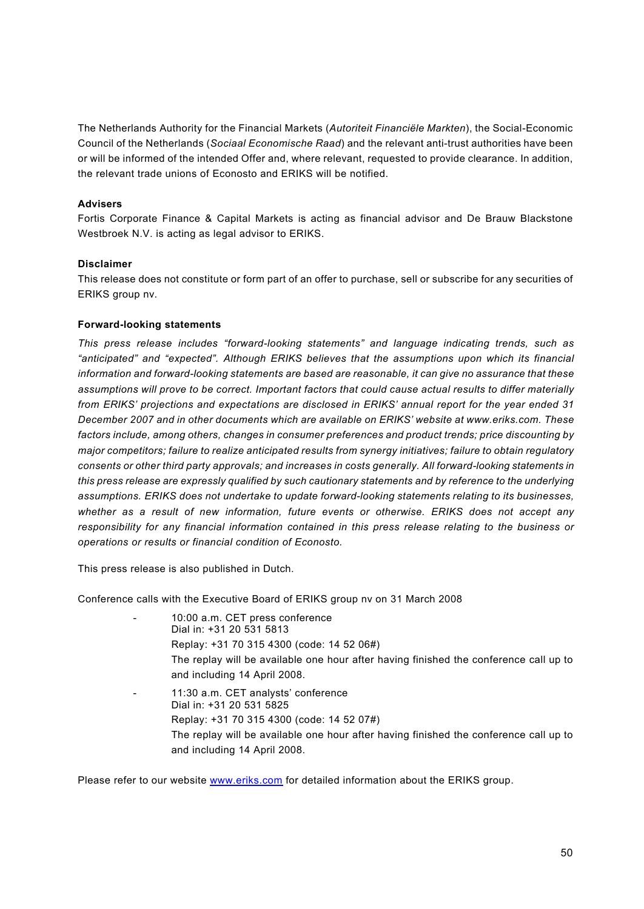The Netherlands Authority for the Financial Markets (*Autoriteit Financiële Markten*), the Social-Economic Council of the Netherlands (*Sociaal Economische Raad*) and the relevant anti-trust authorities have been or will be informed of the intended Offer and, where relevant, requested to provide clearance. In addition, the relevant trade unions of Econosto and ERIKS will be notified.

**Advisers**

Fortis Corporate Finance & Capital Markets is acting as financial advisor and De Brauw Blackstone Westbroek N.V. is acting as legal advisor to ERIKS.

**Disclaimer**

This release does not constitute or form part of an offer to purchase, sell or subscribe for any securities of ERIKS group nv.

**Forward-looking statements**

*This press release includes "forward-looking statements" and language indicating trends, such as "anticipated" and "expected". Although ERIKS believes that the assumptions upon which its financial information and forward-looking statements are based are reasonable, it can give no assurance that these assumptions will prove to be correct. Important factors that could cause actual results to differ materially from ERIKS' projections and expectations are disclosed in ERIKS' annual report for the year ended 31 December 2007 and in other documents which are available on ERIKS' website at www.eriks.com. These factors include, among others, changes in consumer preferences and product trends; price discounting by major competitors; failure to realize anticipated results from synergy initiatives; failure to obtain regulatory consents or other third party approvals; and increases in costs generally. All forward-looking statements in this press release are expressly qualified by such cautionary statements and by reference to the underlying assumptions. ERIKS does not undertake to update forward-looking statements relating to its businesses, whether as a result of new information, future events or otherwise. ERIKS does not accept any responsibility for any financial information contained in this press release relating to the business or operations or results or financial condition of Econosto.*

This press release is also published in Dutch.

Conference calls with the Executive Board of ERIKS group nv on 31 March 2008

- 10:00 a.m. CET press conference
  Dial in: +31 20 531 5813
  Replay: +31 70 315 4300 (code: 14 52 06#)
  The replay will be available one hour after having finished the conference call up to and including 14 April 2008.
- 11:30 a.m. CET analysts' conference
  Dial in: +31 20 531 5825
  Replay: +31 70 315 4300 (code: 14 52 07#)
  The replay will be available one hour after having finished the conference call up to and including 14 April 2008.

Please refer to our website www.eriks.com for detailed information about the ERIKS group.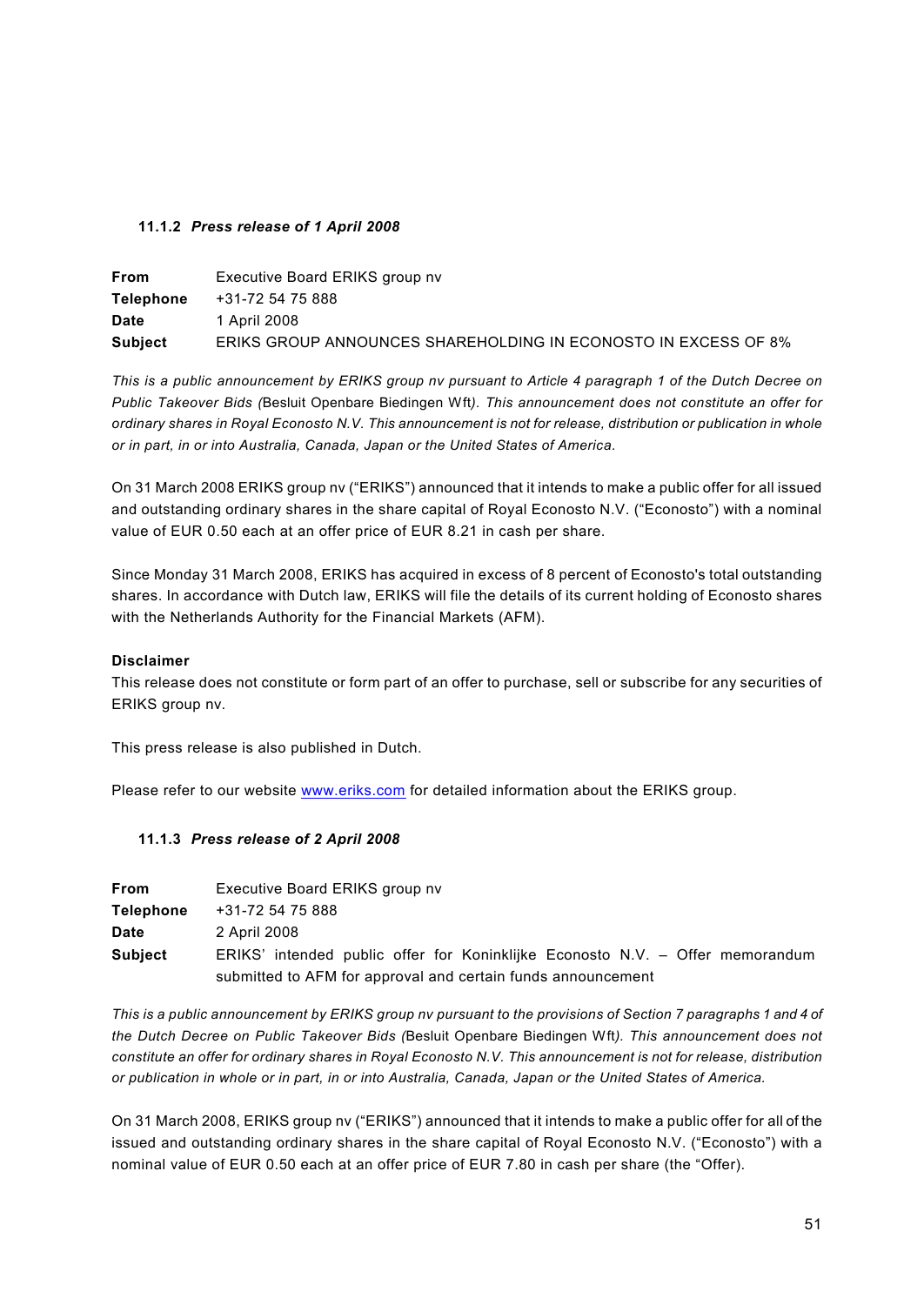#### 11.1.2 *Press release of 1 April 2008*

| | |
|---|---|
| **From** | Executive Board ERIKS group nv |
| **Telephone** | +31-72 54 75 888 |
| **Date** | 1 April 2008 |
| **Subject** | ERIKS GROUP ANNOUNCES SHAREHOLDING IN ECONOSTO IN EXCESS OF 8% |

*This is a public announcement by ERIKS group nv pursuant to Article 4 paragraph 1 of the Dutch Decree on Public Takeover Bids (*Besluit Openbare Biedingen Wft*). This announcement does not constitute an offer for ordinary shares in Royal Econosto N.V. This announcement is not for release, distribution or publication in whole or in part, in or into Australia, Canada, Japan or the United States of America.*

On 31 March 2008 ERIKS group nv ("ERIKS") announced that it intends to make a public offer for all issued and outstanding ordinary shares in the share capital of Royal Econosto N.V. ("Econosto") with a nominal value of EUR 0.50 each at an offer price of EUR 8.21 in cash per share.

Since Monday 31 March 2008, ERIKS has acquired in excess of 8 percent of Econosto's total outstanding shares. In accordance with Dutch law, ERIKS will file the details of its current holding of Econosto shares with the Netherlands Authority for the Financial Markets (AFM).

**Disclaimer**

This release does not constitute or form part of an offer to purchase, sell or subscribe for any securities of ERIKS group nv.

This press release is also published in Dutch.

Please refer to our website www.eriks.com for detailed information about the ERIKS group.

#### 11.1.3 *Press release of 2 April 2008*

| | |
|---|---|
| **From** | Executive Board ERIKS group nv |
| **Telephone** | +31-72 54 75 888 |
| **Date** | 2 April 2008 |
| **Subject** | ERIKS' intended public offer for Koninklijke Econosto N.V. – Offer memorandum submitted to AFM for approval and certain funds announcement |

*This is a public announcement by ERIKS group nv pursuant to the provisions of Section 7 paragraphs 1 and 4 of the Dutch Decree on Public Takeover Bids (*Besluit Openbare Biedingen Wft*). This announcement does not constitute an offer for ordinary shares in Royal Econosto N.V. This announcement is not for release, distribution or publication in whole or in part, in or into Australia, Canada, Japan or the United States of America.*

On 31 March 2008, ERIKS group nv ("ERIKS") announced that it intends to make a public offer for all of the issued and outstanding ordinary shares in the share capital of Royal Econosto N.V. ("Econosto") with a nominal value of EUR 0.50 each at an offer price of EUR 7.80 in cash per share (the "Offer).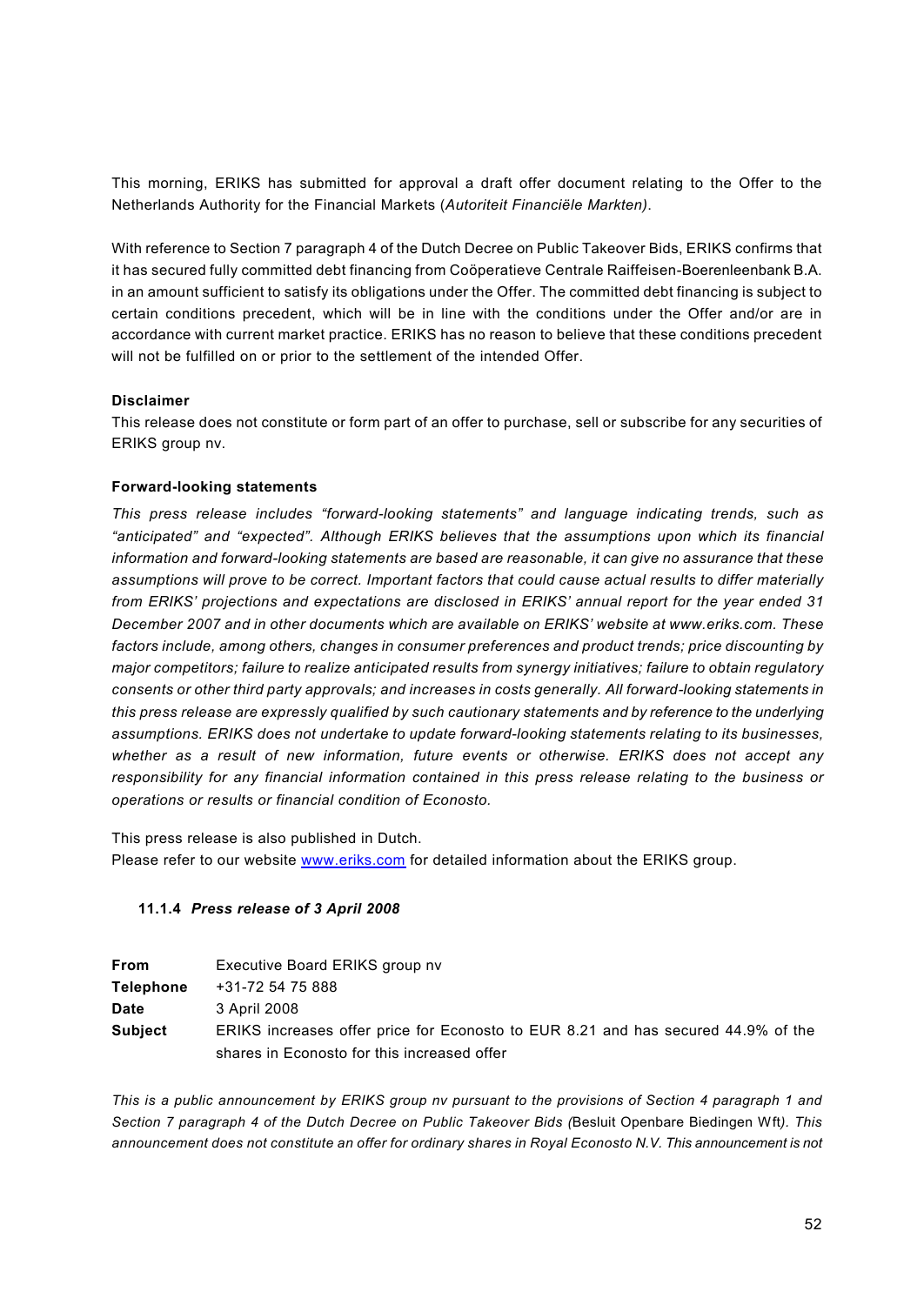This morning, ERIKS has submitted for approval a draft offer document relating to the Offer to the Netherlands Authority for the Financial Markets (*Autoriteit Financiële Markten)*.

With reference to Section 7 paragraph 4 of the Dutch Decree on Public Takeover Bids, ERIKS confirms that it has secured fully committed debt financing from Coöperatieve Centrale Raiffeisen-Boerenleenbank B.A. in an amount sufficient to satisfy its obligations under the Offer. The committed debt financing is subject to certain conditions precedent, which will be in line with the conditions under the Offer and/or are in accordance with current market practice. ERIKS has no reason to believe that these conditions precedent will not be fulfilled on or prior to the settlement of the intended Offer.

**Disclaimer**
This release does not constitute or form part of an offer to purchase, sell or subscribe for any securities of ERIKS group nv.

**Forward-looking statements**
*This press release includes "forward-looking statements" and language indicating trends, such as "anticipated" and "expected". Although ERIKS believes that the assumptions upon which its financial information and forward-looking statements are based are reasonable, it can give no assurance that these assumptions will prove to be correct. Important factors that could cause actual results to differ materially from ERIKS' projections and expectations are disclosed in ERIKS' annual report for the year ended 31 December 2007 and in other documents which are available on ERIKS' website at www.eriks.com. These factors include, among others, changes in consumer preferences and product trends; price discounting by major competitors; failure to realize anticipated results from synergy initiatives; failure to obtain regulatory consents or other third party approvals; and increases in costs generally. All forward-looking statements in this press release are expressly qualified by such cautionary statements and by reference to the underlying assumptions. ERIKS does not undertake to update forward-looking statements relating to its businesses, whether as a result of new information, future events or otherwise. ERIKS does not accept any responsibility for any financial information contained in this press release relating to the business or operations or results or financial condition of Econosto.*

This press release is also published in Dutch.
Please refer to our website www.eriks.com for detailed information about the ERIKS group.

#### 11.1.4 *Press release of 3 April 2008*

| | |
|---|---|
| **From** | Executive Board ERIKS group nv |
| **Telephone** | +31-72 54 75 888 |
| **Date** | 3 April 2008 |
| **Subject** | ERIKS increases offer price for Econosto to EUR 8.21 and has secured 44.9% of the shares in Econosto for this increased offer |

*This is a public announcement by ERIKS group nv pursuant to the provisions of Section 4 paragraph 1 and Section 7 paragraph 4 of the Dutch Decree on Public Takeover Bids (*Besluit Openbare Biedingen Wft*). This announcement does not constitute an offer for ordinary shares in Royal Econosto N.V. This announcement is not*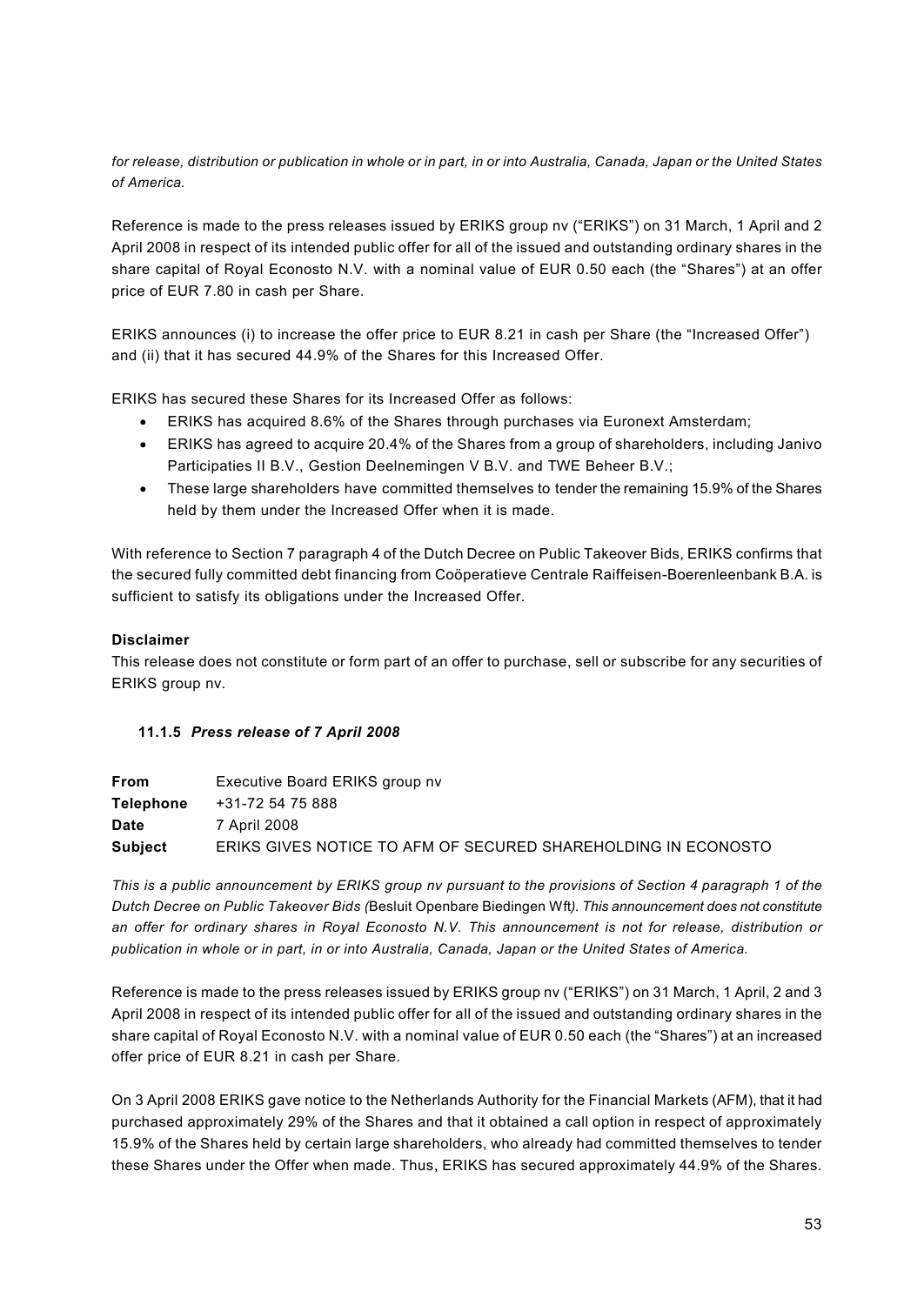*for release, distribution or publication in whole or in part, in or into Australia, Canada, Japan or the United States of America.*

Reference is made to the press releases issued by ERIKS group nv ("ERIKS") on 31 March, 1 April and 2 April 2008 in respect of its intended public offer for all of the issued and outstanding ordinary shares in the share capital of Royal Econosto N.V. with a nominal value of EUR 0.50 each (the "Shares") at an offer price of EUR 7.80 in cash per Share.

ERIKS announces (i) to increase the offer price to EUR 8.21 in cash per Share (the "Increased Offer") and (ii) that it has secured 44.9% of the Shares for this Increased Offer.

ERIKS has secured these Shares for its Increased Offer as follows:

- ERIKS has acquired 8.6% of the Shares through purchases via Euronext Amsterdam;
- ERIKS has agreed to acquire 20.4% of the Shares from a group of shareholders, including Janivo Participaties II B.V., Gestion Deelnemingen V B.V. and TWE Beheer B.V.;
- These large shareholders have committed themselves to tender the remaining 15.9% of the Shares held by them under the Increased Offer when it is made.

With reference to Section 7 paragraph 4 of the Dutch Decree on Public Takeover Bids, ERIKS confirms that the secured fully committed debt financing from Coöperatieve Centrale Raiffeisen-Boerenleenbank B.A. is sufficient to satisfy its obligations under the Increased Offer.

**Disclaimer**

This release does not constitute or form part of an offer to purchase, sell or subscribe for any securities of ERIKS group nv.

#### 11.1.5 *Press release of 7 April 2008*

| | |
|---|---|
| **From** | Executive Board ERIKS group nv |
| **Telephone** | +31-72 54 75 888 |
| **Date** | 7 April 2008 |
| **Subject** | ERIKS GIVES NOTICE TO AFM OF SECURED SHAREHOLDING IN ECONOSTO |

*This is a public announcement by ERIKS group nv pursuant to the provisions of Section 4 paragraph 1 of the Dutch Decree on Public Takeover Bids (*Besluit Openbare Biedingen Wft*). This announcement does not constitute an offer for ordinary shares in Royal Econosto N.V. This announcement is not for release, distribution or publication in whole or in part, in or into Australia, Canada, Japan or the United States of America.*

Reference is made to the press releases issued by ERIKS group nv ("ERIKS") on 31 March, 1 April, 2 and 3 April 2008 in respect of its intended public offer for all of the issued and outstanding ordinary shares in the share capital of Royal Econosto N.V. with a nominal value of EUR 0.50 each (the "Shares") at an increased offer price of EUR 8.21 in cash per Share.

On 3 April 2008 ERIKS gave notice to the Netherlands Authority for the Financial Markets (AFM), that it had purchased approximately 29% of the Shares and that it obtained a call option in respect of approximately 15.9% of the Shares held by certain large shareholders, who already had committed themselves to tender these Shares under the Offer when made. Thus, ERIKS has secured approximately 44.9% of the Shares.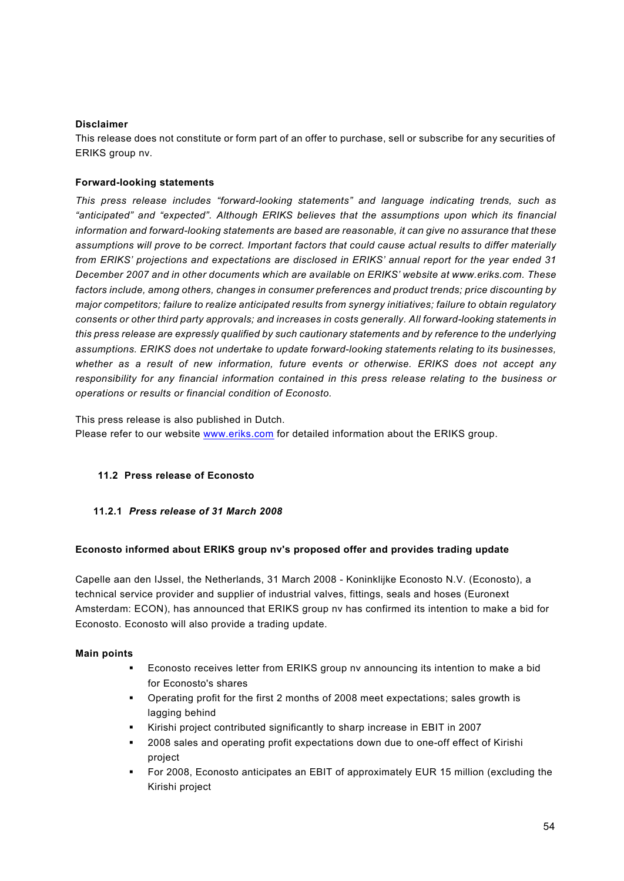**Disclaimer**

This release does not constitute or form part of an offer to purchase, sell or subscribe for any securities of ERIKS group nv.

**Forward-looking statements**

*This press release includes "forward-looking statements" and language indicating trends, such as "anticipated" and "expected". Although ERIKS believes that the assumptions upon which its financial information and forward-looking statements are based are reasonable, it can give no assurance that these assumptions will prove to be correct. Important factors that could cause actual results to differ materially from ERIKS' projections and expectations are disclosed in ERIKS' annual report for the year ended 31 December 2007 and in other documents which are available on ERIKS' website at www.eriks.com. These factors include, among others, changes in consumer preferences and product trends; price discounting by major competitors; failure to realize anticipated results from synergy initiatives; failure to obtain regulatory consents or other third party approvals; and increases in costs generally. All forward-looking statements in this press release are expressly qualified by such cautionary statements and by reference to the underlying assumptions. ERIKS does not undertake to update forward-looking statements relating to its businesses, whether as a result of new information, future events or otherwise. ERIKS does not accept any responsibility for any financial information contained in this press release relating to the business or operations or results or financial condition of Econosto.*

This press release is also published in Dutch.
Please refer to our website www.eriks.com for detailed information about the ERIKS group.

## 11.2 Press release of Econosto

### 11.2.1 *Press release of 31 March 2008*

**Econosto informed about ERIKS group nv's proposed offer and provides trading update**

Capelle aan den IJssel, the Netherlands, 31 March 2008 - Koninklijke Econosto N.V. (Econosto), a technical service provider and supplier of industrial valves, fittings, seals and hoses (Euronext Amsterdam: ECON), has announced that ERIKS group nv has confirmed its intention to make a bid for Econosto. Econosto will also provide a trading update.

**Main points**

- Econosto receives letter from ERIKS group nv announcing its intention to make a bid for Econosto's shares
- Operating profit for the first 2 months of 2008 meet expectations; sales growth is lagging behind
- Kirishi project contributed significantly to sharp increase in EBIT in 2007
- 2008 sales and operating profit expectations down due to one-off effect of Kirishi project
- For 2008, Econosto anticipates an EBIT of approximately EUR 15 million (excluding the Kirishi project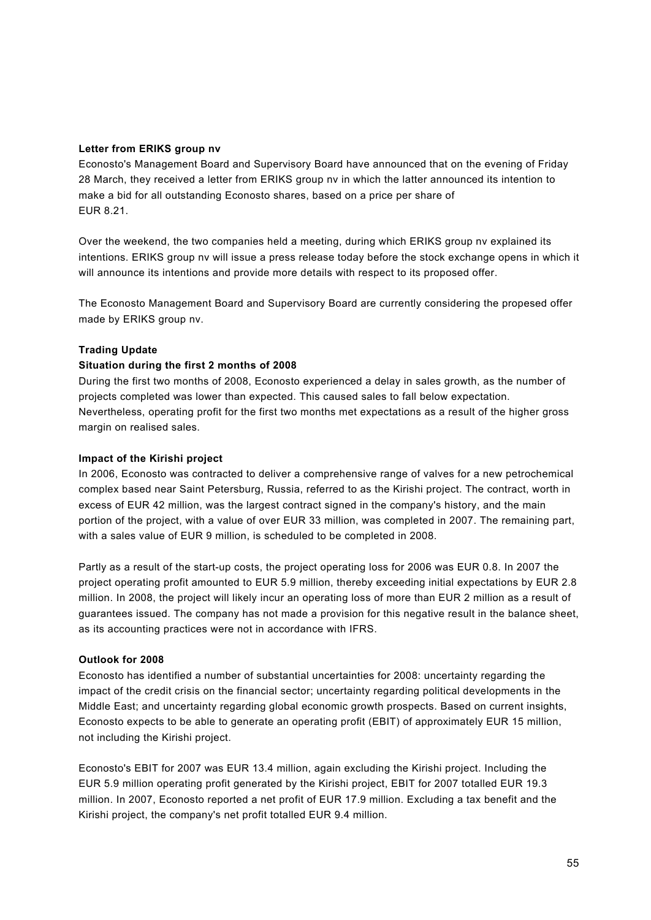**Letter from ERIKS group nv**

Econosto's Management Board and Supervisory Board have announced that on the evening of Friday 28 March, they received a letter from ERIKS group nv in which the latter announced its intention to make a bid for all outstanding Econosto shares, based on a price per share of EUR 8.21.

Over the weekend, the two companies held a meeting, during which ERIKS group nv explained its intentions. ERIKS group nv will issue a press release today before the stock exchange opens in which it will announce its intentions and provide more details with respect to its proposed offer.

The Econosto Management Board and Supervisory Board are currently considering the propesed offer made by ERIKS group nv.

**Trading Update**

**Situation during the first 2 months of 2008**

During the first two months of 2008, Econosto experienced a delay in sales growth, as the number of projects completed was lower than expected. This caused sales to fall below expectation. Nevertheless, operating profit for the first two months met expectations as a result of the higher gross margin on realised sales.

**Impact of the Kirishi project**

In 2006, Econosto was contracted to deliver a comprehensive range of valves for a new petrochemical complex based near Saint Petersburg, Russia, referred to as the Kirishi project. The contract, worth in excess of EUR 42 million, was the largest contract signed in the company's history, and the main portion of the project, with a value of over EUR 33 million, was completed in 2007. The remaining part, with a sales value of EUR 9 million, is scheduled to be completed in 2008.

Partly as a result of the start-up costs, the project operating loss for 2006 was EUR 0.8. In 2007 the project operating profit amounted to EUR 5.9 million, thereby exceeding initial expectations by EUR 2.8 million. In 2008, the project will likely incur an operating loss of more than EUR 2 million as a result of guarantees issued. The company has not made a provision for this negative result in the balance sheet, as its accounting practices were not in accordance with IFRS.

**Outlook for 2008**

Econosto has identified a number of substantial uncertainties for 2008: uncertainty regarding the impact of the credit crisis on the financial sector; uncertainty regarding political developments in the Middle East; and uncertainty regarding global economic growth prospects. Based on current insights, Econosto expects to be able to generate an operating profit (EBIT) of approximately EUR 15 million, not including the Kirishi project.

Econosto's EBIT for 2007 was EUR 13.4 million, again excluding the Kirishi project. Including the EUR 5.9 million operating profit generated by the Kirishi project, EBIT for 2007 totalled EUR 19.3 million. In 2007, Econosto reported a net profit of EUR 17.9 million. Excluding a tax benefit and the Kirishi project, the company's net profit totalled EUR 9.4 million.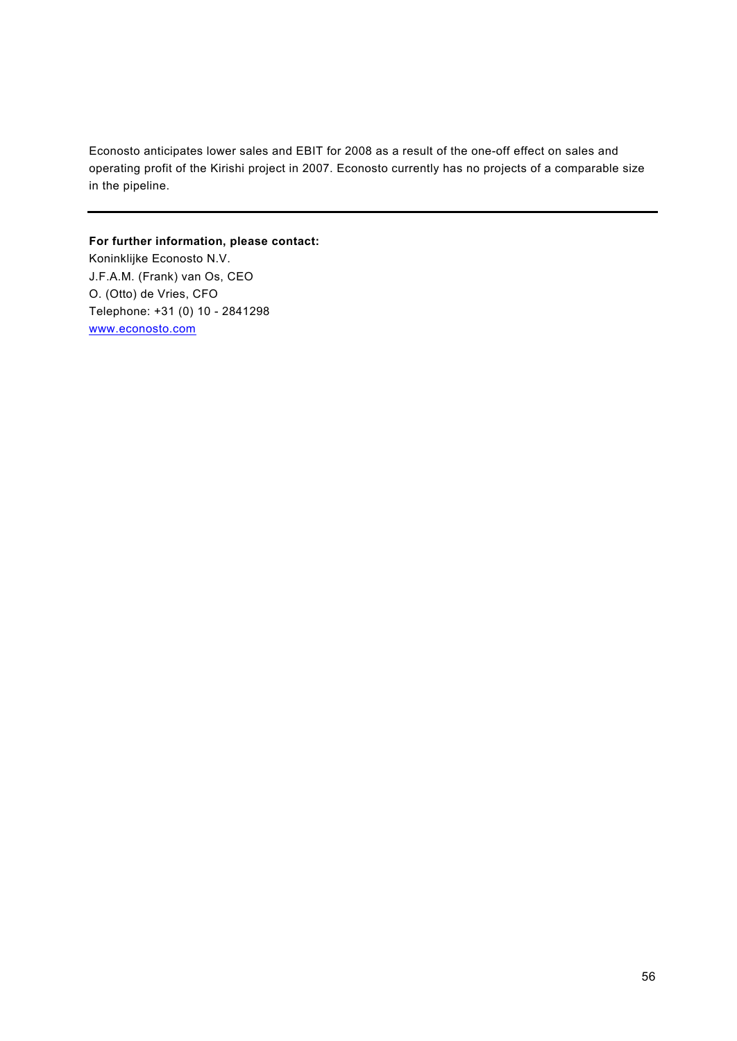Econosto anticipates lower sales and EBIT for 2008 as a result of the one-off effect on sales and operating profit of the Kirishi project in 2007. Econosto currently has no projects of a comparable size in the pipeline.

---

**For further information, please contact:**
Koninklijke Econosto N.V.
J.F.A.M. (Frank) van Os, CEO
O. (Otto) de Vries, CFO
Telephone: +31 (0) 10 - 2841298
www.econosto.com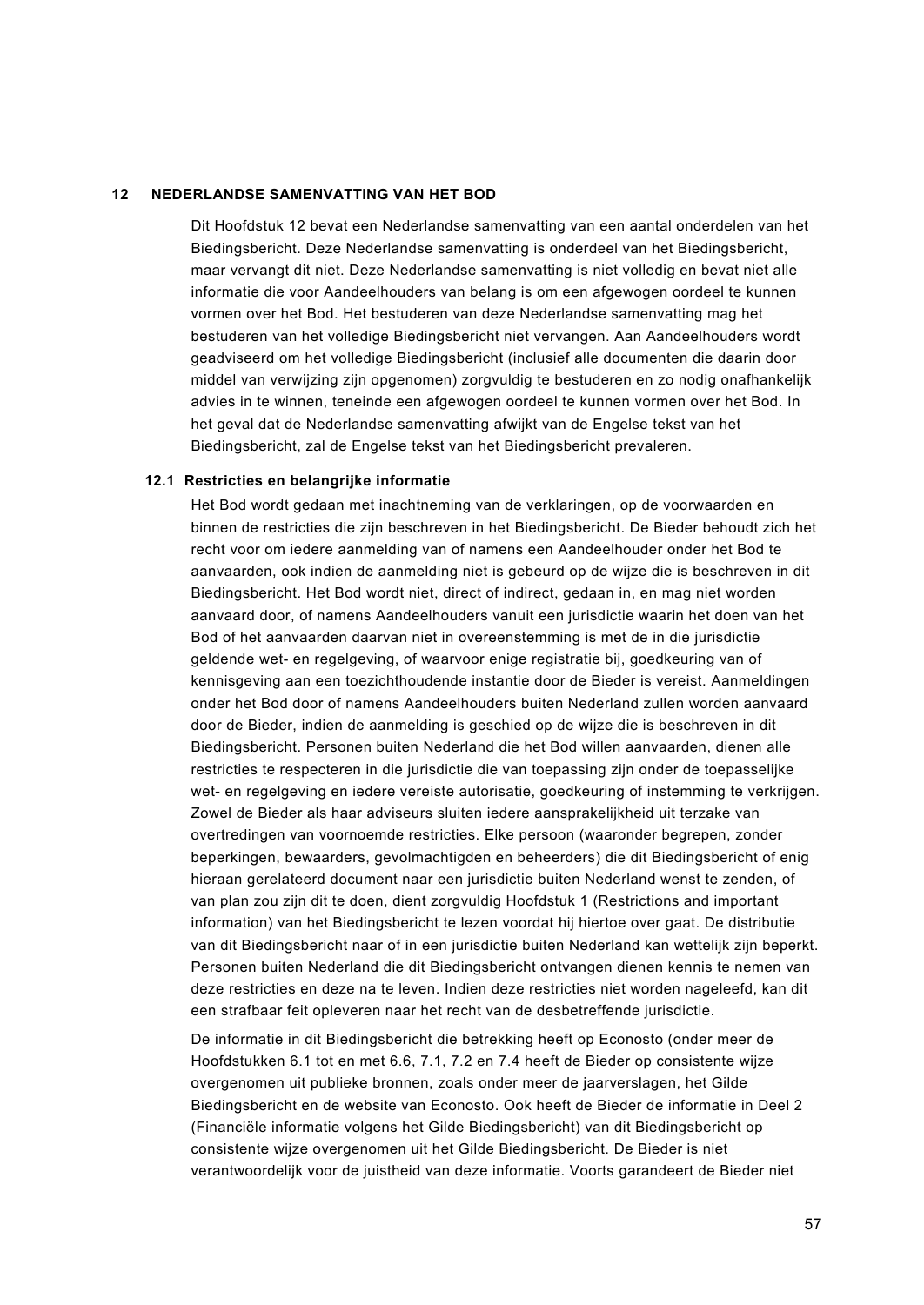## 12 NEDERLANDSE SAMENVATTING VAN HET BOD

Dit Hoofdstuk 12 bevat een Nederlandse samenvatting van een aantal onderdelen van het Biedingsbericht. Deze Nederlandse samenvatting is onderdeel van het Biedingsbericht, maar vervangt dit niet. Deze Nederlandse samenvatting is niet volledig en bevat niet alle informatie die voor Aandeelhouders van belang is om een afgewogen oordeel te kunnen vormen over het Bod. Het bestuderen van deze Nederlandse samenvatting mag het bestuderen van het volledige Biedingsbericht niet vervangen. Aan Aandeelhouders wordt geadviseerd om het volledige Biedingsbericht (inclusief alle documenten die daarin door middel van verwijzing zijn opgenomen) zorgvuldig te bestuderen en zo nodig onafhankelijk advies in te winnen, teneinde een afgewogen oordeel te kunnen vormen over het Bod. In het geval dat de Nederlandse samenvatting afwijkt van de Engelse tekst van het Biedingsbericht, zal de Engelse tekst van het Biedingsbericht prevaleren.

### 12.1 Restricties en belangrijke informatie

Het Bod wordt gedaan met inachtneming van de verklaringen, op de voorwaarden en binnen de restricties die zijn beschreven in het Biedingsbericht. De Bieder behoudt zich het recht voor om iedere aanmelding van of namens een Aandeelhouder onder het Bod te aanvaarden, ook indien de aanmelding niet is gebeurd op de wijze die is beschreven in dit Biedingsbericht. Het Bod wordt niet, direct of indirect, gedaan in, en mag niet worden aanvaard door, of namens Aandeelhouders vanuit een jurisdictie waarin het doen van het Bod of het aanvaarden daarvan niet in overeenstemming is met de in die jurisdictie geldende wet- en regelgeving, of waarvoor enige registratie bij, goedkeuring van of kennisgeving aan een toezichthoudende instantie door de Bieder is vereist. Aanmeldingen onder het Bod door of namens Aandeelhouders buiten Nederland zullen worden aanvaard door de Bieder, indien de aanmelding is geschied op de wijze die is beschreven in dit Biedingsbericht. Personen buiten Nederland die het Bod willen aanvaarden, dienen alle restricties te respecteren in die jurisdictie die van toepassing zijn onder de toepasselijke wet- en regelgeving en iedere vereiste autorisatie, goedkeuring of instemming te verkrijgen. Zowel de Bieder als haar adviseurs sluiten iedere aansprakelijkheid uit terzake van overtredingen van voornoemde restricties. Elke persoon (waaronder begrepen, zonder beperkingen, bewaarders, gevolmachtigden en beheerders) die dit Biedingsbericht of enig hieraan gerelateerd document naar een jurisdictie buiten Nederland wenst te zenden, of van plan zou zijn dit te doen, dient zorgvuldig Hoofdstuk 1 (Restrictions and important information) van het Biedingsbericht te lezen voordat hij hiertoe over gaat. De distributie van dit Biedingsbericht naar of in een jurisdictie buiten Nederland kan wettelijk zijn beperkt. Personen buiten Nederland die dit Biedingsbericht ontvangen dienen kennis te nemen van deze restricties en deze na te leven. Indien deze restricties niet worden nageleefd, kan dit een strafbaar feit opleveren naar het recht van de desbetreffende jurisdictie.

De informatie in dit Biedingsbericht die betrekking heeft op Econosto (onder meer de Hoofdstukken 6.1 tot en met 6.6, 7.1, 7.2 en 7.4 heeft de Bieder op consistente wijze overgenomen uit publieke bronnen, zoals onder meer de jaarverslagen, het Gilde Biedingsbericht en de website van Econosto. Ook heeft de Bieder de informatie in Deel 2 (Financiële informatie volgens het Gilde Biedingsbericht) van dit Biedingsbericht op consistente wijze overgenomen uit het Gilde Biedingsbericht. De Bieder is niet verantwoordelijk voor de juistheid van deze informatie. Voorts garandeert de Bieder niet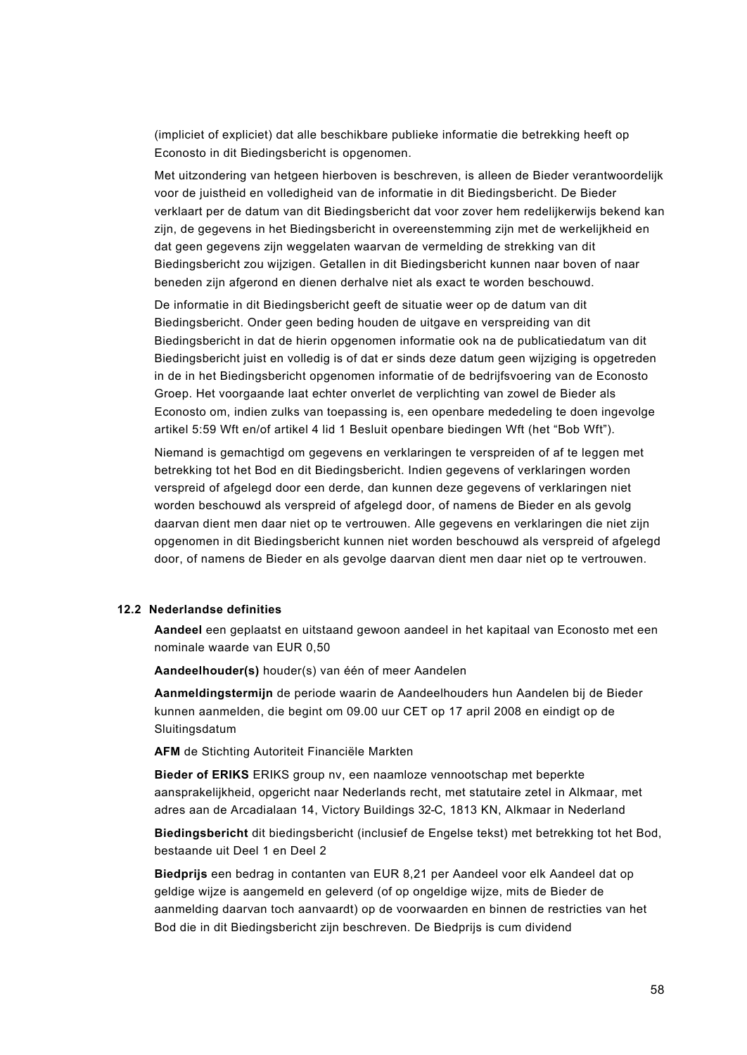(impliciet of expliciet) dat alle beschikbare publieke informatie die betrekking heeft op Econosto in dit Biedingsbericht is opgenomen.

Met uitzondering van hetgeen hierboven is beschreven, is alleen de Bieder verantwoordelijk voor de juistheid en volledigheid van de informatie in dit Biedingsbericht. De Bieder verklaart per de datum van dit Biedingsbericht dat voor zover hem redelijkerwijs bekend kan zijn, de gegevens in het Biedingsbericht in overeenstemming zijn met de werkelijkheid en dat geen gegevens zijn weggelaten waarvan de vermelding de strekking van dit Biedingsbericht zou wijzigen. Getallen in dit Biedingsbericht kunnen naar boven of naar beneden zijn afgerond en dienen derhalve niet als exact te worden beschouwd.

De informatie in dit Biedingsbericht geeft de situatie weer op de datum van dit Biedingsbericht. Onder geen beding houden de uitgave en verspreiding van dit Biedingsbericht in dat de hierin opgenomen informatie ook na de publicatiedatum van dit Biedingsbericht juist en volledig is of dat er sinds deze datum geen wijziging is opgetreden in de in het Biedingsbericht opgenomen informatie of de bedrijfsvoering van de Econosto Groep. Het voorgaande laat echter onverlet de verplichting van zowel de Bieder als Econosto om, indien zulks van toepassing is, een openbare mededeling te doen ingevolge artikel 5:59 Wft en/of artikel 4 lid 1 Besluit openbare biedingen Wft (het "Bob Wft").

Niemand is gemachtigd om gegevens en verklaringen te verspreiden of af te leggen met betrekking tot het Bod en dit Biedingsbericht. Indien gegevens of verklaringen worden verspreid of afgelegd door een derde, dan kunnen deze gegevens of verklaringen niet worden beschouwd als verspreid of afgelegd door, of namens de Bieder en als gevolg daarvan dient men daar niet op te vertrouwen. Alle gegevens en verklaringen die niet zijn opgenomen in dit Biedingsbericht kunnen niet worden beschouwd als verspreid of afgelegd door, of namens de Bieder en als gevolge daarvan dient men daar niet op te vertrouwen.

### 12.2 Nederlandse definities

**Aandeel** een geplaatst en uitstaand gewoon aandeel in het kapitaal van Econosto met een nominale waarde van EUR 0,50

**Aandeelhouder(s)** houder(s) van één of meer Aandelen

**Aanmeldingstermijn** de periode waarin de Aandeelhouders hun Aandelen bij de Bieder kunnen aanmelden, die begint om 09.00 uur CET op 17 april 2008 en eindigt op de Sluitingsdatum

**AFM** de Stichting Autoriteit Financiële Markten

**Bieder of ERIKS** ERIKS group nv, een naamloze vennootschap met beperkte aansprakelijkheid, opgericht naar Nederlands recht, met statutaire zetel in Alkmaar, met adres aan de Arcadialaan 14, Victory Buildings 32-C, 1813 KN, Alkmaar in Nederland

**Biedingsbericht** dit biedingsbericht (inclusief de Engelse tekst) met betrekking tot het Bod, bestaande uit Deel 1 en Deel 2

**Biedprijs** een bedrag in contanten van EUR 8,21 per Aandeel voor elk Aandeel dat op geldige wijze is aangemeld en geleverd (of op ongeldige wijze, mits de Bieder de aanmelding daarvan toch aanvaardt) op de voorwaarden en binnen de restricties van het Bod die in dit Biedingsbericht zijn beschreven. De Biedprijs is cum dividend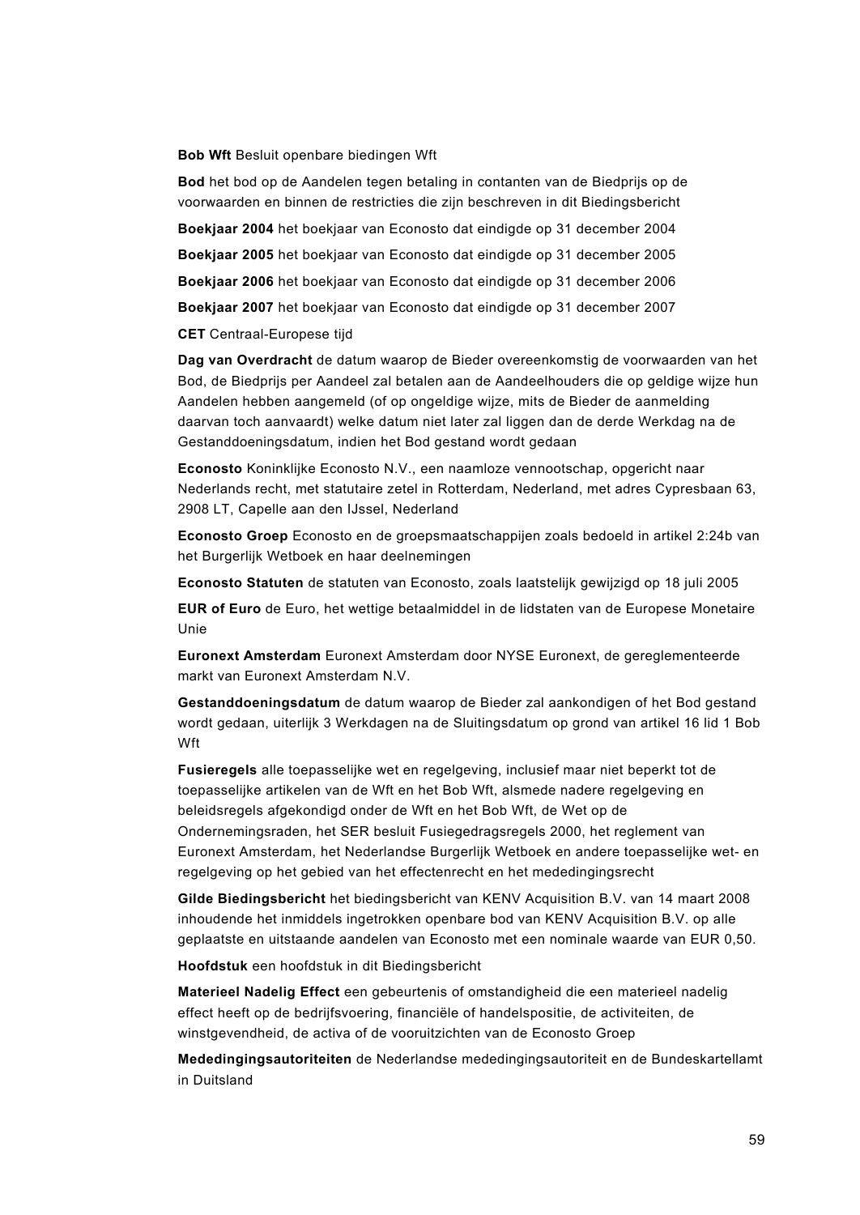**Bob Wft** Besluit openbare biedingen Wft

**Bod** het bod op de Aandelen tegen betaling in contanten van de Biedprijs op de voorwaarden en binnen de restricties die zijn beschreven in dit Biedingsbericht

**Boekjaar 2004** het boekjaar van Econosto dat eindigde op 31 december 2004

**Boekjaar 2005** het boekjaar van Econosto dat eindigde op 31 december 2005

**Boekjaar 2006** het boekjaar van Econosto dat eindigde op 31 december 2006

**Boekjaar 2007** het boekjaar van Econosto dat eindigde op 31 december 2007

**CET** Centraal-Europese tijd

**Dag van Overdracht** de datum waarop de Bieder overeenkomstig de voorwaarden van het Bod, de Biedprijs per Aandeel zal betalen aan de Aandeelhouders die op geldige wijze hun Aandelen hebben aangemeld (of op ongeldige wijze, mits de Bieder de aanmelding daarvan toch aanvaardt) welke datum niet later zal liggen dan de derde Werkdag na de Gestanddoeningsdatum, indien het Bod gestand wordt gedaan

**Econosto** Koninklijke Econosto N.V., een naamloze vennootschap, opgericht naar Nederlands recht, met statutaire zetel in Rotterdam, Nederland, met adres Cypresbaan 63, 2908 LT, Capelle aan den IJssel, Nederland

**Econosto Groep** Econosto en de groepsmaatschappijen zoals bedoeld in artikel 2:24b van het Burgerlijk Wetboek en haar deelnemingen

**Econosto Statuten** de statuten van Econosto, zoals laatstelijk gewijzigd op 18 juli 2005

**EUR of Euro** de Euro, het wettige betaalmiddel in de lidstaten van de Europese Monetaire Unie

**Euronext Amsterdam** Euronext Amsterdam door NYSE Euronext, de gereglementeerde markt van Euronext Amsterdam N.V.

**Gestanddoeningsdatum** de datum waarop de Bieder zal aankondigen of het Bod gestand wordt gedaan, uiterlijk 3 Werkdagen na de Sluitingsdatum op grond van artikel 16 lid 1 Bob Wft

**Fusieregels** alle toepasselijke wet en regelgeving, inclusief maar niet beperkt tot de toepasselijke artikelen van de Wft en het Bob Wft, alsmede nadere regelgeving en beleidsregels afgekondigd onder de Wft en het Bob Wft, de Wet op de Ondernemingsraden, het SER besluit Fusiegedragsregels 2000, het reglement van Euronext Amsterdam, het Nederlandse Burgerlijk Wetboek en andere toepasselijke wet- en regelgeving op het gebied van het effectenrecht en het mededingingsrecht

**Gilde Biedingsbericht** het biedingsbericht van KENV Acquisition B.V. van 14 maart 2008 inhoudende het inmiddels ingetrokken openbare bod van KENV Acquisition B.V. op alle geplaatste en uitstaande aandelen van Econosto met een nominale waarde van EUR 0,50.

**Hoofdstuk** een hoofdstuk in dit Biedingsbericht

**Materieel Nadelig Effect** een gebeurtenis of omstandigheid die een materieel nadelig effect heeft op de bedrijfsvoering, financiële of handelspositie, de activiteiten, de winstgevendheid, de activa of de vooruitzichten van de Econosto Groep

**Mededingingsautoriteiten** de Nederlandse mededingingsautoriteit en de Bundeskartellamt in Duitsland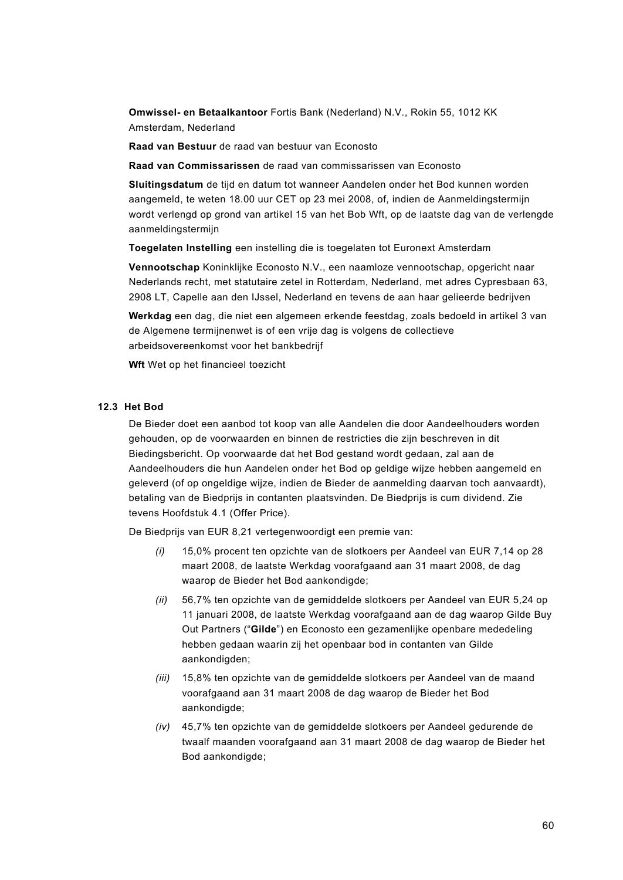**Omwissel- en Betaalkantoor** Fortis Bank (Nederland) N.V., Rokin 55, 1012 KK Amsterdam, Nederland

**Raad van Bestuur** de raad van bestuur van Econosto

**Raad van Commissarissen** de raad van commissarissen van Econosto

**Sluitingsdatum** de tijd en datum tot wanneer Aandelen onder het Bod kunnen worden aangemeld, te weten 18.00 uur CET op 23 mei 2008, of, indien de Aanmeldingstermijn wordt verlengd op grond van artikel 15 van het Bob Wft, op de laatste dag van de verlengde aanmeldingstermijn

**Toegelaten Instelling** een instelling die is toegelaten tot Euronext Amsterdam

**Vennootschap** Koninklijke Econosto N.V., een naamloze vennootschap, opgericht naar Nederlands recht, met statutaire zetel in Rotterdam, Nederland, met adres Cypresbaan 63, 2908 LT, Capelle aan den IJssel, Nederland en tevens de aan haar gelieerde bedrijven

**Werkdag** een dag, die niet een algemeen erkende feestdag, zoals bedoeld in artikel 3 van de Algemene termijnenwet is of een vrije dag is volgens de collectieve arbeidsovereenkomst voor het bankbedrijf

**Wft** Wet op het financieel toezicht

### 12.3 Het Bod

De Bieder doet een aanbod tot koop van alle Aandelen die door Aandeelhouders worden gehouden, op de voorwaarden en binnen de restricties die zijn beschreven in dit Biedingsbericht. Op voorwaarde dat het Bod gestand wordt gedaan, zal aan de Aandeelhouders die hun Aandelen onder het Bod op geldige wijze hebben aangemeld en geleverd (of op ongeldige wijze, indien de Bieder de aanmelding daarvan toch aanvaardt), betaling van de Biedprijs in contanten plaatsvinden. De Biedprijs is cum dividend. Zie tevens Hoofdstuk 4.1 (Offer Price).

De Biedprijs van EUR 8,21 vertegenwoordigt een premie van:

*(i)* 15,0% procent ten opzichte van de slotkoers per Aandeel van EUR 7,14 op 28 maart 2008, de laatste Werkdag voorafgaand aan 31 maart 2008, de dag waarop de Bieder het Bod aankondigde;

*(ii)* 56,7% ten opzichte van de gemiddelde slotkoers per Aandeel van EUR 5,24 op 11 januari 2008, de laatste Werkdag voorafgaand aan de dag waarop Gilde Buy Out Partners ("**Gilde**") en Econosto een gezamenlijke openbare mededeling hebben gedaan waarin zij het openbaar bod in contanten van Gilde aankondigden;

*(iii)* 15,8% ten opzichte van de gemiddelde slotkoers per Aandeel van de maand voorafgaand aan 31 maart 2008 de dag waarop Bieder het Bod aankondigde;

*(iv)* 45,7% ten opzichte van de gemiddelde slotkoers per Aandeel gedurende de twaalf maanden voorafgaand aan 31 maart 2008 de dag waarop de Bieder het Bod aankondigde;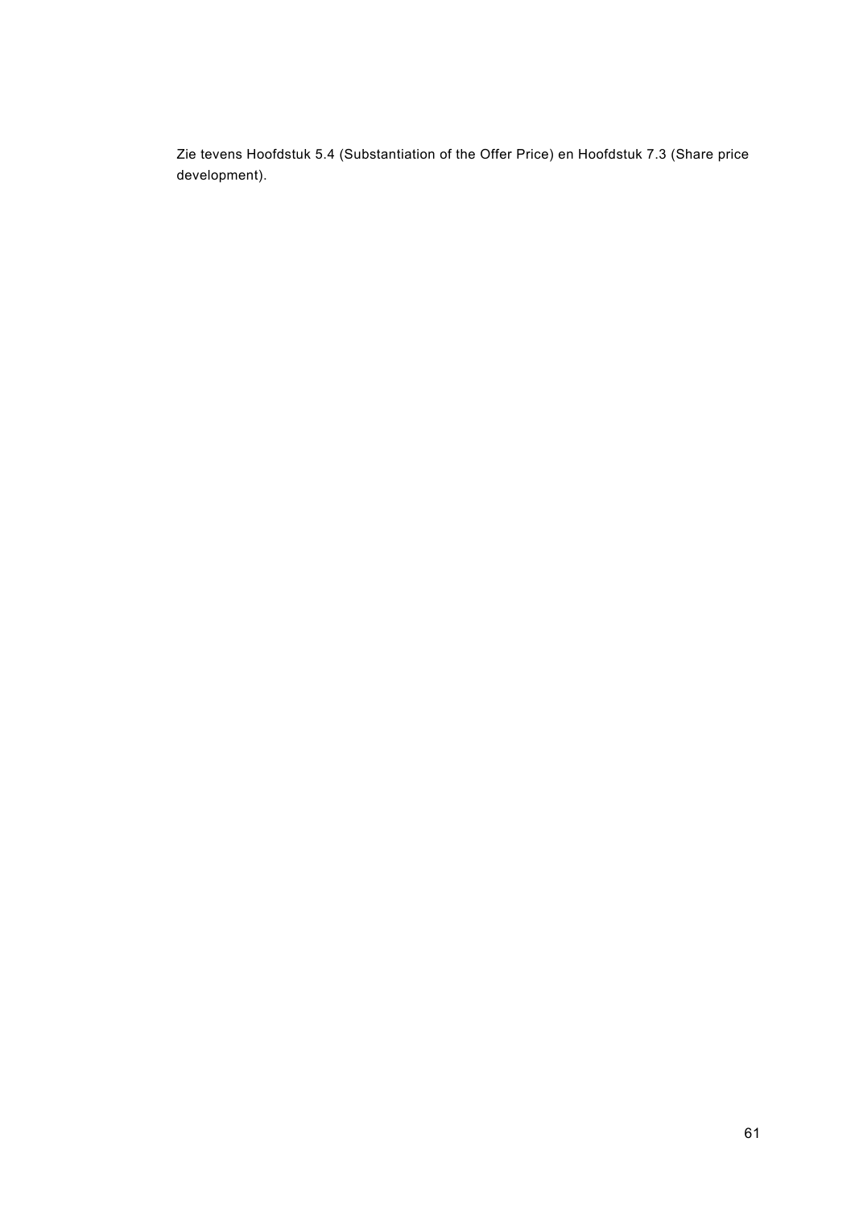Zie tevens Hoofdstuk 5.4 (Substantiation of the Offer Price) en Hoofdstuk 7.3 (Share price development).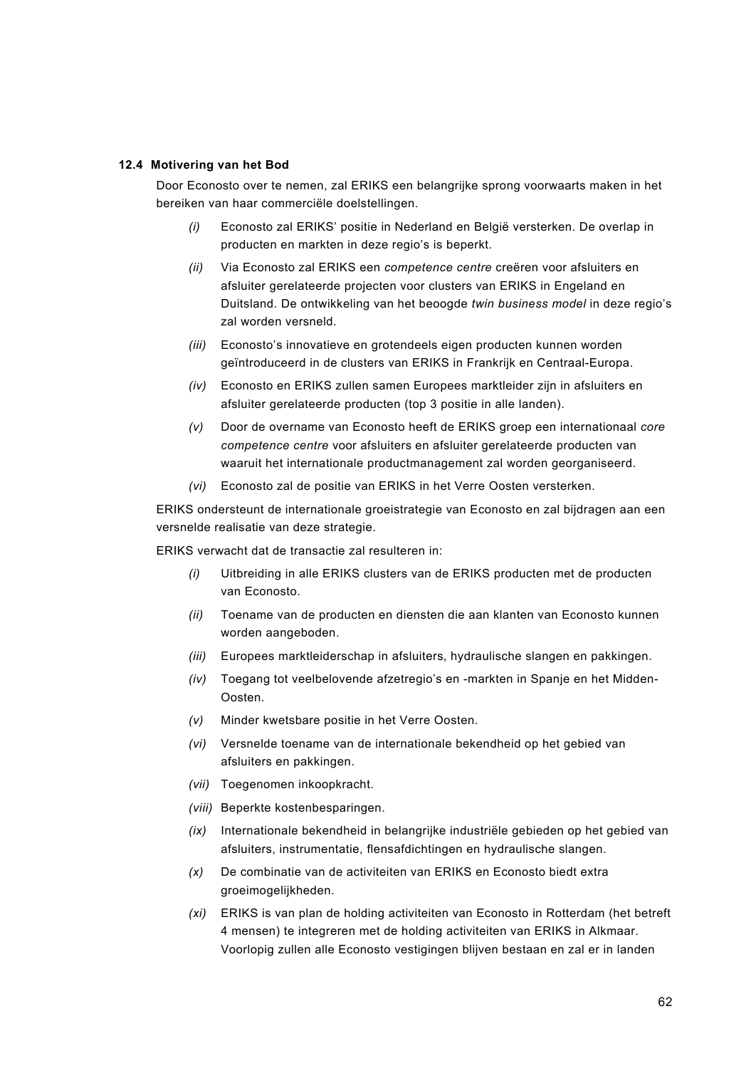### 12.4 Motivering van het Bod

Door Econosto over te nemen, zal ERIKS een belangrijke sprong voorwaarts maken in het bereiken van haar commerciële doelstellingen.

*(i)* Econosto zal ERIKS' positie in Nederland en België versterken. De overlap in producten en markten in deze regio's is beperkt.

*(ii)* Via Econosto zal ERIKS een *competence centre* creëren voor afsluiters en afsluiter gerelateerde projecten voor clusters van ERIKS in Engeland en Duitsland. De ontwikkeling van het beoogde *twin business model* in deze regio's zal worden versneld.

*(iii)* Econosto's innovatieve en grotendeels eigen producten kunnen worden geïntroduceerd in de clusters van ERIKS in Frankrijk en Centraal-Europa.

*(iv)* Econosto en ERIKS zullen samen Europees marktleider zijn in afsluiters en afsluiter gerelateerde producten (top 3 positie in alle landen).

*(v)* Door de overname van Econosto heeft de ERIKS groep een internationaal *core competence centre* voor afsluiters en afsluiter gerelateerde producten van waaruit het internationale productmanagement zal worden georganiseerd.

*(vi)* Econosto zal de positie van ERIKS in het Verre Oosten versterken.

ERIKS ondersteunt de internationale groeistrategie van Econosto en zal bijdragen aan een versnelde realisatie van deze strategie.

ERIKS verwacht dat de transactie zal resulteren in:

*(i)* Uitbreiding in alle ERIKS clusters van de ERIKS producten met de producten van Econosto.

*(ii)* Toename van de producten en diensten die aan klanten van Econosto kunnen worden aangeboden.

*(iii)* Europees marktleiderschap in afsluiters, hydraulische slangen en pakkingen.

*(iv)* Toegang tot veelbelovende afzetregio's en -markten in Spanje en het Midden-Oosten.

*(v)* Minder kwetsbare positie in het Verre Oosten.

*(vi)* Versnelde toename van de internationale bekendheid op het gebied van afsluiters en pakkingen.

*(vii)* Toegenomen inkoopkracht.

*(viii)* Beperkte kostenbesparingen.

*(ix)* Internationale bekendheid in belangrijke industriële gebieden op het gebied van afsluiters, instrumentatie, flensafdichtingen en hydraulische slangen.

*(x)* De combinatie van de activiteiten van ERIKS en Econosto biedt extra groeimogelijkheden.

*(xi)* ERIKS is van plan de holding activiteiten van Econosto in Rotterdam (het betreft 4 mensen) te integreren met de holding activiteiten van ERIKS in Alkmaar. Voorlopig zullen alle Econosto vestigingen blijven bestaan en zal er in landen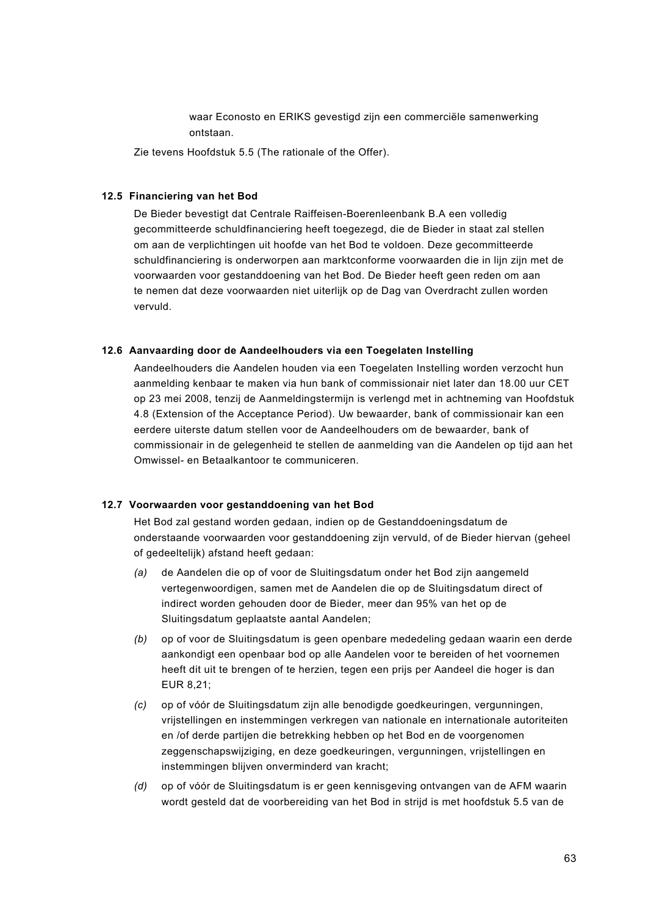waar Econosto en ERIKS gevestigd zijn een commerciële samenwerking ontstaan.

Zie tevens Hoofdstuk 5.5 (The rationale of the Offer).

### 12.5 Financiering van het Bod

De Bieder bevestigt dat Centrale Raiffeisen-Boerenleenbank B.A een volledig gecommitteerde schuldfinanciering heeft toegezegd, die de Bieder in staat zal stellen om aan de verplichtingen uit hoofde van het Bod te voldoen. Deze gecommitteerde schuldfinanciering is onderworpen aan marktconforme voorwaarden die in lijn zijn met de voorwaarden voor gestanddoening van het Bod. De Bieder heeft geen reden om aan te nemen dat deze voorwaarden niet uiterlijk op de Dag van Overdracht zullen worden vervuld.

### 12.6 Aanvaarding door de Aandeelhouders via een Toegelaten Instelling

Aandeelhouders die Aandelen houden via een Toegelaten Instelling worden verzocht hun aanmelding kenbaar te maken via hun bank of commissionair niet later dan 18.00 uur CET op 23 mei 2008, tenzij de Aanmeldingstermijn is verlengd met in achtneming van Hoofdstuk 4.8 (Extension of the Acceptance Period). Uw bewaarder, bank of commissionair kan een eerdere uiterste datum stellen voor de Aandeelhouders om de bewaarder, bank of commissionair in de gelegenheid te stellen de aanmelding van die Aandelen op tijd aan het Omwissel- en Betaalkantoor te communiceren.

### 12.7 Voorwaarden voor gestanddoening van het Bod

Het Bod zal gestand worden gedaan, indien op de Gestanddoeningsdatum de onderstaande voorwaarden voor gestanddoening zijn vervuld, of de Bieder hiervan (geheel of gedeeltelijk) afstand heeft gedaan:

*(a)* de Aandelen die op of voor de Sluitingsdatum onder het Bod zijn aangemeld vertegenwoordigen, samen met de Aandelen die op de Sluitingsdatum direct of indirect worden gehouden door de Bieder, meer dan 95% van het op de Sluitingsdatum geplaatste aantal Aandelen;

*(b)* op of voor de Sluitingsdatum is geen openbare mededeling gedaan waarin een derde aankondigt een openbaar bod op alle Aandelen voor te bereiden of het voornemen heeft dit uit te brengen of te herzien, tegen een prijs per Aandeel die hoger is dan EUR 8,21;

*(c)* op of vóór de Sluitingsdatum zijn alle benodigde goedkeuringen, vergunningen, vrijstellingen en instemmingen verkregen van nationale en internationale autoriteiten en /of derde partijen die betrekking hebben op het Bod en de voorgenomen zeggenschapswijziging, en deze goedkeuringen, vergunningen, vrijstellingen en instemmingen blijven onverminderd van kracht;

*(d)* op of vóór de Sluitingsdatum is er geen kennisgeving ontvangen van de AFM waarin wordt gesteld dat de voorbereiding van het Bod in strijd is met hoofdstuk 5.5 van de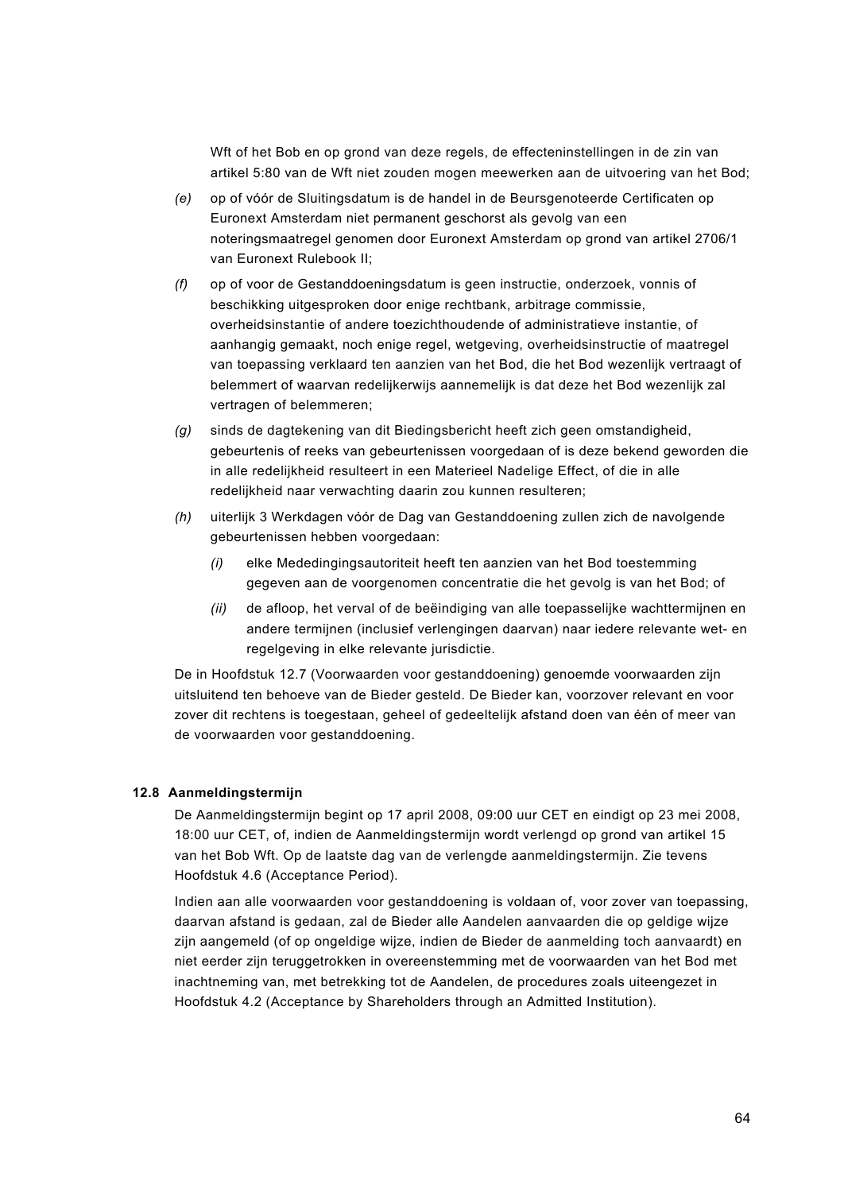Wft of het Bob en op grond van deze regels, de effecteninstellingen in de zin van artikel 5:80 van de Wft niet zouden mogen meewerken aan de uitvoering van het Bod;

*(e)* op of vóór de Sluitingsdatum is de handel in de Beursgenoteerde Certificaten op Euronext Amsterdam niet permanent geschorst als gevolg van een noteringsmaatregel genomen door Euronext Amsterdam op grond van artikel 2706/1 van Euronext Rulebook II;

*(f)* op of voor de Gestanddoeningsdatum is geen instructie, onderzoek, vonnis of beschikking uitgesproken door enige rechtbank, arbitrage commissie, overheidsinstantie of andere toezichthoudende of administratieve instantie, of aanhangig gemaakt, noch enige regel, wetgeving, overheidsinstructie of maatregel van toepassing verklaard ten aanzien van het Bod, die het Bod wezenlijk vertraagt of belemmert of waarvan redelijkerwijs aannemelijk is dat deze het Bod wezenlijk zal vertragen of belemmeren;

*(g)* sinds de dagtekening van dit Biedingsbericht heeft zich geen omstandigheid, gebeurtenis of reeks van gebeurtenissen voorgedaan of is deze bekend geworden die in alle redelijkheid resulteert in een Materieel Nadelige Effect, of die in alle redelijkheid naar verwachting daarin zou kunnen resulteren;

*(h)* uiterlijk 3 Werkdagen vóór de Dag van Gestanddoening zullen zich de navolgende gebeurtenissen hebben voorgedaan:

   *(i)* elke Mededingingsautoriteit heeft ten aanzien van het Bod toestemming gegeven aan de voorgenomen concentratie die het gevolg is van het Bod; of

   *(ii)* de afloop, het verval of de beëindiging van alle toepasselijke wachttermijnen en andere termijnen (inclusief verlengingen daarvan) naar iedere relevante wet- en regelgeving in elke relevante jurisdictie.

De in Hoofdstuk 12.7 (Voorwaarden voor gestanddoening) genoemde voorwaarden zijn uitsluitend ten behoeve van de Bieder gesteld. De Bieder kan, voorzover relevant en voor zover dit rechtens is toegestaan, geheel of gedeeltelijk afstand doen van één of meer van de voorwaarden voor gestanddoening.

### 12.8 Aanmeldingstermijn

De Aanmeldingstermijn begint op 17 april 2008, 09:00 uur CET en eindigt op 23 mei 2008, 18:00 uur CET, of, indien de Aanmeldingstermijn wordt verlengd op grond van artikel 15 van het Bob Wft. Op de laatste dag van de verlengde aanmeldingstermijn. Zie tevens Hoofdstuk 4.6 (Acceptance Period).

Indien aan alle voorwaarden voor gestanddoening is voldaan of, voor zover van toepassing, daarvan afstand is gedaan, zal de Bieder alle Aandelen aanvaarden die op geldige wijze zijn aangemeld (of op ongeldige wijze, indien de Bieder de aanmelding toch aanvaardt) en niet eerder zijn teruggetrokken in overeenstemming met de voorwaarden van het Bod met inachtneming van, met betrekking tot de Aandelen, de procedures zoals uiteengezet in Hoofdstuk 4.2 (Acceptance by Shareholders through an Admitted Institution).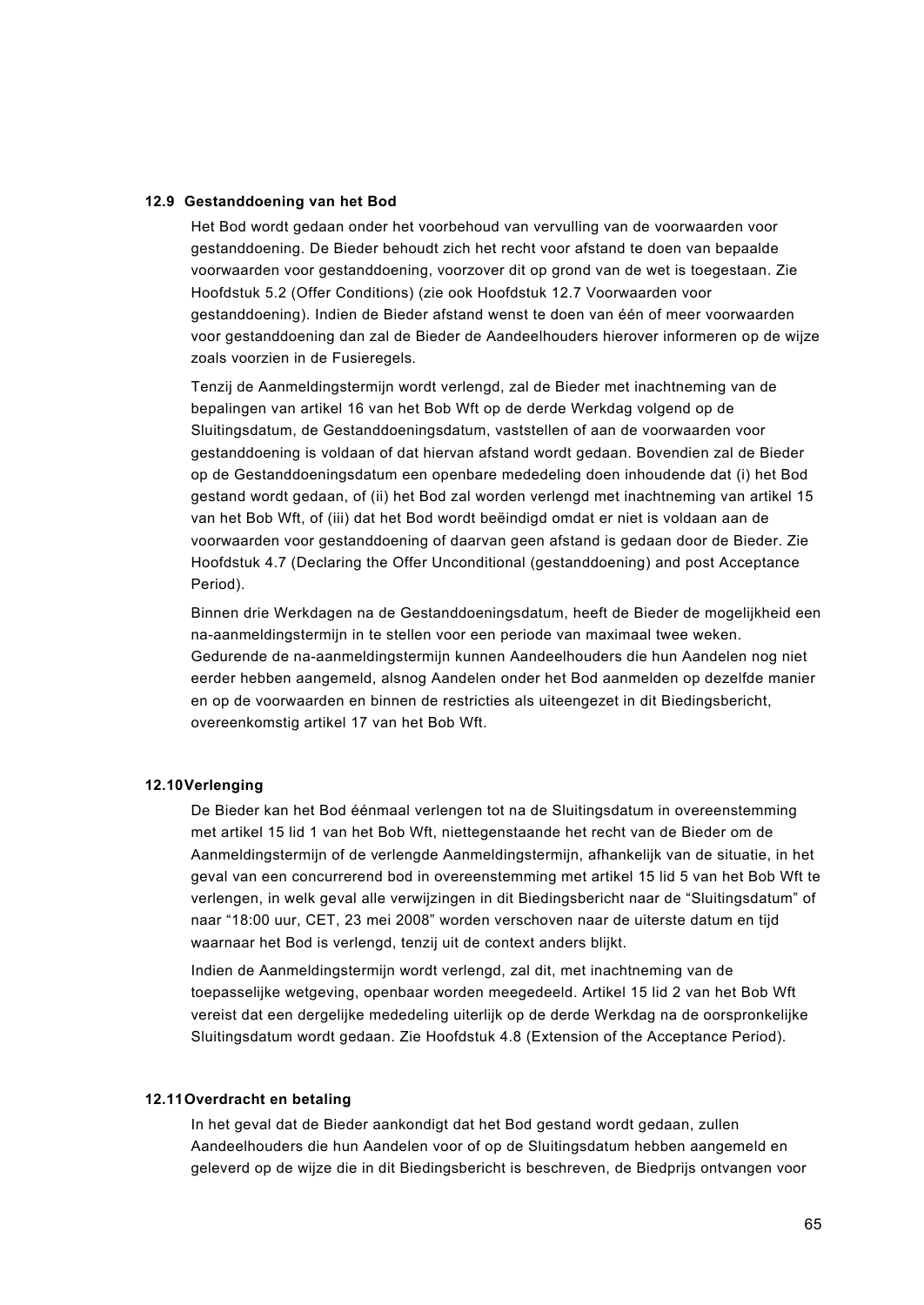### 12.9 Gestanddoening van het Bod

Het Bod wordt gedaan onder het voorbehoud van vervulling van de voorwaarden voor gestanddoening. De Bieder behoudt zich het recht voor afstand te doen van bepaalde voorwaarden voor gestanddoening, voorzover dit op grond van de wet is toegestaan. Zie Hoofdstuk 5.2 (Offer Conditions) (zie ook Hoofdstuk 12.7 Voorwaarden voor gestanddoening). Indien de Bieder afstand wenst te doen van één of meer voorwaarden voor gestanddoening dan zal de Bieder de Aandeelhouders hierover informeren op de wijze zoals voorzien in de Fusieregels.

Tenzij de Aanmeldingstermijn wordt verlengd, zal de Bieder met inachtneming van de bepalingen van artikel 16 van het Bob Wft op de derde Werkdag volgend op de Sluitingsdatum, de Gestanddoeningsdatum, vaststellen of aan de voorwaarden voor gestanddoening is voldaan of dat hiervan afstand wordt gedaan. Bovendien zal de Bieder op de Gestanddoeningsdatum een openbare mededeling doen inhoudende dat (i) het Bod gestand wordt gedaan, of (ii) het Bod zal worden verlengd met inachtneming van artikel 15 van het Bob Wft, of (iii) dat het Bod wordt beëindigd omdat er niet is voldaan aan de voorwaarden voor gestanddoening of daarvan geen afstand is gedaan door de Bieder. Zie Hoofdstuk 4.7 (Declaring the Offer Unconditional (gestanddoening) and post Acceptance Period).

Binnen drie Werkdagen na de Gestanddoeningsdatum, heeft de Bieder de mogelijkheid een na-aanmeldingstermijn in te stellen voor een periode van maximaal twee weken. Gedurende de na-aanmeldingstermijn kunnen Aandeelhouders die hun Aandelen nog niet eerder hebben aangemeld, alsnog Aandelen onder het Bod aanmelden op dezelfde manier en op de voorwaarden en binnen de restricties als uiteengezet in dit Biedingsbericht, overeenkomstig artikel 17 van het Bob Wft.

### 12.10 Verlenging

De Bieder kan het Bod éénmaal verlengen tot na de Sluitingsdatum in overeenstemming met artikel 15 lid 1 van het Bob Wft, niettegenstaande het recht van de Bieder om de Aanmeldingstermijn of de verlengde Aanmeldingstermijn, afhankelijk van de situatie, in het geval van een concurrerend bod in overeenstemming met artikel 15 lid 5 van het Bob Wft te verlengen, in welk geval alle verwijzingen in dit Biedingsbericht naar de "Sluitingsdatum" of naar "18:00 uur, CET, 23 mei 2008" worden verschoven naar de uiterste datum en tijd waarnaar het Bod is verlengd, tenzij uit de context anders blijkt.

Indien de Aanmeldingstermijn wordt verlengd, zal dit, met inachtneming van de toepasselijke wetgeving, openbaar worden meegedeeld. Artikel 15 lid 2 van het Bob Wft vereist dat een dergelijke mededeling uiterlijk op de derde Werkdag na de oorspronkelijke Sluitingsdatum wordt gedaan. Zie Hoofdstuk 4.8 (Extension of the Acceptance Period).

### 12.11 Overdracht en betaling

In het geval dat de Bieder aankondigt dat het Bod gestand wordt gedaan, zullen Aandeelhouders die hun Aandelen voor of op de Sluitingsdatum hebben aangemeld en geleverd op de wijze die in dit Biedingsbericht is beschreven, de Biedprijs ontvangen voor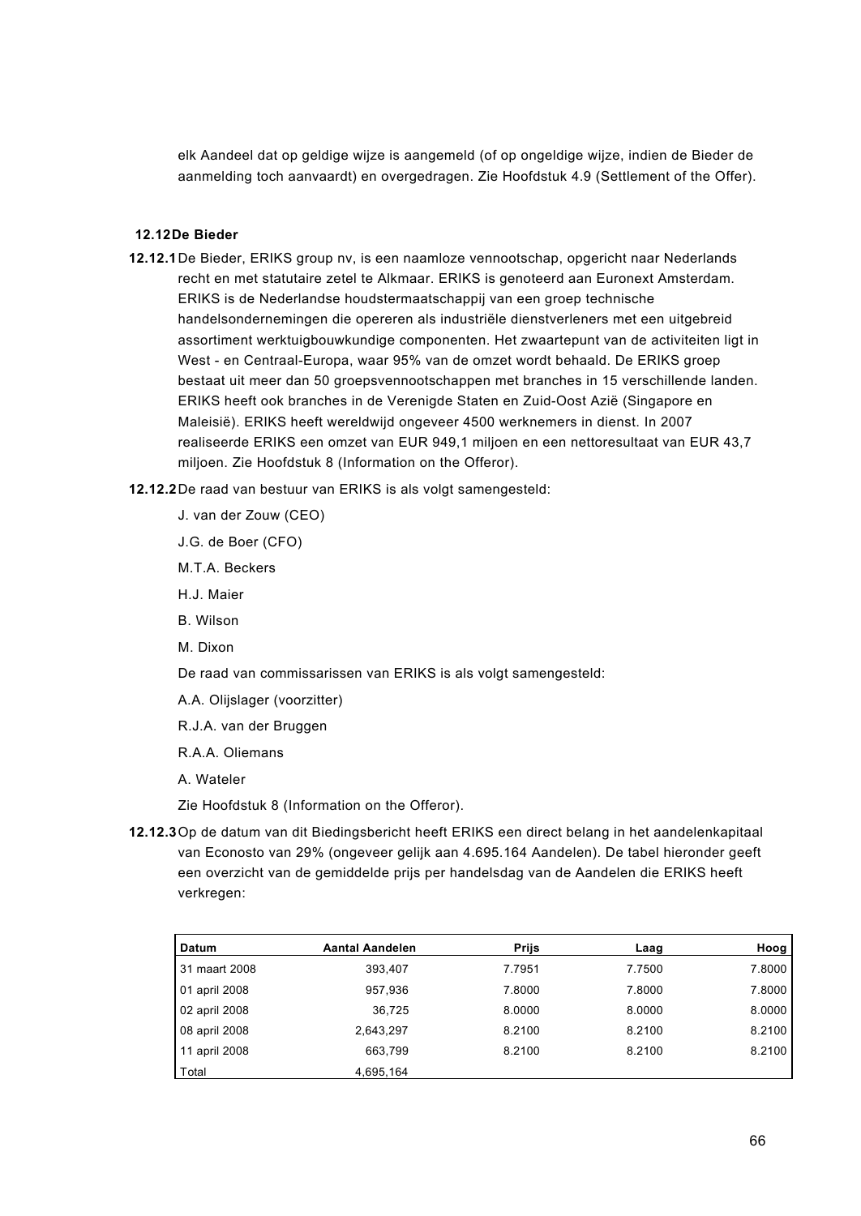elk Aandeel dat op geldige wijze is aangemeld (of op ongeldige wijze, indien de Bieder de aanmelding toch aanvaardt) en overgedragen. Zie Hoofdstuk 4.9 (Settlement of the Offer).

## 12.12 De Bieder

**12.12.1** De Bieder, ERIKS group nv, is een naamloze vennootschap, opgericht naar Nederlands recht en met statutaire zetel te Alkmaar. ERIKS is genoteerd aan Euronext Amsterdam. ERIKS is de Nederlandse houdstermaatschappij van een groep technische handelsondernemingen die opereren als industriële dienstverleners met een uitgebreid assortiment werktuigbouwkundige componenten. Het zwaartepunt van de activiteiten ligt in West - en Centraal-Europa, waar 95% van de omzet wordt behaald. De ERIKS groep bestaat uit meer dan 50 groepsvennootschappen met branches in 15 verschillende landen. ERIKS heeft ook branches in de Verenigde Staten en Zuid-Oost Azië (Singapore en Maleisië). ERIKS heeft wereldwijd ongeveer 4500 werknemers in dienst. In 2007 realiseerde ERIKS een omzet van EUR 949,1 miljoen en een nettoresultaat van EUR 43,7 miljoen. Zie Hoofdstuk 8 (Information on the Offeror).

**12.12.2** De raad van bestuur van ERIKS is als volgt samengesteld:

J. van der Zouw (CEO)

J.G. de Boer (CFO)

M.T.A. Beckers

H.J. Maier

B. Wilson

M. Dixon

De raad van commissarissen van ERIKS is als volgt samengesteld:

A.A. Olijslager (voorzitter)

R.J.A. van der Bruggen

R.A.A. Oliemans

A. Wateler

Zie Hoofdstuk 8 (Information on the Offeror).

**12.12.3** Op de datum van dit Biedingsbericht heeft ERIKS een direct belang in het aandelenkapitaal van Econosto van 29% (ongeveer gelijk aan 4.695.164 Aandelen). De tabel hieronder geeft een overzicht van de gemiddelde prijs per handelsdag van de Aandelen die ERIKS heeft verkregen:

| Datum | Aantal Aandelen | Prijs | Laag | Hoog |
|---|---|---|---|---|
| 31 maart 2008 | 393,407 | 7.7951 | 7.7500 | 7.8000 |
| 01 april 2008 | 957,936 | 7.8000 | 7.8000 | 7.8000 |
| 02 april 2008 | 36,725 | 8.0000 | 8.0000 | 8.0000 |
| 08 april 2008 | 2,643,297 | 8.2100 | 8.2100 | 8.2100 |
| 11 april 2008 | 663,799 | 8.2100 | 8.2100 | 8.2100 |
| Total | 4,695,164 | | | |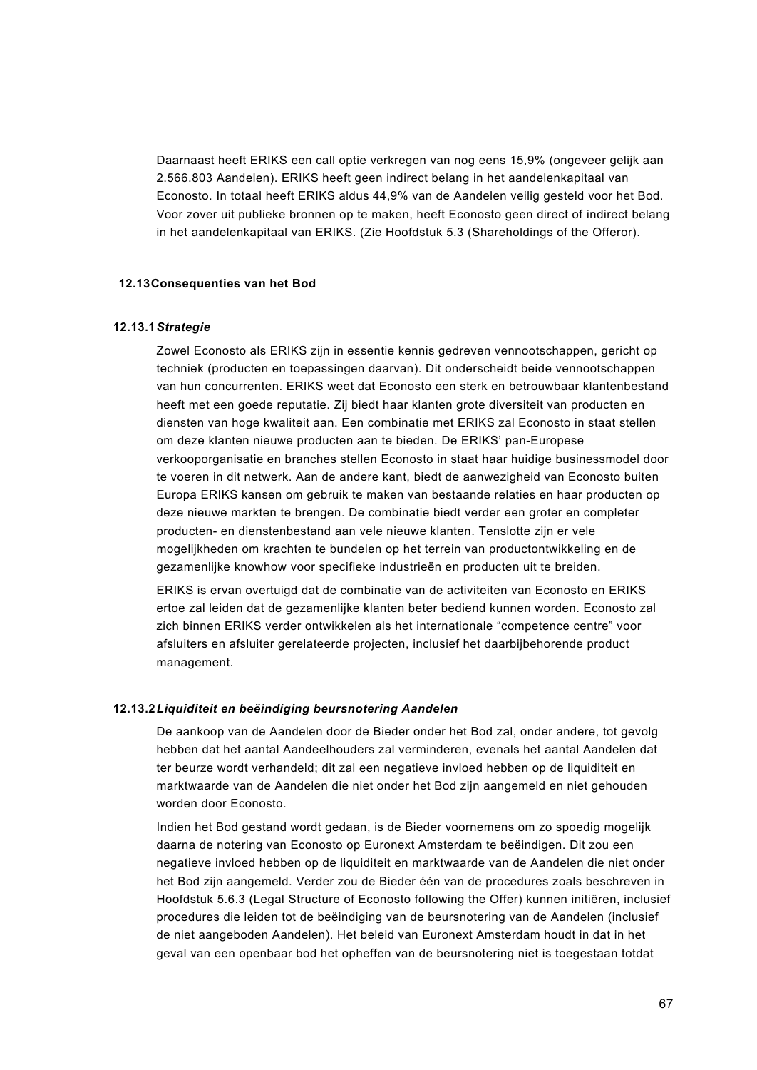Daarnaast heeft ERIKS een call optie verkregen van nog eens 15,9% (ongeveer gelijk aan 2.566.803 Aandelen). ERIKS heeft geen indirect belang in het aandelenkapitaal van Econosto. In totaal heeft ERIKS aldus 44,9% van de Aandelen veilig gesteld voor het Bod. Voor zover uit publieke bronnen op te maken, heeft Econosto geen direct of indirect belang in het aandelenkapitaal van ERIKS. (Zie Hoofdstuk 5.3 (Shareholdings of the Offeror).

## 12.13 Consequenties van het Bod

### 12.13.1 *Strategie*

Zowel Econosto als ERIKS zijn in essentie kennis gedreven vennootschappen, gericht op techniek (producten en toepassingen daarvan). Dit onderscheidt beide vennootschappen van hun concurrenten. ERIKS weet dat Econosto een sterk en betrouwbaar klantenbestand heeft met een goede reputatie. Zij biedt haar klanten grote diversiteit van producten en diensten van hoge kwaliteit aan. Een combinatie met ERIKS zal Econosto in staat stellen om deze klanten nieuwe producten aan te bieden. De ERIKS' pan-Europese verkooporganisatie en branches stellen Econosto in staat haar huidige businessmodel door te voeren in dit netwerk. Aan de andere kant, biedt de aanwezigheid van Econosto buiten Europa ERIKS kansen om gebruik te maken van bestaande relaties en haar producten op deze nieuwe markten te brengen. De combinatie biedt verder een groter en completer producten- en dienstenbestand aan vele nieuwe klanten. Tenslotte zijn er vele mogelijkheden om krachten te bundelen op het terrein van productontwikkeling en de gezamenlijke knowhow voor specifieke industrieën en producten uit te breiden.

ERIKS is ervan overtuigd dat de combinatie van de activiteiten van Econosto en ERIKS ertoe zal leiden dat de gezamenlijke klanten beter bediend kunnen worden. Econosto zal zich binnen ERIKS verder ontwikkelen als het internationale "competence centre" voor afsluiters en afsluiter gerelateerde projecten, inclusief het daarbijbehorende product management.

### 12.13.2 *Liquiditeit en beëindiging beursnotering Aandelen*

De aankoop van de Aandelen door de Bieder onder het Bod zal, onder andere, tot gevolg hebben dat het aantal Aandeelhouders zal verminderen, evenals het aantal Aandelen dat ter beurze wordt verhandeld; dit zal een negatieve invloed hebben op de liquiditeit en marktwaarde van de Aandelen die niet onder het Bod zijn aangemeld en niet gehouden worden door Econosto.

Indien het Bod gestand wordt gedaan, is de Bieder voornemens om zo spoedig mogelijk daarna de notering van Econosto op Euronext Amsterdam te beëindigen. Dit zou een negatieve invloed hebben op de liquiditeit en marktwaarde van de Aandelen die niet onder het Bod zijn aangemeld. Verder zou de Bieder één van de procedures zoals beschreven in Hoofdstuk 5.6.3 (Legal Structure of Econosto following the Offer) kunnen initiëren, inclusief procedures die leiden tot de beëindiging van de beursnotering van de Aandelen (inclusief de niet aangeboden Aandelen). Het beleid van Euronext Amsterdam houdt in dat in het geval van een openbaar bod het opheffen van de beursnotering niet is toegestaan totdat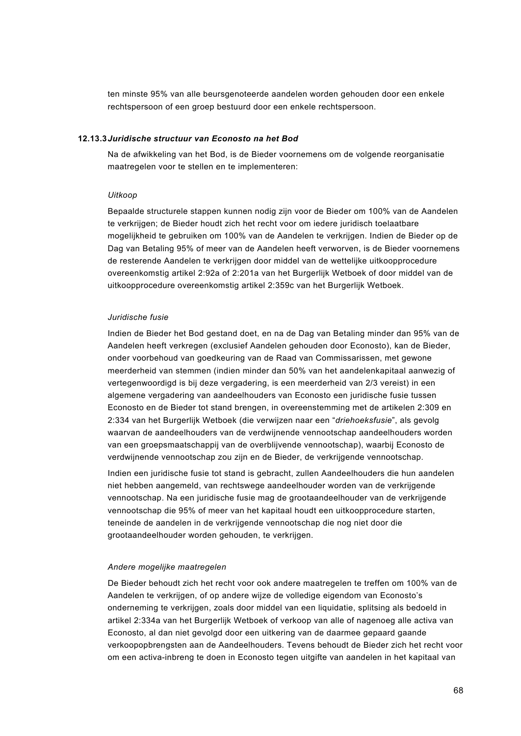ten minste 95% van alle beursgenoteerde aandelen worden gehouden door een enkele rechtspersoon of een groep bestuurd door een enkele rechtspersoon.

### 12.13.3 *Juridische structuur van Econosto na het Bod*

Na de afwikkeling van het Bod, is de Bieder voornemens om de volgende reorganisatie maatregelen voor te stellen en te implementeren:

*Uitkoop*

Bepaalde structurele stappen kunnen nodig zijn voor de Bieder om 100% van de Aandelen te verkrijgen; de Bieder houdt zich het recht voor om iedere juridisch toelaatbare mogelijkheid te gebruiken om 100% van de Aandelen te verkrijgen. Indien de Bieder op de Dag van Betaling 95% of meer van de Aandelen heeft verworven, is de Bieder voornemens de resterende Aandelen te verkrijgen door middel van de wettelijke uitkoopprocedure overeenkomstig artikel 2:92a of 2:201a van het Burgerlijk Wetboek of door middel van de uitkoopprocedure overeenkomstig artikel 2:359c van het Burgerlijk Wetboek.

*Juridische fusie*

Indien de Bieder het Bod gestand doet, en na de Dag van Betaling minder dan 95% van de Aandelen heeft verkregen (exclusief Aandelen gehouden door Econosto), kan de Bieder, onder voorbehoud van goedkeuring van de Raad van Commissarissen, met gewone meerderheid van stemmen (indien minder dan 50% van het aandelenkapitaal aanwezig of vertegenwoordigd is bij deze vergadering, is een meerderheid van 2/3 vereist) in een algemene vergadering van aandeelhouders van Econosto een juridische fusie tussen Econosto en de Bieder tot stand brengen, in overeenstemming met de artikelen 2:309 en 2:334 van het Burgerlijk Wetboek (die verwijzen naar een "*driehoeksfusie*", als gevolg waarvan de aandeelhouders van de verdwijnende vennootschap aandeelhouders worden van een groepsmaatschappij van de overblijvende vennootschap), waarbij Econosto de verdwijnende vennootschap zou zijn en de Bieder, de verkrijgende vennootschap.

Indien een juridische fusie tot stand is gebracht, zullen Aandeelhouders die hun aandelen niet hebben aangemeld, van rechtswege aandeelhouder worden van de verkrijgende vennootschap. Na een juridische fusie mag de grootaandeelhouder van de verkrijgende vennootschap die 95% of meer van het kapitaal houdt een uitkoopprocedure starten, teneinde de aandelen in de verkrijgende vennootschap die nog niet door die grootaandeelhouder worden gehouden, te verkrijgen.

*Andere mogelijke maatregelen*

De Bieder behoudt zich het recht voor ook andere maatregelen te treffen om 100% van de Aandelen te verkrijgen, of op andere wijze de volledige eigendom van Econosto's onderneming te verkrijgen, zoals door middel van een liquidatie, splitsing als bedoeld in artikel 2:334a van het Burgerlijk Wetboek of verkoop van alle of nagenoeg alle activa van Econosto, al dan niet gevolgd door een uitkering van de daarmee gepaard gaande verkoopopbrengsten aan de Aandeelhouders. Tevens behoudt de Bieder zich het recht voor om een activa-inbreng te doen in Econosto tegen uitgifte van aandelen in het kapitaal van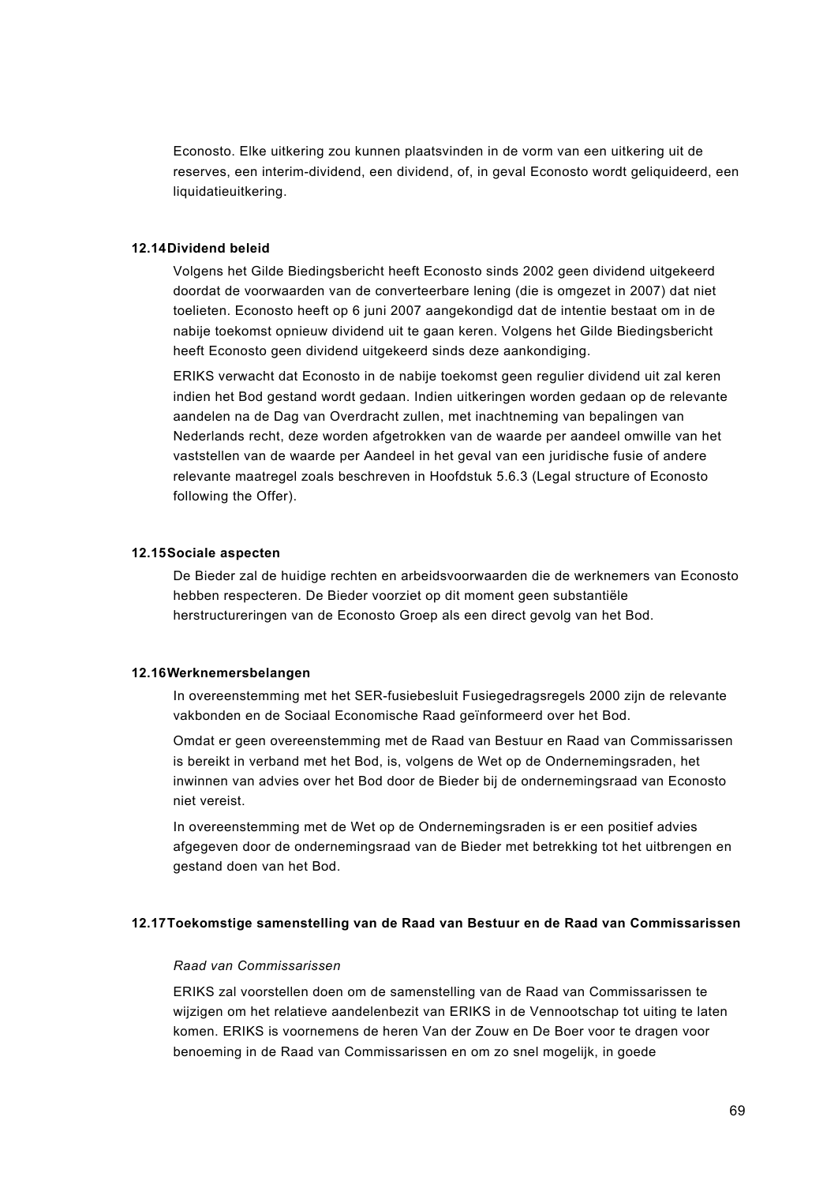Econosto. Elke uitkering zou kunnen plaatsvinden in de vorm van een uitkering uit de reserves, een interim-dividend, een dividend, of, in geval Econosto wordt geliquideerd, een liquidatieuitkering.

### 12.14 Dividend beleid

Volgens het Gilde Biedingsbericht heeft Econosto sinds 2002 geen dividend uitgekeerd doordat de voorwaarden van de converteerbare lening (die is omgezet in 2007) dat niet toelieten. Econosto heeft op 6 juni 2007 aangekondigd dat de intentie bestaat om in de nabije toekomst opnieuw dividend uit te gaan keren. Volgens het Gilde Biedingsbericht heeft Econosto geen dividend uitgekeerd sinds deze aankondiging.

ERIKS verwacht dat Econosto in de nabije toekomst geen regulier dividend uit zal keren indien het Bod gestand wordt gedaan. Indien uitkeringen worden gedaan op de relevante aandelen na de Dag van Overdracht zullen, met inachtneming van bepalingen van Nederlands recht, deze worden afgetrokken van de waarde per aandeel omwille van het vaststellen van de waarde per Aandeel in het geval van een juridische fusie of andere relevante maatregel zoals beschreven in Hoofdstuk 5.6.3 (Legal structure of Econosto following the Offer).

### 12.15 Sociale aspecten

De Bieder zal de huidige rechten en arbeidsvoorwaarden die de werknemers van Econosto hebben respecteren. De Bieder voorziet op dit moment geen substantiële herstructureringen van de Econosto Groep als een direct gevolg van het Bod.

### 12.16 Werknemersbelangen

In overeenstemming met het SER-fusiebesluit Fusiegedragsregels 2000 zijn de relevante vakbonden en de Sociaal Economische Raad geïnformeerd over het Bod.

Omdat er geen overeenstemming met de Raad van Bestuur en Raad van Commissarissen is bereikt in verband met het Bod, is, volgens de Wet op de Ondernemingsraden, het inwinnen van advies over het Bod door de Bieder bij de ondernemingsraad van Econosto niet vereist.

In overeenstemming met de Wet op de Ondernemingsraden is er een positief advies afgegeven door de ondernemingsraad van de Bieder met betrekking tot het uitbrengen en gestand doen van het Bod.

### 12.17 Toekomstige samenstelling van de Raad van Bestuur en de Raad van Commissarissen

*Raad van Commissarissen*

ERIKS zal voorstellen doen om de samenstelling van de Raad van Commissarissen te wijzigen om het relatieve aandelenbezit van ERIKS in de Vennootschap tot uiting te laten komen. ERIKS is voornemens de heren Van der Zouw en De Boer voor te dragen voor benoeming in de Raad van Commissarissen en om zo snel mogelijk, in goede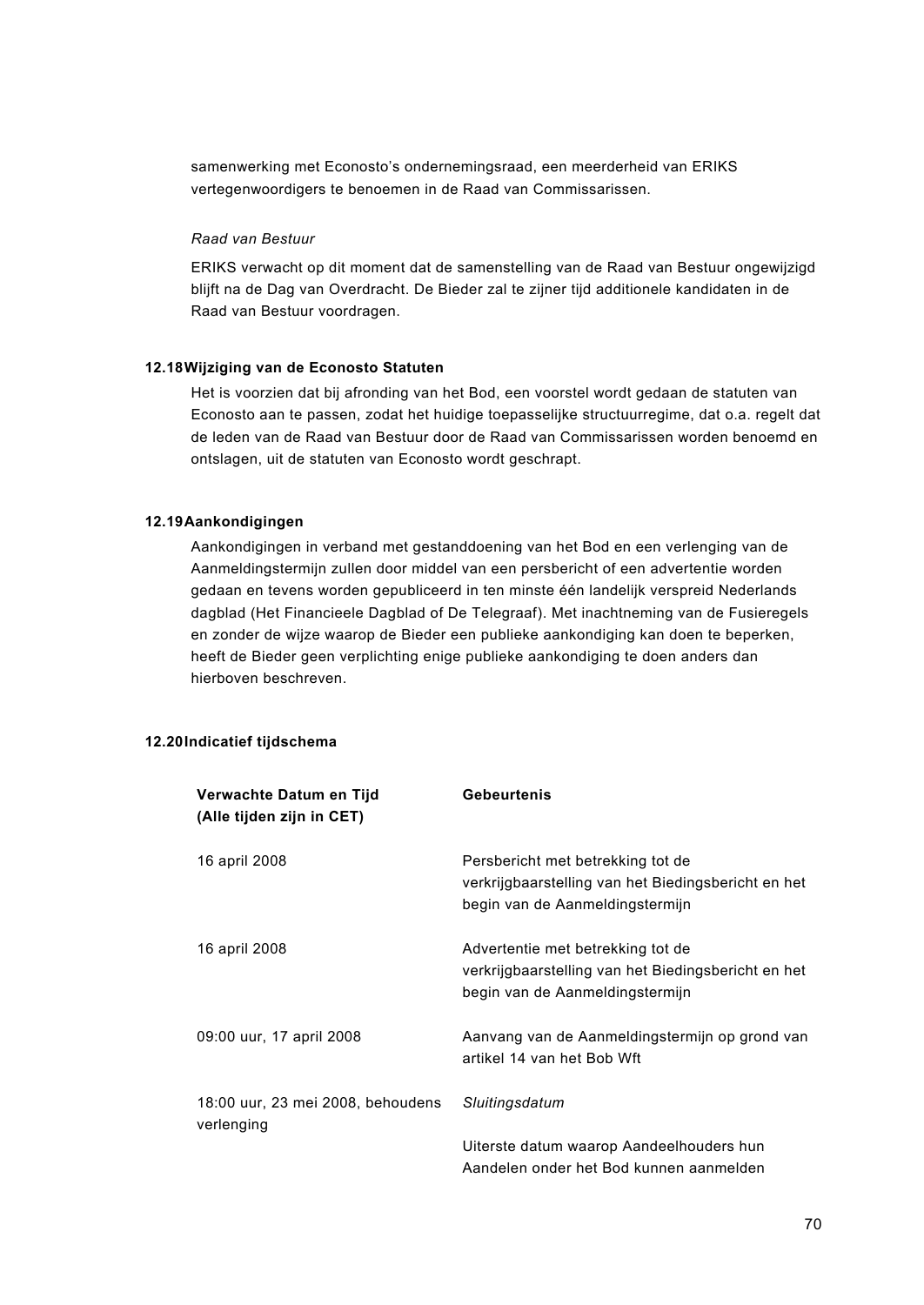samenwerking met Econosto's ondernemingsraad, een meerderheid van ERIKS vertegenwoordigers te benoemen in de Raad van Commissarissen.

*Raad van Bestuur*

ERIKS verwacht op dit moment dat de samenstelling van de Raad van Bestuur ongewijzigd blijft na de Dag van Overdracht. De Bieder zal te zijner tijd additionele kandidaten in de Raad van Bestuur voordragen.

### 12.18 Wijziging van de Econosto Statuten

Het is voorzien dat bij afronding van het Bod, een voorstel wordt gedaan de statuten van Econosto aan te passen, zodat het huidige toepasselijke structuurregime, dat o.a. regelt dat de leden van de Raad van Bestuur door de Raad van Commissarissen worden benoemd en ontslagen, uit de statuten van Econosto wordt geschrapt.

### 12.19 Aankondigingen

Aankondigingen in verband met gestanddoening van het Bod en een verlenging van de Aanmeldingstermijn zullen door middel van een persbericht of een advertentie worden gedaan en tevens worden gepubliceerd in ten minste één landelijk verspreid Nederlands dagblad (Het Financieele Dagblad of De Telegraaf). Met inachtneming van de Fusieregels en zonder de wijze waarop de Bieder een publieke aankondiging kan doen te beperken, heeft de Bieder geen verplichting enige publieke aankondiging te doen anders dan hierboven beschreven.

### 12.20 Indicatief tijdschema

| Verwachte Datum en Tijd (Alle tijden zijn in CET) | Gebeurtenis |
|---|---|
| 16 april 2008 | Persbericht met betrekking tot de verkrijgbaarstelling van het Biedingsbericht en het begin van de Aanmeldingstermijn |
| 16 april 2008 | Advertentie met betrekking tot de verkrijgbaarstelling van het Biedingsbericht en het begin van de Aanmeldingstermijn |
| 09:00 uur, 17 april 2008 | Aanvang van de Aanmeldingstermijn op grond van artikel 14 van het Bob Wft |
| 18:00 uur, 23 mei 2008, behoudens verlenging | *Sluitingsdatum*<br><br>Uiterste datum waarop Aandeelhouders hun Aandelen onder het Bod kunnen aanmelden |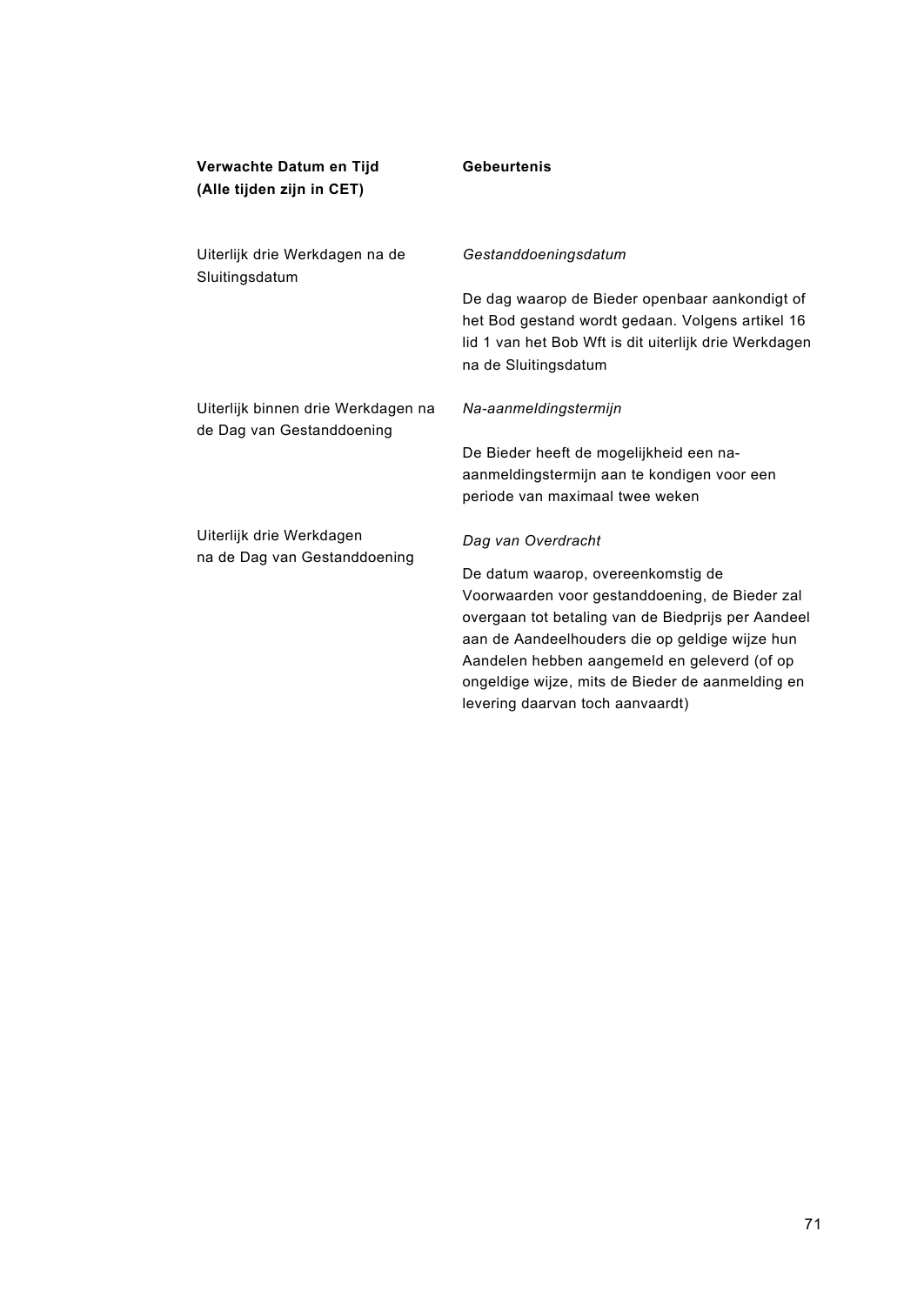| Verwachte Datum en Tijd (Alle tijden zijn in CET) | Gebeurtenis |
|---|---|
| Uiterlijk drie Werkdagen na de Sluitingsdatum | *Gestanddoeningsdatum*<br><br>De dag waarop de Bieder openbaar aankondigt of het Bod gestand wordt gedaan. Volgens artikel 16 lid 1 van het Bob Wft is dit uiterlijk drie Werkdagen na de Sluitingsdatum |
| Uiterlijk binnen drie Werkdagen na de Dag van Gestanddoening | *Na-aanmeldingstermijn*<br><br>De Bieder heeft de mogelijkheid een na-aanmeldingstermijn aan te kondigen voor een periode van maximaal twee weken |
| Uiterlijk drie Werkdagen na de Dag van Gestanddoening | *Dag van Overdracht*<br><br>De datum waarop, overeenkomstig de Voorwaarden voor gestanddoening, de Bieder zal overgaan tot betaling van de Biedprijs per Aandeel aan de Aandeelhouders die op geldige wijze hun Aandelen hebben aangemeld en geleverd (of op ongeldige wijze, mits de Bieder de aanmelding en levering daarvan toch aanvaardt) |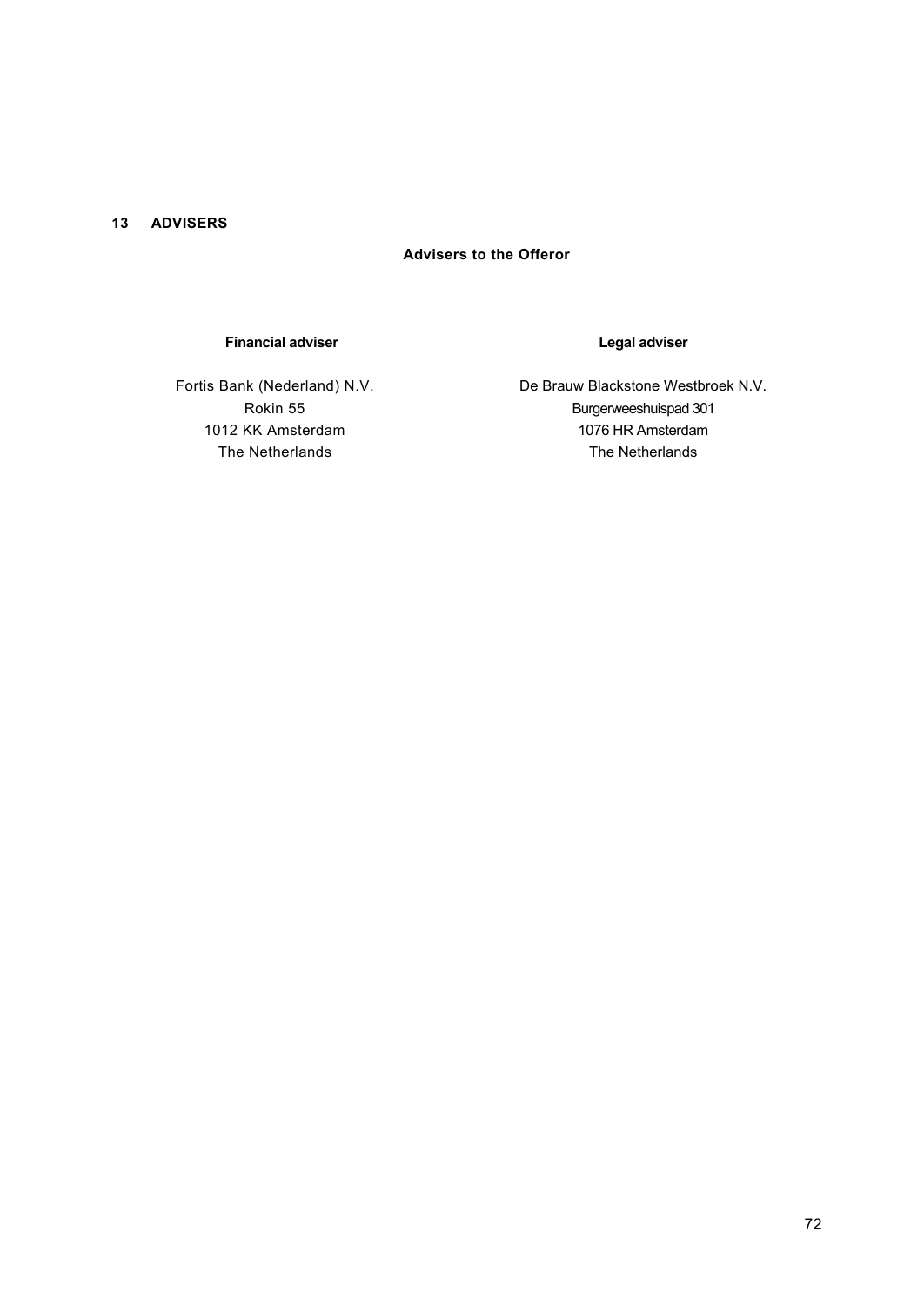## 13 ADVISERS

**Advisers to the Offeror**

**Financial adviser**

Fortis Bank (Nederland) N.V.
Rokin 55
1012 KK Amsterdam
The Netherlands

**Legal adviser**

De Brauw Blackstone Westbroek N.V.
Burgerweeshuispad 301
1076 HR Amsterdam
The Netherlands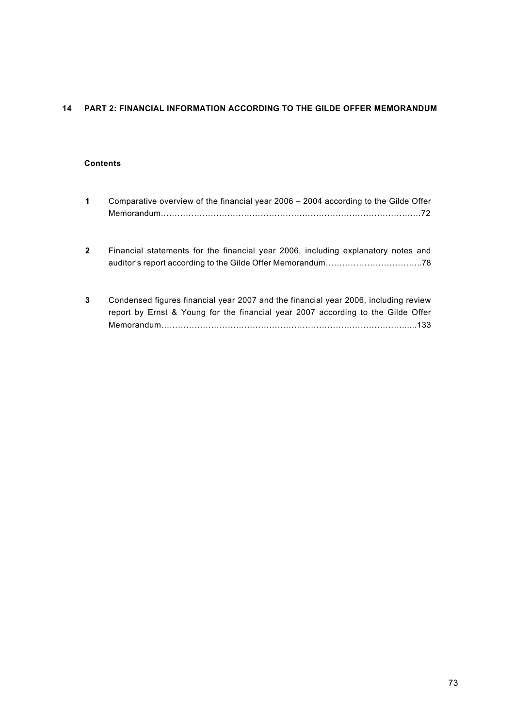## 14 PART 2: FINANCIAL INFORMATION ACCORDING TO THE GILDE OFFER MEMORANDUM

**Contents**

**1** Comparative overview of the financial year 2006 – 2004 according to the Gilde Offer Memorandum……………………………………………………………………………….72

**2** Financial statements for the financial year 2006, including explanatory notes and auditor's report according to the Gilde Offer Memorandum……………………………..78

**3** Condensed figures financial year 2007 and the financial year 2006, including review report by Ernst & Young for the financial year 2007 according to the Gilde Offer Memorandum…………………………………………………………………………….....133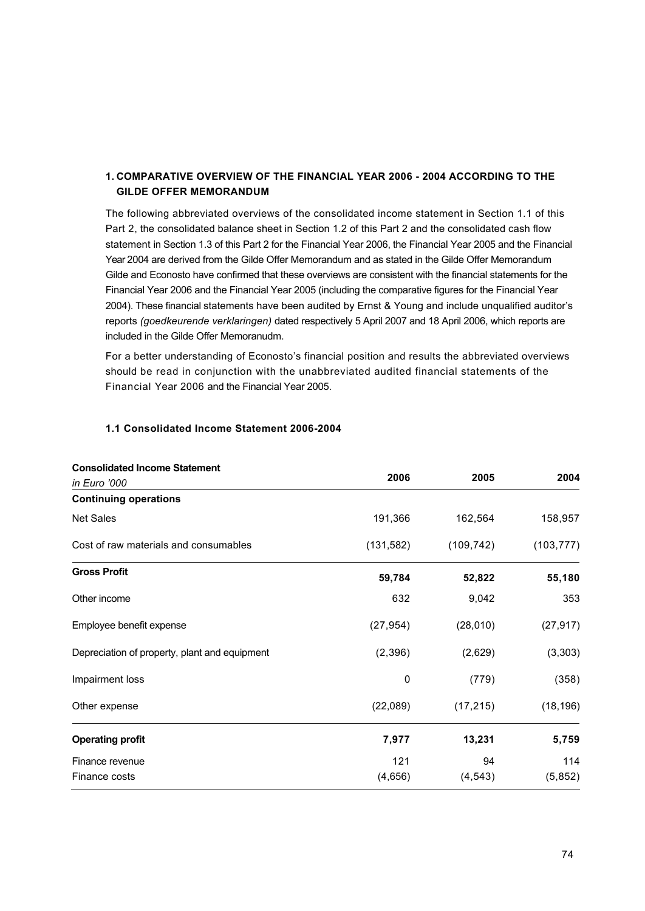## 1. COMPARATIVE OVERVIEW OF THE FINANCIAL YEAR 2006 - 2004 ACCORDING TO THE GILDE OFFER MEMORANDUM

The following abbreviated overviews of the consolidated income statement in Section 1.1 of this Part 2, the consolidated balance sheet in Section 1.2 of this Part 2 and the consolidated cash flow statement in Section 1.3 of this Part 2 for the Financial Year 2006, the Financial Year 2005 and the Financial Year 2004 are derived from the Gilde Offer Memorandum and as stated in the Gilde Offer Memorandum Gilde and Econosto have confirmed that these overviews are consistent with the financial statements for the Financial Year 2006 and the Financial Year 2005 (including the comparative figures for the Financial Year 2004). These financial statements have been audited by Ernst & Young and include unqualified auditor's reports *(goedkeurende verklaringen)* dated respectively 5 April 2007 and 18 April 2006, which reports are included in the Gilde Offer Memoranudm.

For a better understanding of Econosto's financial position and results the abbreviated overviews should be read in conjunction with the unabbreviated audited financial statements of the Financial Year 2006 and the Financial Year 2005.

### 1.1 Consolidated Income Statement 2006-2004

| **Consolidated Income Statement** *in Euro '000* | 2006 | 2005 | 2004 |
|---|---|---|---|
| **Continuing operations** | | | |
| Net Sales | 191,366 | 162,564 | 158,957 |
| Cost of raw materials and consumables | (131,582) | (109,742) | (103,777) |
| **Gross Profit** | **59,784** | **52,822** | **55,180** |
| Other income | 632 | 9,042 | 353 |
| Employee benefit expense | (27,954) | (28,010) | (27,917) |
| Depreciation of property, plant and equipment | (2,396) | (2,629) | (3,303) |
| Impairment loss | 0 | (779) | (358) |
| Other expense | (22,089) | (17,215) | (18,196) |
| **Operating profit** | **7,977** | **13,231** | **5,759** |
| Finance revenue | 121 | 94 | 114 |
| Finance costs | (4,656) | (4,543) | (5,852) |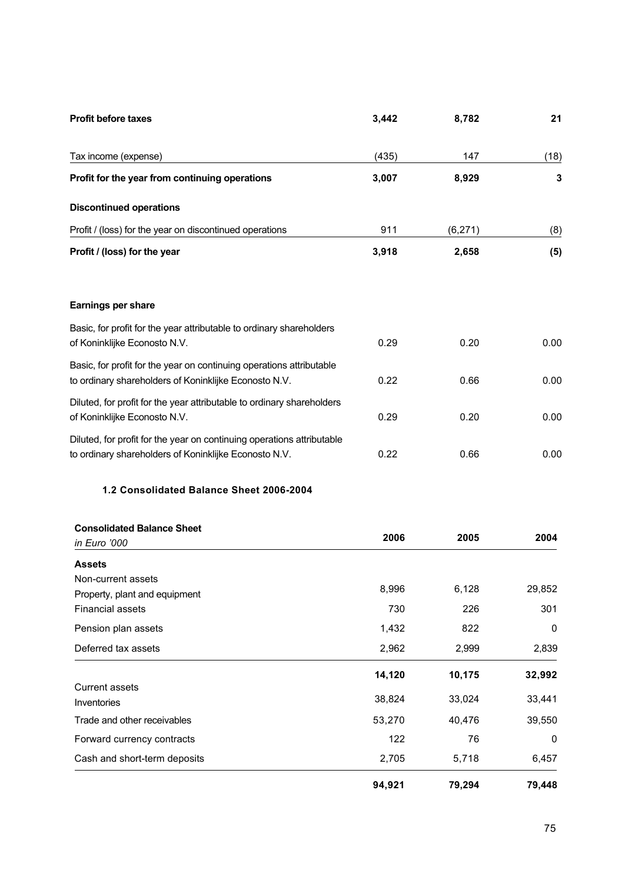| | | | |
|---|---|---|---|
| **Profit before taxes** | **3,442** | **8,782** | **21** |
| Tax income (expense) | (435) | 147 | (18) |
| **Profit for the year from continuing operations** | **3,007** | **8,929** | **3** |
| **Discontinued operations** | | | |
| Profit / (loss) for the year on discontinued operations | 911 | (6,271) | (8) |
| **Profit / (loss) for the year** | **3,918** | **2,658** | **(5)** |
| | | | |
| **Earnings per share** | | | |
| Basic, for profit for the year attributable to ordinary shareholders of Koninklijke Econosto N.V. | 0.29 | 0.20 | 0.00 |
| Basic, for profit for the year on continuing operations attributable to ordinary shareholders of Koninklijke Econosto N.V. | 0.22 | 0.66 | 0.00 |
| Diluted, for profit for the year attributable to ordinary shareholders of Koninklijke Econosto N.V. | 0.29 | 0.20 | 0.00 |
| Diluted, for profit for the year on continuing operations attributable to ordinary shareholders of Koninklijke Econosto N.V. | 0.22 | 0.66 | 0.00 |

### 1.2 Consolidated Balance Sheet 2006-2004

| **Consolidated Balance Sheet** *in Euro '000* | **2006** | **2005** | **2004** |
|---|---|---|---|
| **Assets** | | | |
| Non-current assets | | | |
| Property, plant and equipment | 8,996 | 6,128 | 29,852 |
| Financial assets | 730 | 226 | 301 |
| Pension plan assets | 1,432 | 822 | 0 |
| Deferred tax assets | 2,962 | 2,999 | 2,839 |
| | **14,120** | **10,175** | **32,992** |
| Current assets | | | |
| Inventories | 38,824 | 33,024 | 33,441 |
| Trade and other receivables | 53,270 | 40,476 | 39,550 |
| Forward currency contracts | 122 | 76 | 0 |
| Cash and short-term deposits | 2,705 | 5,718 | 6,457 |
| | **94,921** | **79,294** | **79,448** |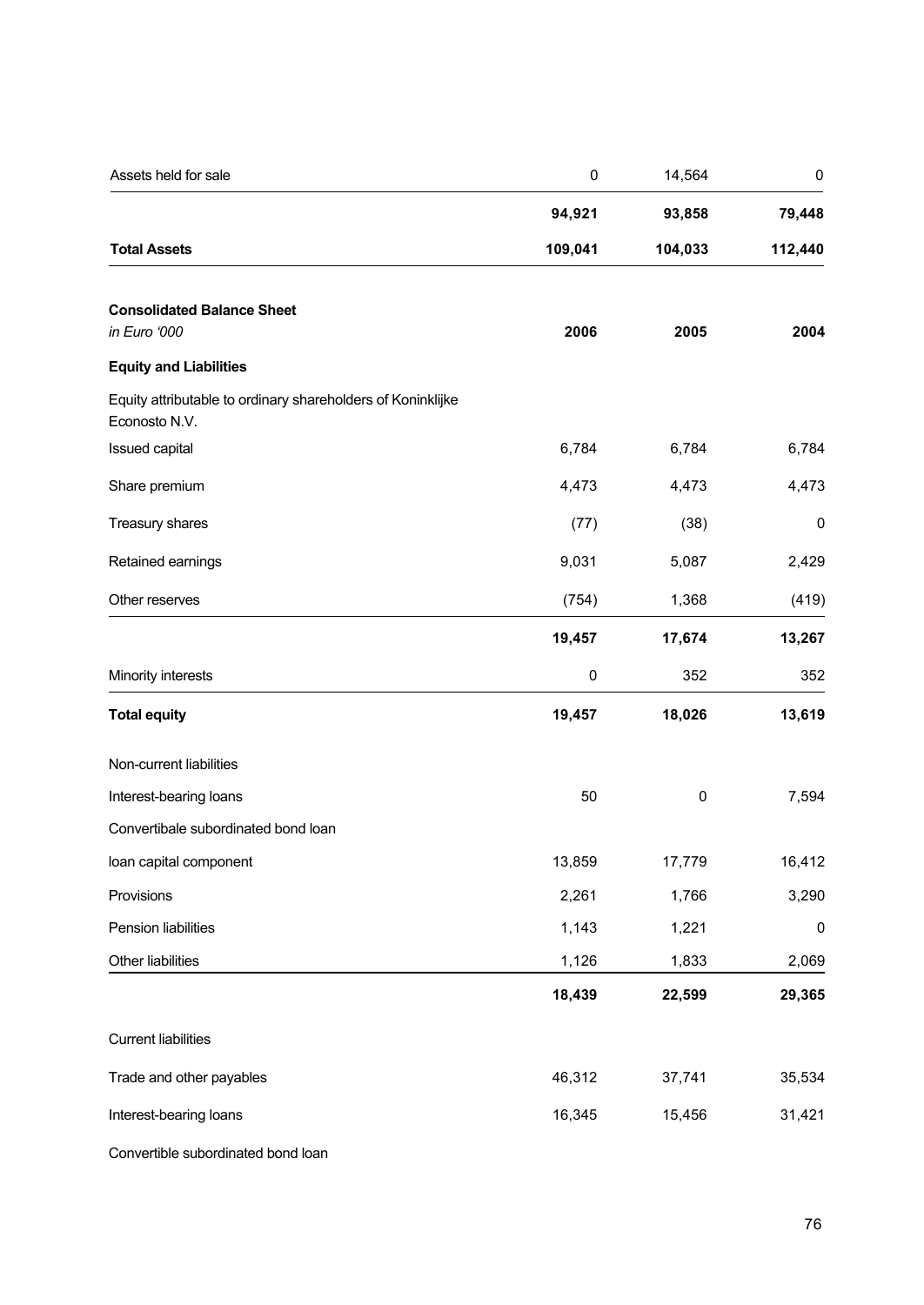| | | | |
|---|---|---|---|
| Assets held for sale | 0 | 14,564 | 0 |
| | **94,921** | **93,858** | **79,448** |
| **Total Assets** | **109,041** | **104,033** | **112,440** |

**Consolidated Balance Sheet**

| *in Euro '000* | **2006** | **2005** | **2004** |
|---|---|---|---|
| **Equity and Liabilities** | | | |
| Equity attributable to ordinary shareholders of Koninklijke Econosto N.V. | | | |
| Issued capital | 6,784 | 6,784 | 6,784 |
| Share premium | 4,473 | 4,473 | 4,473 |
| Treasury shares | (77) | (38) | 0 |
| Retained earnings | 9,031 | 5,087 | 2,429 |
| Other reserves | (754) | 1,368 | (419) |
| | **19,457** | **17,674** | **13,267** |
| Minority interests | 0 | 352 | 352 |
| **Total equity** | **19,457** | **18,026** | **13,619** |
| Non-current liabilities | | | |
| Interest-bearing loans | 50 | 0 | 7,594 |
| Convertibale subordinated bond loan | | | |
| loan capital component | 13,859 | 17,779 | 16,412 |
| Provisions | 2,261 | 1,766 | 3,290 |
| Pension liabilities | 1,143 | 1,221 | 0 |
| Other liabilities | 1,126 | 1,833 | 2,069 |
| | **18,439** | **22,599** | **29,365** |
| Current liabilities | | | |
| Trade and other payables | 46,312 | 37,741 | 35,534 |
| Interest-bearing loans | 16,345 | 15,456 | 31,421 |
| Convertible subordinated bond loan | | | |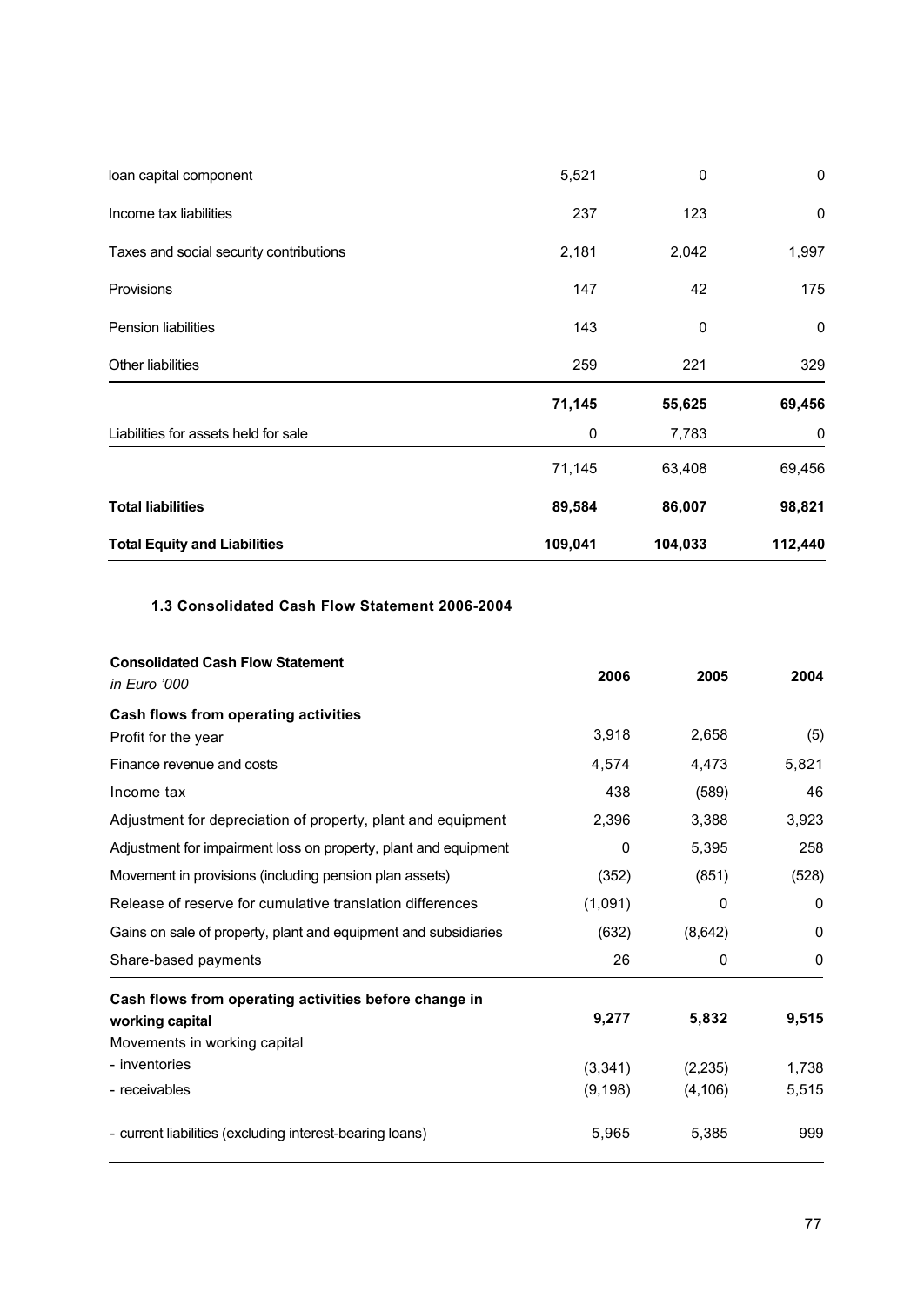| | | | |
|---|---|---|---|
| loan capital component | 5,521 | 0 | 0 |
| Income tax liabilities | 237 | 123 | 0 |
| Taxes and social security contributions | 2,181 | 2,042 | 1,997 |
| Provisions | 147 | 42 | 175 |
| Pension liabilities | 143 | 0 | 0 |
| Other liabilities | 259 | 221 | 329 |
| | **71,145** | **55,625** | **69,456** |
| Liabilities for assets held for sale | 0 | 7,783 | 0 |
| | 71,145 | 63,408 | 69,456 |
| **Total liabilities** | **89,584** | **86,007** | **98,821** |
| **Total Equity and Liabilities** | **109,041** | **104,033** | **112,440** |

### 1.3 Consolidated Cash Flow Statement 2006-2004

| **Consolidated Cash Flow Statement** *in Euro '000* | **2006** | **2005** | **2004** |
|---|---|---|---|
| **Cash flows from operating activities** | | | |
| Profit for the year | 3,918 | 2,658 | (5) |
| Finance revenue and costs | 4,574 | 4,473 | 5,821 |
| Income tax | 438 | (589) | 46 |
| Adjustment for depreciation of property, plant and equipment | 2,396 | 3,388 | 3,923 |
| Adjustment for impairment loss on property, plant and equipment | 0 | 5,395 | 258 |
| Movement in provisions (including pension plan assets) | (352) | (851) | (528) |
| Release of reserve for cumulative translation differences | (1,091) | 0 | 0 |
| Gains on sale of property, plant and equipment and subsidiaries | (632) | (8,642) | 0 |
| Share-based payments | 26 | 0 | 0 |
| **Cash flows from operating activities before change in working capital** | **9,277** | **5,832** | **9,515** |
| Movements in working capital | | | |
| - inventories | (3,341) | (2,235) | 1,738 |
| - receivables | (9,198) | (4,106) | 5,515 |
| - current liabilities (excluding interest-bearing loans) | 5,965 | 5,385 | 999 |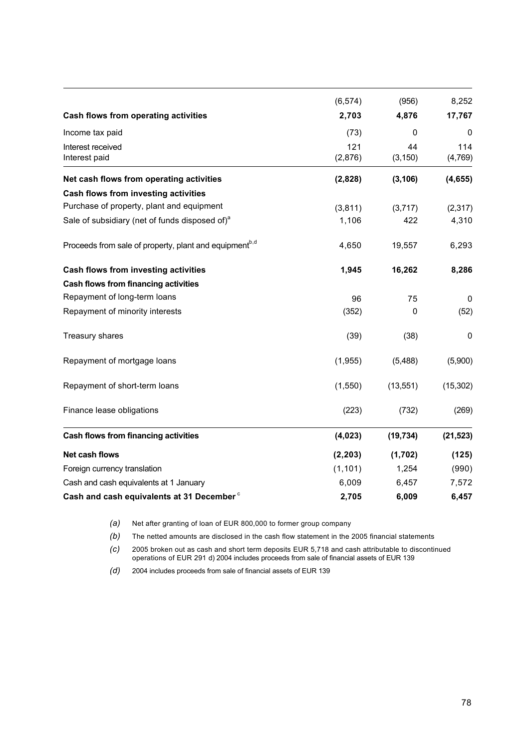| | | | |
|---|---|---|---|
| | (6,574) | (956) | 8,252 |
| **Cash flows from operating activities** | **2,703** | **4,876** | **17,767** |
| Income tax paid | (73) | 0 | 0 |
| Interest received | 121 | 44 | 114 |
| Interest paid | (2,876) | (3,150) | (4,769) |
| **Net cash flows from operating activities** | **(2,828)** | **(3,106)** | **(4,655)** |
| **Cash flows from investing activities** | | | |
| Purchase of property, plant and equipment | (3,811) | (3,717) | (2,317) |
| Sale of subsidiary (net of funds disposed of)[a] | 1,106 | 422 | 4,310 |
| Proceeds from sale of property, plant and equipment[b,d] | 4,650 | 19,557 | 6,293 |
| **Cash flows from investing activities** | **1,945** | **16,262** | **8,286** |
| **Cash flows from financing activities** | | | |
| Repayment of long-term loans | 96 | 75 | 0 |
| Repayment of minority interests | (352) | 0 | (52) |
| Treasury shares | (39) | (38) | 0 |
| Repayment of mortgage loans | (1,955) | (5,488) | (5,900) |
| Repayment of short-term loans | (1,550) | (13,551) | (15,302) |
| Finance lease obligations | (223) | (732) | (269) |
| **Cash flows from financing activities** | **(4,023)** | **(19,734)** | **(21,523)** |
| **Net cash flows** | **(2,203)** | **(1,702)** | **(125)** |
| Foreign currency translation | (1,101) | 1,254 | (990) |
| Cash and cash equivalents at 1 January | 6,009 | 6,457 | 7,572 |
| **Cash and cash equivalents at 31 December**[c] | **2,705** | **6,009** | **6,457** |

*(a)* Net after granting of loan of EUR 800,000 to former group company

*(b)* The netted amounts are disclosed in the cash flow statement in the 2005 financial statements

*(c)* 2005 broken out as cash and short term deposits EUR 5,718 and cash attributable to discontinued operations of EUR 291 d) 2004 includes proceeds from sale of financial assets of EUR 139

*(d)* 2004 includes proceeds from sale of financial assets of EUR 139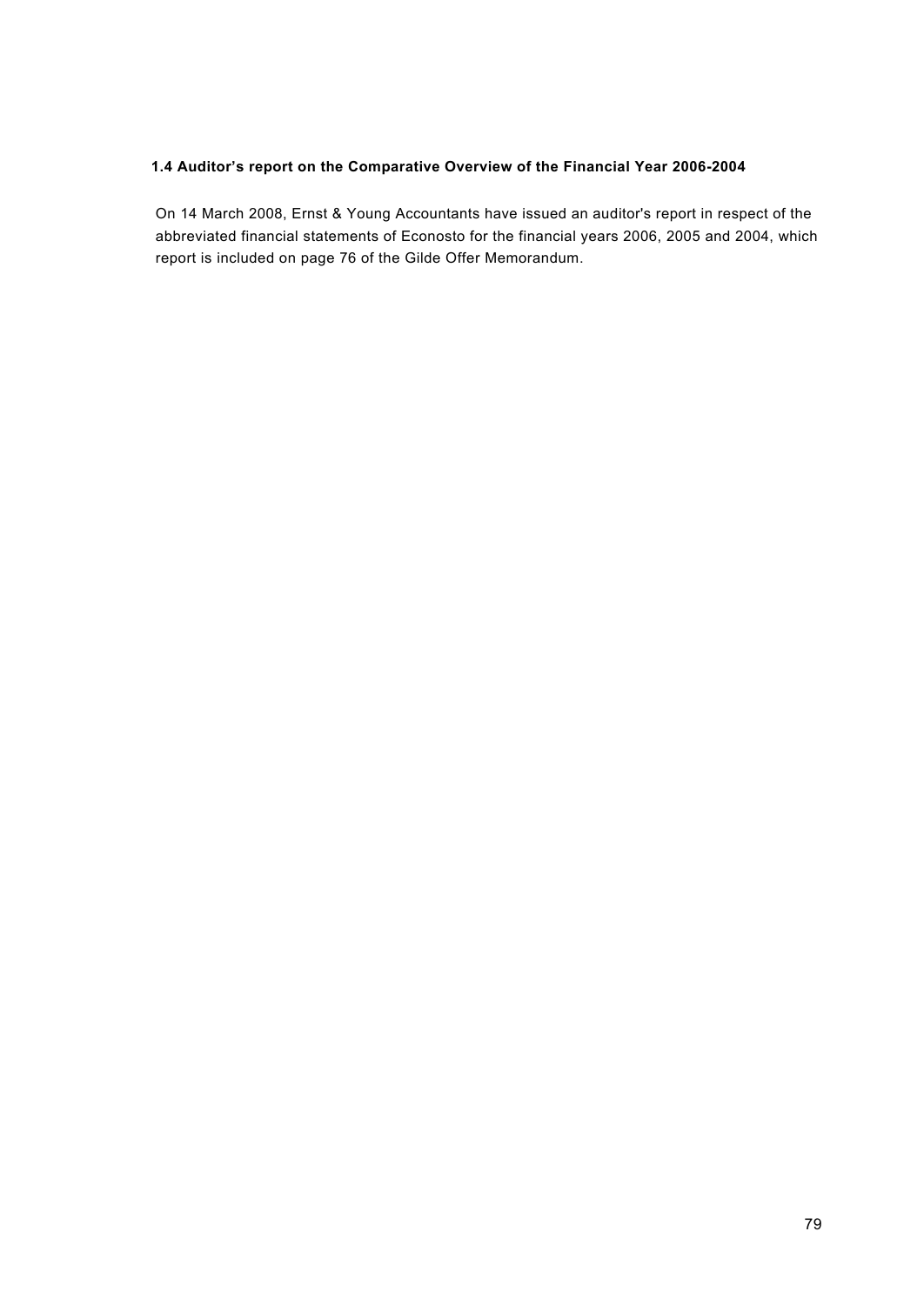### 1.4 Auditor's report on the Comparative Overview of the Financial Year 2006-2004

On 14 March 2008, Ernst & Young Accountants have issued an auditor's report in respect of the abbreviated financial statements of Econosto for the financial years 2006, 2005 and 2004, which report is included on page 76 of the Gilde Offer Memorandum.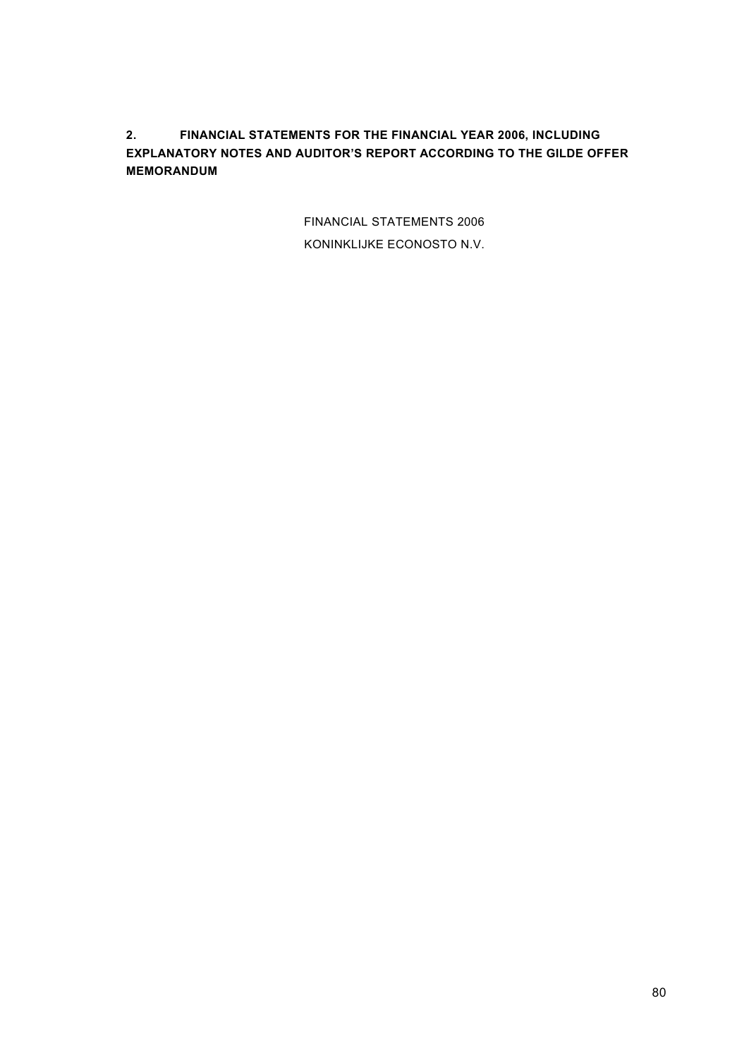## 2. FINANCIAL STATEMENTS FOR THE FINANCIAL YEAR 2006, INCLUDING EXPLANATORY NOTES AND AUDITOR'S REPORT ACCORDING TO THE GILDE OFFER MEMORANDUM

FINANCIAL STATEMENTS 2006

KONINKLIJKE ECONOSTO N.V.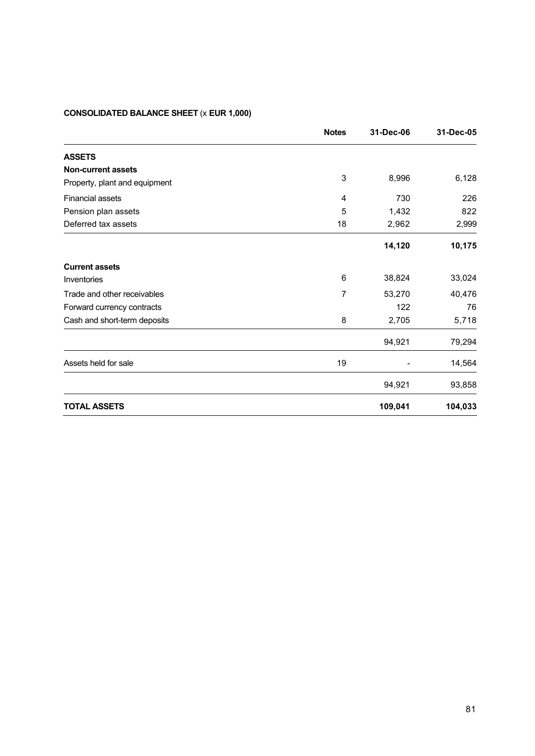**CONSOLIDATED BALANCE SHEET** (x **EUR 1,000)**

| | Notes | 31-Dec-06 | 31-Dec-05 |
|---|---|---|---|
| **ASSETS** | | | |
| **Non-current assets** | | | |
| Property, plant and equipment | 3 | 8,996 | 6,128 |
| Financial assets | 4 | 730 | 226 |
| Pension plan assets | 5 | 1,432 | 822 |
| Deferred tax assets | 18 | 2,962 | 2,999 |
| | | **14,120** | **10,175** |
| **Current assets** | | | |
| Inventories | 6 | 38,824 | 33,024 |
| Trade and other receivables | 7 | 53,270 | 40,476 |
| Forward currency contracts | | 122 | 76 |
| Cash and short-term deposits | 8 | 2,705 | 5,718 |
| | | 94,921 | 79,294 |
| Assets held for sale | 19 | - | 14,564 |
| | | 94,921 | 93,858 |
| **TOTAL ASSETS** | | **109,041** | **104,033** |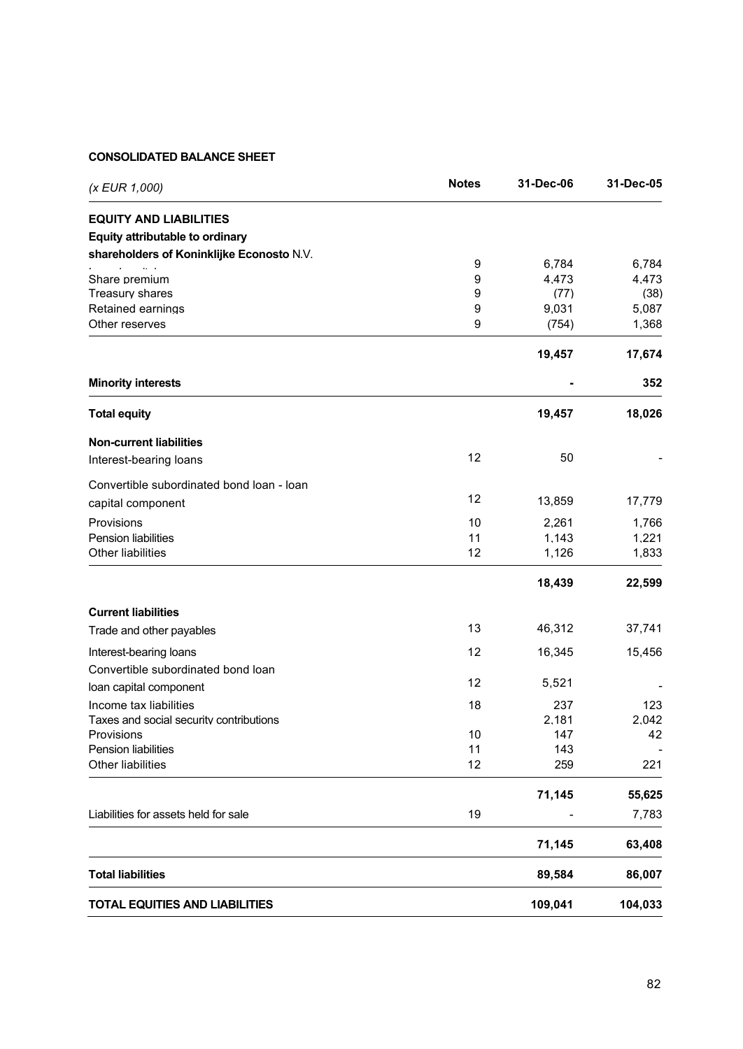**CONSOLIDATED BALANCE SHEET**

| *(x EUR 1,000)* | Notes | 31-Dec-06 | 31-Dec-05 |
|---|---|---|---|
| **EQUITY AND LIABILITIES** | | | |
| **Equity attributable to ordinary shareholders of Koninklijke Econosto** N.V. | | | |
| Issued capital | 9 | 6,784 | 6,784 |
| Share premium | 9 | 4,473 | 4,473 |
| Treasury shares | 9 | (77) | (38) |
| Retained earnings | 9 | 9,031 | 5,087 |
| Other reserves | 9 | (754) | 1,368 |
| | | **19,457** | **17,674** |
| **Minority interests** | | **-** | **352** |
| **Total equity** | | **19,457** | **18,026** |
| **Non-current liabilities** | | | |
| Interest-bearing loans | 12 | 50 | - |
| Convertible subordinated bond loan - loan capital component | 12 | 13,859 | 17,779 |
| Provisions | 10 | 2,261 | 1,766 |
| Pension liabilities | 11 | 1,143 | 1,221 |
| Other liabilities | 12 | 1,126 | 1,833 |
| | | **18,439** | **22,599** |
| **Current liabilities** | | | |
| Trade and other payables | 13 | 46,312 | 37,741 |
| Interest-bearing loans | 12 | 16,345 | 15,456 |
| Convertible subordinated bond loan loan capital component | 12 | 5,521 | - |
| Income tax liabilities | 18 | 237 | 123 |
| Taxes and social security contributions | | 2,181 | 2,042 |
| Provisions | 10 | 147 | 42 |
| Pension liabilities | 11 | 143 | - |
| Other liabilities | 12 | 259 | 221 |
| | | **71,145** | **55,625** |
| Liabilities for assets held for sale | 19 | - | 7,783 |
| | | **71,145** | **63,408** |
| **Total liabilities** | | **89,584** | **86,007** |
| **TOTAL EQUITIES AND LIABILITIES** | | **109,041** | **104,033** |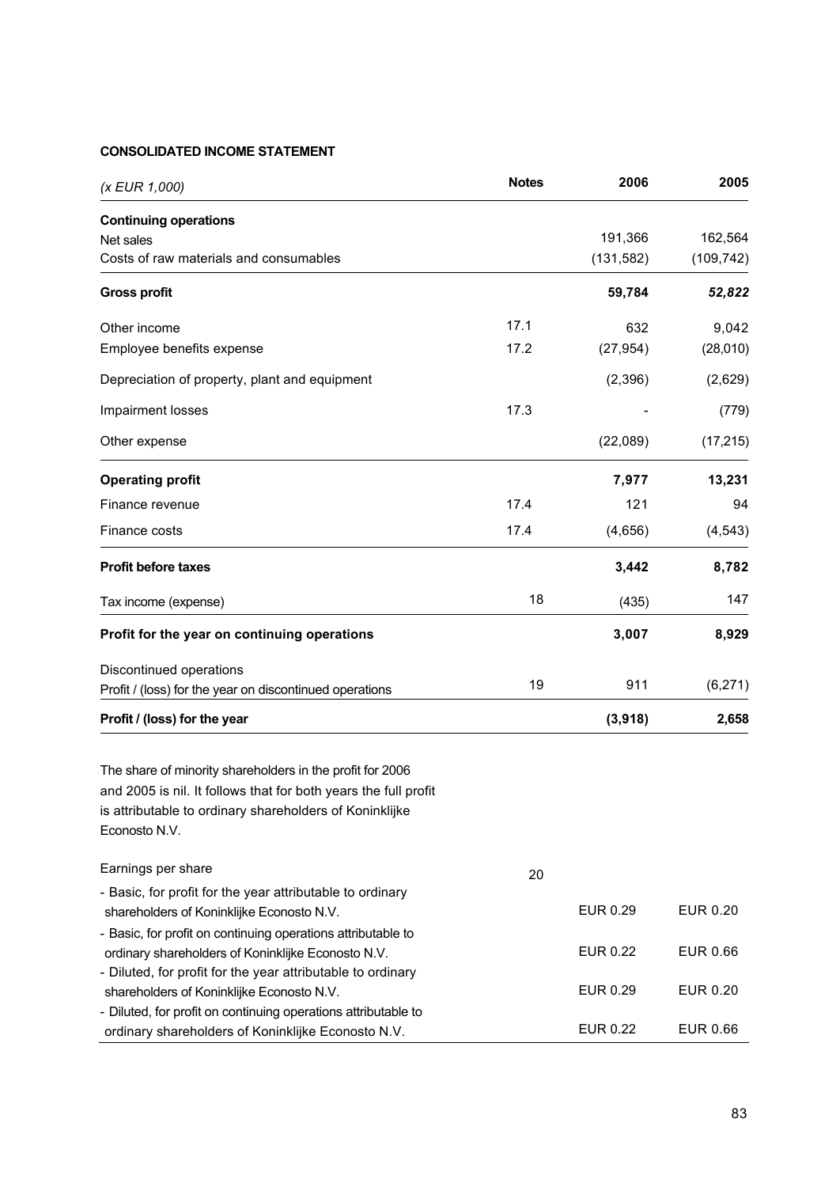**CONSOLIDATED INCOME STATEMENT**

| *(x EUR 1,000)* | Notes | 2006 | 2005 |
|---|---|---|---|
| **Continuing operations** | | | |
| Net sales | | 191,366 | 162,564 |
| Costs of raw materials and consumables | | (131,582) | (109,742) |
| **Gross profit** | | **59,784** | ***52,822*** |
| Other income | 17.1 | 632 | 9,042 |
| Employee benefits expense | 17.2 | (27,954) | (28,010) |
| Depreciation of property, plant and equipment | | (2,396) | (2,629) |
| Impairment losses | 17.3 | - | (779) |
| Other expense | | (22,089) | (17,215) |
| **Operating profit** | | **7,977** | **13,231** |
| Finance revenue | 17.4 | 121 | 94 |
| Finance costs | 17.4 | (4,656) | (4,543) |
| **Profit before taxes** | | **3,442** | **8,782** |
| Tax income (expense) | 18 | (435) | 147 |
| **Profit for the year on continuing operations** | | **3,007** | **8,929** |
| Discontinued operations | | | |
| Profit / (loss) for the year on discontinued operations | 19 | 911 | (6,271) |
| **Profit / (loss) for the year** | | **(3,918)** | **2,658** |

The share of minority shareholders in the profit for 2006 and 2005 is nil. It follows that for both years the full profit is attributable to ordinary shareholders of Koninklijke Econosto N.V.

| | Notes | 2006 | 2005 |
|---|---|---|---|
| Earnings per share | 20 | | |
| - Basic, for profit for the year attributable to ordinary shareholders of Koninklijke Econosto N.V. | | EUR 0.29 | EUR 0.20 |
| - Basic, for profit on continuing operations attributable to ordinary shareholders of Koninklijke Econosto N.V. | | EUR 0.22 | EUR 0.66 |
| - Diluted, for profit for the year attributable to ordinary shareholders of Koninklijke Econosto N.V. | | EUR 0.29 | EUR 0.20 |
| - Diluted, for profit on continuing operations attributable to ordinary shareholders of Koninklijke Econosto N.V. | | EUR 0.22 | EUR 0.66 |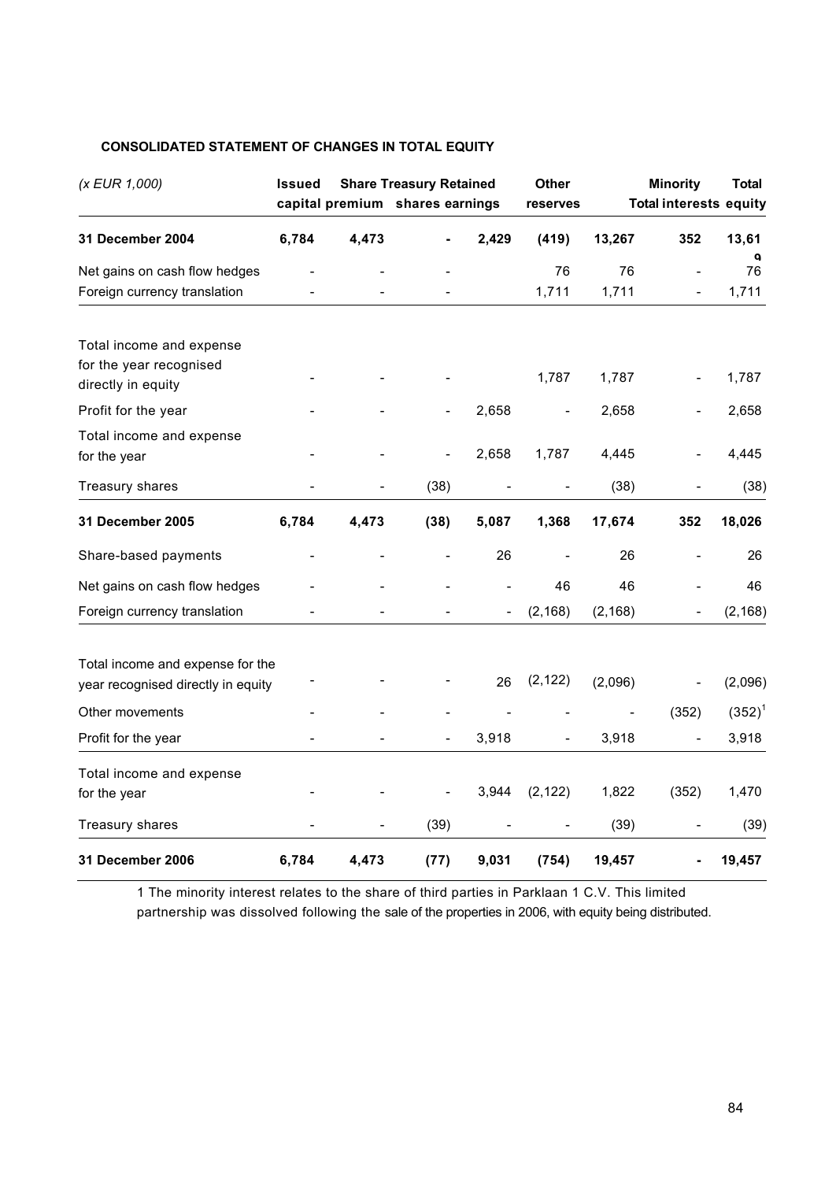## CONSOLIDATED STATEMENT OF CHANGES IN TOTAL EQUITY

| *(x EUR 1,000)* | Issued capital | Share premium | Treasury shares | Retained earnings | Other reserves | Total | Minority interests | Total equity |
|---|---|---|---|---|---|---|---|---|
| **31 December 2004** | **6,784** | **4,473** | **-** | **2,429** | **(419)** | **13,267** | **352** | **13,619** |
| Net gains on cash flow hedges | - | - | - | | 76 | 76 | - | 76 |
| Foreign currency translation | - | - | - | | 1,711 | 1,711 | - | 1,711 |
| Total income and expense for the year recognised directly in equity | - | - | - | | 1,787 | 1,787 | - | 1,787 |
| Profit for the year | - | - | - | 2,658 | - | 2,658 | - | 2,658 |
| Total income and expense for the year | - | - | - | 2,658 | 1,787 | 4,445 | - | 4,445 |
| Treasury shares | - | - | (38) | - | - | (38) | - | (38) |
| **31 December 2005** | **6,784** | **4,473** | **(38)** | **5,087** | **1,368** | **17,674** | **352** | **18,026** |
| Share-based payments | - | - | - | 26 | - | 26 | - | 26 |
| Net gains on cash flow hedges | - | - | - | - | 46 | 46 | - | 46 |
| Foreign currency translation | - | - | - | - | (2,168) | (2,168) | - | (2,168) |
| Total income and expense for the year recognised directly in equity | - | - | - | 26 | (2,122) | (2,096) | - | (2,096) |
| Other movements | - | - | - | - | - | - | (352) | (352)[1] |
| Profit for the year | - | - | - | 3,918 | - | 3,918 | - | 3,918 |
| Total income and expense for the year | - | - | - | 3,944 | (2,122) | 1,822 | (352) | 1,470 |
| Treasury shares | - | - | (39) | - | - | (39) | - | (39) |
| **31 December 2006** | **6,784** | **4,473** | **(77)** | **9,031** | **(754)** | **19,457** | **-** | **19,457** |

1 The minority interest relates to the share of third parties in Parklaan 1 C.V. This limited partnership was dissolved following the sale of the properties in 2006, with equity being distributed.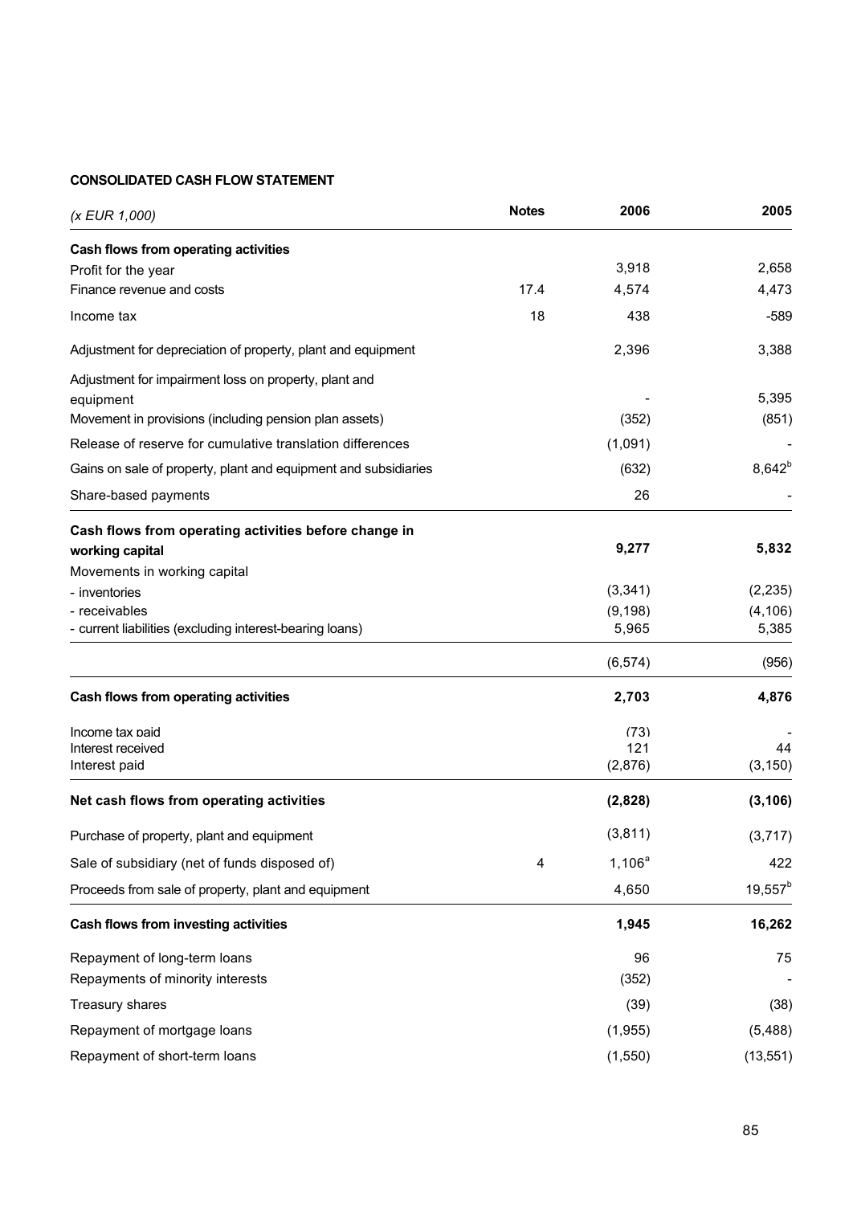**CONSOLIDATED CASH FLOW STATEMENT**

| *(x EUR 1,000)* | Notes | 2006 | 2005 |
|---|---|---|---|
| **Cash flows from operating activities** | | | |
| Profit for the year | | 3,918 | 2,658 |
| Finance revenue and costs | 17.4 | 4,574 | 4,473 |
| Income tax | 18 | 438 | -589 |
| Adjustment for depreciation of property, plant and equipment | | 2,396 | 3,388 |
| Adjustment for impairment loss on property, plant and equipment | | - | 5,395 |
| Movement in provisions (including pension plan assets) | | (352) | (851) |
| Release of reserve for cumulative translation differences | | (1,091) | - |
| Gains on sale of property, plant and equipment and subsidiaries | | (632) | 8,642[b] |
| Share-based payments | | 26 | - |
| **Cash flows from operating activities before change in working capital** | | **9,277** | **5,832** |
| Movements in working capital | | | |
| - inventories | | (3,341) | (2,235) |
| - receivables | | (9,198) | (4,106) |
| - current liabilities (excluding interest-bearing loans) | | 5,965 | 5,385 |
| | | (6,574) | (956) |
| **Cash flows from operating activities** | | **2,703** | **4,876** |
| Income tax paid | | (73) | - |
| Interest received | | 121 | 44 |
| Interest paid | | (2,876) | (3,150) |
| **Net cash flows from operating activities** | | **(2,828)** | **(3,106)** |
| Purchase of property, plant and equipment | | (3,811) | (3,717) |
| Sale of subsidiary (net of funds disposed of) | 4 | 1,106[a] | 422 |
| Proceeds from sale of property, plant and equipment | | 4,650 | 19,557[b] |
| **Cash flows from investing activities** | | **1,945** | **16,262** |
| Repayment of long-term loans | | 96 | 75 |
| Repayments of minority interests | | (352) | - |
| Treasury shares | | (39) | (38) |
| Repayment of mortgage loans | | (1,955) | (5,488) |
| Repayment of short-term loans | | (1,550) | (13,551) |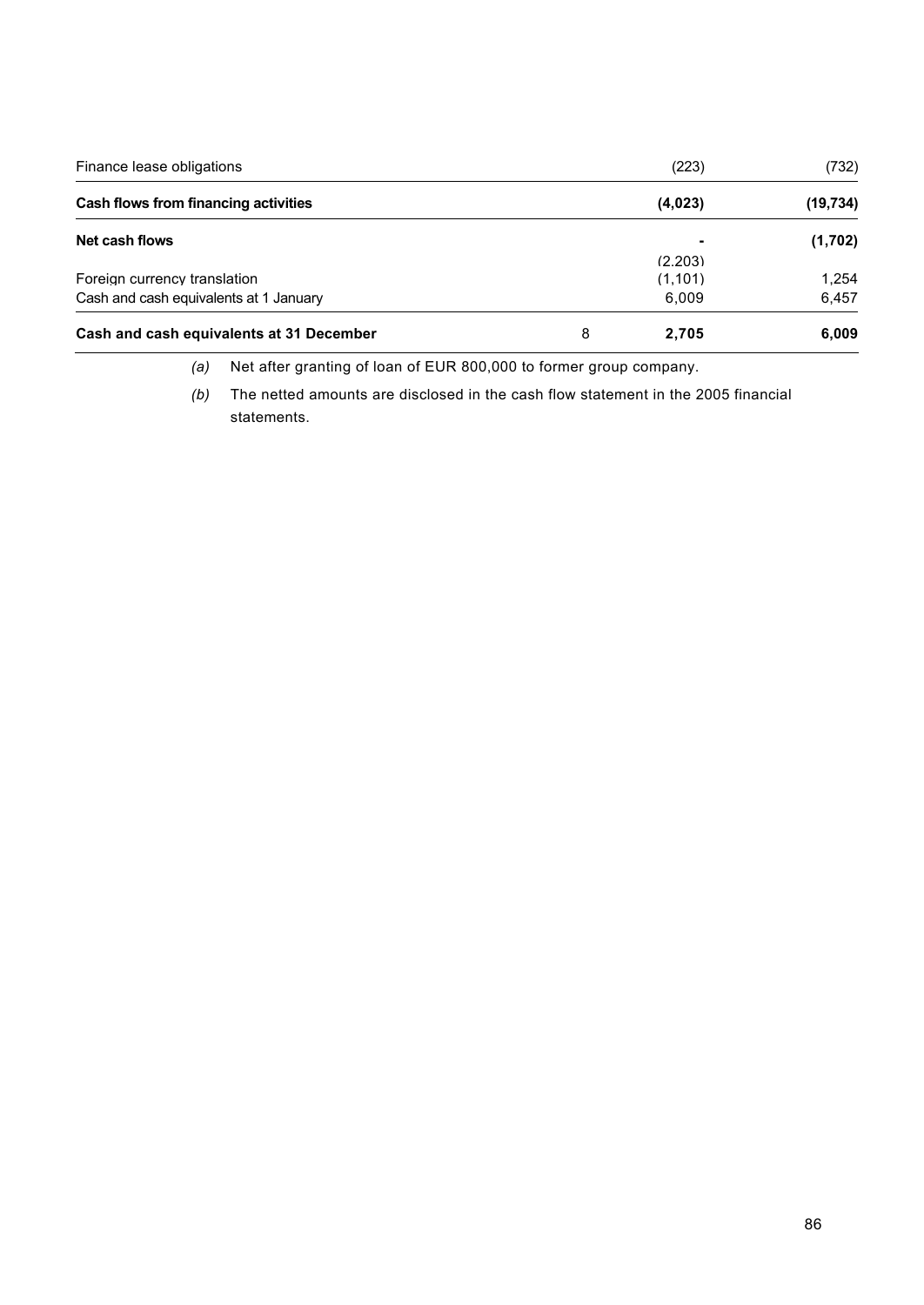| | Note | | |
|---|---|---|---|
| Finance lease obligations | | (223) | (732) |
| **Cash flows from financing activities** | | **(4,023)** | **(19,734)** |
| **Net cash flows** | | **-** (2.203) | **(1,702)** |
| Foreign currency translation | | (1,101) | 1,254 |
| Cash and cash equivalents at 1 January | | 6,009 | 6,457 |
| **Cash and cash equivalents at 31 December** | 8 | **2,705** | **6,009** |

*(a)* Net after granting of loan of EUR 800,000 to former group company.

*(b)* The netted amounts are disclosed in the cash flow statement in the 2005 financial statements.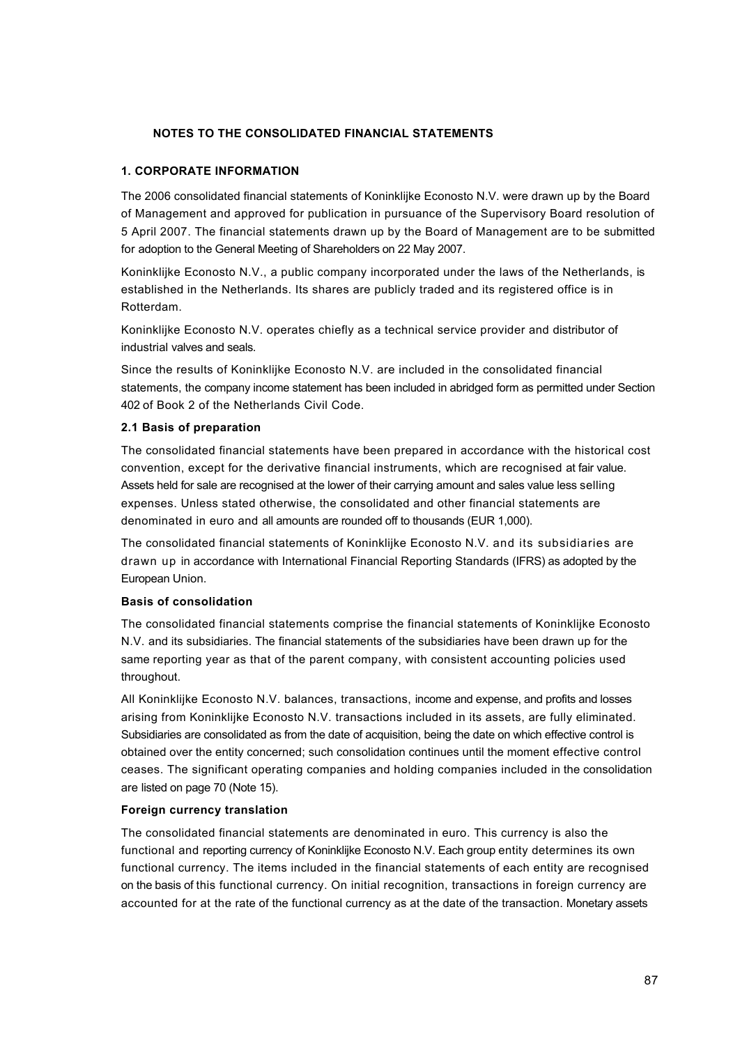## NOTES TO THE CONSOLIDATED FINANCIAL STATEMENTS

### 1. CORPORATE INFORMATION

The 2006 consolidated financial statements of Koninklijke Econosto N.V. were drawn up by the Board of Management and approved for publication in pursuance of the Supervisory Board resolution of 5 April 2007. The financial statements drawn up by the Board of Management are to be submitted for adoption to the General Meeting of Shareholders on 22 May 2007.

Koninklijke Econosto N.V., a public company incorporated under the laws of the Netherlands, is established in the Netherlands. Its shares are publicly traded and its registered office is in Rotterdam.

Koninklijke Econosto N.V. operates chiefly as a technical service provider and distributor of industrial valves and seals.

Since the results of Koninklijke Econosto N.V. are included in the consolidated financial statements, the company income statement has been included in abridged form as permitted under Section 402 of Book 2 of the Netherlands Civil Code.

### 2.1 Basis of preparation

The consolidated financial statements have been prepared in accordance with the historical cost convention, except for the derivative financial instruments, which are recognised at fair value. Assets held for sale are recognised at the lower of their carrying amount and sales value less selling expenses. Unless stated otherwise, the consolidated and other financial statements are denominated in euro and all amounts are rounded off to thousands (EUR 1,000).

The consolidated financial statements of Koninklijke Econosto N.V. and its subsidiaries are drawn up in accordance with International Financial Reporting Standards (IFRS) as adopted by the European Union.

**Basis of consolidation**

The consolidated financial statements comprise the financial statements of Koninklijke Econosto N.V. and its subsidiaries. The financial statements of the subsidiaries have been drawn up for the same reporting year as that of the parent company, with consistent accounting policies used throughout.

All Koninklijke Econosto N.V. balances, transactions, income and expense, and profits and losses arising from Koninklijke Econosto N.V. transactions included in its assets, are fully eliminated. Subsidiaries are consolidated as from the date of acquisition, being the date on which effective control is obtained over the entity concerned; such consolidation continues until the moment effective control ceases. The significant operating companies and holding companies included in the consolidation are listed on page 70 (Note 15).

**Foreign currency translation**

The consolidated financial statements are denominated in euro. This currency is also the functional and reporting currency of Koninklijke Econosto N.V. Each group entity determines its own functional currency. The items included in the financial statements of each entity are recognised on the basis of this functional currency. On initial recognition, transactions in foreign currency are accounted for at the rate of the functional currency as at the date of the transaction. Monetary assets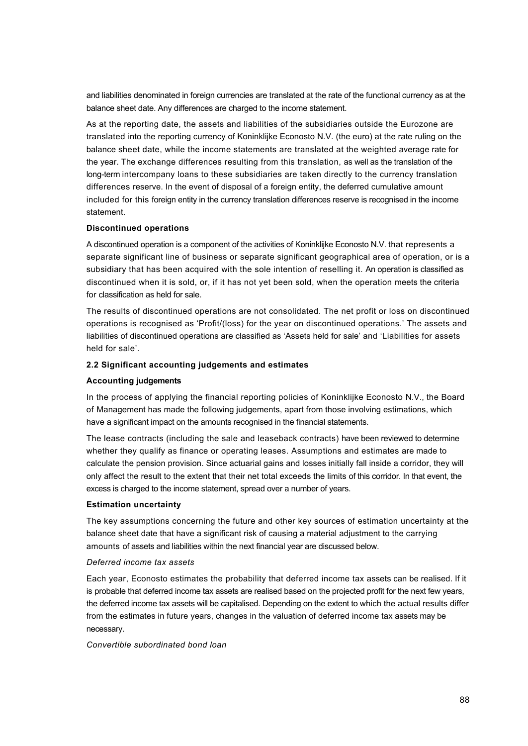and liabilities denominated in foreign currencies are translated at the rate of the functional currency as at the balance sheet date. Any differences are charged to the income statement.

As at the reporting date, the assets and liabilities of the subsidiaries outside the Eurozone are translated into the reporting currency of Koninklijke Econosto N.V. (the euro) at the rate ruling on the balance sheet date, while the income statements are translated at the weighted average rate for the year. The exchange differences resulting from this translation, as well as the translation of the long-term intercompany loans to these subsidiaries are taken directly to the currency translation differences reserve. In the event of disposal of a foreign entity, the deferred cumulative amount included for this foreign entity in the currency translation differences reserve is recognised in the income statement.

**Discontinued operations**

A discontinued operation is a component of the activities of Koninklijke Econosto N.V. that represents a separate significant line of business or separate significant geographical area of operation, or is a subsidiary that has been acquired with the sole intention of reselling it. An operation is classified as discontinued when it is sold, or, if it has not yet been sold, when the operation meets the criteria for classification as held for sale.

The results of discontinued operations are not consolidated. The net profit or loss on discontinued operations is recognised as 'Profit/(loss) for the year on discontinued operations.' The assets and liabilities of discontinued operations are classified as 'Assets held for sale' and 'Liabilities for assets held for sale'.

**2.2 Significant accounting judgements and estimates**

**Accounting judgements**

In the process of applying the financial reporting policies of Koninklijke Econosto N.V., the Board of Management has made the following judgements, apart from those involving estimations, which have a significant impact on the amounts recognised in the financial statements.

The lease contracts (including the sale and leaseback contracts) have been reviewed to determine whether they qualify as finance or operating leases. Assumptions and estimates are made to calculate the pension provision. Since actuarial gains and losses initially fall inside a corridor, they will only affect the result to the extent that their net total exceeds the limits of this corridor. In that event, the excess is charged to the income statement, spread over a number of years.

**Estimation uncertainty**

The key assumptions concerning the future and other key sources of estimation uncertainty at the balance sheet date that have a significant risk of causing a material adjustment to the carrying amounts of assets and liabilities within the next financial year are discussed below.

*Deferred income tax assets*

Each year, Econosto estimates the probability that deferred income tax assets can be realised. If it is probable that deferred income tax assets are realised based on the projected profit for the next few years, the deferred income tax assets will be capitalised. Depending on the extent to which the actual results differ from the estimates in future years, changes in the valuation of deferred income tax assets may be necessary.

*Convertible subordinated bond loan*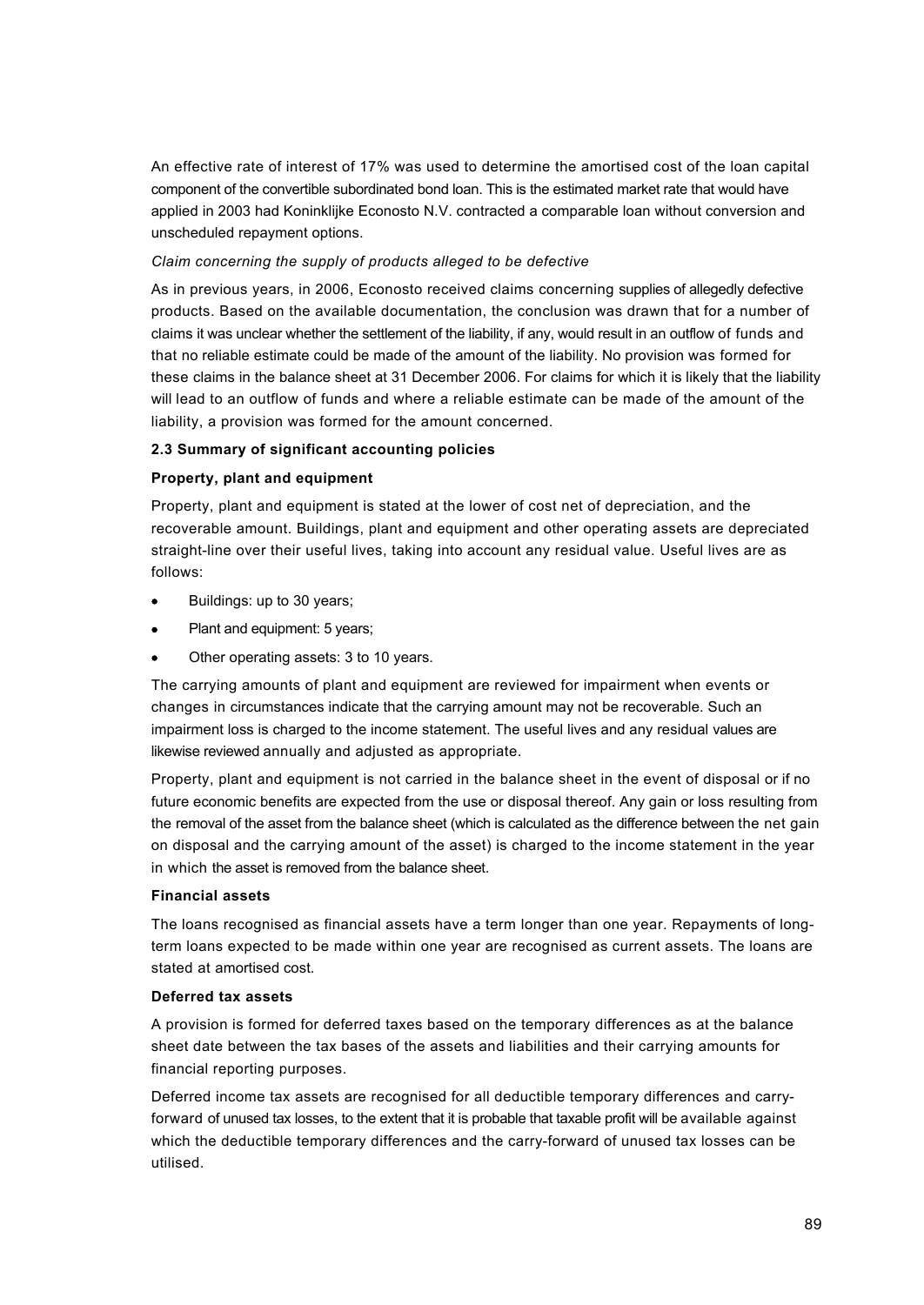An effective rate of interest of 17% was used to determine the amortised cost of the loan capital component of the convertible subordinated bond loan. This is the estimated market rate that would have applied in 2003 had Koninklijke Econosto N.V. contracted a comparable loan without conversion and unscheduled repayment options.

*Claim concerning the supply of products alleged to be defective*

As in previous years, in 2006, Econosto received claims concerning supplies of allegedly defective products. Based on the available documentation, the conclusion was drawn that for a number of claims it was unclear whether the settlement of the liability, if any, would result in an outflow of funds and that no reliable estimate could be made of the amount of the liability. No provision was formed for these claims in the balance sheet at 31 December 2006. For claims for which it is likely that the liability will lead to an outflow of funds and where a reliable estimate can be made of the amount of the liability, a provision was formed for the amount concerned.

**2.3 Summary of significant accounting policies**

**Property, plant and equipment**

Property, plant and equipment is stated at the lower of cost net of depreciation, and the recoverable amount. Buildings, plant and equipment and other operating assets are depreciated straight-line over their useful lives, taking into account any residual value. Useful lives are as follows:

- Buildings: up to 30 years;
- Plant and equipment: 5 years;
- Other operating assets: 3 to 10 years.

The carrying amounts of plant and equipment are reviewed for impairment when events or changes in circumstances indicate that the carrying amount may not be recoverable. Such an impairment loss is charged to the income statement. The useful lives and any residual values are likewise reviewed annually and adjusted as appropriate.

Property, plant and equipment is not carried in the balance sheet in the event of disposal or if no future economic benefits are expected from the use or disposal thereof. Any gain or loss resulting from the removal of the asset from the balance sheet (which is calculated as the difference between the net gain on disposal and the carrying amount of the asset) is charged to the income statement in the year in which the asset is removed from the balance sheet.

**Financial assets**

The loans recognised as financial assets have a term longer than one year. Repayments of long-term loans expected to be made within one year are recognised as current assets. The loans are stated at amortised cost.

**Deferred tax assets**

A provision is formed for deferred taxes based on the temporary differences as at the balance sheet date between the tax bases of the assets and liabilities and their carrying amounts for financial reporting purposes.

Deferred income tax assets are recognised for all deductible temporary differences and carry-forward of unused tax losses, to the extent that it is probable that taxable profit will be available against which the deductible temporary differences and the carry-forward of unused tax losses can be utilised.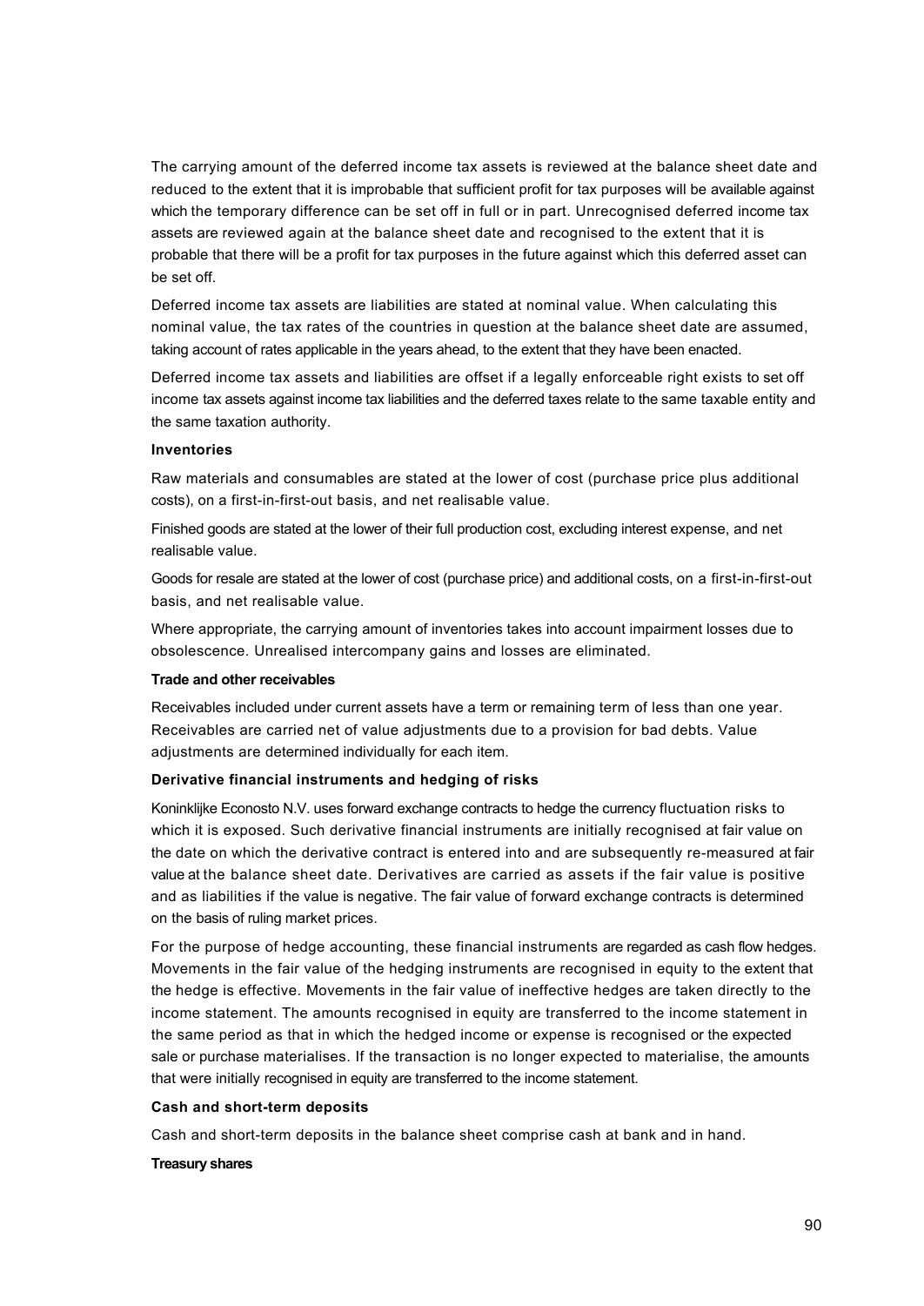The carrying amount of the deferred income tax assets is reviewed at the balance sheet date and reduced to the extent that it is improbable that sufficient profit for tax purposes will be available against which the temporary difference can be set off in full or in part. Unrecognised deferred income tax assets are reviewed again at the balance sheet date and recognised to the extent that it is probable that there will be a profit for tax purposes in the future against which this deferred asset can be set off.

Deferred income tax assets are liabilities are stated at nominal value. When calculating this nominal value, the tax rates of the countries in question at the balance sheet date are assumed, taking account of rates applicable in the years ahead, to the extent that they have been enacted.

Deferred income tax assets and liabilities are offset if a legally enforceable right exists to set off income tax assets against income tax liabilities and the deferred taxes relate to the same taxable entity and the same taxation authority.

**Inventories**

Raw materials and consumables are stated at the lower of cost (purchase price plus additional costs), on a first-in-first-out basis, and net realisable value.

Finished goods are stated at the lower of their full production cost, excluding interest expense, and net realisable value.

Goods for resale are stated at the lower of cost (purchase price) and additional costs, on a first-in-first-out basis, and net realisable value.

Where appropriate, the carrying amount of inventories takes into account impairment losses due to obsolescence. Unrealised intercompany gains and losses are eliminated.

**Trade and other receivables**

Receivables included under current assets have a term or remaining term of less than one year. Receivables are carried net of value adjustments due to a provision for bad debts. Value adjustments are determined individually for each item.

**Derivative financial instruments and hedging of risks**

Koninklijke Econosto N.V. uses forward exchange contracts to hedge the currency fluctuation risks to which it is exposed. Such derivative financial instruments are initially recognised at fair value on the date on which the derivative contract is entered into and are subsequently re-measured at fair value at the balance sheet date. Derivatives are carried as assets if the fair value is positive and as liabilities if the value is negative. The fair value of forward exchange contracts is determined on the basis of ruling market prices.

For the purpose of hedge accounting, these financial instruments are regarded as cash flow hedges. Movements in the fair value of the hedging instruments are recognised in equity to the extent that the hedge is effective. Movements in the fair value of ineffective hedges are taken directly to the income statement. The amounts recognised in equity are transferred to the income statement in the same period as that in which the hedged income or expense is recognised or the expected sale or purchase materialises. If the transaction is no longer expected to materialise, the amounts that were initially recognised in equity are transferred to the income statement.

**Cash and short-term deposits**

Cash and short-term deposits in the balance sheet comprise cash at bank and in hand.

**Treasury shares**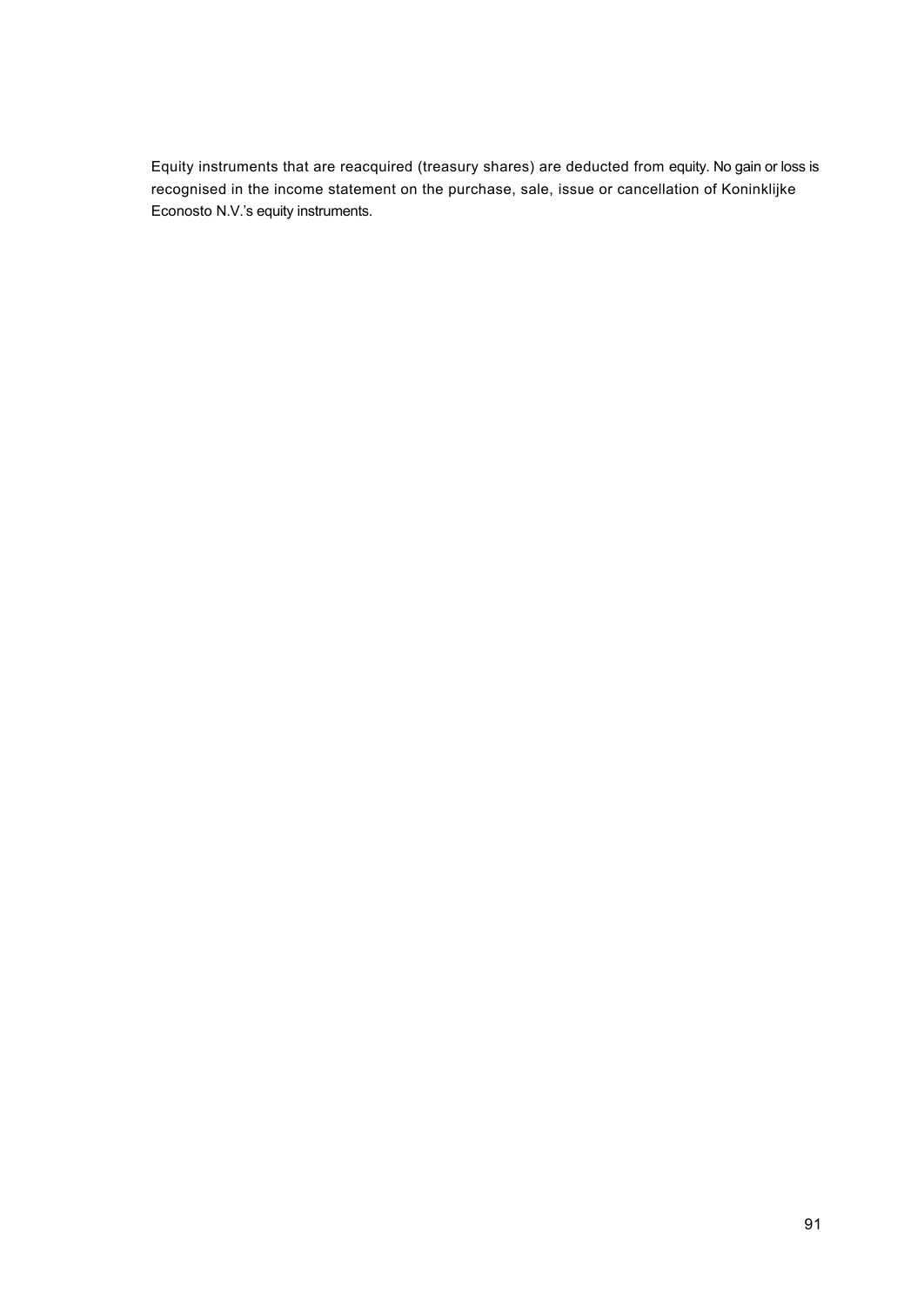Equity instruments that are reacquired (treasury shares) are deducted from equity. No gain or loss is recognised in the income statement on the purchase, sale, issue or cancellation of Koninklijke Econosto N.V.'s equity instruments.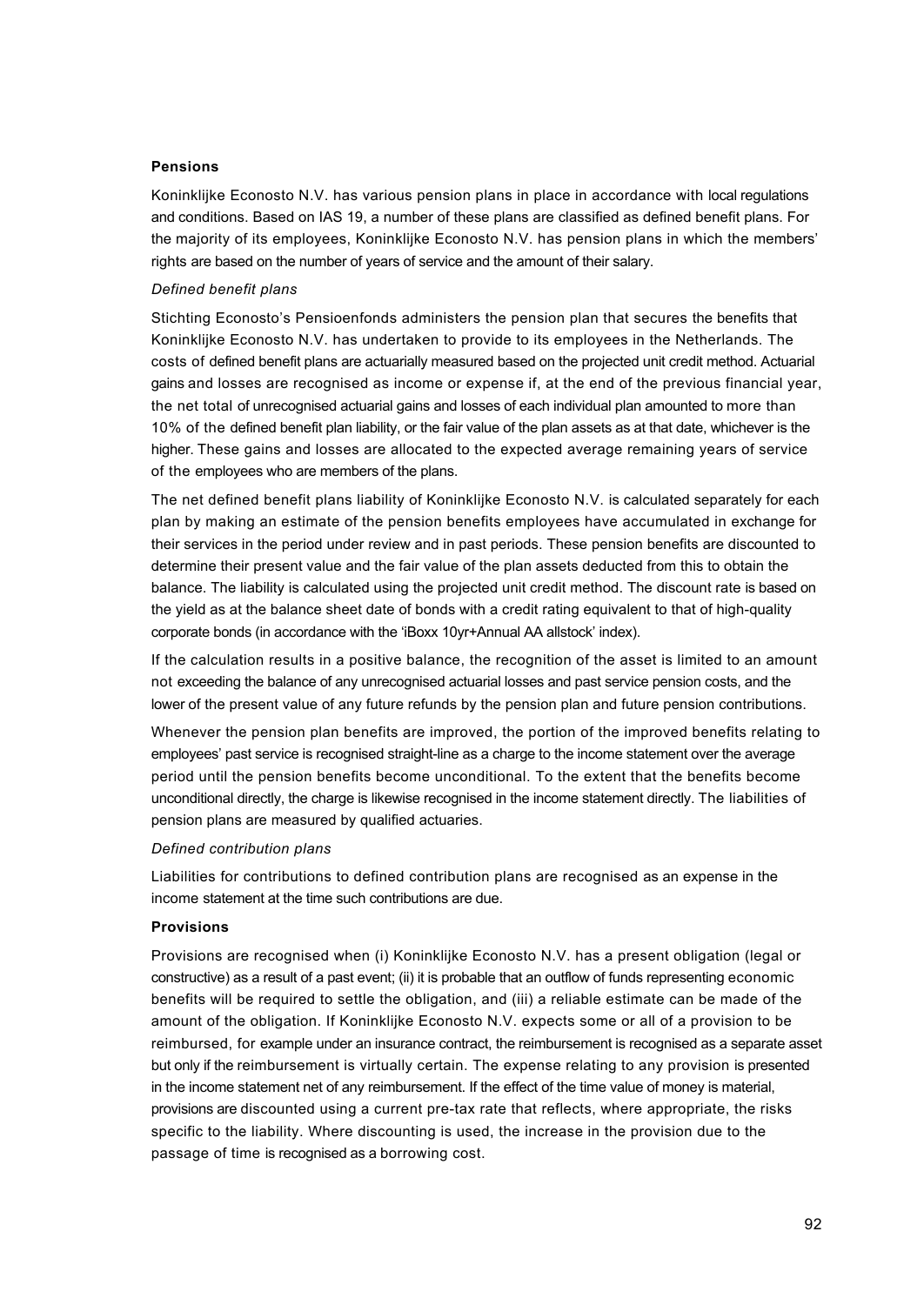**Pensions**

Koninklijke Econosto N.V. has various pension plans in place in accordance with local regulations and conditions. Based on IAS 19, a number of these plans are classified as defined benefit plans. For the majority of its employees, Koninklijke Econosto N.V. has pension plans in which the members' rights are based on the number of years of service and the amount of their salary.

*Defined benefit plans*

Stichting Econosto's Pensioenfonds administers the pension plan that secures the benefits that Koninklijke Econosto N.V. has undertaken to provide to its employees in the Netherlands. The costs of defined benefit plans are actuarially measured based on the projected unit credit method. Actuarial gains and losses are recognised as income or expense if, at the end of the previous financial year, the net total of unrecognised actuarial gains and losses of each individual plan amounted to more than 10% of the defined benefit plan liability, or the fair value of the plan assets as at that date, whichever is the higher. These gains and losses are allocated to the expected average remaining years of service of the employees who are members of the plans.

The net defined benefit plans liability of Koninklijke Econosto N.V. is calculated separately for each plan by making an estimate of the pension benefits employees have accumulated in exchange for their services in the period under review and in past periods. These pension benefits are discounted to determine their present value and the fair value of the plan assets deducted from this to obtain the balance. The liability is calculated using the projected unit credit method. The discount rate is based on the yield as at the balance sheet date of bonds with a credit rating equivalent to that of high-quality corporate bonds (in accordance with the 'iBoxx 10yr+Annual AA allstock' index).

If the calculation results in a positive balance, the recognition of the asset is limited to an amount not exceeding the balance of any unrecognised actuarial losses and past service pension costs, and the lower of the present value of any future refunds by the pension plan and future pension contributions.

Whenever the pension plan benefits are improved, the portion of the improved benefits relating to employees' past service is recognised straight-line as a charge to the income statement over the average period until the pension benefits become unconditional. To the extent that the benefits become unconditional directly, the charge is likewise recognised in the income statement directly. The liabilities of pension plans are measured by qualified actuaries.

*Defined contribution plans*

Liabilities for contributions to defined contribution plans are recognised as an expense in the income statement at the time such contributions are due.

**Provisions**

Provisions are recognised when (i) Koninklijke Econosto N.V. has a present obligation (legal or constructive) as a result of a past event; (ii) it is probable that an outflow of funds representing economic benefits will be required to settle the obligation, and (iii) a reliable estimate can be made of the amount of the obligation. If Koninklijke Econosto N.V. expects some or all of a provision to be reimbursed, for example under an insurance contract, the reimbursement is recognised as a separate asset but only if the reimbursement is virtually certain. The expense relating to any provision is presented in the income statement net of any reimbursement. If the effect of the time value of money is material, provisions are discounted using a current pre-tax rate that reflects, where appropriate, the risks specific to the liability. Where discounting is used, the increase in the provision due to the passage of time is recognised as a borrowing cost.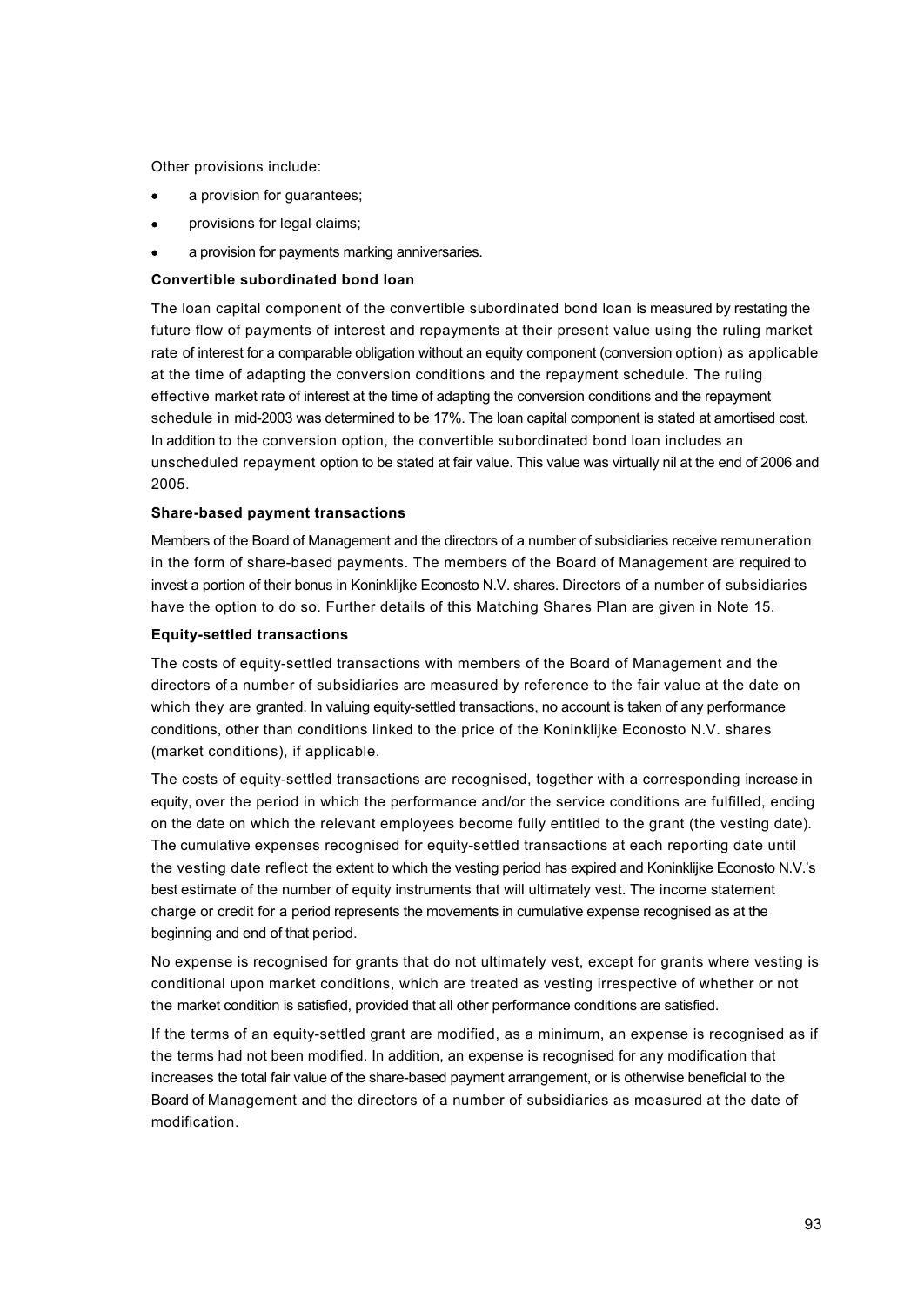Other provisions include:

- a provision for guarantees;
- provisions for legal claims;
- a provision for payments marking anniversaries.

**Convertible subordinated bond loan**

The loan capital component of the convertible subordinated bond loan is measured by restating the future flow of payments of interest and repayments at their present value using the ruling market rate of interest for a comparable obligation without an equity component (conversion option) as applicable at the time of adapting the conversion conditions and the repayment schedule. The ruling effective market rate of interest at the time of adapting the conversion conditions and the repayment schedule in mid-2003 was determined to be 17%. The loan capital component is stated at amortised cost. In addition to the conversion option, the convertible subordinated bond loan includes an unscheduled repayment option to be stated at fair value. This value was virtually nil at the end of 2006 and 2005.

**Share-based payment transactions**

Members of the Board of Management and the directors of a number of subsidiaries receive remuneration in the form of share-based payments. The members of the Board of Management are required to invest a portion of their bonus in Koninklijke Econosto N.V. shares. Directors of a number of subsidiaries have the option to do so. Further details of this Matching Shares Plan are given in Note 15.

**Equity-settled transactions**

The costs of equity-settled transactions with members of the Board of Management and the directors of a number of subsidiaries are measured by reference to the fair value at the date on which they are granted. In valuing equity-settled transactions, no account is taken of any performance conditions, other than conditions linked to the price of the Koninklijke Econosto N.V. shares (market conditions), if applicable.

The costs of equity-settled transactions are recognised, together with a corresponding increase in equity, over the period in which the performance and/or the service conditions are fulfilled, ending on the date on which the relevant employees become fully entitled to the grant (the vesting date). The cumulative expenses recognised for equity-settled transactions at each reporting date until the vesting date reflect the extent to which the vesting period has expired and Koninklijke Econosto N.V.'s best estimate of the number of equity instruments that will ultimately vest. The income statement charge or credit for a period represents the movements in cumulative expense recognised as at the beginning and end of that period.

No expense is recognised for grants that do not ultimately vest, except for grants where vesting is conditional upon market conditions, which are treated as vesting irrespective of whether or not the market condition is satisfied, provided that all other performance conditions are satisfied.

If the terms of an equity-settled grant are modified, as a minimum, an expense is recognised as if the terms had not been modified. In addition, an expense is recognised for any modification that increases the total fair value of the share-based payment arrangement, or is otherwise beneficial to the Board of Management and the directors of a number of subsidiaries as measured at the date of modification.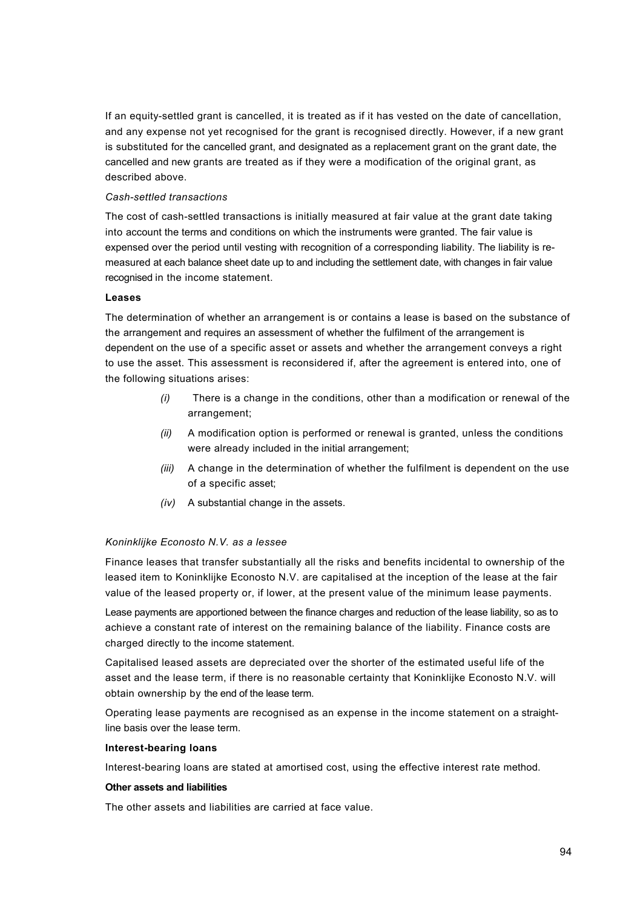If an equity-settled grant is cancelled, it is treated as if it has vested on the date of cancellation, and any expense not yet recognised for the grant is recognised directly. However, if a new grant is substituted for the cancelled grant, and designated as a replacement grant on the grant date, the cancelled and new grants are treated as if they were a modification of the original grant, as described above.

*Cash-settled transactions*

The cost of cash-settled transactions is initially measured at fair value at the grant date taking into account the terms and conditions on which the instruments were granted. The fair value is expensed over the period until vesting with recognition of a corresponding liability. The liability is re-measured at each balance sheet date up to and including the settlement date, with changes in fair value recognised in the income statement.

**Leases**

The determination of whether an arrangement is or contains a lease is based on the substance of the arrangement and requires an assessment of whether the fulfilment of the arrangement is dependent on the use of a specific asset or assets and whether the arrangement conveys a right to use the asset. This assessment is reconsidered if, after the agreement is entered into, one of the following situations arises:

- *(i)* There is a change in the conditions, other than a modification or renewal of the arrangement;
- *(ii)* A modification option is performed or renewal is granted, unless the conditions were already included in the initial arrangement;
- *(iii)* A change in the determination of whether the fulfilment is dependent on the use of a specific asset;
- *(iv)* A substantial change in the assets.

*Koninklijke Econosto N.V. as a lessee*

Finance leases that transfer substantially all the risks and benefits incidental to ownership of the leased item to Koninklijke Econosto N.V. are capitalised at the inception of the lease at the fair value of the leased property or, if lower, at the present value of the minimum lease payments.

Lease payments are apportioned between the finance charges and reduction of the lease liability, so as to achieve a constant rate of interest on the remaining balance of the liability. Finance costs are charged directly to the income statement.

Capitalised leased assets are depreciated over the shorter of the estimated useful life of the asset and the lease term, if there is no reasonable certainty that Koninklijke Econosto N.V. will obtain ownership by the end of the lease term.

Operating lease payments are recognised as an expense in the income statement on a straight-line basis over the lease term.

**Interest-bearing loans**

Interest-bearing loans are stated at amortised cost, using the effective interest rate method.

**Other assets and liabilities**

The other assets and liabilities are carried at face value.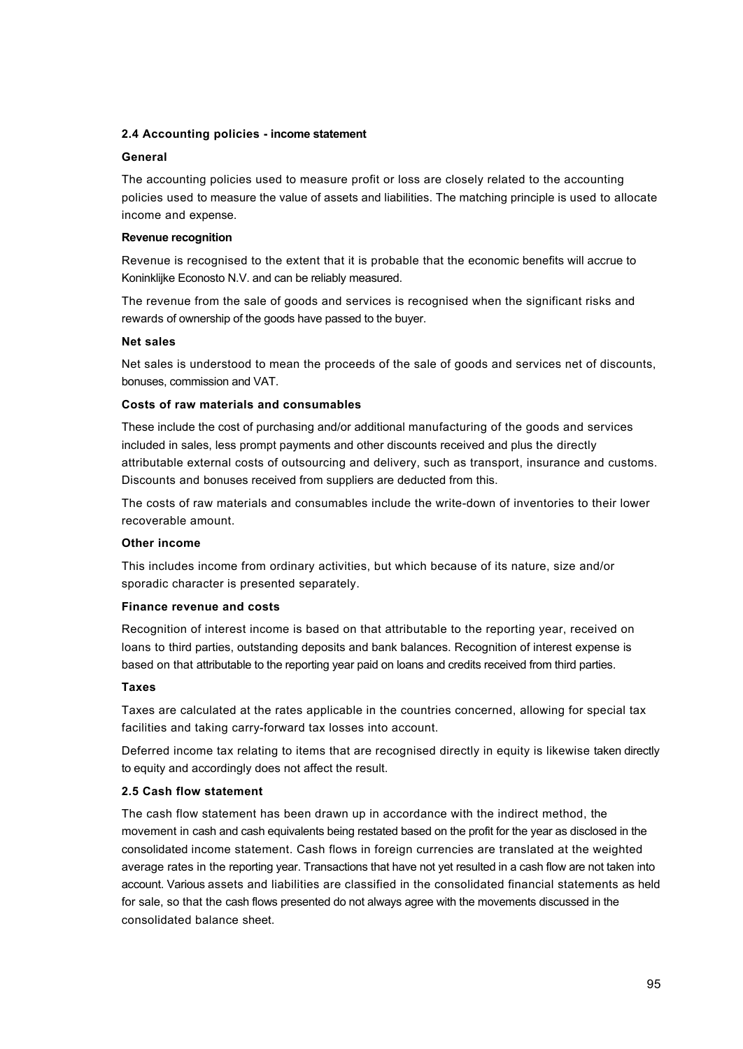### 2.4 Accounting policies - income statement

#### General

The accounting policies used to measure profit or loss are closely related to the accounting policies used to measure the value of assets and liabilities. The matching principle is used to allocate income and expense.

#### Revenue recognition

Revenue is recognised to the extent that it is probable that the economic benefits will accrue to Koninklijke Econosto N.V. and can be reliably measured.

The revenue from the sale of goods and services is recognised when the significant risks and rewards of ownership of the goods have passed to the buyer.

#### Net sales

Net sales is understood to mean the proceeds of the sale of goods and services net of discounts, bonuses, commission and VAT.

#### Costs of raw materials and consumables

These include the cost of purchasing and/or additional manufacturing of the goods and services included in sales, less prompt payments and other discounts received and plus the directly attributable external costs of outsourcing and delivery, such as transport, insurance and customs. Discounts and bonuses received from suppliers are deducted from this.

The costs of raw materials and consumables include the write-down of inventories to their lower recoverable amount.

#### Other income

This includes income from ordinary activities, but which because of its nature, size and/or sporadic character is presented separately.

#### Finance revenue and costs

Recognition of interest income is based on that attributable to the reporting year, received on loans to third parties, outstanding deposits and bank balances. Recognition of interest expense is based on that attributable to the reporting year paid on loans and credits received from third parties.

#### Taxes

Taxes are calculated at the rates applicable in the countries concerned, allowing for special tax facilities and taking carry-forward tax losses into account.

Deferred income tax relating to items that are recognised directly in equity is likewise taken directly to equity and accordingly does not affect the result.

### 2.5 Cash flow statement

The cash flow statement has been drawn up in accordance with the indirect method, the movement in cash and cash equivalents being restated based on the profit for the year as disclosed in the consolidated income statement. Cash flows in foreign currencies are translated at the weighted average rates in the reporting year. Transactions that have not yet resulted in a cash flow are not taken into account. Various assets and liabilities are classified in the consolidated financial statements as held for sale, so that the cash flows presented do not always agree with the movements discussed in the consolidated balance sheet.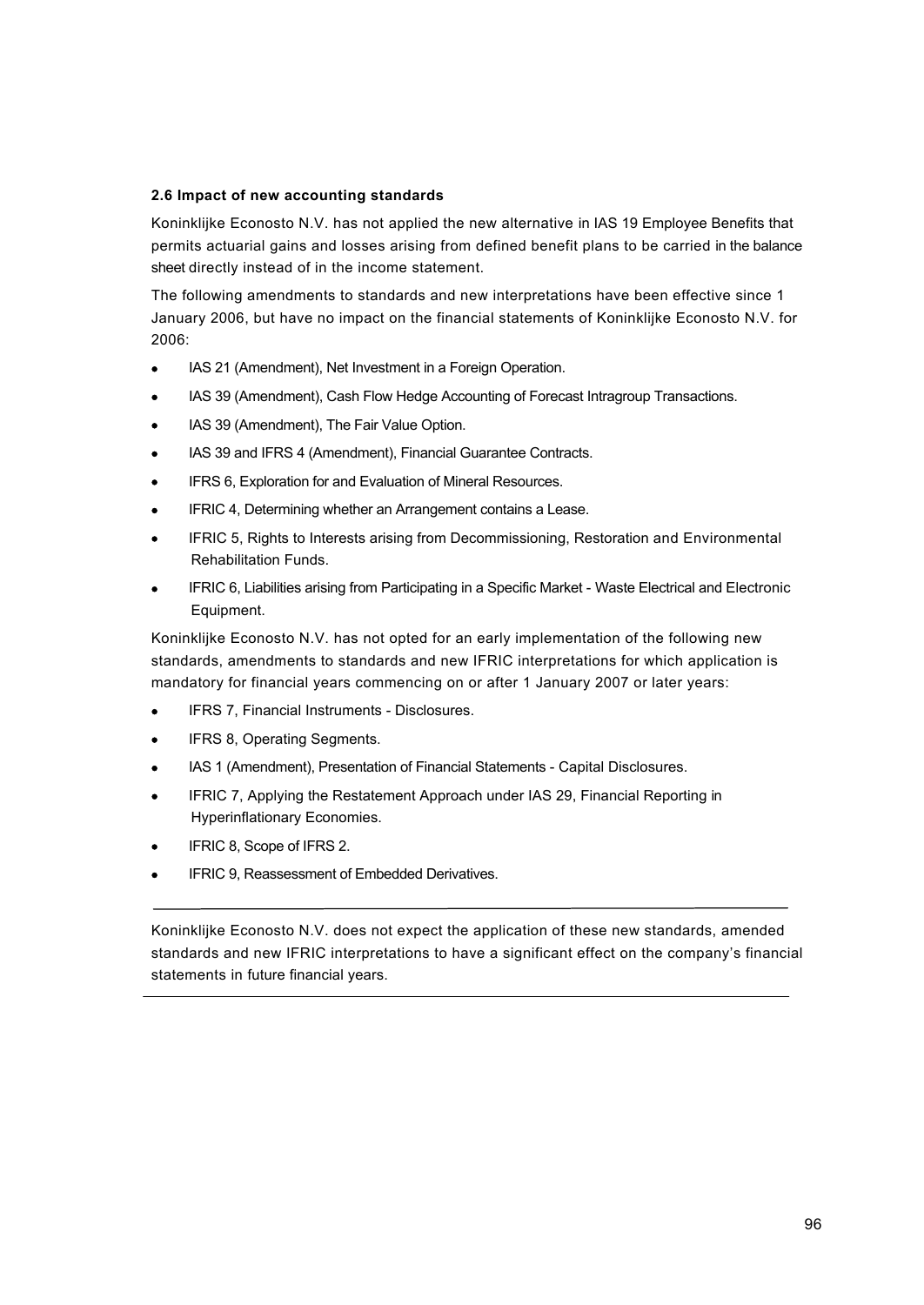### 2.6 Impact of new accounting standards

Koninklijke Econosto N.V. has not applied the new alternative in IAS 19 Employee Benefits that permits actuarial gains and losses arising from defined benefit plans to be carried in the balance sheet directly instead of in the income statement.

The following amendments to standards and new interpretations have been effective since 1 January 2006, but have no impact on the financial statements of Koninklijke Econosto N.V. for 2006:

- IAS 21 (Amendment), Net Investment in a Foreign Operation.
- IAS 39 (Amendment), Cash Flow Hedge Accounting of Forecast Intragroup Transactions.
- IAS 39 (Amendment), The Fair Value Option.
- IAS 39 and IFRS 4 (Amendment), Financial Guarantee Contracts.
- IFRS 6, Exploration for and Evaluation of Mineral Resources.
- IFRIC 4, Determining whether an Arrangement contains a Lease.
- IFRIC 5, Rights to Interests arising from Decommissioning, Restoration and Environmental Rehabilitation Funds.
- IFRIC 6, Liabilities arising from Participating in a Specific Market - Waste Electrical and Electronic Equipment.

Koninklijke Econosto N.V. has not opted for an early implementation of the following new standards, amendments to standards and new IFRIC interpretations for which application is mandatory for financial years commencing on or after 1 January 2007 or later years:

- IFRS 7, Financial Instruments - Disclosures.
- IFRS 8, Operating Segments.
- IAS 1 (Amendment), Presentation of Financial Statements - Capital Disclosures.
- IFRIC 7, Applying the Restatement Approach under IAS 29, Financial Reporting in Hyperinflationary Economies.
- IFRIC 8, Scope of IFRS 2.
- IFRIC 9, Reassessment of Embedded Derivatives.

Koninklijke Econosto N.V. does not expect the application of these new standards, amended standards and new IFRIC interpretations to have a significant effect on the company's financial statements in future financial years.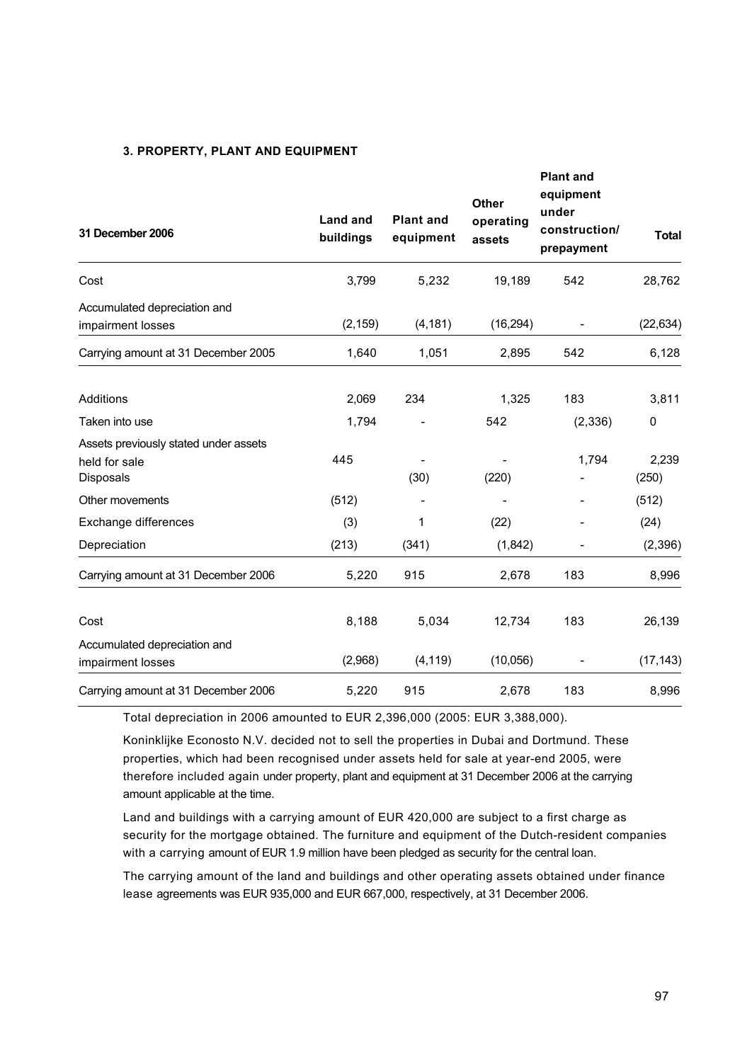### 3. PROPERTY, PLANT AND EQUIPMENT

| 31 December 2006 | Land and buildings | Plant and equipment | Other operating assets | Plant and equipment under construction/ prepayment | Total |
|---|---|---|---|---|---|
| Cost | 3,799 | 5,232 | 19,189 | 542 | 28,762 |
| Accumulated depreciation and impairment losses | (2,159) | (4,181) | (16,294) | - | (22,634) |
| Carrying amount at 31 December 2005 | 1,640 | 1,051 | 2,895 | 542 | 6,128 |
| | | | | | |
| Additions | 2,069 | 234 | 1,325 | 183 | 3,811 |
| Taken into use | 1,794 | - | 542 | (2,336) | 0 |
| Assets previously stated under assets held for sale | 445 | - | - | 1,794 | 2,239 |
| Disposals | | (30) | (220) | - | (250) |
| Other movements | (512) | - | - | - | (512) |
| Exchange differences | (3) | 1 | (22) | - | (24) |
| Depreciation | (213) | (341) | (1,842) | - | (2,396) |
| Carrying amount at 31 December 2006 | 5,220 | 915 | 2,678 | 183 | 8,996 |
| | | | | | |
| Cost | 8,188 | 5,034 | 12,734 | 183 | 26,139 |
| Accumulated depreciation and impairment losses | (2,968) | (4,119) | (10,056) | - | (17,143) |
| Carrying amount at 31 December 2006 | 5,220 | 915 | 2,678 | 183 | 8,996 |

Total depreciation in 2006 amounted to EUR 2,396,000 (2005: EUR 3,388,000).

Koninklijke Econosto N.V. decided not to sell the properties in Dubai and Dortmund. These properties, which had been recognised under assets held for sale at year-end 2005, were therefore included again under property, plant and equipment at 31 December 2006 at the carrying amount applicable at the time.

Land and buildings with a carrying amount of EUR 420,000 are subject to a first charge as security for the mortgage obtained. The furniture and equipment of the Dutch-resident companies with a carrying amount of EUR 1.9 million have been pledged as security for the central loan.

The carrying amount of the land and buildings and other operating assets obtained under finance lease agreements was EUR 935,000 and EUR 667,000, respectively, at 31 December 2006.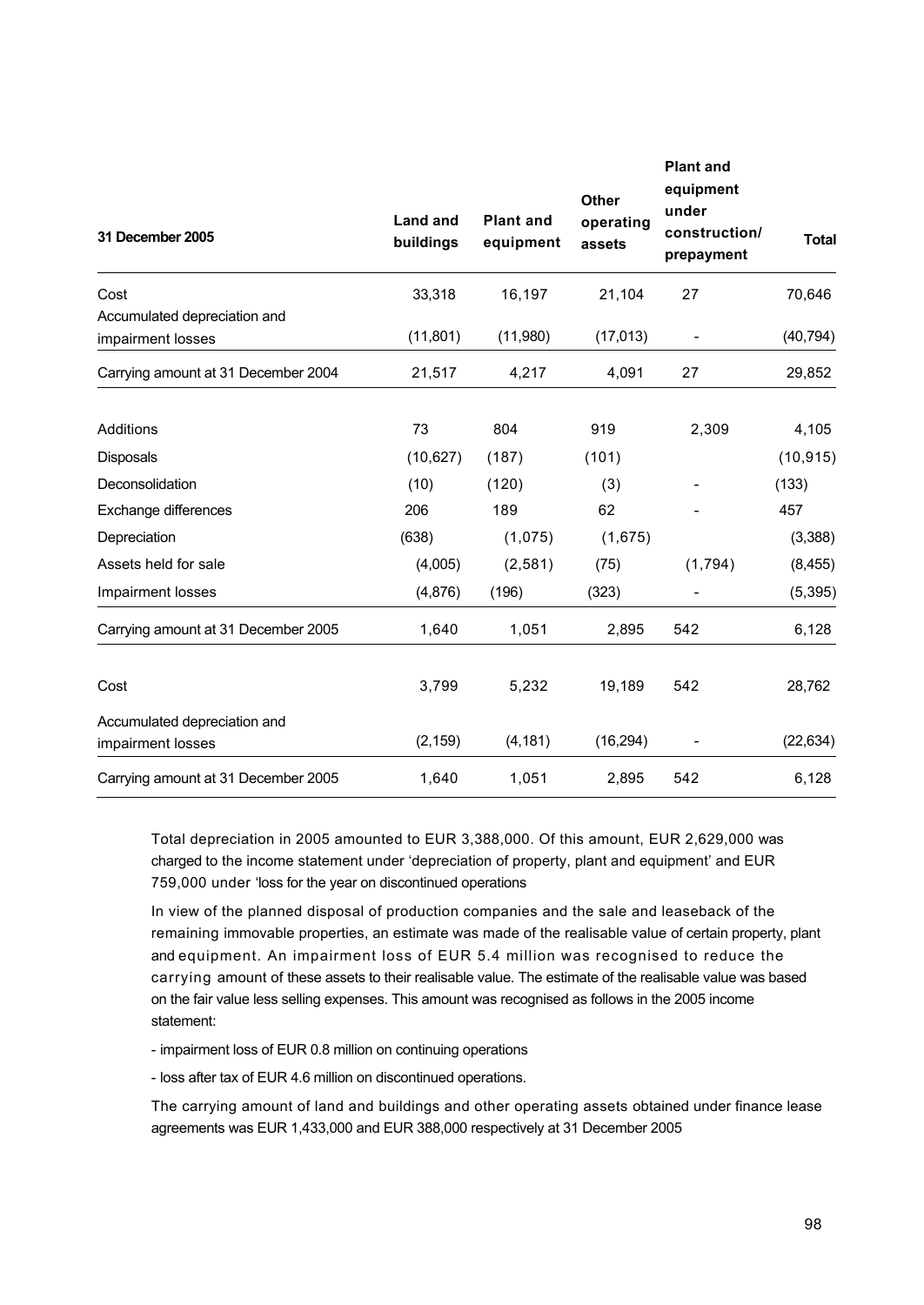| 31 December 2005 | Land and buildings | Plant and equipment | Other operating assets | Plant and equipment under construction/ prepayment | Total |
|---|---|---|---|---|---|
| Cost | 33,318 | 16,197 | 21,104 | 27 | 70,646 |
| Accumulated depreciation and impairment losses | (11,801) | (11,980) | (17,013) | - | (40,794) |
| Carrying amount at 31 December 2004 | 21,517 | 4,217 | 4,091 | 27 | 29,852 |
| | | | | | |
| Additions | 73 | 804 | 919 | 2,309 | 4,105 |
| Disposals | (10,627) | (187) | (101) | | (10,915) |
| Deconsolidation | (10) | (120) | (3) | - | (133) |
| Exchange differences | 206 | 189 | 62 | - | 457 |
| Depreciation | (638) | (1,075) | (1,675) | | (3,388) |
| Assets held for sale | (4,005) | (2,581) | (75) | (1,794) | (8,455) |
| Impairment losses | (4,876) | (196) | (323) | - | (5,395) |
| Carrying amount at 31 December 2005 | 1,640 | 1,051 | 2,895 | 542 | 6,128 |
| | | | | | |
| Cost | 3,799 | 5,232 | 19,189 | 542 | 28,762 |
| Accumulated depreciation and impairment losses | (2,159) | (4,181) | (16,294) | - | (22,634) |
| Carrying amount at 31 December 2005 | 1,640 | 1,051 | 2,895 | 542 | 6,128 |

Total depreciation in 2005 amounted to EUR 3,388,000. Of this amount, EUR 2,629,000 was charged to the income statement under 'depreciation of property, plant and equipment' and EUR 759,000 under 'loss for the year on discontinued operations

In view of the planned disposal of production companies and the sale and leaseback of the remaining immovable properties, an estimate was made of the realisable value of certain property, plant and equipment. An impairment loss of EUR 5.4 million was recognised to reduce the carrying amount of these assets to their realisable value. The estimate of the realisable value was based on the fair value less selling expenses. This amount was recognised as follows in the 2005 income statement:

- impairment loss of EUR 0.8 million on continuing operations
- loss after tax of EUR 4.6 million on discontinued operations.

The carrying amount of land and buildings and other operating assets obtained under finance lease agreements was EUR 1,433,000 and EUR 388,000 respectively at 31 December 2005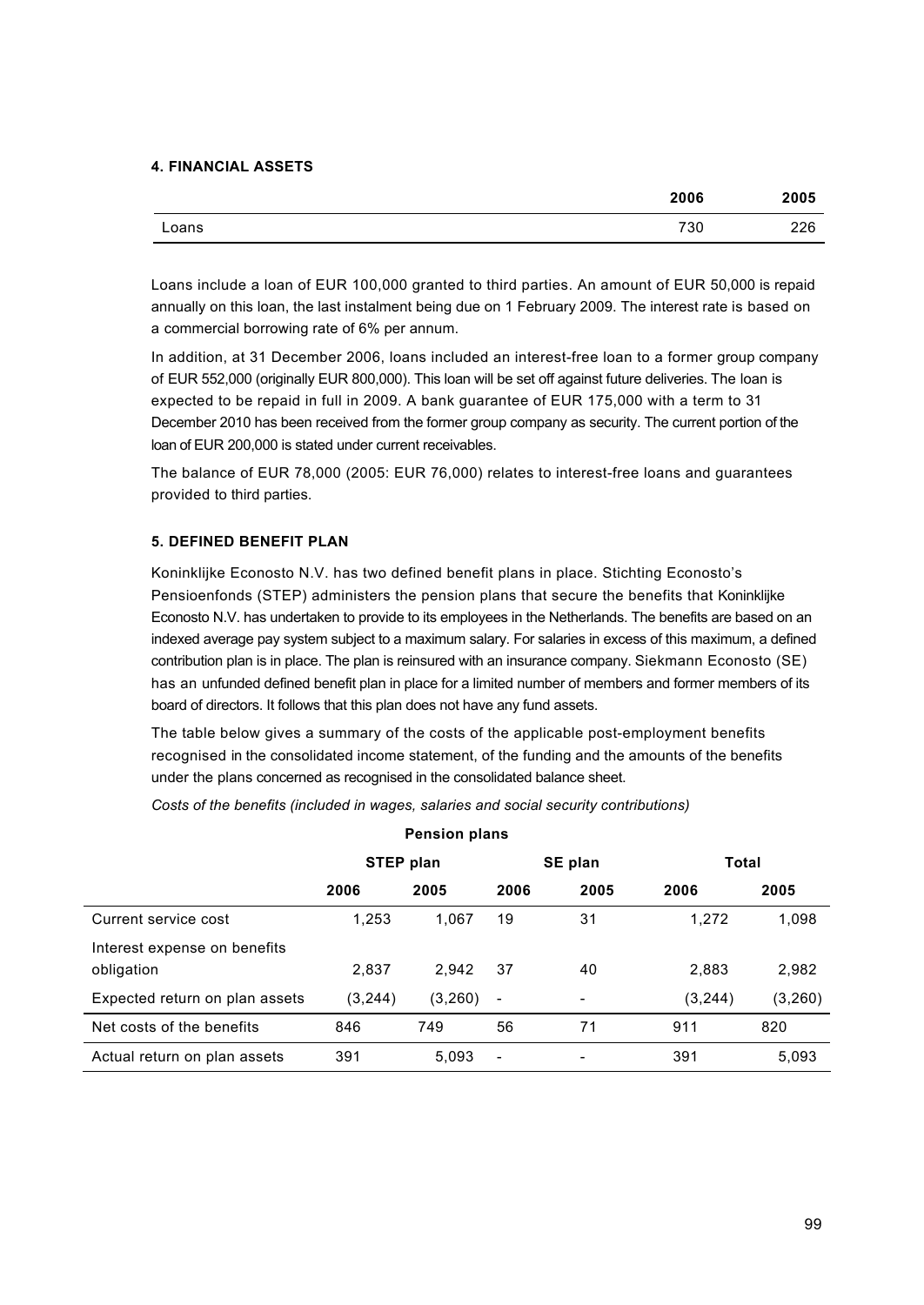### 4. FINANCIAL ASSETS

| | 2006 | 2005 |
|---|---|---|
| Loans | 730 | 226 |

Loans include a loan of EUR 100,000 granted to third parties. An amount of EUR 50,000 is repaid annually on this loan, the last instalment being due on 1 February 2009. The interest rate is based on a commercial borrowing rate of 6% per annum.

In addition, at 31 December 2006, loans included an interest-free loan to a former group company of EUR 552,000 (originally EUR 800,000). This loan will be set off against future deliveries. The loan is expected to be repaid in full in 2009. A bank guarantee of EUR 175,000 with a term to 31 December 2010 has been received from the former group company as security. The current portion of the loan of EUR 200,000 is stated under current receivables.

The balance of EUR 78,000 (2005: EUR 76,000) relates to interest-free loans and guarantees provided to third parties.

### 5. DEFINED BENEFIT PLAN

Koninklijke Econosto N.V. has two defined benefit plans in place. Stichting Econosto's Pensioenfonds (STEP) administers the pension plans that secure the benefits that Koninklijke Econosto N.V. has undertaken to provide to its employees in the Netherlands. The benefits are based on an indexed average pay system subject to a maximum salary. For salaries in excess of this maximum, a defined contribution plan is in place. The plan is reinsured with an insurance company. Siekmann Econosto (SE) has an unfunded defined benefit plan in place for a limited number of members and former members of its board of directors. It follows that this plan does not have any fund assets.

The table below gives a summary of the costs of the applicable post-employment benefits recognised in the consolidated income statement, of the funding and the amounts of the benefits under the plans concerned as recognised in the consolidated balance sheet.

*Costs of the benefits (included in wages, salaries and social security contributions)*

| | Pension plans | | | | | |
|---|---|---|---|---|---|---|
| | STEP plan | | SE plan | | Total | |
| | 2006 | 2005 | 2006 | 2005 | 2006 | 2005 |
| Current service cost | 1,253 | 1,067 | 19 | 31 | 1,272 | 1,098 |
| Interest expense on benefits obligation | 2,837 | 2,942 | 37 | 40 | 2,883 | 2,982 |
| Expected return on plan assets | (3,244) | (3,260) | - | - | (3,244) | (3,260) |
| Net costs of the benefits | 846 | 749 | 56 | 71 | 911 | 820 |
| Actual return on plan assets | 391 | 5,093 | - | - | 391 | 5,093 |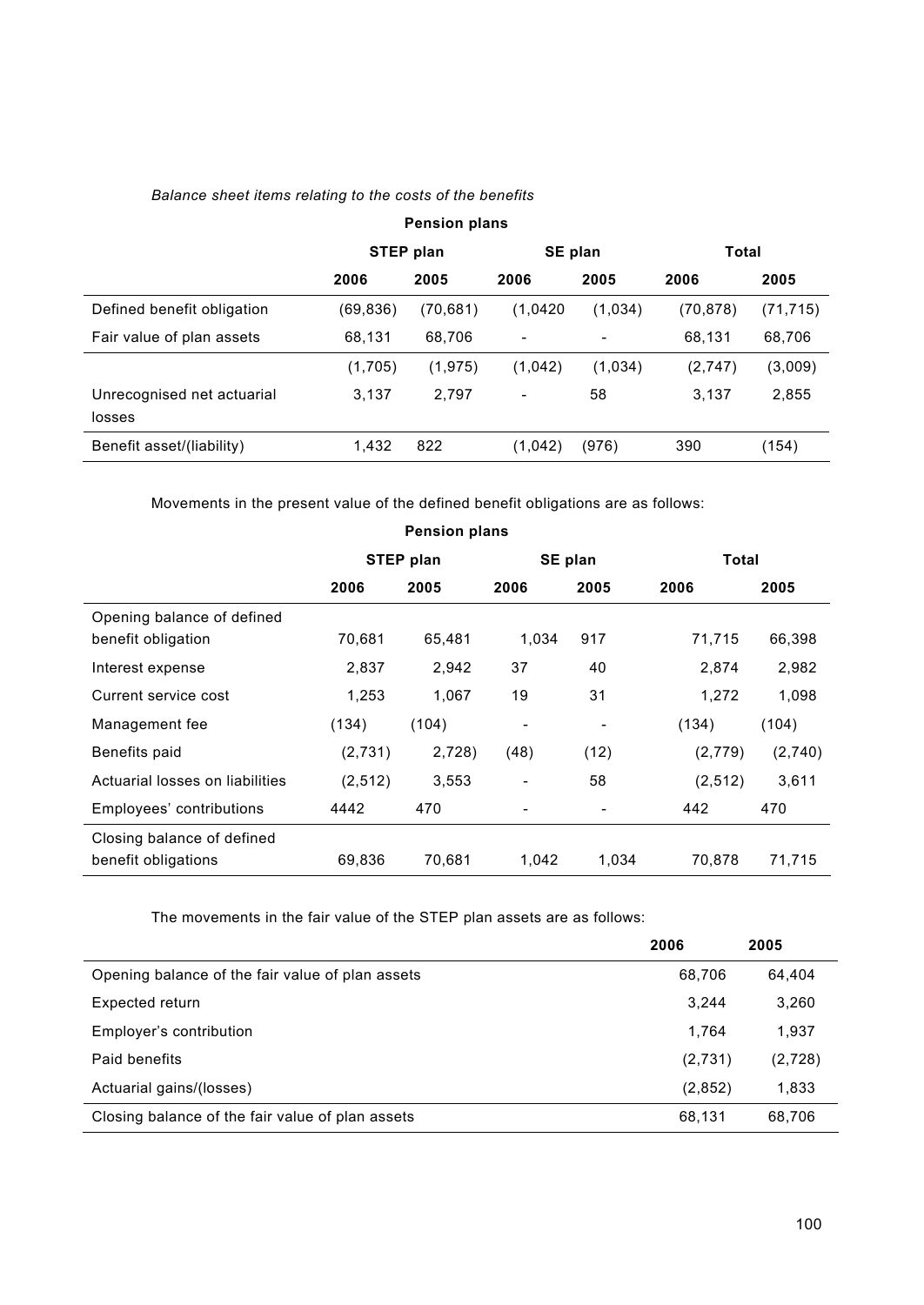*Balance sheet items relating to the costs of the benefits*

| | Pension plans | | | | | |
|---|---|---|---|---|---|---|
| | STEP plan | | SE plan | | Total | |
| | **2006** | **2005** | **2006** | **2005** | **2006** | **2005** |
| Defined benefit obligation | (69,836) | (70,681) | (1,0420 | (1,034) | (70,878) | (71,715) |
| Fair value of plan assets | 68,131 | 68,706 | - | - | 68,131 | 68,706 |
| | (1,705) | (1,975) | (1,042) | (1,034) | (2,747) | (3,009) |
| Unrecognised net actuarial losses | 3,137 | 2,797 | - | 58 | 3,137 | 2,855 |
| Benefit asset/(liability) | 1,432 | 822 | (1,042) | (976) | 390 | (154) |

Movements in the present value of the defined benefit obligations are as follows:

| | Pension plans | | | | | |
|---|---|---|---|---|---|---|
| | STEP plan | | SE plan | | Total | |
| | **2006** | **2005** | **2006** | **2005** | **2006** | **2005** |
| Opening balance of defined benefit obligation | 70,681 | 65,481 | 1,034 | 917 | 71,715 | 66,398 |
| Interest expense | 2,837 | 2,942 | 37 | 40 | 2,874 | 2,982 |
| Current service cost | 1,253 | 1,067 | 19 | 31 | 1,272 | 1,098 |
| Management fee | (134) | (104) | - | - | (134) | (104) |
| Benefits paid | (2,731) | 2,728) | (48) | (12) | (2,779) | (2,740) |
| Actuarial losses on liabilities | (2,512) | 3,553 | - | 58 | (2,512) | 3,611 |
| Employees' contributions | 4442 | 470 | - | - | 442 | 470 |
| Closing balance of defined benefit obligations | 69,836 | 70,681 | 1,042 | 1,034 | 70,878 | 71,715 |

The movements in the fair value of the STEP plan assets are as follows:

| | **2006** | **2005** |
|---|---|---|
| Opening balance of the fair value of plan assets | 68,706 | 64,404 |
| Expected return | 3,244 | 3,260 |
| Employer's contribution | 1,764 | 1,937 |
| Paid benefits | (2,731) | (2,728) |
| Actuarial gains/(losses) | (2,852) | 1,833 |
| Closing balance of the fair value of plan assets | 68,131 | 68,706 |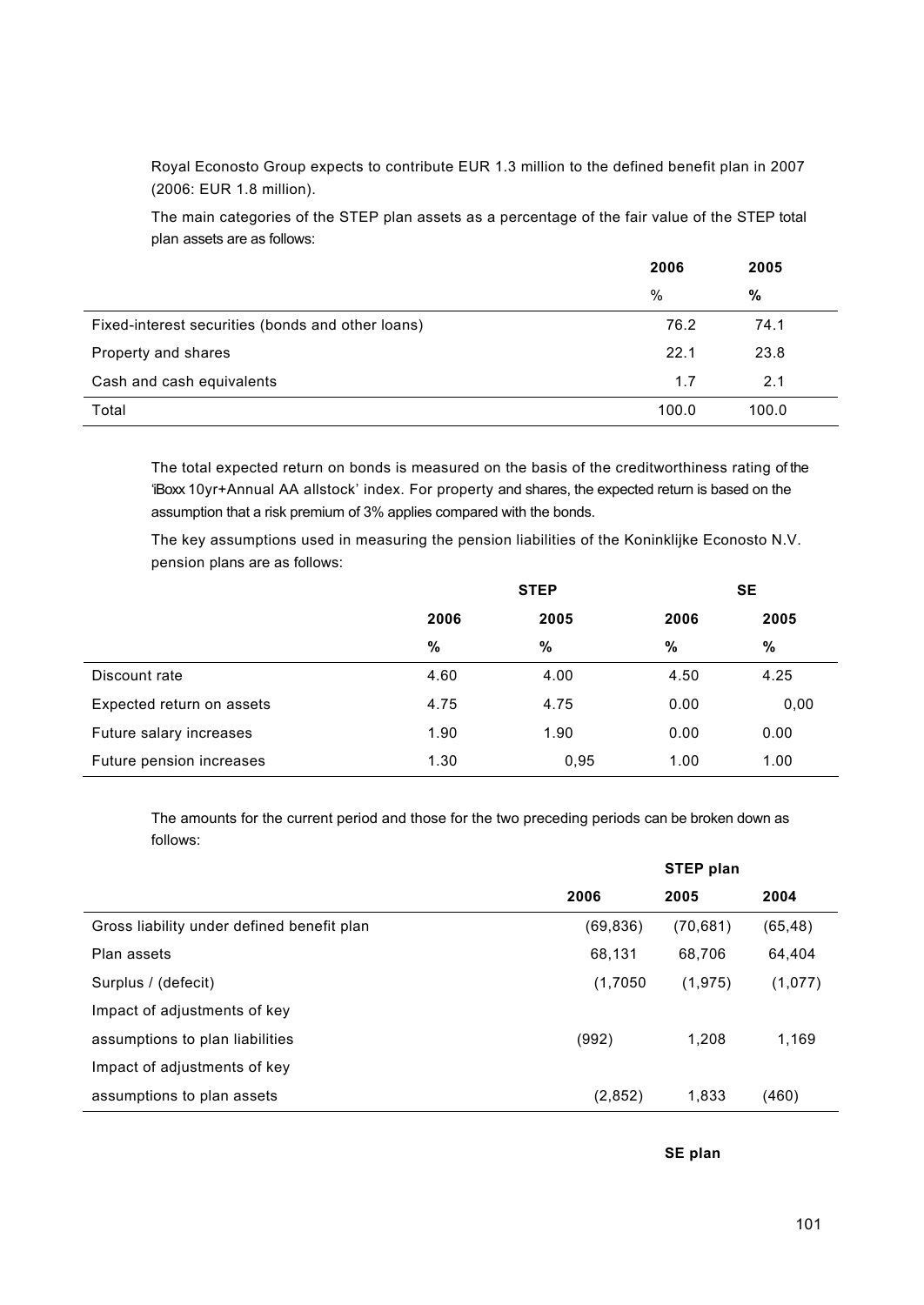Royal Econosto Group expects to contribute EUR 1.3 million to the defined benefit plan in 2007 (2006: EUR 1.8 million).

The main categories of the STEP plan assets as a percentage of the fair value of the STEP total plan assets are as follows:

| | 2006 | 2005 |
|---|---|---|
| | % | % |
| Fixed-interest securities (bonds and other loans) | 76.2 | 74.1 |
| Property and shares | 22.1 | 23.8 |
| Cash and cash equivalents | 1.7 | 2.1 |
| Total | 100.0 | 100.0 |

The total expected return on bonds is measured on the basis of the creditworthiness rating of the 'iBoxx 10yr+Annual AA allstock' index. For property and shares, the expected return is based on the assumption that a risk premium of 3% applies compared with the bonds.

The key assumptions used in measuring the pension liabilities of the Koninklijke Econosto N.V. pension plans are as follows:

| | STEP | | SE | |
|---|---|---|---|---|
| | 2006 | 2005 | 2006 | 2005 |
| | % | % | % | % |
| Discount rate | 4.60 | 4.00 | 4.50 | 4.25 |
| Expected return on assets | 4.75 | 4.75 | 0.00 | 0,00 |
| Future salary increases | 1.90 | 1.90 | 0.00 | 0.00 |
| Future pension increases | 1.30 | 0,95 | 1.00 | 1.00 |

The amounts for the current period and those for the two preceding periods can be broken down as follows:

| | STEP plan | | |
|---|---|---|---|
| | 2006 | 2005 | 2004 |
| Gross liability under defined benefit plan | (69,836) | (70,681) | (65,48) |
| Plan assets | 68,131 | 68,706 | 64,404 |
| Surplus / (defecit) | (1,7050 | (1,975) | (1,077) |
| Impact of adjustments of key assumptions to plan liabilities | (992) | 1,208 | 1,169 |
| Impact of adjustments of key assumptions to plan assets | (2,852) | 1,833 | (460) |

**SE plan**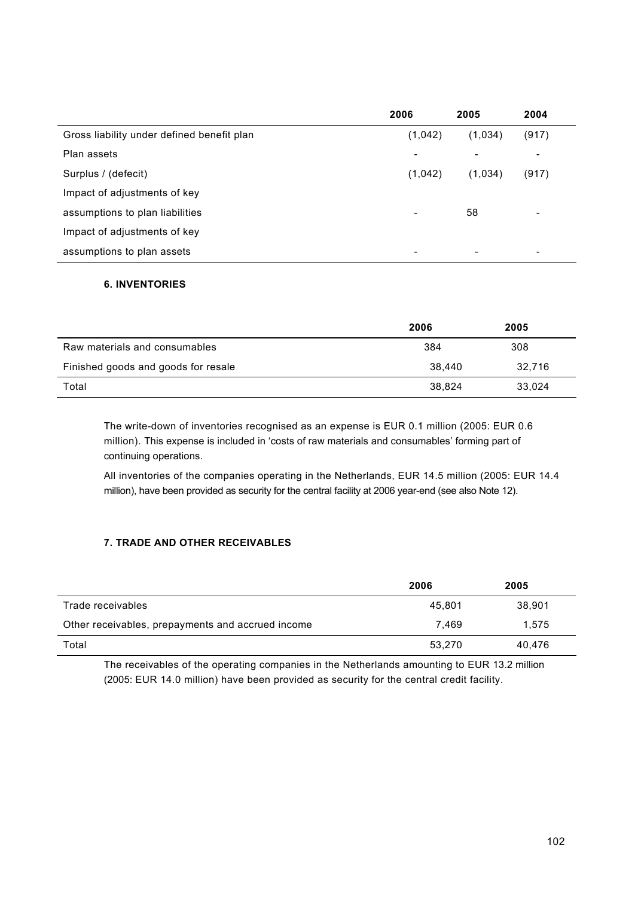| | 2006 | 2005 | 2004 |
|---|---|---|---|
| Gross liability under defined benefit plan | (1,042) | (1,034) | (917) |
| Plan assets | - | - | - |
| Surplus / (defecit) | (1,042) | (1,034) | (917) |
| Impact of adjustments of key assumptions to plan liabilities | - | 58 | - |
| Impact of adjustments of key assumptions to plan assets | - | - | - |

### 6. INVENTORIES

| | 2006 | 2005 |
|---|---|---|
| Raw materials and consumables | 384 | 308 |
| Finished goods and goods for resale | 38,440 | 32,716 |
| Total | 38,824 | 33,024 |

The write-down of inventories recognised as an expense is EUR 0.1 million (2005: EUR 0.6 million). This expense is included in 'costs of raw materials and consumables' forming part of continuing operations.

All inventories of the companies operating in the Netherlands, EUR 14.5 million (2005: EUR 14.4 million), have been provided as security for the central facility at 2006 year-end (see also Note 12).

### 7. TRADE AND OTHER RECEIVABLES

| | 2006 | 2005 |
|---|---|---|
| Trade receivables | 45,801 | 38,901 |
| Other receivables, prepayments and accrued income | 7,469 | 1,575 |
| Total | 53,270 | 40,476 |

The receivables of the operating companies in the Netherlands amounting to EUR 13.2 million (2005: EUR 14.0 million) have been provided as security for the central credit facility.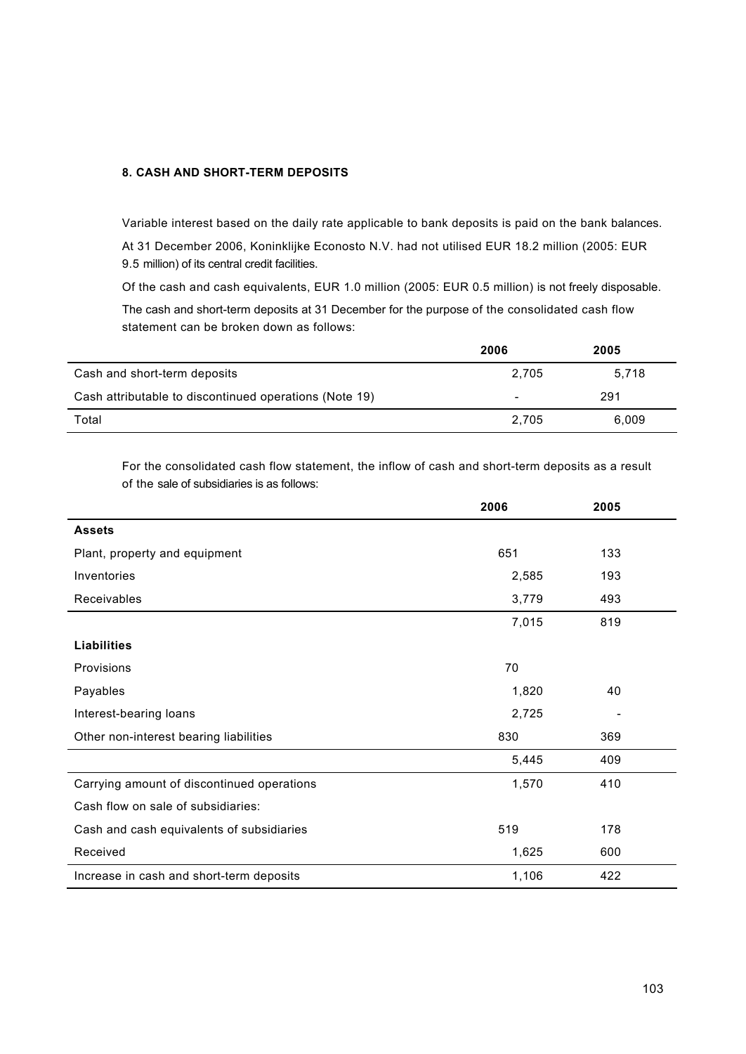## 8. CASH AND SHORT-TERM DEPOSITS

Variable interest based on the daily rate applicable to bank deposits is paid on the bank balances.

At 31 December 2006, Koninklijke Econosto N.V. had not utilised EUR 18.2 million (2005: EUR 9.5 million) of its central credit facilities.

Of the cash and cash equivalents, EUR 1.0 million (2005: EUR 0.5 million) is not freely disposable.

The cash and short-term deposits at 31 December for the purpose of the consolidated cash flow statement can be broken down as follows:

| | 2006 | 2005 |
|---|---|---|
| Cash and short-term deposits | 2,705 | 5,718 |
| Cash attributable to discontinued operations (Note 19) | - | 291 |
| Total | 2,705 | 6,009 |

For the consolidated cash flow statement, the inflow of cash and short-term deposits as a result of the sale of subsidiaries is as follows:

| | 2006 | 2005 |
|---|---|---|
| **Assets** | | |
| Plant, property and equipment | 651 | 133 |
| Inventories | 2,585 | 193 |
| Receivables | 3,779 | 493 |
| | 7,015 | 819 |
| **Liabilities** | | |
| Provisions | 70 | |
| Payables | 1,820 | 40 |
| Interest-bearing loans | 2,725 | - |
| Other non-interest bearing liabilities | 830 | 369 |
| | 5,445 | 409 |
| Carrying amount of discontinued operations | 1,570 | 410 |
| Cash flow on sale of subsidiaries: | | |
| Cash and cash equivalents of subsidiaries | 519 | 178 |
| Received | 1,625 | 600 |
| Increase in cash and short-term deposits | 1,106 | 422 |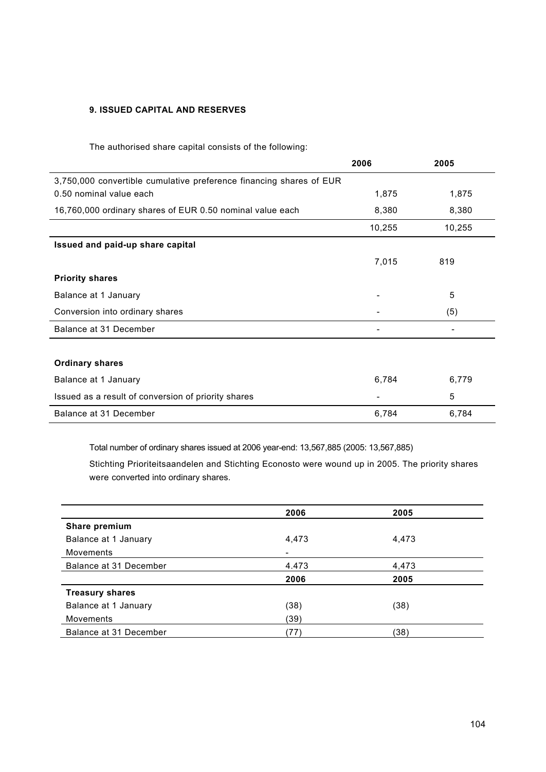**9. ISSUED CAPITAL AND RESERVES**

The authorised share capital consists of the following:

| | 2006 | 2005 |
|---|---|---|
| 3,750,000 convertible cumulative preference financing shares of EUR 0.50 nominal value each | 1,875 | 1,875 |
| 16,760,000 ordinary shares of EUR 0.50 nominal value each | 8,380 | 8,380 |
| | 10,255 | 10,255 |
| **Issued and paid-up share capital** | | |
| | 7,015 | 819 |
| **Priority shares** | | |
| Balance at 1 January | - | 5 |
| Conversion into ordinary shares | - | (5) |
| Balance at 31 December | - | - |
| | | |
| **Ordinary shares** | | |
| Balance at 1 January | 6,784 | 6,779 |
| Issued as a result of conversion of priority shares | - | 5 |
| Balance at 31 December | 6,784 | 6,784 |

Total number of ordinary shares issued at 2006 year-end: 13,567,885 (2005: 13,567,885)

Stichting Prioriteitsaandelen and Stichting Econosto were wound up in 2005. The priority shares were converted into ordinary shares.

| | 2006 | 2005 |
|---|---|---|
| **Share premium** | | |
| Balance at 1 January | 4,473 | 4,473 |
| Movements | - | |
| Balance at 31 December | 4.473 | 4,473 |
| | **2006** | **2005** |
| **Treasury shares** | | |
| Balance at 1 January | (38) | (38) |
| Movements | (39) | |
| Balance at 31 December | (77) | (38) |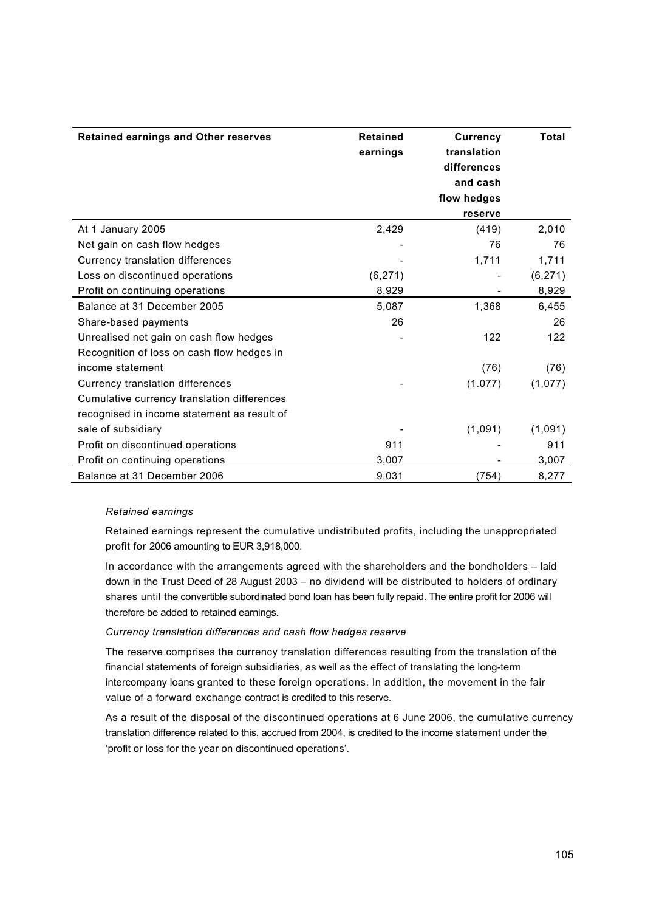| Retained earnings and Other reserves | Retained earnings | Currency translation differences and cash flow hedges reserve | Total |
|---|---|---|---|
| At 1 January 2005 | 2,429 | (419) | 2,010 |
| Net gain on cash flow hedges | - | 76 | 76 |
| Currency translation differences | - | 1,711 | 1,711 |
| Loss on discontinued operations | (6,271) | - | (6,271) |
| Profit on continuing operations | 8,929 | - | 8,929 |
| Balance at 31 December 2005 | 5,087 | 1,368 | 6,455 |
| Share-based payments | 26 | | 26 |
| Unrealised net gain on cash flow hedges | - | 122 | 122 |
| Recognition of loss on cash flow hedges in income statement | | (76) | (76) |
| Currency translation differences | - | (1.077) | (1,077) |
| Cumulative currency translation differences recognised in income statement as result of sale of subsidiary | - | (1,091) | (1,091) |
| Profit on discontinued operations | 911 | - | 911 |
| Profit on continuing operations | 3,007 | - | 3,007 |
| Balance at 31 December 2006 | 9,031 | (754) | 8,277 |

*Retained earnings*

Retained earnings represent the cumulative undistributed profits, including the unappropriated profit for 2006 amounting to EUR 3,918,000.

In accordance with the arrangements agreed with the shareholders and the bondholders – laid down in the Trust Deed of 28 August 2003 – no dividend will be distributed to holders of ordinary shares until the convertible subordinated bond loan has been fully repaid. The entire profit for 2006 will therefore be added to retained earnings.

*Currency translation differences and cash flow hedges reserve*

The reserve comprises the currency translation differences resulting from the translation of the financial statements of foreign subsidiaries, as well as the effect of translating the long-term intercompany loans granted to these foreign operations. In addition, the movement in the fair value of a forward exchange contract is credited to this reserve.

As a result of the disposal of the discontinued operations at 6 June 2006, the cumulative currency translation difference related to this, accrued from 2004, is credited to the income statement under the 'profit or loss for the year on discontinued operations'.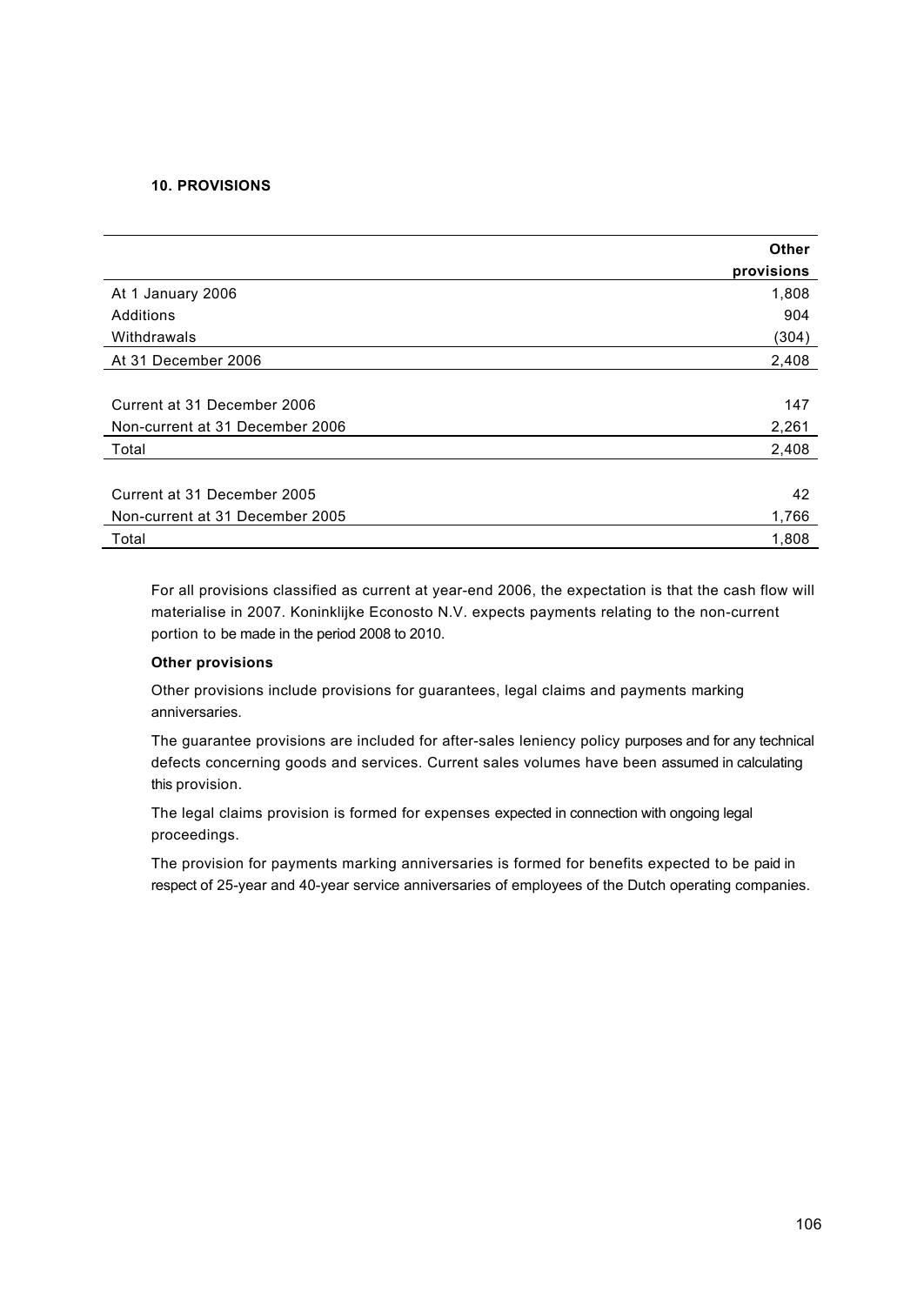**10. PROVISIONS**

| | Other provisions |
|---|---|
| At 1 January 2006 | 1,808 |
| Additions | 904 |
| Withdrawals | (304) |
| At 31 December 2006 | 2,408 |
| | |
| Current at 31 December 2006 | 147 |
| Non-current at 31 December 2006 | 2,261 |
| Total | 2,408 |
| | |
| Current at 31 December 2005 | 42 |
| Non-current at 31 December 2005 | 1,766 |
| Total | 1,808 |

For all provisions classified as current at year-end 2006, the expectation is that the cash flow will materialise in 2007. Koninklijke Econosto N.V. expects payments relating to the non-current portion to be made in the period 2008 to 2010.

**Other provisions**

Other provisions include provisions for guarantees, legal claims and payments marking anniversaries.

The guarantee provisions are included for after-sales leniency policy purposes and for any technical defects concerning goods and services. Current sales volumes have been assumed in calculating this provision.

The legal claims provision is formed for expenses expected in connection with ongoing legal proceedings.

The provision for payments marking anniversaries is formed for benefits expected to be paid in respect of 25-year and 40-year service anniversaries of employees of the Dutch operating companies.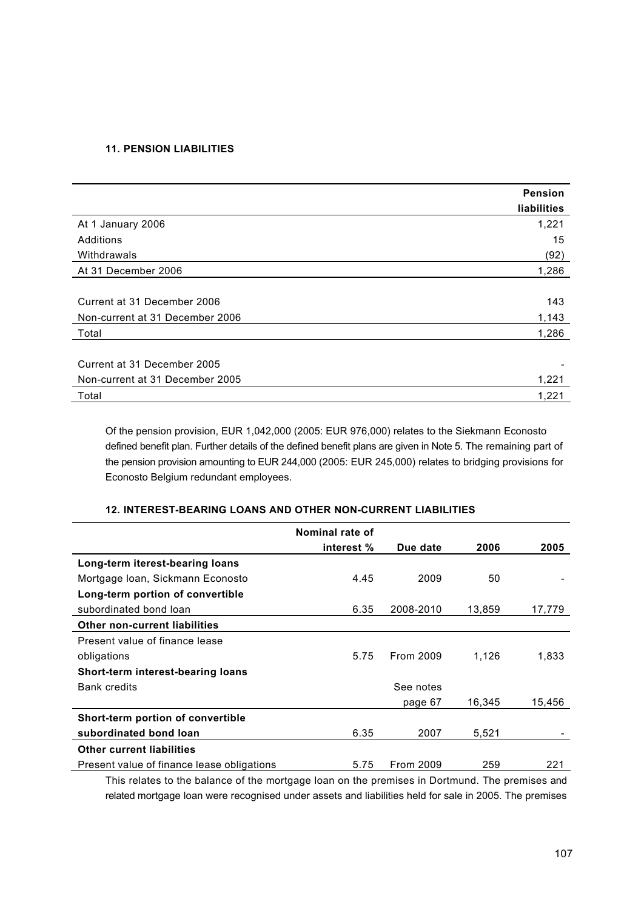### 11. PENSION LIABILITIES

| | Pension liabilities |
|---|---:|
| At 1 January 2006 | 1,221 |
| Additions | 15 |
| Withdrawals | (92) |
| At 31 December 2006 | 1,286 |
| | |
| Current at 31 December 2006 | 143 |
| Non-current at 31 December 2006 | 1,143 |
| Total | 1,286 |
| | |
| Current at 31 December 2005 | - |
| Non-current at 31 December 2005 | 1,221 |
| Total | 1,221 |

Of the pension provision, EUR 1,042,000 (2005: EUR 976,000) relates to the Siekmann Econosto defined benefit plan. Further details of the defined benefit plans are given in Note 5. The remaining part of the pension provision amounting to EUR 244,000 (2005: EUR 245,000) relates to bridging provisions for Econosto Belgium redundant employees.

### 12. INTEREST-BEARING LOANS AND OTHER NON-CURRENT LIABILITIES

| | Nominal rate of interest % | Due date | 2006 | 2005 |
|---|---:|---:|---:|---:|
| **Long-term iterest-bearing loans** | | | | |
| Mortgage loan, Sickmann Econosto | 4.45 | 2009 | 50 | - |
| **Long-term portion of convertible subordinated bond loan** | 6.35 | 2008-2010 | 13,859 | 17,779 |
| **Other non-current liabilities** | | | | |
| Present value of finance lease obligations | 5.75 | From 2009 | 1,126 | 1,833 |
| **Short-term interest-bearing loans** | | | | |
| Bank credits | | See notes page 67 | 16,345 | 15,456 |
| **Short-term portion of convertible subordinated bond loan** | 6.35 | 2007 | 5,521 | - |
| **Other current liabilities** | | | | |
| Present value of finance lease obligations | 5.75 | From 2009 | 259 | 221 |

This relates to the balance of the mortgage loan on the premises in Dortmund. The premises and related mortgage loan were recognised under assets and liabilities held for sale in 2005. The premises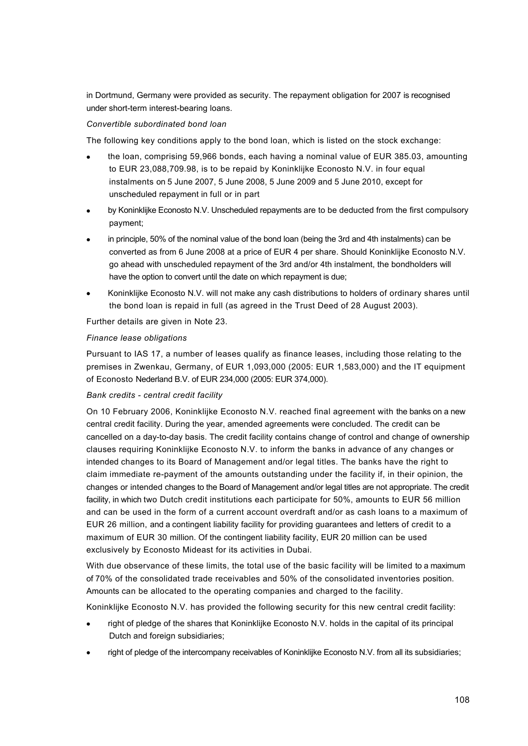in Dortmund, Germany were provided as security. The repayment obligation for 2007 is recognised under short-term interest-bearing loans.

*Convertible subordinated bond loan*

The following key conditions apply to the bond loan, which is listed on the stock exchange:

- the loan, comprising 59,966 bonds, each having a nominal value of EUR 385.03, amounting to EUR 23,088,709.98, is to be repaid by Koninklijke Econosto N.V. in four equal instalments on 5 June 2007, 5 June 2008, 5 June 2009 and 5 June 2010, except for unscheduled repayment in full or in part
- by Koninklijke Econosto N.V. Unscheduled repayments are to be deducted from the first compulsory payment;
- in principle, 50% of the nominal value of the bond loan (being the 3rd and 4th instalments) can be converted as from 6 June 2008 at a price of EUR 4 per share. Should Koninklijke Econosto N.V. go ahead with unscheduled repayment of the 3rd and/or 4th instalment, the bondholders will have the option to convert until the date on which repayment is due;
- Koninklijke Econosto N.V. will not make any cash distributions to holders of ordinary shares until the bond loan is repaid in full (as agreed in the Trust Deed of 28 August 2003).

Further details are given in Note 23.

*Finance lease obligations*

Pursuant to IAS 17, a number of leases qualify as finance leases, including those relating to the premises in Zwenkau, Germany, of EUR 1,093,000 (2005: EUR 1,583,000) and the IT equipment of Econosto Nederland B.V. of EUR 234,000 (2005: EUR 374,000).

*Bank credits - central credit facility*

On 10 February 2006, Koninklijke Econosto N.V. reached final agreement with the banks on a new central credit facility. During the year, amended agreements were concluded. The credit can be cancelled on a day-to-day basis. The credit facility contains change of control and change of ownership clauses requiring Koninklijke Econosto N.V. to inform the banks in advance of any changes or intended changes to its Board of Management and/or legal titles. The banks have the right to claim immediate re-payment of the amounts outstanding under the facility if, in their opinion, the changes or intended changes to the Board of Management and/or legal titles are not appropriate. The credit facility, in which two Dutch credit institutions each participate for 50%, amounts to EUR 56 million and can be used in the form of a current account overdraft and/or as cash loans to a maximum of EUR 26 million, and a contingent liability facility for providing guarantees and letters of credit to a maximum of EUR 30 million. Of the contingent liability facility, EUR 20 million can be used exclusively by Econosto Mideast for its activities in Dubai.

With due observance of these limits, the total use of the basic facility will be limited to a maximum of 70% of the consolidated trade receivables and 50% of the consolidated inventories position. Amounts can be allocated to the operating companies and charged to the facility.

Koninklijke Econosto N.V. has provided the following security for this new central credit facility:

- right of pledge of the shares that Koninklijke Econosto N.V. holds in the capital of its principal Dutch and foreign subsidiaries;
- right of pledge of the intercompany receivables of Koninklijke Econosto N.V. from all its subsidiaries;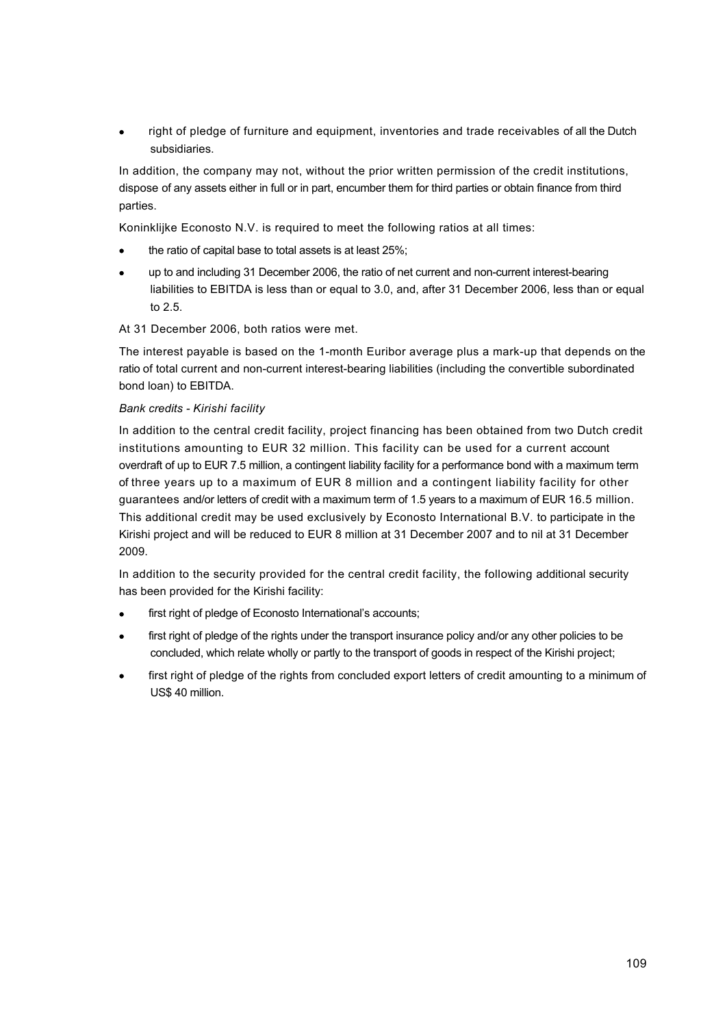- right of pledge of furniture and equipment, inventories and trade receivables of all the Dutch subsidiaries.

In addition, the company may not, without the prior written permission of the credit institutions, dispose of any assets either in full or in part, encumber them for third parties or obtain finance from third parties.

Koninklijke Econosto N.V. is required to meet the following ratios at all times:

- the ratio of capital base to total assets is at least 25%;
- up to and including 31 December 2006, the ratio of net current and non-current interest-bearing liabilities to EBITDA is less than or equal to 3.0, and, after 31 December 2006, less than or equal to 2.5.

At 31 December 2006, both ratios were met.

The interest payable is based on the 1-month Euribor average plus a mark-up that depends on the ratio of total current and non-current interest-bearing liabilities (including the convertible subordinated bond loan) to EBITDA.

*Bank credits - Kirishi facility*

In addition to the central credit facility, project financing has been obtained from two Dutch credit institutions amounting to EUR 32 million. This facility can be used for a current account overdraft of up to EUR 7.5 million, a contingent liability facility for a performance bond with a maximum term of three years up to a maximum of EUR 8 million and a contingent liability facility for other guarantees and/or letters of credit with a maximum term of 1.5 years to a maximum of EUR 16.5 million. This additional credit may be used exclusively by Econosto International B.V. to participate in the Kirishi project and will be reduced to EUR 8 million at 31 December 2007 and to nil at 31 December 2009.

In addition to the security provided for the central credit facility, the following additional security has been provided for the Kirishi facility:

- first right of pledge of Econosto International's accounts;
- first right of pledge of the rights under the transport insurance policy and/or any other policies to be concluded, which relate wholly or partly to the transport of goods in respect of the Kirishi project;
- first right of pledge of the rights from concluded export letters of credit amounting to a minimum of US$ 40 million.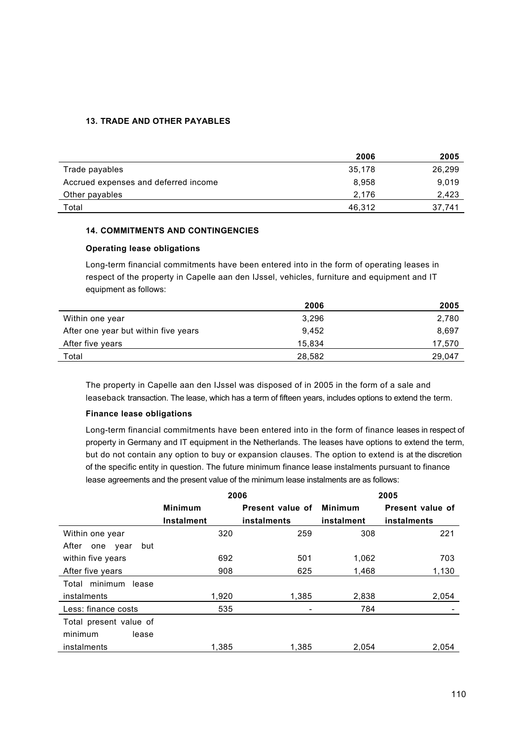### 13. TRADE AND OTHER PAYABLES

| | 2006 | 2005 |
|---|---|---|
| Trade payables | 35,178 | 26,299 |
| Accrued expenses and deferred income | 8,958 | 9,019 |
| Other payables | 2,176 | 2,423 |
| Total | 46,312 | 37,741 |

### 14. COMMITMENTS AND CONTINGENCIES

**Operating lease obligations**

Long-term financial commitments have been entered into in the form of operating leases in respect of the property in Capelle aan den IJssel, vehicles, furniture and equipment and IT equipment as follows:

| | 2006 | 2005 |
|---|---|---|
| Within one year | 3,296 | 2,780 |
| After one year but within five years | 9,452 | 8,697 |
| After five years | 15,834 | 17,570 |
| Total | 28,582 | 29,047 |

The property in Capelle aan den IJssel was disposed of in 2005 in the form of a sale and leaseback transaction. The lease, which has a term of fifteen years, includes options to extend the term.

**Finance lease obligations**

Long-term financial commitments have been entered into in the form of finance leases in respect of property in Germany and IT equipment in the Netherlands. The leases have options to extend the term, but do not contain any option to buy or expansion clauses. The option to extend is at the discretion of the specific entity in question. The future minimum finance lease instalments pursuant to finance lease agreements and the present value of the minimum lease instalments are as follows:

| | 2006 | | 2005 | |
|---|---|---|---|---|
| | Minimum Instalment | Present value of instalments | Minimum instalment | Present value of instalments |
| Within one year | 320 | 259 | 308 | 221 |
| After one year but within five years | 692 | 501 | 1,062 | 703 |
| After five years | 908 | 625 | 1,468 | 1,130 |
| Total minimum lease instalments | 1,920 | 1,385 | 2,838 | 2,054 |
| Less: finance costs | 535 | - | 784 | - |
| Total present value of minimum lease instalments | 1,385 | 1,385 | 2,054 | 2,054 |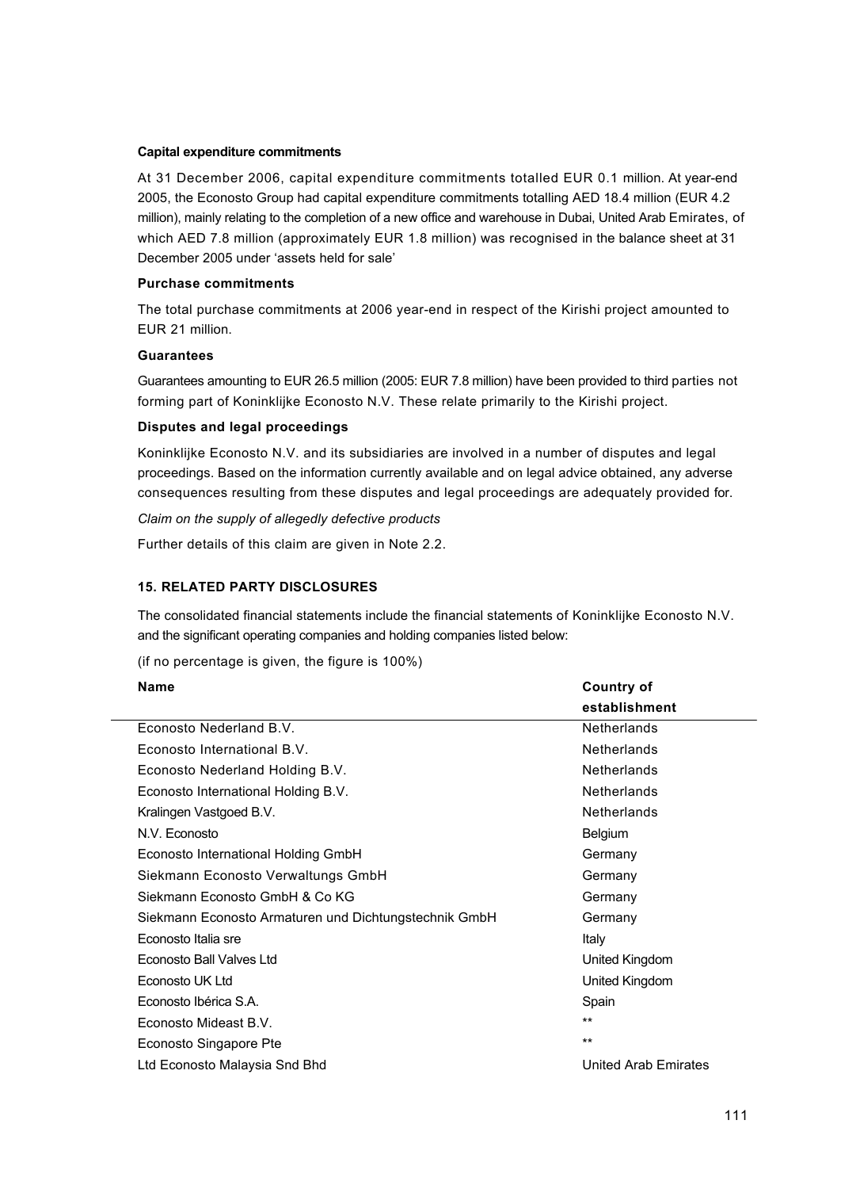**Capital expenditure commitments**

At 31 December 2006, capital expenditure commitments totalled EUR 0.1 million. At year-end 2005, the Econosto Group had capital expenditure commitments totalling AED 18.4 million (EUR 4.2 million), mainly relating to the completion of a new office and warehouse in Dubai, United Arab Emirates, of which AED 7.8 million (approximately EUR 1.8 million) was recognised in the balance sheet at 31 December 2005 under 'assets held for sale'

**Purchase commitments**

The total purchase commitments at 2006 year-end in respect of the Kirishi project amounted to EUR 21 million.

**Guarantees**

Guarantees amounting to EUR 26.5 million (2005: EUR 7.8 million) have been provided to third parties not forming part of Koninklijke Econosto N.V. These relate primarily to the Kirishi project.

**Disputes and legal proceedings**

Koninklijke Econosto N.V. and its subsidiaries are involved in a number of disputes and legal proceedings. Based on the information currently available and on legal advice obtained, any adverse consequences resulting from these disputes and legal proceedings are adequately provided for.

*Claim on the supply of allegedly defective products*

Further details of this claim are given in Note 2.2.

**15. RELATED PARTY DISCLOSURES**

The consolidated financial statements include the financial statements of Koninklijke Econosto N.V. and the significant operating companies and holding companies listed below:

(if no percentage is given, the figure is 100%)

| Name | Country of establishment |
|---|---|
| Econosto Nederland B.V. | Netherlands |
| Econosto International B.V. | Netherlands |
| Econosto Nederland Holding B.V. | Netherlands |
| Econosto International Holding B.V. | Netherlands |
| Kralingen Vastgoed B.V. | Netherlands |
| N.V. Econosto | Belgium |
| Econosto International Holding GmbH | Germany |
| Siekmann Econosto Verwaltungs GmbH | Germany |
| Siekmann Econosto GmbH & Co KG | Germany |
| Siekmann Econosto Armaturen und Dichtungstechnik GmbH | Germany |
| Econosto Italia sre | Italy |
| Econosto Ball Valves Ltd | United Kingdom |
| Econosto UK Ltd | United Kingdom |
| Econosto Ibérica S.A. | Spain |
| Econosto Mideast B.V. | ** |
| Econosto Singapore Pte | ** |
| Ltd Econosto Malaysia Snd Bhd | United Arab Emirates |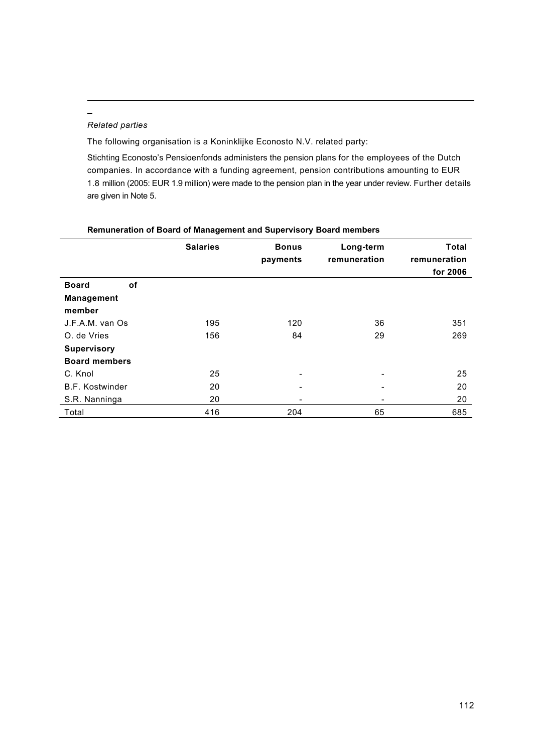*Related parties*

The following organisation is a Koninklijke Econosto N.V. related party:

Stichting Econosto's Pensioenfonds administers the pension plans for the employees of the Dutch companies. In accordance with a funding agreement, pension contributions amounting to EUR 1.8 million (2005: EUR 1.9 million) were made to the pension plan in the year under review. Further details are given in Note 5.

**Remuneration of Board of Management and Supervisory Board members**

| | Salaries | Bonus payments | Long-term remuneration | Total remuneration for 2006 |
|---|---|---|---|---|
| **Board of Management member** | | | | |
| J.F.A.M. van Os | 195 | 120 | 36 | 351 |
| O. de Vries | 156 | 84 | 29 | 269 |
| **Supervisory Board members** | | | | |
| C. Knol | 25 | - | - | 25 |
| B.F. Kostwinder | 20 | - | - | 20 |
| S.R. Nanninga | 20 | - | - | 20 |
| Total | 416 | 204 | 65 | 685 |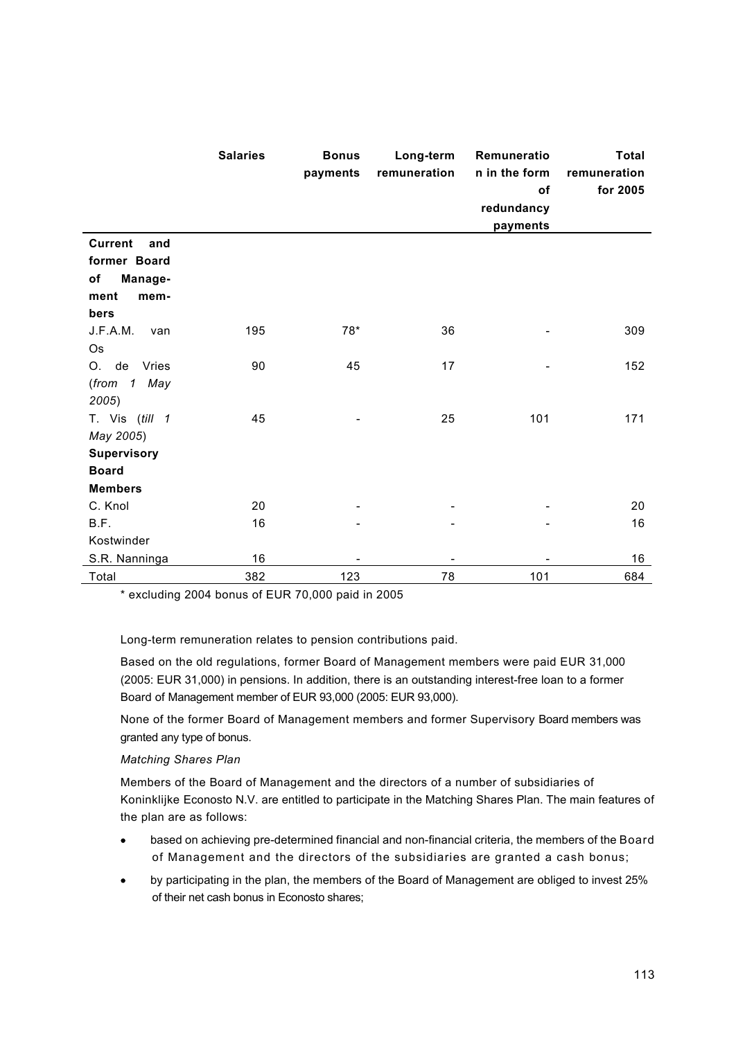| | Salaries | Bonus payments | Long-term remuneration | Remuneration in the form of redundancy payments | Total remuneration for 2005 |
|---|---|---|---|---|---|
| **Current and former Board of Management members** | | | | | |
| J.F.A.M. van Os | 195 | 78* | 36 | - | 309 |
| O. de Vries (*from 1 May 2005*) | 90 | 45 | 17 | - | 152 |
| T. Vis (*till 1 May 2005*) | 45 | - | 25 | 101 | 171 |
| **Supervisory Board Members** | | | | | |
| C. Knol | 20 | - | - | - | 20 |
| B.F. Kostwinder | 16 | - | - | - | 16 |
| S.R. Nanninga | 16 | - | - | - | 16 |
| Total | 382 | 123 | 78 | 101 | 684 |

* excluding 2004 bonus of EUR 70,000 paid in 2005

Long-term remuneration relates to pension contributions paid.

Based on the old regulations, former Board of Management members were paid EUR 31,000 (2005: EUR 31,000) in pensions. In addition, there is an outstanding interest-free loan to a former Board of Management member of EUR 93,000 (2005: EUR 93,000).

None of the former Board of Management members and former Supervisory Board members was granted any type of bonus.

*Matching Shares Plan*

Members of the Board of Management and the directors of a number of subsidiaries of Koninklijke Econosto N.V. are entitled to participate in the Matching Shares Plan. The main features of the plan are as follows:

- based on achieving pre-determined financial and non-financial criteria, the members of the Board of Management and the directors of the subsidiaries are granted a cash bonus;
- by participating in the plan, the members of the Board of Management are obliged to invest 25% of their net cash bonus in Econosto shares;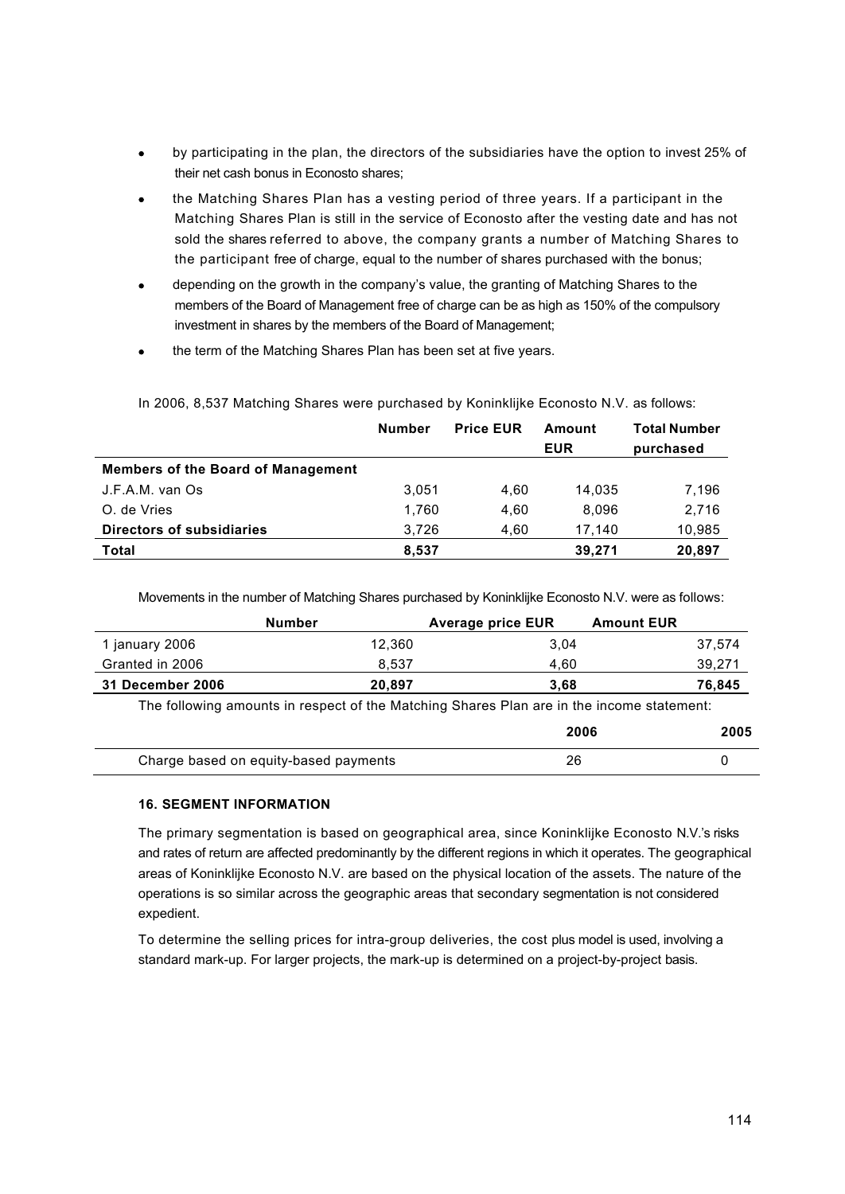- by participating in the plan, the directors of the subsidiaries have the option to invest 25% of their net cash bonus in Econosto shares;
- the Matching Shares Plan has a vesting period of three years. If a participant in the Matching Shares Plan is still in the service of Econosto after the vesting date and has not sold the shares referred to above, the company grants a number of Matching Shares to the participant free of charge, equal to the number of shares purchased with the bonus;
- depending on the growth in the company's value, the granting of Matching Shares to the members of the Board of Management free of charge can be as high as 150% of the compulsory investment in shares by the members of the Board of Management;
- the term of the Matching Shares Plan has been set at five years.

In 2006, 8,537 Matching Shares were purchased by Koninklijke Econosto N.V. as follows:

| | Number | Price EUR | Amount EUR | Total Number purchased |
|---|---|---|---|---|
| **Members of the Board of Management** | | | | |
| J.F.A.M. van Os | 3,051 | 4,60 | 14,035 | 7,196 |
| O. de Vries | 1,760 | 4,60 | 8,096 | 2,716 |
| **Directors of subsidiaries** | 3,726 | 4,60 | 17,140 | 10,985 |
| **Total** | **8,537** | | **39,271** | **20,897** |

Movements in the number of Matching Shares purchased by Koninklijke Econosto N.V. were as follows:

| | Number | Average price EUR | Amount EUR |
|---|---|---|---|
| 1 january 2006 | 12,360 | 3,04 | 37,574 |
| Granted in 2006 | 8,537 | 4,60 | 39,271 |
| **31 December 2006** | **20,897** | **3,68** | **76,845** |

The following amounts in respect of the Matching Shares Plan are in the income statement:

| | 2006 | 2005 |
|---|---|---|
| Charge based on equity-based payments | 26 | 0 |

### 16. SEGMENT INFORMATION

The primary segmentation is based on geographical area, since Koninklijke Econosto N.V.'s risks and rates of return are affected predominantly by the different regions in which it operates. The geographical areas of Koninklijke Econosto N.V. are based on the physical location of the assets. The nature of the operations is so similar across the geographic areas that secondary segmentation is not considered expedient.

To determine the selling prices for intra-group deliveries, the cost plus model is used, involving a standard mark-up. For larger projects, the mark-up is determined on a project-by-project basis.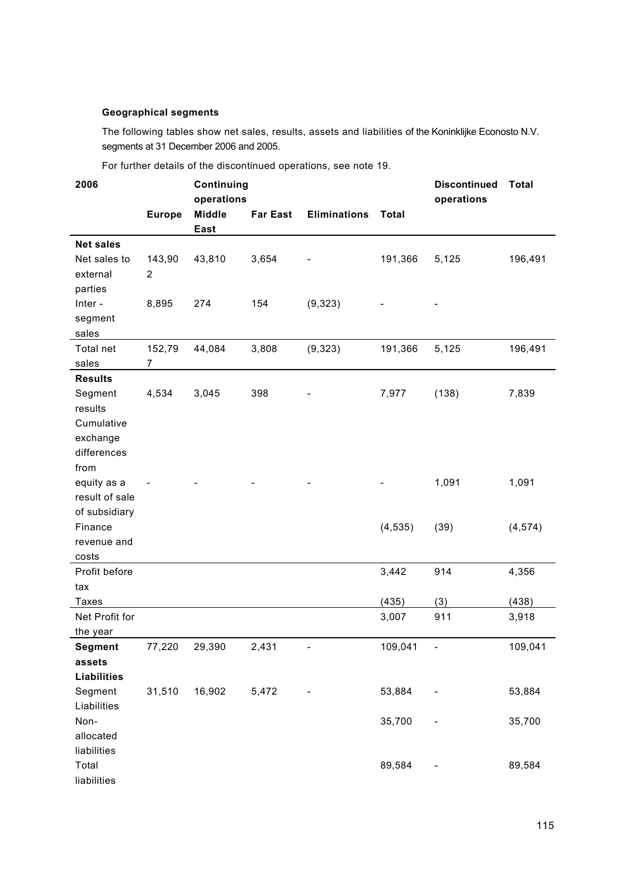### Geographical segments

The following tables show net sales, results, assets and liabilities of the Koninklijke Econosto N.V. segments at 31 December 2006 and 2005.

For further details of the discontinued operations, see note 19.

| 2006 | Continuing operations | | | | | Discontinued operations | Total |
|---|---|---|---|---|---|---|---|
| | Europe | Middle East | Far East | Eliminations | Total | | |
| **Net sales** | | | | | | | |
| Net sales to external parties | 143,902 | 43,810 | 3,654 | - | 191,366 | 5,125 | 196,491 |
| Inter - segment sales | 8,895 | 274 | 154 | (9,323) | - | - | |
| Total net sales | 152,797 | 44,084 | 3,808 | (9,323) | 191,366 | 5,125 | 196,491 |
| **Results** | | | | | | | |
| Segment results | 4,534 | 3,045 | 398 | - | 7,977 | (138) | 7,839 |
| Cumulative exchange differences from equity as a result of sale of subsidiary | - | - | - | - | - | 1,091 | 1,091 |
| Finance revenue and costs | | | | | (4,535) | (39) | (4,574) |
| Profit before tax | | | | | 3,442 | 914 | 4,356 |
| Taxes | | | | | (435) | (3) | (438) |
| Net Profit for the year | | | | | 3,007 | 911 | 3,918 |
| **Segment assets** | 77,220 | 29,390 | 2,431 | - | 109,041 | - | 109,041 |
| **Liabilities** | | | | | | | |
| Segment Liabilities | 31,510 | 16,902 | 5,472 | - | 53,884 | - | 53,884 |
| Non-allocated liabilities | | | | | 35,700 | - | 35,700 |
| Total liabilities | | | | | 89,584 | - | 89,584 |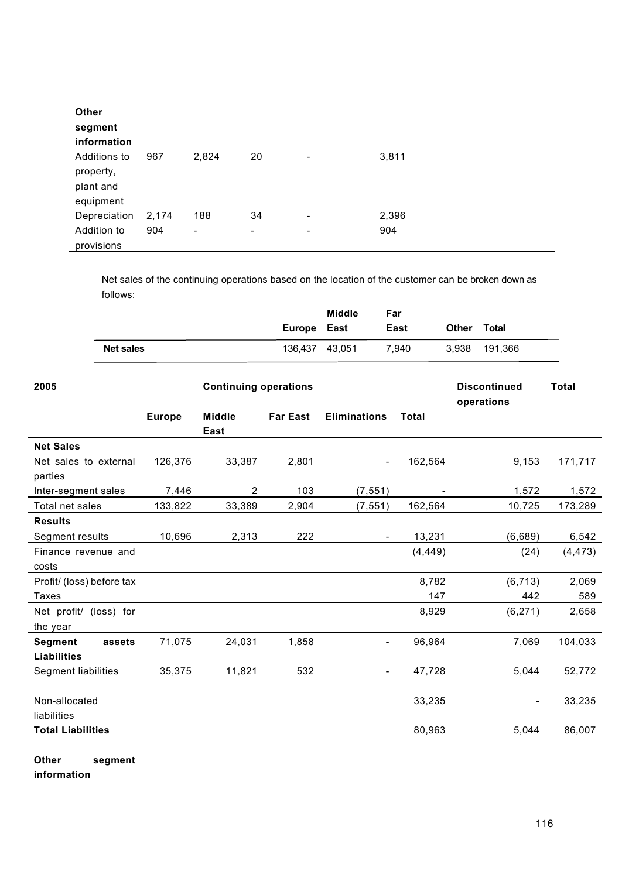| Other segment information | | | | | |
|---|---|---|---|---|---|
| Additions to property, plant and equipment | 967 | 2,824 | 20 | - | 3,811 |
| Depreciation | 2,174 | 188 | 34 | - | 2,396 |
| Addition to provisions | 904 | - | - | - | 904 |

Net sales of the continuing operations based on the location of the customer can be broken down as follows:

| | Europe | Middle East | Far East | Other | Total |
|---|---|---|---|---|---|
| **Net sales** | 136,437 | 43,051 | 7,940 | 3,938 | 191,366 |

| 2005 | Continuing operations | | | | | Discontinued operations | Total |
|---|---|---|---|---|---|---|---|
| | Europe | Middle East | Far East | Eliminations | Total | | |
| **Net Sales** | | | | | | | |
| Net sales to external parties | 126,376 | 33,387 | 2,801 | - | 162,564 | 9,153 | 171,717 |
| Inter-segment sales | 7,446 | 2 | 103 | (7,551) | - | 1,572 | 1,572 |
| Total net sales | 133,822 | 33,389 | 2,904 | (7,551) | 162,564 | 10,725 | 173,289 |
| **Results** | | | | | | | |
| Segment results | 10,696 | 2,313 | 222 | - | 13,231 | (6,689) | 6,542 |
| Finance revenue and costs | | | | | (4,449) | (24) | (4,473) |
| Profit/ (loss) before tax | | | | | 8,782 | (6,713) | 2,069 |
| Taxes | | | | | 147 | 442 | 589 |
| Net profit/ (loss) for the year | | | | | 8,929 | (6,271) | 2,658 |
| **Segment assets** | 71,075 | 24,031 | 1,858 | - | 96,964 | 7,069 | 104,033 |
| **Liabilities** | | | | | | | |
| Segment liabilities | 35,375 | 11,821 | 532 | - | 47,728 | 5,044 | 52,772 |
| Non-allocated liabilities | | | | | 33,235 | - | 33,235 |
| **Total Liabilities** | | | | | 80,963 | 5,044 | 86,007 |
| **Other segment information** | | | | | | | |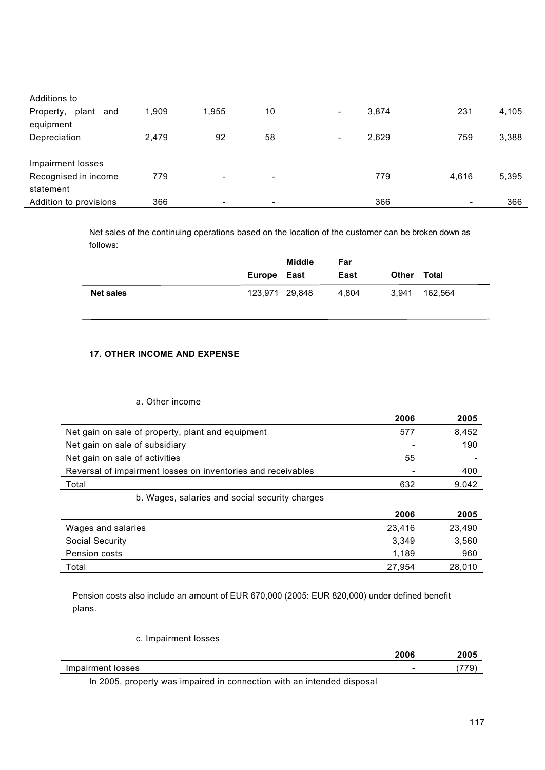| | | | | | | | |
|---|---|---|---|---|---|---|---|
| Additions to | | | | | | | |
| Property, plant and equipment | 1,909 | 1,955 | 10 | - | 3,874 | 231 | 4,105 |
| Depreciation | 2,479 | 92 | 58 | - | 2,629 | 759 | 3,388 |
| Impairment losses | | | | | | | |
| Recognised in income statement | 779 | - | - | | 779 | 4,616 | 5,395 |
| Addition to provisions | 366 | - | - | | 366 | - | 366 |

Net sales of the continuing operations based on the location of the customer can be broken down as follows:

| | Europe | Middle East | Far East | Other | Total |
|---|---|---|---|---|---|
| **Net sales** | 123,971 | 29,848 | 4,804 | 3,941 | 162,564 |

**17. OTHER INCOME AND EXPENSE**

a. Other income

| | 2006 | 2005 |
|---|---|---|
| Net gain on sale of property, plant and equipment | 577 | 8,452 |
| Net gain on sale of subsidiary | - | 190 |
| Net gain on sale of activities | 55 | - |
| Reversal of impairment losses on inventories and receivables | - | 400 |
| Total | 632 | 9,042 |

b. Wages, salaries and social security charges

| | 2006 | 2005 |
|---|---|---|
| Wages and salaries | 23,416 | 23,490 |
| Social Security | 3,349 | 3,560 |
| Pension costs | 1,189 | 960 |
| Total | 27,954 | 28,010 |

Pension costs also include an amount of EUR 670,000 (2005: EUR 820,000) under defined benefit plans.

c. Impairment losses

| | 2006 | 2005 |
|---|---|---|
| Impairment losses | - | (779) |

In 2005, property was impaired in connection with an intended disposal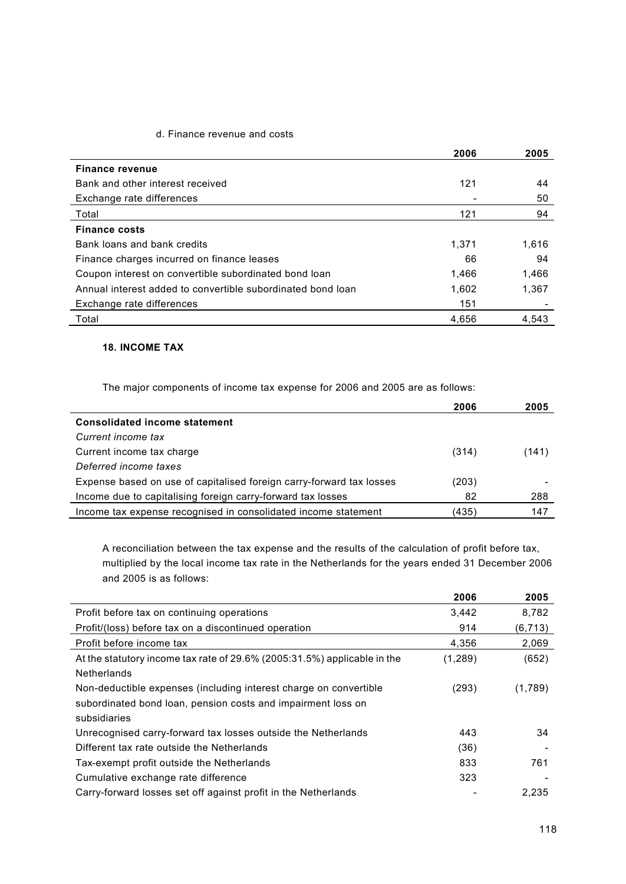d. Finance revenue and costs

| | 2006 | 2005 |
|---|---|---|
| **Finance revenue** | | |
| Bank and other interest received | 121 | 44 |
| Exchange rate differences | - | 50 |
| Total | 121 | 94 |
| **Finance costs** | | |
| Bank loans and bank credits | 1,371 | 1,616 |
| Finance charges incurred on finance leases | 66 | 94 |
| Coupon interest on convertible subordinated bond loan | 1,466 | 1,466 |
| Annual interest added to convertible subordinated bond loan | 1,602 | 1,367 |
| Exchange rate differences | 151 | - |
| Total | 4,656 | 4,543 |

## 18. INCOME TAX

The major components of income tax expense for 2006 and 2005 are as follows:

| | 2006 | 2005 |
|---|---|---|
| **Consolidated income statement** | | |
| *Current income tax* | | |
| Current income tax charge | (314) | (141) |
| *Deferred income taxes* | | |
| Expense based on use of capitalised foreign carry-forward tax losses | (203) | - |
| Income due to capitalising foreign carry-forward tax losses | 82 | 288 |
| Income tax expense recognised in consolidated income statement | (435) | 147 |

A reconciliation between the tax expense and the results of the calculation of profit before tax, multiplied by the local income tax rate in the Netherlands for the years ended 31 December 2006 and 2005 is as follows:

| | 2006 | 2005 |
|---|---|---|
| Profit before tax on continuing operations | 3,442 | 8,782 |
| Profit/(loss) before tax on a discontinued operation | 914 | (6,713) |
| Profit before income tax | 4,356 | 2,069 |
| At the statutory income tax rate of 29.6% (2005:31.5%) applicable in the Netherlands | (1,289) | (652) |
| Non-deductible expenses (including interest charge on convertible subordinated bond loan, pension costs and impairment loss on subsidiaries | (293) | (1,789) |
| Unrecognised carry-forward tax losses outside the Netherlands | 443 | 34 |
| Different tax rate outside the Netherlands | (36) | - |
| Tax-exempt profit outside the Netherlands | 833 | 761 |
| Cumulative exchange rate difference | 323 | - |
| Carry-forward losses set off against profit in the Netherlands | - | 2,235 |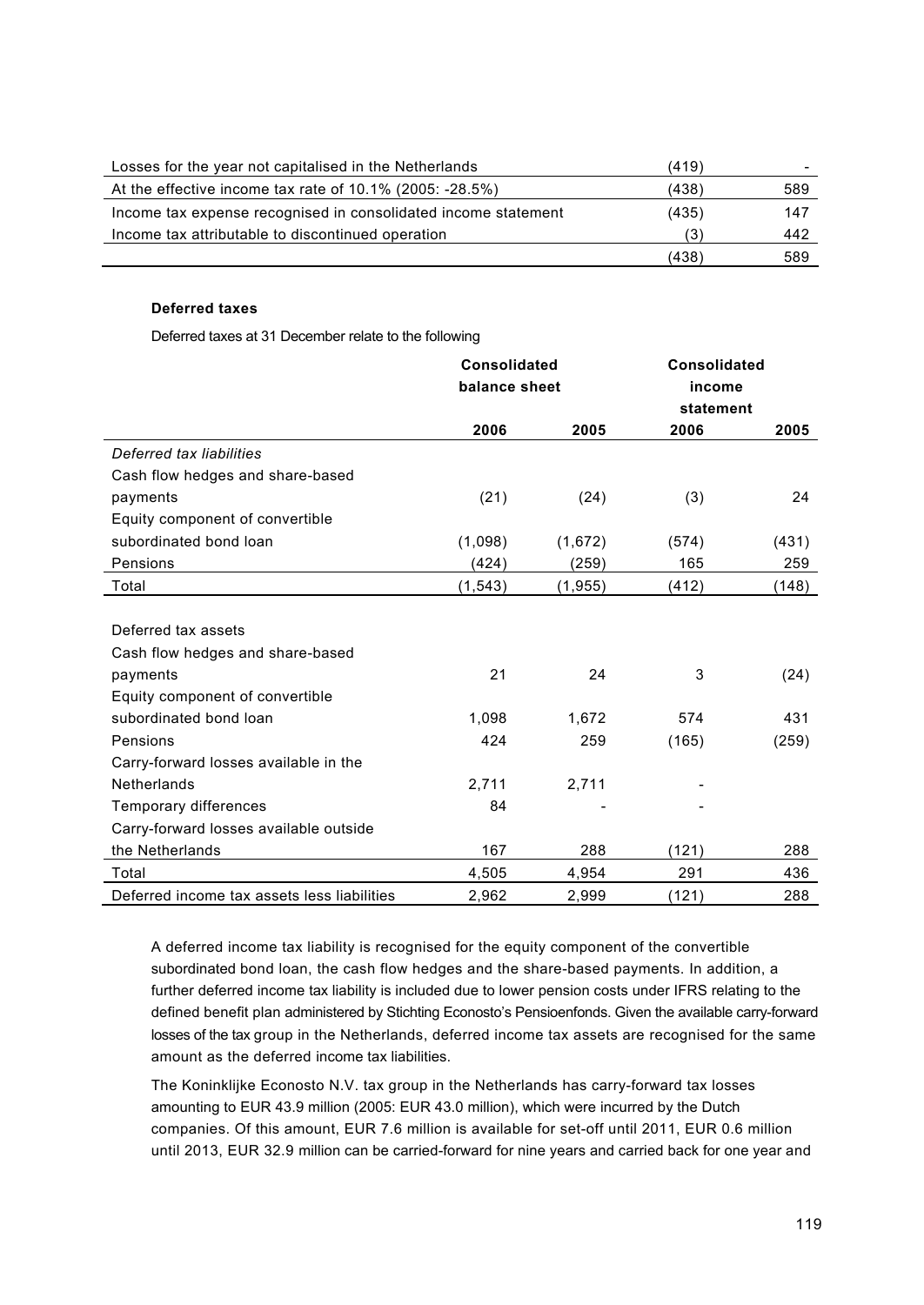| | | |
|---|---|---|
| Losses for the year not capitalised in the Netherlands | (419) | - |
| At the effective income tax rate of 10.1% (2005: -28.5%) | (438) | 589 |
| Income tax expense recognised in consolidated income statement | (435) | 147 |
| Income tax attributable to discontinued operation | (3) | 442 |
| | (438) | 589 |

**Deferred taxes**

Deferred taxes at 31 December relate to the following

| | Consolidated balance sheet | | Consolidated income statement | |
|---|---|---|---|---|
| | 2006 | 2005 | 2006 | 2005 |
| *Deferred tax liabilities* | | | | |
| Cash flow hedges and share-based payments | (21) | (24) | (3) | 24 |
| Equity component of convertible subordinated bond loan | (1,098) | (1,672) | (574) | (431) |
| Pensions | (424) | (259) | 165 | 259 |
| Total | (1,543) | (1,955) | (412) | (148) |
| | | | | |
| Deferred tax assets | | | | |
| Cash flow hedges and share-based payments | 21 | 24 | 3 | (24) |
| Equity component of convertible subordinated bond loan | 1,098 | 1,672 | 574 | 431 |
| Pensions | 424 | 259 | (165) | (259) |
| Carry-forward losses available in the Netherlands | 2,711 | 2,711 | - | |
| Temporary differences | 84 | - | - | |
| Carry-forward losses available outside the Netherlands | 167 | 288 | (121) | 288 |
| Total | 4,505 | 4,954 | 291 | 436 |
| Deferred income tax assets less liabilities | 2,962 | 2,999 | (121) | 288 |

A deferred income tax liability is recognised for the equity component of the convertible subordinated bond loan, the cash flow hedges and the share-based payments. In addition, a further deferred income tax liability is included due to lower pension costs under IFRS relating to the defined benefit plan administered by Stichting Econosto's Pensioenfonds. Given the available carry-forward losses of the tax group in the Netherlands, deferred income tax assets are recognised for the same amount as the deferred income tax liabilities.

The Koninklijke Econosto N.V. tax group in the Netherlands has carry-forward tax losses amounting to EUR 43.9 million (2005: EUR 43.0 million), which were incurred by the Dutch companies. Of this amount, EUR 7.6 million is available for set-off until 2011, EUR 0.6 million until 2013, EUR 32.9 million can be carried-forward for nine years and carried back for one year and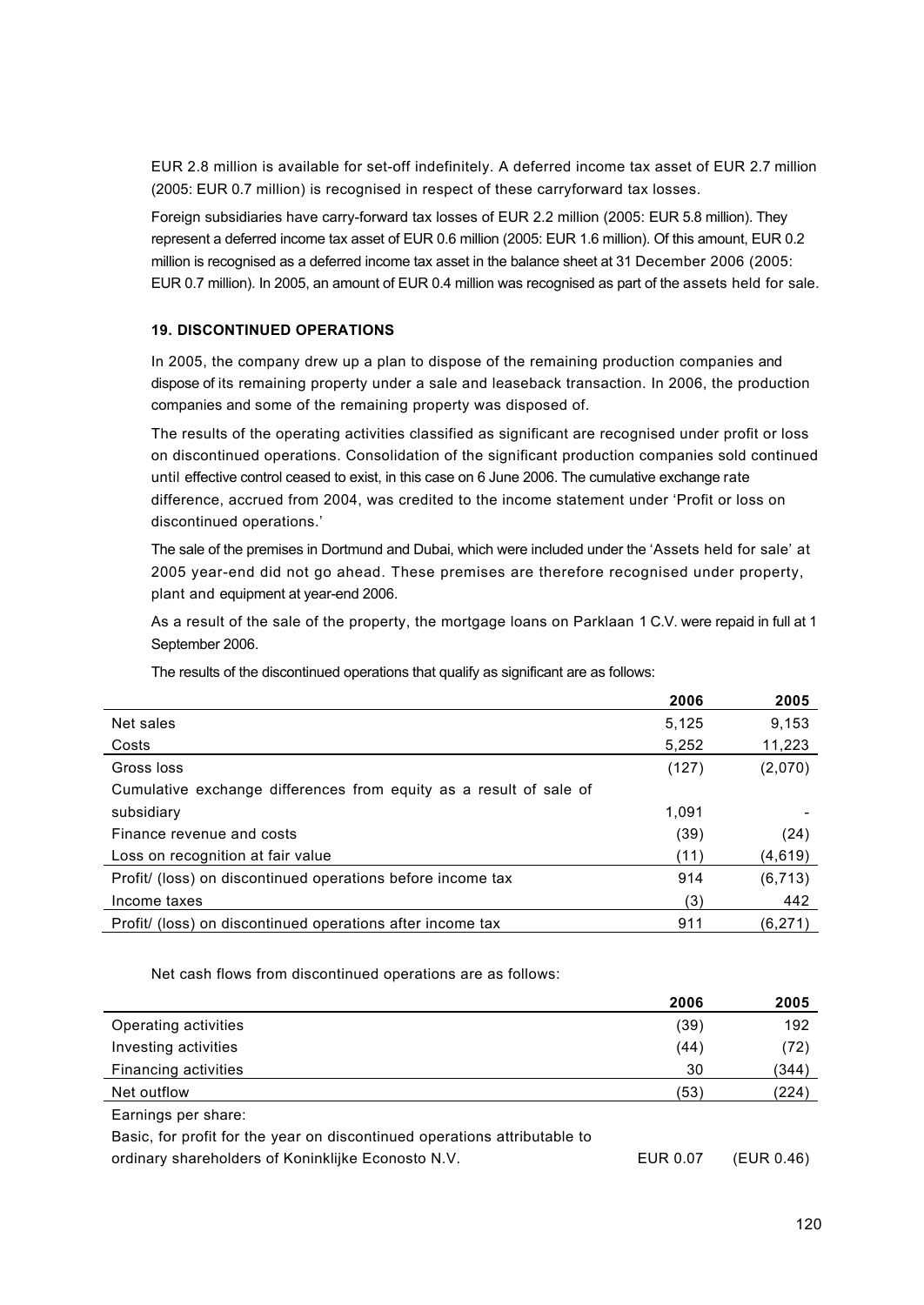EUR 2.8 million is available for set-off indefinitely. A deferred income tax asset of EUR 2.7 million (2005: EUR 0.7 million) is recognised in respect of these carryforward tax losses.

Foreign subsidiaries have carry-forward tax losses of EUR 2.2 million (2005: EUR 5.8 million). They represent a deferred income tax asset of EUR 0.6 million (2005: EUR 1.6 million). Of this amount, EUR 0.2 million is recognised as a deferred income tax asset in the balance sheet at 31 December 2006 (2005: EUR 0.7 million). In 2005, an amount of EUR 0.4 million was recognised as part of the assets held for sale.

### 19. DISCONTINUED OPERATIONS

In 2005, the company drew up a plan to dispose of the remaining production companies and dispose of its remaining property under a sale and leaseback transaction. In 2006, the production companies and some of the remaining property was disposed of.

The results of the operating activities classified as significant are recognised under profit or loss on discontinued operations. Consolidation of the significant production companies sold continued until effective control ceased to exist, in this case on 6 June 2006. The cumulative exchange rate difference, accrued from 2004, was credited to the income statement under 'Profit or loss on discontinued operations.'

The sale of the premises in Dortmund and Dubai, which were included under the 'Assets held for sale' at 2005 year-end did not go ahead. These premises are therefore recognised under property, plant and equipment at year-end 2006.

As a result of the sale of the property, the mortgage loans on Parklaan 1 C.V. were repaid in full at 1 September 2006.

The results of the discontinued operations that qualify as significant are as follows:

| | 2006 | 2005 |
|---|---|---|
| Net sales | 5,125 | 9,153 |
| Costs | 5,252 | 11,223 |
| Gross loss | (127) | (2,070) |
| Cumulative exchange differences from equity as a result of sale of subsidiary | 1,091 | - |
| Finance revenue and costs | (39) | (24) |
| Loss on recognition at fair value | (11) | (4,619) |
| Profit/ (loss) on discontinued operations before income tax | 914 | (6,713) |
| Income taxes | (3) | 442 |
| Profit/ (loss) on discontinued operations after income tax | 911 | (6,271) |

Net cash flows from discontinued operations are as follows:

| | 2006 | 2005 |
|---|---|---|
| Operating activities | (39) | 192 |
| Investing activities | (44) | (72) |
| Financing activities | 30 | (344) |
| Net outflow | (53) | (224) |
| Earnings per share: | | |
| Basic, for profit for the year on discontinued operations attributable to ordinary shareholders of Koninklijke Econosto N.V. | EUR 0.07 | (EUR 0.46) |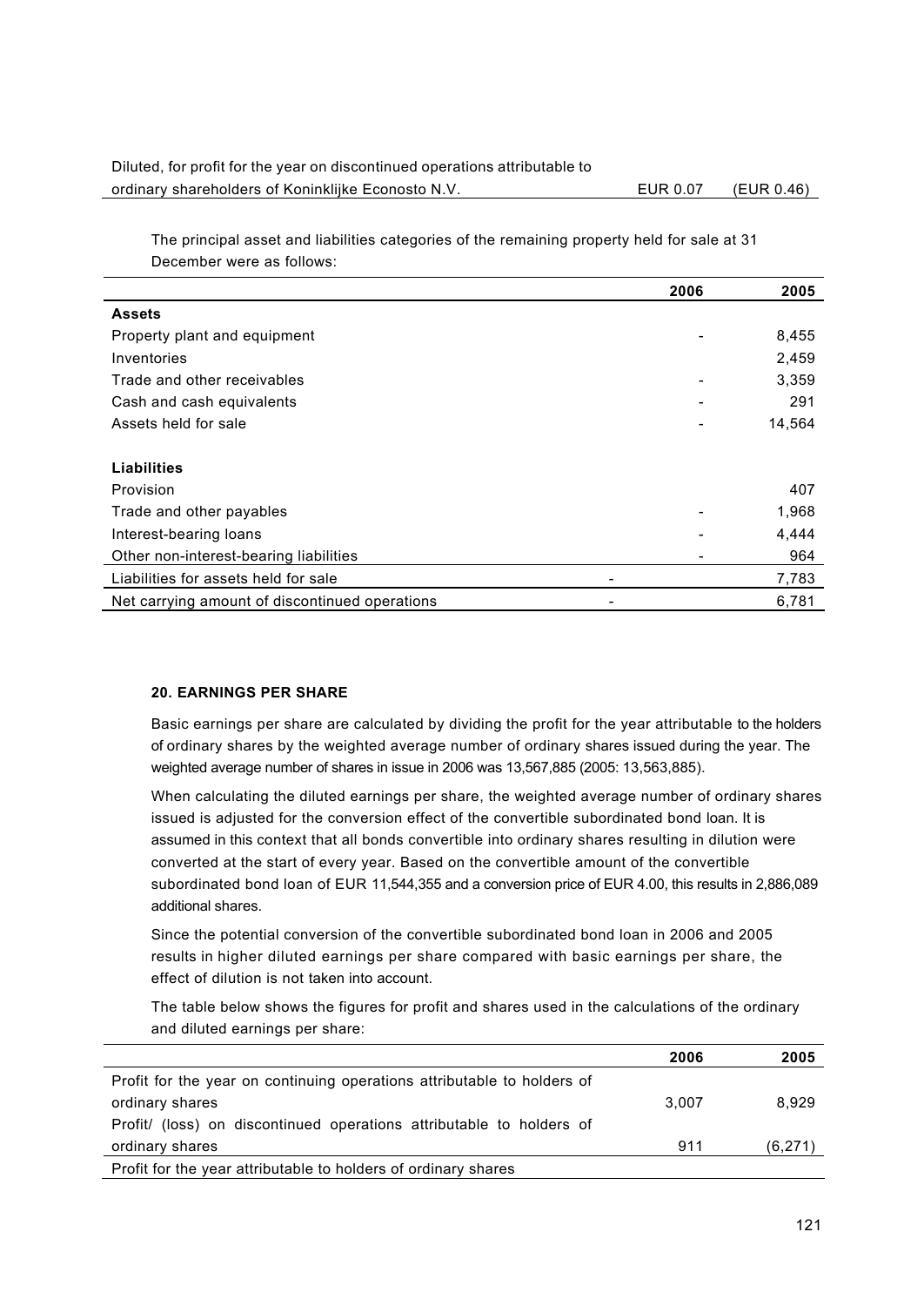| | | |
|---|---|---|
| Diluted, for profit for the year on discontinued operations attributable to ordinary shareholders of Koninklijke Econosto N.V. | EUR 0.07 | (EUR 0.46) |

The principal asset and liabilities categories of the remaining property held for sale at 31 December were as follows:

| | 2006 | 2005 |
|---|---|---|
| **Assets** | | |
| Property plant and equipment | - | 8,455 |
| Inventories | | 2,459 |
| Trade and other receivables | - | 3,359 |
| Cash and cash equivalents | - | 291 |
| Assets held for sale | - | 14,564 |
| | | |
| **Liabilities** | | |
| Provision | | 407 |
| Trade and other payables | - | 1,968 |
| Interest-bearing loans | - | 4,444 |
| Other non-interest-bearing liabilities | - | 964 |
| Liabilities for assets held for sale | - | 7,783 |
| Net carrying amount of discontinued operations | - | 6,781 |

### 20. EARNINGS PER SHARE

Basic earnings per share are calculated by dividing the profit for the year attributable to the holders of ordinary shares by the weighted average number of ordinary shares issued during the year. The weighted average number of shares in issue in 2006 was 13,567,885 (2005: 13,563,885).

When calculating the diluted earnings per share, the weighted average number of ordinary shares issued is adjusted for the conversion effect of the convertible subordinated bond loan. It is assumed in this context that all bonds convertible into ordinary shares resulting in dilution were converted at the start of every year. Based on the convertible amount of the convertible subordinated bond loan of EUR 11,544,355 and a conversion price of EUR 4.00, this results in 2,886,089 additional shares.

Since the potential conversion of the convertible subordinated bond loan in 2006 and 2005 results in higher diluted earnings per share compared with basic earnings per share, the effect of dilution is not taken into account.

The table below shows the figures for profit and shares used in the calculations of the ordinary and diluted earnings per share:

| | 2006 | 2005 |
|---|---|---|
| Profit for the year on continuing operations attributable to holders of ordinary shares | 3,007 | 8,929 |
| Profit/ (loss) on discontinued operations attributable to holders of ordinary shares | 911 | (6,271) |
| Profit for the year attributable to holders of ordinary shares | | |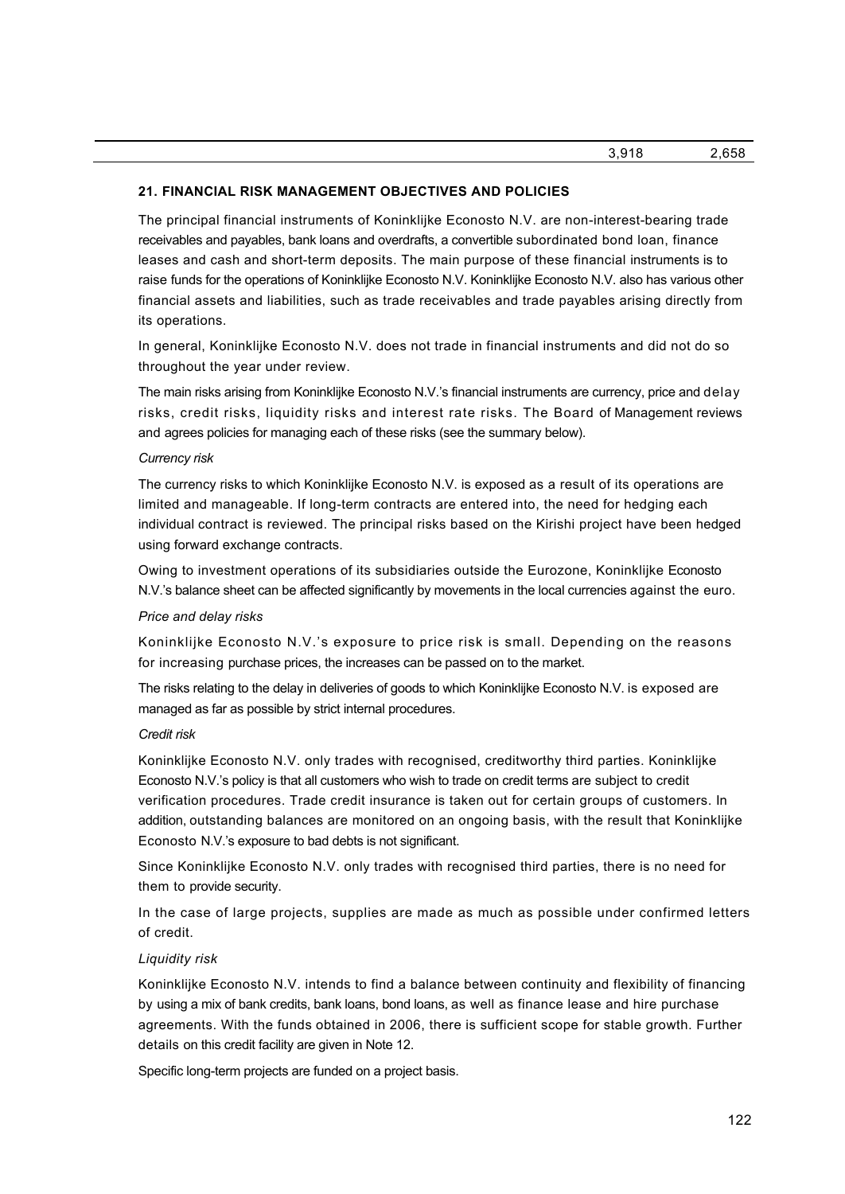| | 3,918 | 2,658 |
|---|---|---|

## 21. FINANCIAL RISK MANAGEMENT OBJECTIVES AND POLICIES

The principal financial instruments of Koninklijke Econosto N.V. are non-interest-bearing trade receivables and payables, bank loans and overdrafts, a convertible subordinated bond loan, finance leases and cash and short-term deposits. The main purpose of these financial instruments is to raise funds for the operations of Koninklijke Econosto N.V. Koninklijke Econosto N.V. also has various other financial assets and liabilities, such as trade receivables and trade payables arising directly from its operations.

In general, Koninklijke Econosto N.V. does not trade in financial instruments and did not do so throughout the year under review.

The main risks arising from Koninklijke Econosto N.V.'s financial instruments are currency, price and delay risks, credit risks, liquidity risks and interest rate risks. The Board of Management reviews and agrees policies for managing each of these risks (see the summary below).

*Currency risk*

The currency risks to which Koninklijke Econosto N.V. is exposed as a result of its operations are limited and manageable. If long-term contracts are entered into, the need for hedging each individual contract is reviewed. The principal risks based on the Kirishi project have been hedged using forward exchange contracts.

Owing to investment operations of its subsidiaries outside the Eurozone, Koninklijke Econosto N.V.'s balance sheet can be affected significantly by movements in the local currencies against the euro.

*Price and delay risks*

Koninklijke Econosto N.V.'s exposure to price risk is small. Depending on the reasons for increasing purchase prices, the increases can be passed on to the market.

The risks relating to the delay in deliveries of goods to which Koninklijke Econosto N.V. is exposed are managed as far as possible by strict internal procedures.

*Credit risk*

Koninklijke Econosto N.V. only trades with recognised, creditworthy third parties. Koninklijke Econosto N.V.'s policy is that all customers who wish to trade on credit terms are subject to credit verification procedures. Trade credit insurance is taken out for certain groups of customers. In addition, outstanding balances are monitored on an ongoing basis, with the result that Koninklijke Econosto N.V.'s exposure to bad debts is not significant.

Since Koninklijke Econosto N.V. only trades with recognised third parties, there is no need for them to provide security.

In the case of large projects, supplies are made as much as possible under confirmed letters of credit.

*Liquidity risk*

Koninklijke Econosto N.V. intends to find a balance between continuity and flexibility of financing by using a mix of bank credits, bank loans, bond loans, as well as finance lease and hire purchase agreements. With the funds obtained in 2006, there is sufficient scope for stable growth. Further details on this credit facility are given in Note 12.

Specific long-term projects are funded on a project basis.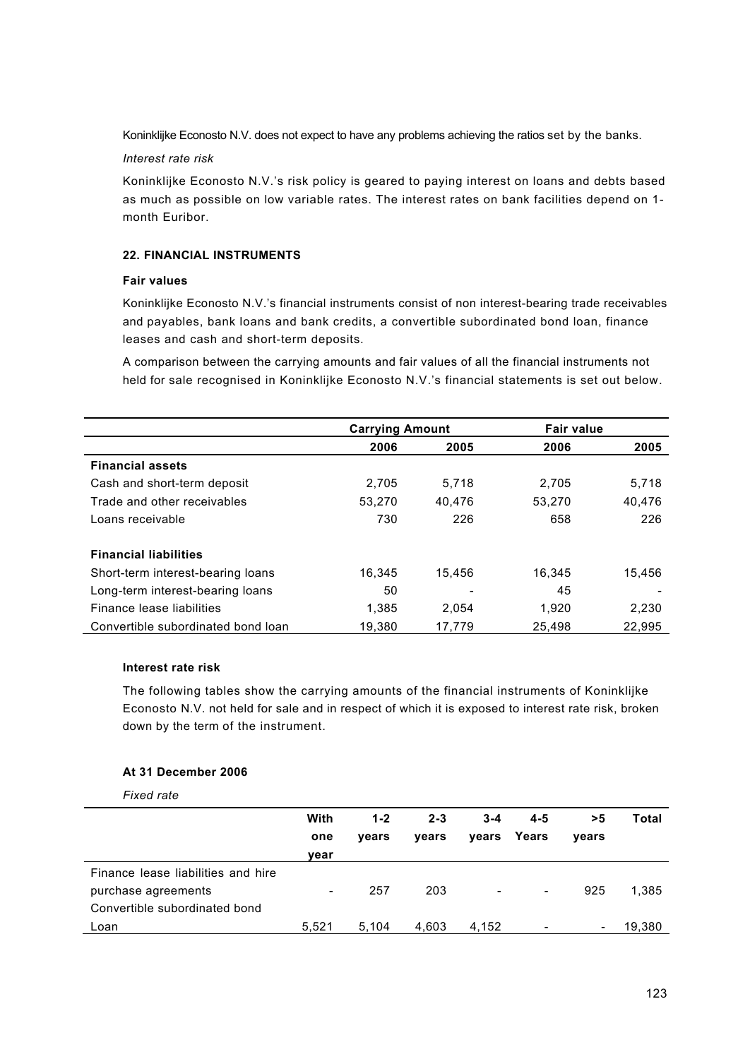Koninklijke Econosto N.V. does not expect to have any problems achieving the ratios set by the banks.

*Interest rate risk*

Koninklijke Econosto N.V.'s risk policy is geared to paying interest on loans and debts based as much as possible on low variable rates. The interest rates on bank facilities depend on 1-month Euribor.

### 22. FINANCIAL INSTRUMENTS

**Fair values**

Koninklijke Econosto N.V.'s financial instruments consist of non interest-bearing trade receivables and payables, bank loans and bank credits, a convertible subordinated bond loan, finance leases and cash and short-term deposits.

A comparison between the carrying amounts and fair values of all the financial instruments not held for sale recognised in Koninklijke Econosto N.V.'s financial statements is set out below.

| | Carrying Amount | | Fair value | |
|---|---|---|---|---|
| | 2006 | 2005 | 2006 | 2005 |
| **Financial assets** | | | | |
| Cash and short-term deposit | 2,705 | 5,718 | 2,705 | 5,718 |
| Trade and other receivables | 53,270 | 40,476 | 53,270 | 40,476 |
| Loans receivable | 730 | 226 | 658 | 226 |
| **Financial liabilities** | | | | |
| Short-term interest-bearing loans | 16,345 | 15,456 | 16,345 | 15,456 |
| Long-term interest-bearing loans | 50 | - | 45 | - |
| Finance lease liabilities | 1,385 | 2,054 | 1,920 | 2,230 |
| Convertible subordinated bond loan | 19,380 | 17,779 | 25,498 | 22,995 |

**Interest rate risk**

The following tables show the carrying amounts of the financial instruments of Koninklijke Econosto N.V. not held for sale and in respect of which it is exposed to interest rate risk, broken down by the term of the instrument.

**At 31 December 2006**

*Fixed rate*

| | With one year | 1-2 years | 2-3 years | 3-4 years | 4-5 Years | >5 years | Total |
|---|---|---|---|---|---|---|---|
| Finance lease liabilities and hire purchase agreements | - | 257 | 203 | - | - | 925 | 1,385 |
| Convertible subordinated bond Loan | 5,521 | 5,104 | 4,603 | 4,152 | - | - | 19,380 |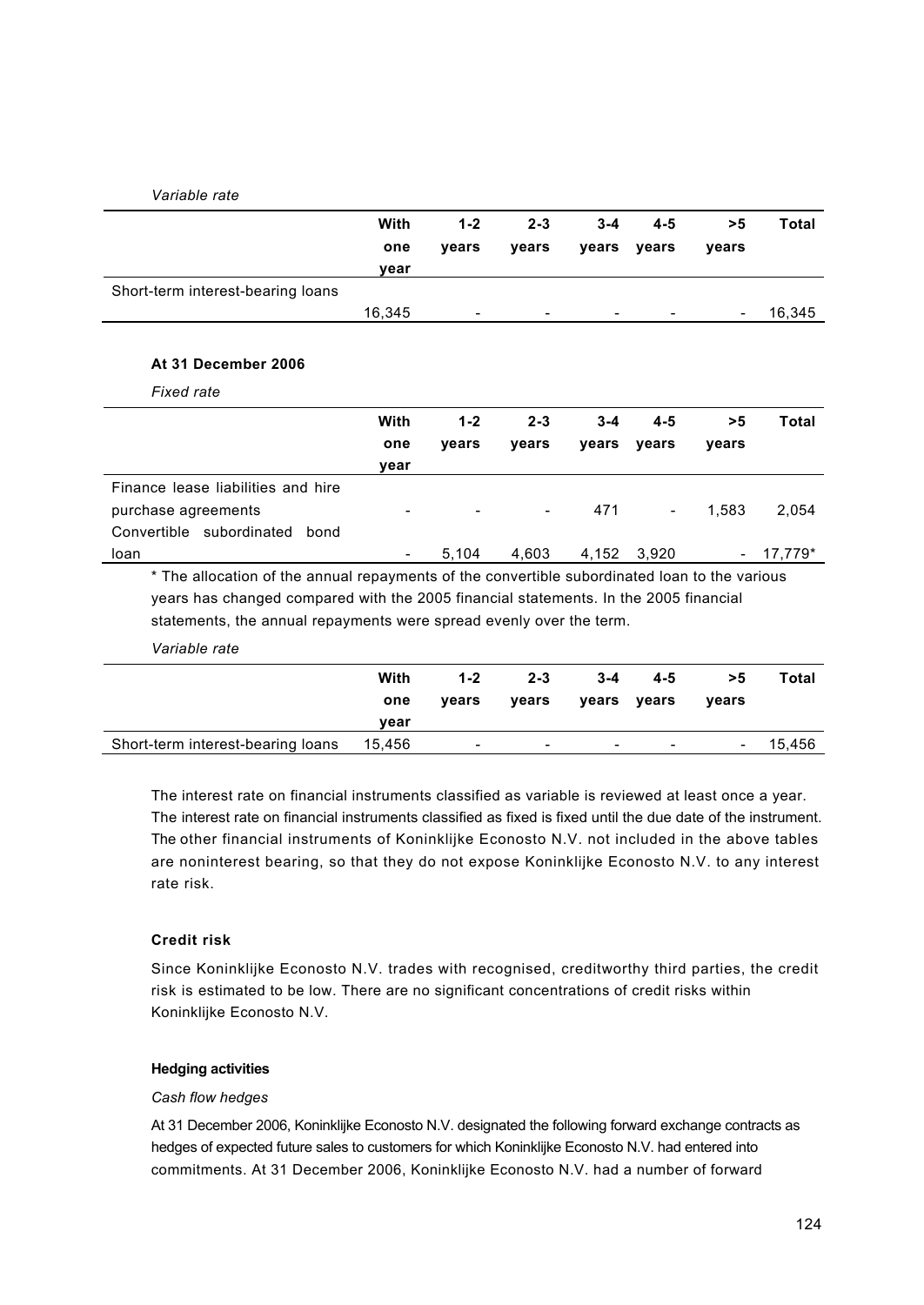*Variable rate*

| | With one year | 1-2 years | 2-3 years | 3-4 years | 4-5 years | >5 years | Total |
|---|---|---|---|---|---|---|---|
| Short-term interest-bearing loans | 16,345 | - | - | - | - | - | 16,345 |

**At 31 December 2006**

*Fixed rate*

| | With one year | 1-2 years | 2-3 years | 3-4 years | 4-5 years | >5 years | Total |
|---|---|---|---|---|---|---|---|
| Finance lease liabilities and hire purchase agreements | - | - | - | 471 | - | 1,583 | 2,054 |
| Convertible subordinated bond loan | - | 5,104 | 4,603 | 4,152 | 3,920 | - | 17,779* |

* The allocation of the annual repayments of the convertible subordinated loan to the various years has changed compared with the 2005 financial statements. In the 2005 financial statements, the annual repayments were spread evenly over the term.

*Variable rate*

| | With one year | 1-2 years | 2-3 years | 3-4 years | 4-5 years | >5 years | Total |
|---|---|---|---|---|---|---|---|
| Short-term interest-bearing loans | 15,456 | - | - | - | - | - | 15,456 |

The interest rate on financial instruments classified as variable is reviewed at least once a year. The interest rate on financial instruments classified as fixed is fixed until the due date of the instrument. The other financial instruments of Koninklijke Econosto N.V. not included in the above tables are noninterest bearing, so that they do not expose Koninklijke Econosto N.V. to any interest rate risk.

**Credit risk**

Since Koninklijke Econosto N.V. trades with recognised, creditworthy third parties, the credit risk is estimated to be low. There are no significant concentrations of credit risks within Koninklijke Econosto N.V.

**Hedging activities**

*Cash flow hedges*

At 31 December 2006, Koninklijke Econosto N.V. designated the following forward exchange contracts as hedges of expected future sales to customers for which Koninklijke Econosto N.V. had entered into commitments. At 31 December 2006, Koninklijke Econosto N.V. had a number of forward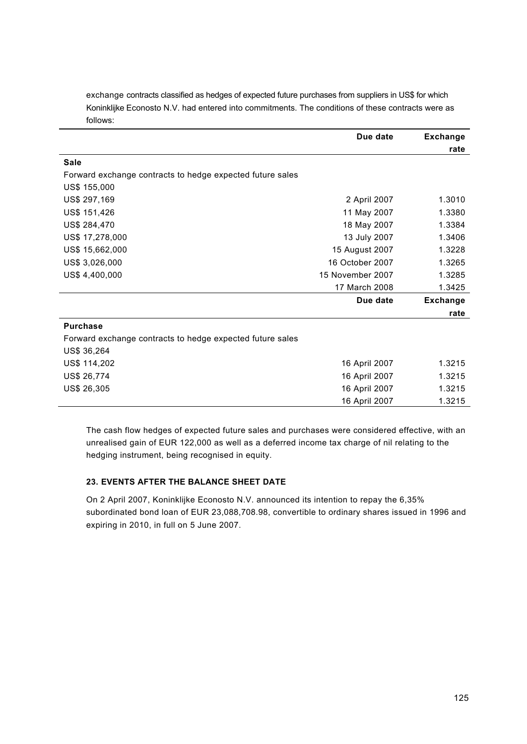exchange contracts classified as hedges of expected future purchases from suppliers in US$ for which Koninklijke Econosto N.V. had entered into commitments. The conditions of these contracts were as follows:

| | Due date | Exchange rate |
|---|---|---|
| **Sale** | | |
| Forward exchange contracts to hedge expected future sales | | |
| US$ 155,000 | | |
| US$ 297,169 | 2 April 2007 | 1.3010 |
| US$ 151,426 | 11 May 2007 | 1.3380 |
| US$ 284,470 | 18 May 2007 | 1.3384 |
| US$ 17,278,000 | 13 July 2007 | 1.3406 |
| US$ 15,662,000 | 15 August 2007 | 1.3228 |
| US$ 3,026,000 | 16 October 2007 | 1.3265 |
| US$ 4,400,000 | 15 November 2007 | 1.3285 |
| | 17 March 2008 | 1.3425 |

| | Due date | Exchange rate |
|---|---|---|
| **Purchase** | | |
| Forward exchange contracts to hedge expected future sales | | |
| US$ 36,264 | | |
| US$ 114,202 | 16 April 2007 | 1.3215 |
| US$ 26,774 | 16 April 2007 | 1.3215 |
| US$ 26,305 | 16 April 2007 | 1.3215 |
| | 16 April 2007 | 1.3215 |

The cash flow hedges of expected future sales and purchases were considered effective, with an unrealised gain of EUR 122,000 as well as a deferred income tax charge of nil relating to the hedging instrument, being recognised in equity.

### 23. EVENTS AFTER THE BALANCE SHEET DATE

On 2 April 2007, Koninklijke Econosto N.V. announced its intention to repay the 6,35% subordinated bond loan of EUR 23,088,708.98, convertible to ordinary shares issued in 1996 and expiring in 2010, in full on 5 June 2007.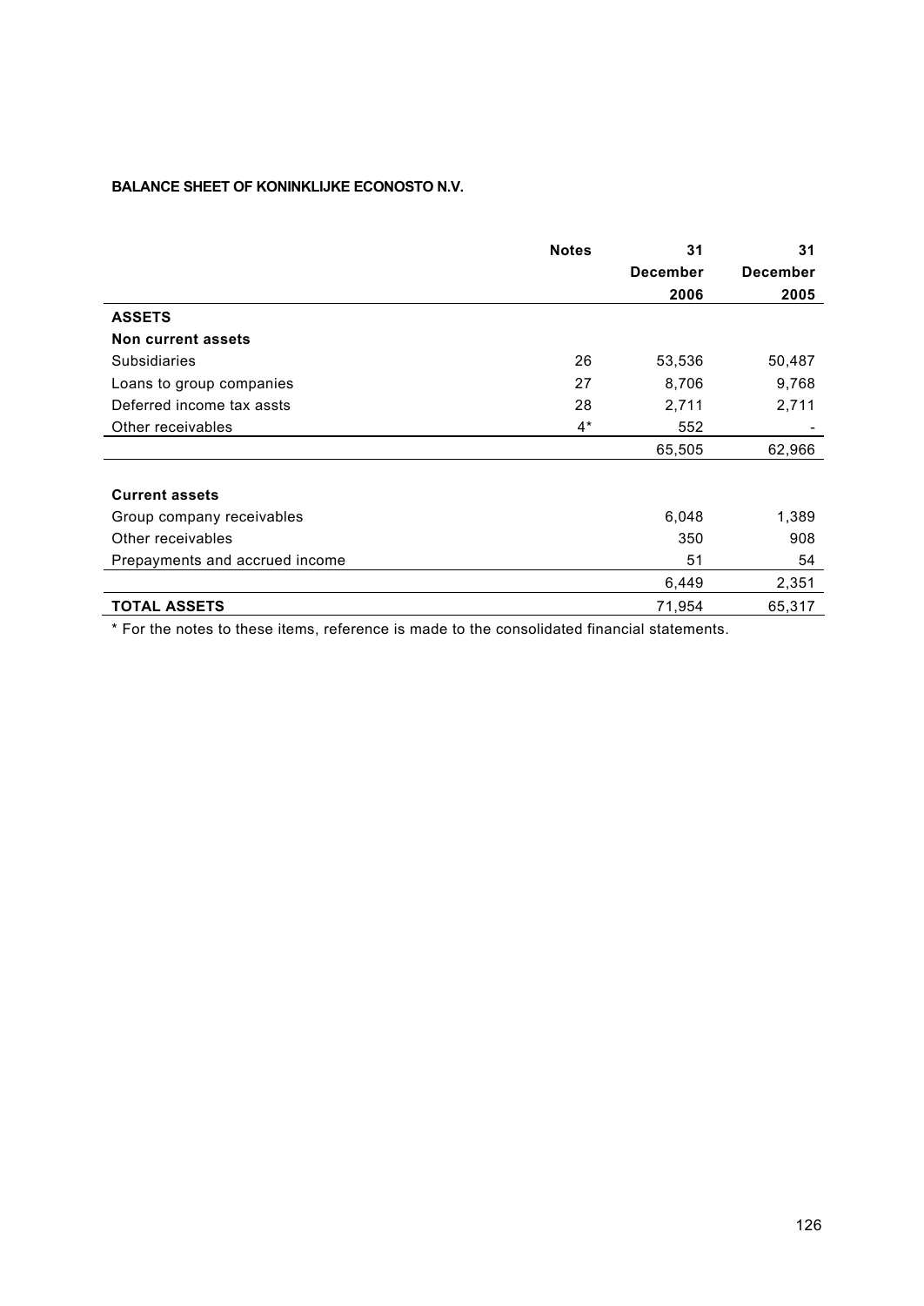**BALANCE SHEET OF KONINKLIJKE ECONOSTO N.V.**

| | Notes | 31 December 2006 | 31 December 2005 |
|---|---|---|---|
| **ASSETS** | | | |
| **Non current assets** | | | |
| Subsidiaries | 26 | 53,536 | 50,487 |
| Loans to group companies | 27 | 8,706 | 9,768 |
| Deferred income tax assts | 28 | 2,711 | 2,711 |
| Other receivables | 4* | 552 | - |
| | | 65,505 | 62,966 |
| | | | |
| **Current assets** | | | |
| Group company receivables | | 6,048 | 1,389 |
| Other receivables | | 350 | 908 |
| Prepayments and accrued income | | 51 | 54 |
| | | 6,449 | 2,351 |
| **TOTAL ASSETS** | | 71,954 | 65,317 |

* For the notes to these items, reference is made to the consolidated financial statements.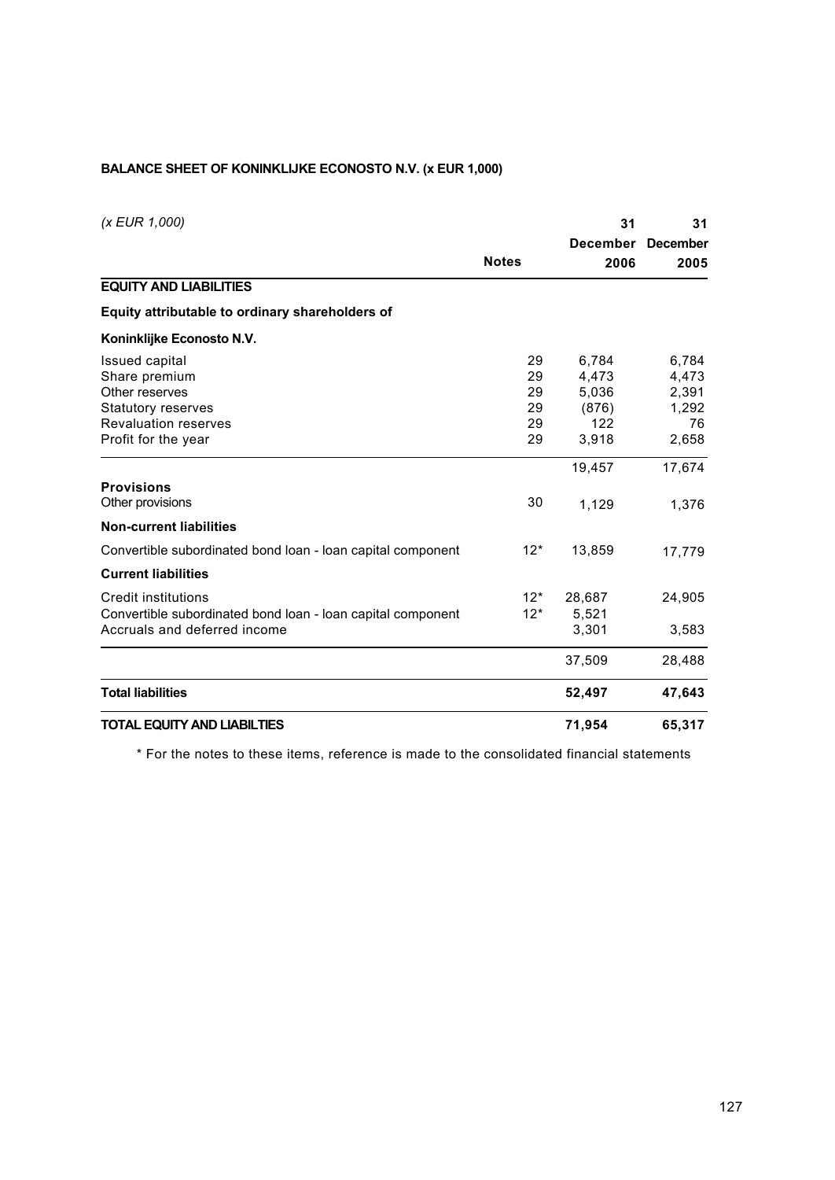**BALANCE SHEET OF KONINKLIJKE ECONOSTO N.V. (x EUR 1,000)**

| *(x EUR 1,000)* | Notes | 31 December 2006 | 31 December 2005 |
|---|---|---|---|
| **EQUITY AND LIABILITIES** | | | |
| **Equity attributable to ordinary shareholders of** | | | |
| **Koninklijke Econosto N.V.** | | | |
| Issued capital | 29 | 6,784 | 6,784 |
| Share premium | 29 | 4,473 | 4,473 |
| Other reserves | 29 | 5,036 | 2,391 |
| Statutory reserves | 29 | (876) | 1,292 |
| Revaluation reserves | 29 | 122 | 76 |
| Profit for the year | 29 | 3,918 | 2,658 |
| | | 19,457 | 17,674 |
| **Provisions** | | | |
| Other provisions | 30 | 1,129 | 1,376 |
| **Non-current liabilities** | | | |
| Convertible subordinated bond loan - loan capital component | 12* | 13,859 | 17,779 |
| **Current liabilities** | | | |
| Credit institutions | 12* | 28,687 | 24,905 |
| Convertible subordinated bond loan - loan capital component | 12* | 5,521 | |
| Accruals and deferred income | | 3,301 | 3,583 |
| | | 37,509 | 28,488 |
| **Total liabilities** | | **52,497** | **47,643** |
| **TOTAL EQUITY AND LIABILTIES** | | **71,954** | **65,317** |

* For the notes to these items, reference is made to the consolidated financial statements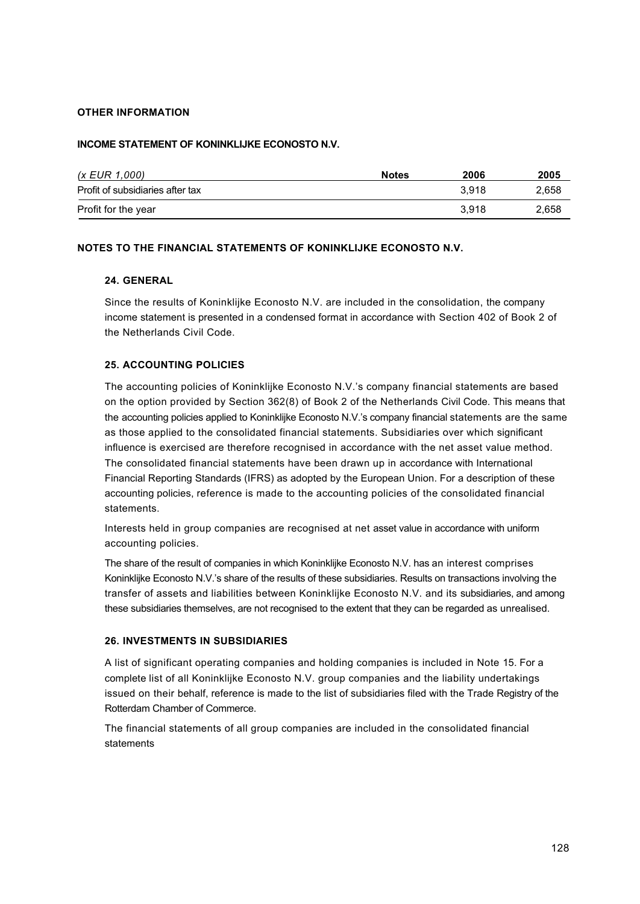**OTHER INFORMATION**

**INCOME STATEMENT OF KONINKLIJKE ECONOSTO N.V.**

| *(x EUR 1,000)* | **Notes** | **2006** | **2005** |
|---|---|---|---|
| Profit of subsidiaries after tax | | 3,918 | 2,658 |
| Profit for the year | | 3,918 | 2,658 |

**NOTES TO THE FINANCIAL STATEMENTS OF KONINKLIJKE ECONOSTO N.V.**

### 24. GENERAL

Since the results of Koninklijke Econosto N.V. are included in the consolidation, the company income statement is presented in a condensed format in accordance with Section 402 of Book 2 of the Netherlands Civil Code.

### 25. ACCOUNTING POLICIES

The accounting policies of Koninklijke Econosto N.V.'s company financial statements are based on the option provided by Section 362(8) of Book 2 of the Netherlands Civil Code. This means that the accounting policies applied to Koninklijke Econosto N.V.'s company financial statements are the same as those applied to the consolidated financial statements. Subsidiaries over which significant influence is exercised are therefore recognised in accordance with the net asset value method. The consolidated financial statements have been drawn up in accordance with International Financial Reporting Standards (IFRS) as adopted by the European Union. For a description of these accounting policies, reference is made to the accounting policies of the consolidated financial statements.

Interests held in group companies are recognised at net asset value in accordance with uniform accounting policies.

The share of the result of companies in which Koninklijke Econosto N.V. has an interest comprises Koninklijke Econosto N.V.'s share of the results of these subsidiaries. Results on transactions involving the transfer of assets and liabilities between Koninklijke Econosto N.V. and its subsidiaries, and among these subsidiaries themselves, are not recognised to the extent that they can be regarded as unrealised.

### 26. INVESTMENTS IN SUBSIDIARIES

A list of significant operating companies and holding companies is included in Note 15. For a complete list of all Koninklijke Econosto N.V. group companies and the liability undertakings issued on their behalf, reference is made to the list of subsidiaries filed with the Trade Registry of the Rotterdam Chamber of Commerce.

The financial statements of all group companies are included in the consolidated financial statements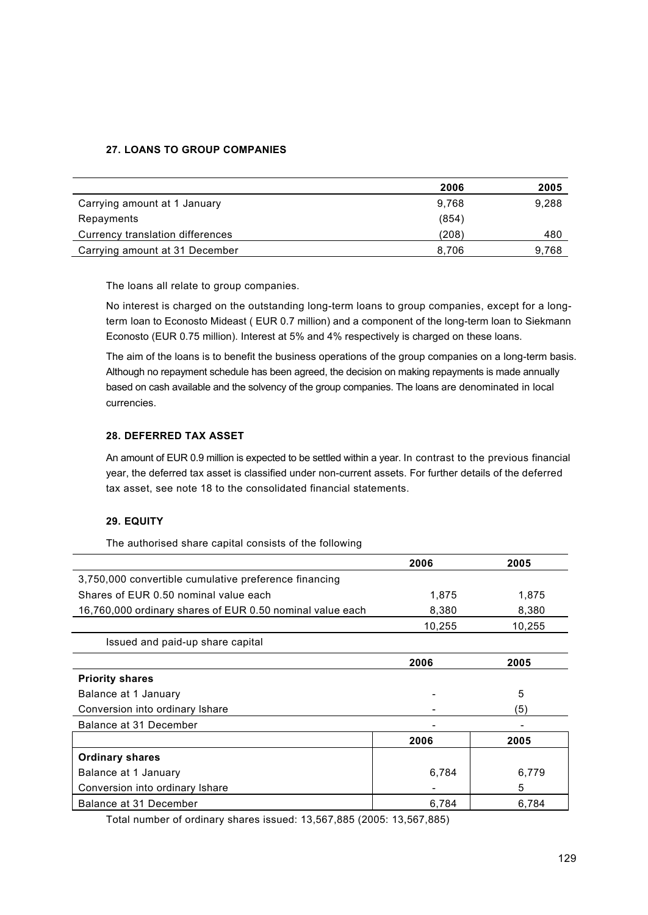### 27. LOANS TO GROUP COMPANIES

| | 2006 | 2005 |
|---|---|---|
| Carrying amount at 1 January | 9,768 | 9,288 |
| Repayments | (854) | |
| Currency translation differences | (208) | 480 |
| Carrying amount at 31 December | 8,706 | 9,768 |

The loans all relate to group companies.

No interest is charged on the outstanding long-term loans to group companies, except for a long-term loan to Econosto Mideast ( EUR 0.7 million) and a component of the long-term loan to Siekmann Econosto (EUR 0.75 million). Interest at 5% and 4% respectively is charged on these loans.

The aim of the loans is to benefit the business operations of the group companies on a long-term basis. Although no repayment schedule has been agreed, the decision on making repayments is made annually based on cash available and the solvency of the group companies. The loans are denominated in local currencies.

### 28. DEFERRED TAX ASSET

An amount of EUR 0.9 million is expected to be settled within a year. In contrast to the previous financial year, the deferred tax asset is classified under non-current assets. For further details of the deferred tax asset, see note 18 to the consolidated financial statements.

### 29. EQUITY

The authorised share capital consists of the following

| | 2006 | 2005 |
|---|---|---|
| 3,750,000 convertible cumulative preference financing | | |
| Shares of EUR 0.50 nominal value each | 1,875 | 1,875 |
| 16,760,000 ordinary shares of EUR 0.50 nominal value each | 8,380 | 8,380 |
| | 10,255 | 10,255 |

Issued and paid-up share capital

| | 2006 | 2005 |
|---|---|---|
| **Priority shares** | | |
| Balance at 1 January | - | 5 |
| Conversion into ordinary Ishare | - | (5) |
| Balance at 31 December | - | - |

| | 2006 | 2005 |
|---|---|---|
| **Ordinary shares** | | |
| Balance at 1 January | 6,784 | 6,779 |
| Conversion into ordinary Ishare | - | 5 |
| Balance at 31 December | 6,784 | 6,784 |

Total number of ordinary shares issued: 13,567,885 (2005: 13,567,885)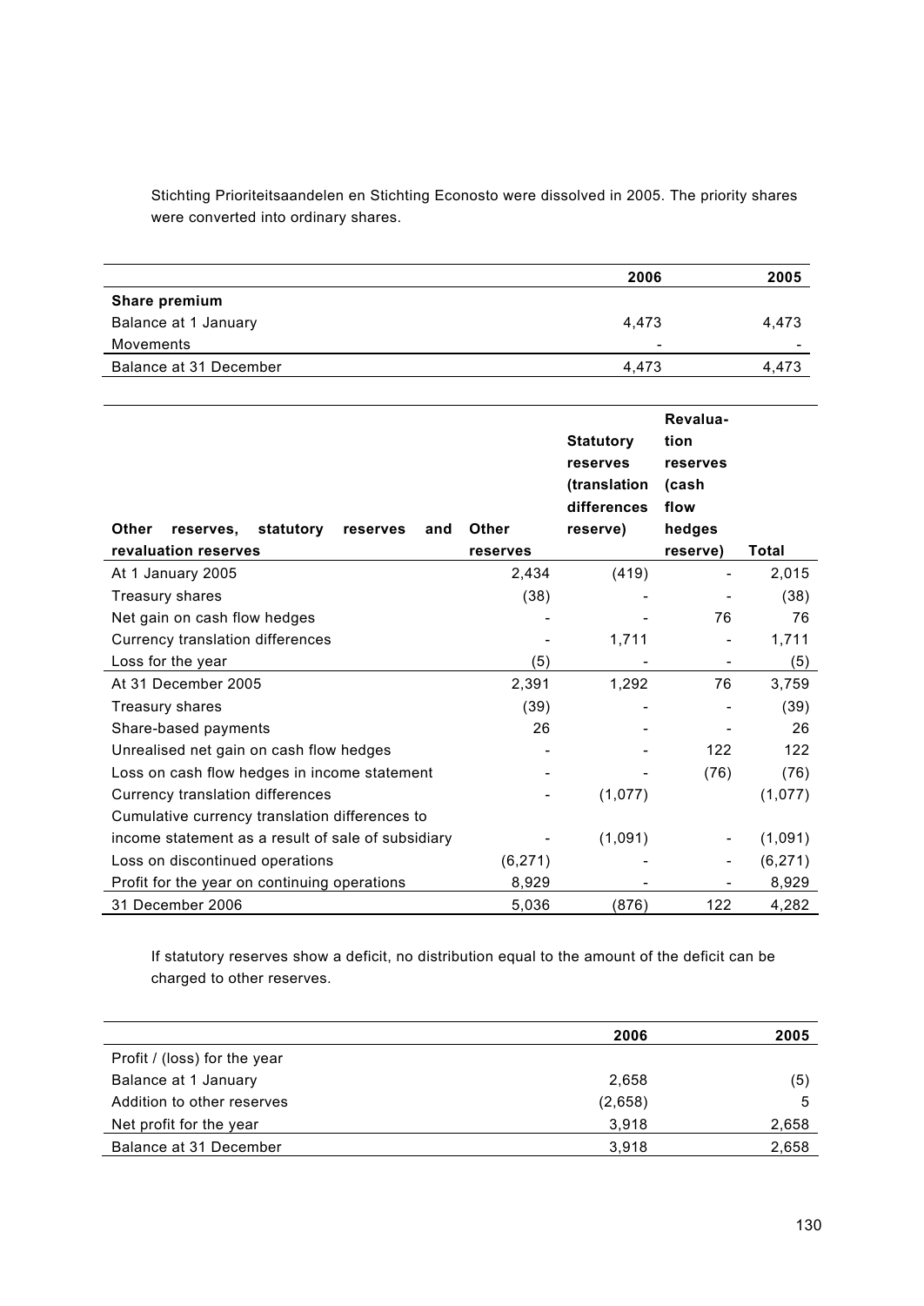Stichting Prioriteitsaandelen en Stichting Econosto were dissolved in 2005. The priority shares were converted into ordinary shares.

| | 2006 | 2005 |
|---|---|---|
| **Share premium** | | |
| Balance at 1 January | 4,473 | 4,473 |
| Movements | - | - |
| Balance at 31 December | 4,473 | 4,473 |

| **Other reserves, statutory reserves and revaluation reserves** | **Other reserves** | **Statutory reserves (translation differences reserve)** | **Revaluation reserves (cash flow hedges reserve)** | **Total** |
|---|---|---|---|---|
| At 1 January 2005 | 2,434 | (419) | - | 2,015 |
| Treasury shares | (38) | - | - | (38) |
| Net gain on cash flow hedges | - | - | 76 | 76 |
| Currency translation differences | - | 1,711 | - | 1,711 |
| Loss for the year | (5) | - | - | (5) |
| At 31 December 2005 | 2,391 | 1,292 | 76 | 3,759 |
| Treasury shares | (39) | - | - | (39) |
| Share-based payments | 26 | - | - | 26 |
| Unrealised net gain on cash flow hedges | - | - | 122 | 122 |
| Loss on cash flow hedges in income statement | - | - | (76) | (76) |
| Currency translation differences | - | (1,077) | | (1,077) |
| Cumulative currency translation differences to income statement as a result of sale of subsidiary | - | (1,091) | - | (1,091) |
| Loss on discontinued operations | (6,271) | - | - | (6,271) |
| Profit for the year on continuing operations | 8,929 | - | - | 8,929 |
| 31 December 2006 | 5,036 | (876) | 122 | 4,282 |

If statutory reserves show a deficit, no distribution equal to the amount of the deficit can be charged to other reserves.

| | 2006 | 2005 |
|---|---|---|
| Profit / (loss) for the year | | |
| Balance at 1 January | 2,658 | (5) |
| Addition to other reserves | (2,658) | 5 |
| Net profit for the year | 3,918 | 2,658 |
| Balance at 31 December | 3,918 | 2,658 |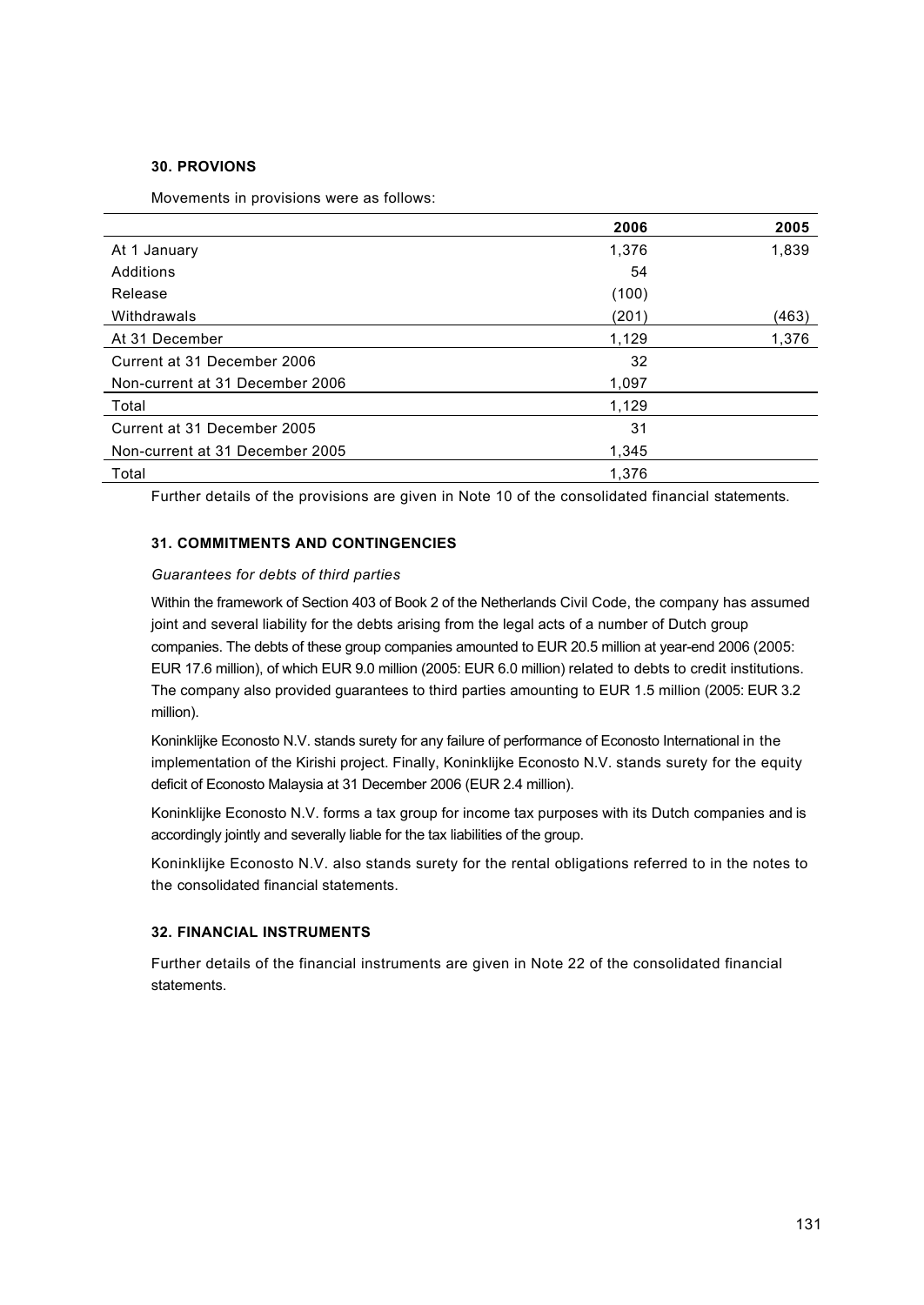### 30. PROVIONS

Movements in provisions were as follows:

| | 2006 | 2005 |
|---|---|---|
| At 1 January | 1,376 | 1,839 |
| Additions | 54 | |
| Release | (100) | |
| Withdrawals | (201) | (463) |
| At 31 December | 1,129 | 1,376 |
| Current at 31 December 2006 | 32 | |
| Non-current at 31 December 2006 | 1,097 | |
| Total | 1,129 | |
| Current at 31 December 2005 | 31 | |
| Non-current at 31 December 2005 | 1,345 | |
| Total | 1,376 | |

Further details of the provisions are given in Note 10 of the consolidated financial statements.

### 31. COMMITMENTS AND CONTINGENCIES

*Guarantees for debts of third parties*

Within the framework of Section 403 of Book 2 of the Netherlands Civil Code, the company has assumed joint and several liability for the debts arising from the legal acts of a number of Dutch group companies. The debts of these group companies amounted to EUR 20.5 million at year-end 2006 (2005: EUR 17.6 million), of which EUR 9.0 million (2005: EUR 6.0 million) related to debts to credit institutions. The company also provided guarantees to third parties amounting to EUR 1.5 million (2005: EUR 3.2 million).

Koninklijke Econosto N.V. stands surety for any failure of performance of Econosto International in the implementation of the Kirishi project. Finally, Koninklijke Econosto N.V. stands surety for the equity deficit of Econosto Malaysia at 31 December 2006 (EUR 2.4 million).

Koninklijke Econosto N.V. forms a tax group for income tax purposes with its Dutch companies and is accordingly jointly and severally liable for the tax liabilities of the group.

Koninklijke Econosto N.V. also stands surety for the rental obligations referred to in the notes to the consolidated financial statements.

### 32. FINANCIAL INSTRUMENTS

Further details of the financial instruments are given in Note 22 of the consolidated financial statements.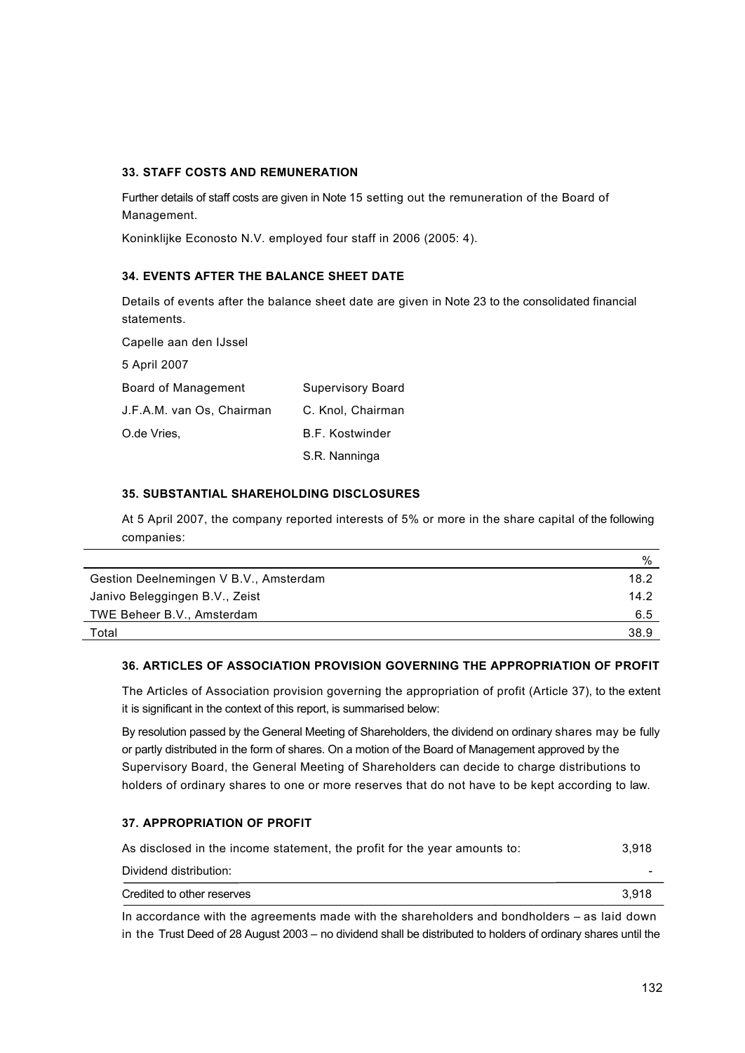### 33. STAFF COSTS AND REMUNERATION

Further details of staff costs are given in Note 15 setting out the remuneration of the Board of Management.

Koninklijke Econosto N.V. employed four staff in 2006 (2005: 4).

### 34. EVENTS AFTER THE BALANCE SHEET DATE

Details of events after the balance sheet date are given in Note 23 to the consolidated financial statements.

Capelle aan den IJssel

5 April 2007

| Board of Management | Supervisory Board |
|---|---|
| J.F.A.M. van Os, Chairman | C. Knol, Chairman |
| O.de Vries, | B.F. Kostwinder |
| | S.R. Nanninga |

### 35. SUBSTANTIAL SHAREHOLDING DISCLOSURES

At 5 April 2007, the company reported interests of 5% or more in the share capital of the following companies:

| | % |
|---|---|
| Gestion Deelnemingen V B.V., Amsterdam | 18.2 |
| Janivo Beleggingen B.V., Zeist | 14.2 |
| TWE Beheer B.V., Amsterdam | 6.5 |
| Total | 38.9 |

### 36. ARTICLES OF ASSOCIATION PROVISION GOVERNING THE APPROPRIATION OF PROFIT

The Articles of Association provision governing the appropriation of profit (Article 37), to the extent it is significant in the context of this report, is summarised below:

By resolution passed by the General Meeting of Shareholders, the dividend on ordinary shares may be fully or partly distributed in the form of shares. On a motion of the Board of Management approved by the Supervisory Board, the General Meeting of Shareholders can decide to charge distributions to holders of ordinary shares to one or more reserves that do not have to be kept according to law.

### 37. APPROPRIATION OF PROFIT

| | |
|---|---|
| As disclosed in the income statement, the profit for the year amounts to: | 3,918 |
| Dividend distribution: | - |
| Credited to other reserves | 3,918 |

In accordance with the agreements made with the shareholders and bondholders – as laid down in the Trust Deed of 28 August 2003 – no dividend shall be distributed to holders of ordinary shares until the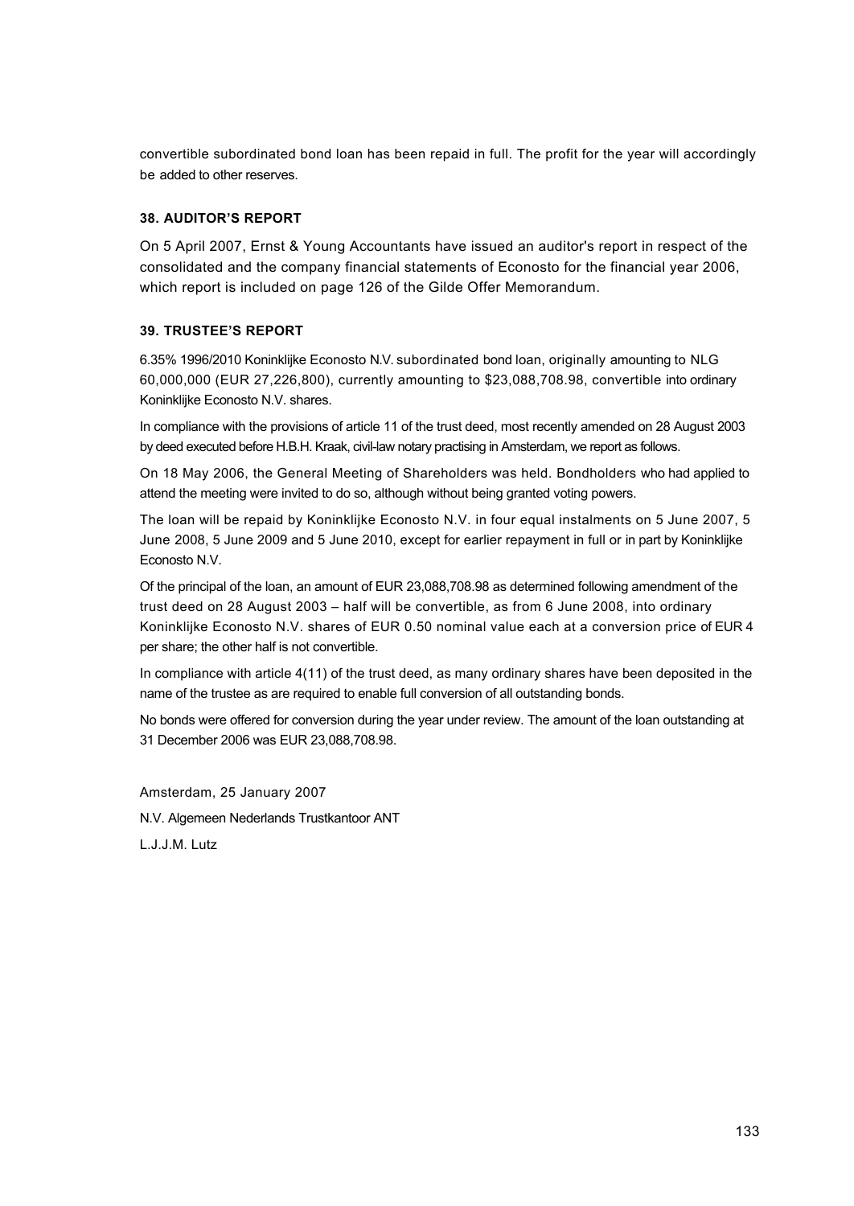convertible subordinated bond loan has been repaid in full. The profit for the year will accordingly be added to other reserves.

### 38. AUDITOR'S REPORT

On 5 April 2007, Ernst & Young Accountants have issued an auditor's report in respect of the consolidated and the company financial statements of Econosto for the financial year 2006, which report is included on page 126 of the Gilde Offer Memorandum.

### 39. TRUSTEE'S REPORT

6.35% 1996/2010 Koninklijke Econosto N.V. subordinated bond loan, originally amounting to NLG 60,000,000 (EUR 27,226,800), currently amounting to $23,088,708.98, convertible into ordinary Koninklijke Econosto N.V. shares.

In compliance with the provisions of article 11 of the trust deed, most recently amended on 28 August 2003 by deed executed before H.B.H. Kraak, civil-law notary practising in Amsterdam, we report as follows.

On 18 May 2006, the General Meeting of Shareholders was held. Bondholders who had applied to attend the meeting were invited to do so, although without being granted voting powers.

The loan will be repaid by Koninklijke Econosto N.V. in four equal instalments on 5 June 2007, 5 June 2008, 5 June 2009 and 5 June 2010, except for earlier repayment in full or in part by Koninklijke Econosto N.V.

Of the principal of the loan, an amount of EUR 23,088,708.98 as determined following amendment of the trust deed on 28 August 2003 – half will be convertible, as from 6 June 2008, into ordinary Koninklijke Econosto N.V. shares of EUR 0.50 nominal value each at a conversion price of EUR 4 per share; the other half is not convertible.

In compliance with article 4(11) of the trust deed, as many ordinary shares have been deposited in the name of the trustee as are required to enable full conversion of all outstanding bonds.

No bonds were offered for conversion during the year under review. The amount of the loan outstanding at 31 December 2006 was EUR 23,088,708.98.

Amsterdam, 25 January 2007

N.V. Algemeen Nederlands Trustkantoor ANT

L.J.J.M. Lutz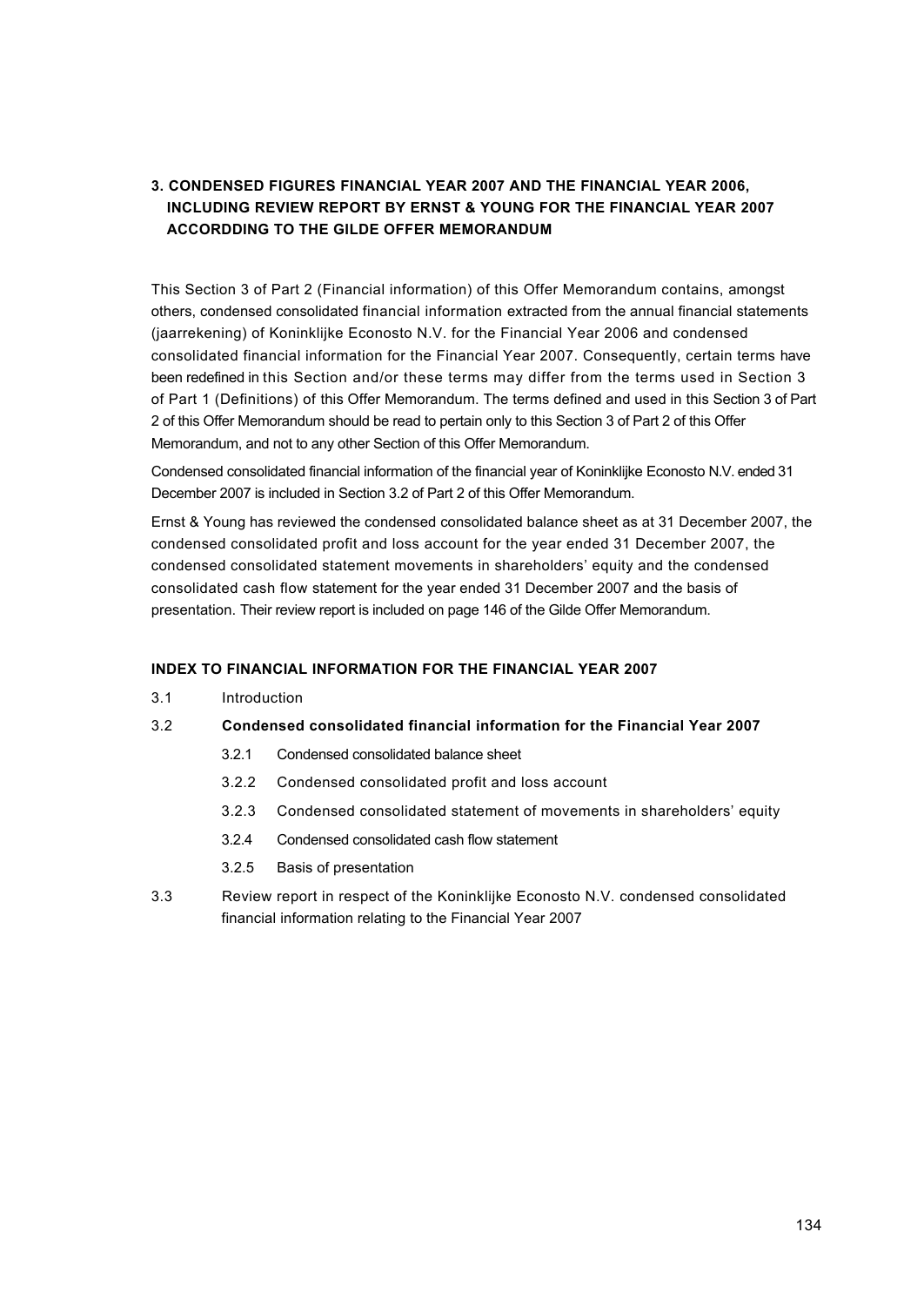## 3. CONDENSED FIGURES FINANCIAL YEAR 2007 AND THE FINANCIAL YEAR 2006, INCLUDING REVIEW REPORT BY ERNST & YOUNG FOR THE FINANCIAL YEAR 2007 ACCORDDING TO THE GILDE OFFER MEMORANDUM

This Section 3 of Part 2 (Financial information) of this Offer Memorandum contains, amongst others, condensed consolidated financial information extracted from the annual financial statements (jaarrekening) of Koninklijke Econosto N.V. for the Financial Year 2006 and condensed consolidated financial information for the Financial Year 2007. Consequently, certain terms have been redefined in this Section and/or these terms may differ from the terms used in Section 3 of Part 1 (Definitions) of this Offer Memorandum. The terms defined and used in this Section 3 of Part 2 of this Offer Memorandum should be read to pertain only to this Section 3 of Part 2 of this Offer Memorandum, and not to any other Section of this Offer Memorandum.

Condensed consolidated financial information of the financial year of Koninklijke Econosto N.V. ended 31 December 2007 is included in Section 3.2 of Part 2 of this Offer Memorandum.

Ernst & Young has reviewed the condensed consolidated balance sheet as at 31 December 2007, the condensed consolidated profit and loss account for the year ended 31 December 2007, the condensed consolidated statement movements in shareholders' equity and the condensed consolidated cash flow statement for the year ended 31 December 2007 and the basis of presentation. Their review report is included on page 146 of the Gilde Offer Memorandum.

### INDEX TO FINANCIAL INFORMATION FOR THE FINANCIAL YEAR 2007

3.1 Introduction

3.2 **Condensed consolidated financial information for the Financial Year 2007**

- 3.2.1 Condensed consolidated balance sheet
- 3.2.2 Condensed consolidated profit and loss account
- 3.2.3 Condensed consolidated statement of movements in shareholders' equity
- 3.2.4 Condensed consolidated cash flow statement
- 3.2.5 Basis of presentation

3.3 Review report in respect of the Koninklijke Econosto N.V. condensed consolidated financial information relating to the Financial Year 2007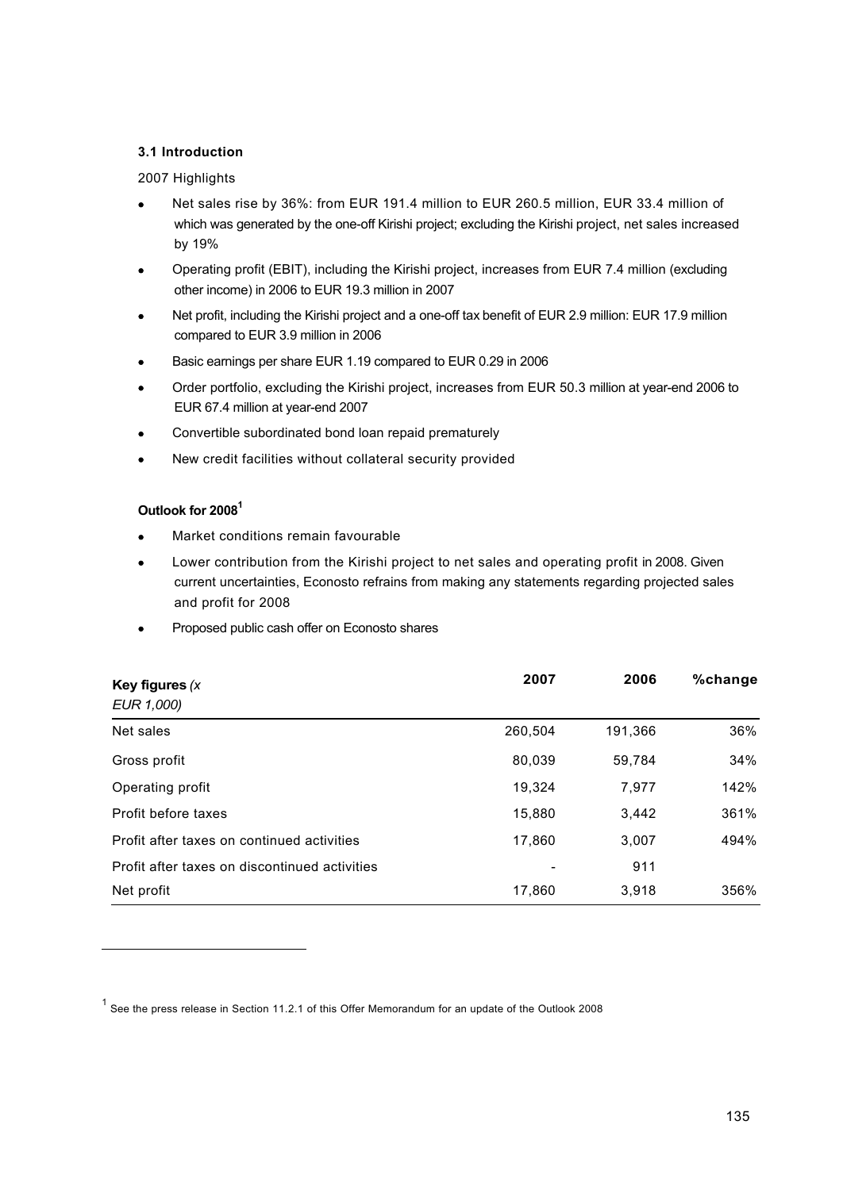### 3.1 Introduction

2007 Highlights

- Net sales rise by 36%: from EUR 191.4 million to EUR 260.5 million, EUR 33.4 million of which was generated by the one-off Kirishi project; excluding the Kirishi project, net sales increased by 19%
- Operating profit (EBIT), including the Kirishi project, increases from EUR 7.4 million (excluding other income) in 2006 to EUR 19.3 million in 2007
- Net profit, including the Kirishi project and a one-off tax benefit of EUR 2.9 million: EUR 17.9 million compared to EUR 3.9 million in 2006
- Basic earnings per share EUR 1.19 compared to EUR 0.29 in 2006
- Order portfolio, excluding the Kirishi project, increases from EUR 50.3 million at year-end 2006 to EUR 67.4 million at year-end 2007
- Convertible subordinated bond loan repaid prematurely
- New credit facilities without collateral security provided

**Outlook for 2008[1]**

- Market conditions remain favourable
- Lower contribution from the Kirishi project to net sales and operating profit in 2008. Given current uncertainties, Econosto refrains from making any statements regarding projected sales and profit for 2008
- Proposed public cash offer on Econosto shares

| **Key figures** *(x EUR 1,000)* | 2007 | 2006 | %change |
|---|---|---|---|
| Net sales | 260,504 | 191,366 | 36% |
| Gross profit | 80,039 | 59,784 | 34% |
| Operating profit | 19,324 | 7,977 | 142% |
| Profit before taxes | 15,880 | 3,442 | 361% |
| Profit after taxes on continued activities | 17,860 | 3,007 | 494% |
| Profit after taxes on discontinued activities | - | 911 | |
| Net profit | 17,860 | 3,918 | 356% |

[1] See the press release in Section 11.2.1 of this Offer Memorandum for an update of the Outlook 2008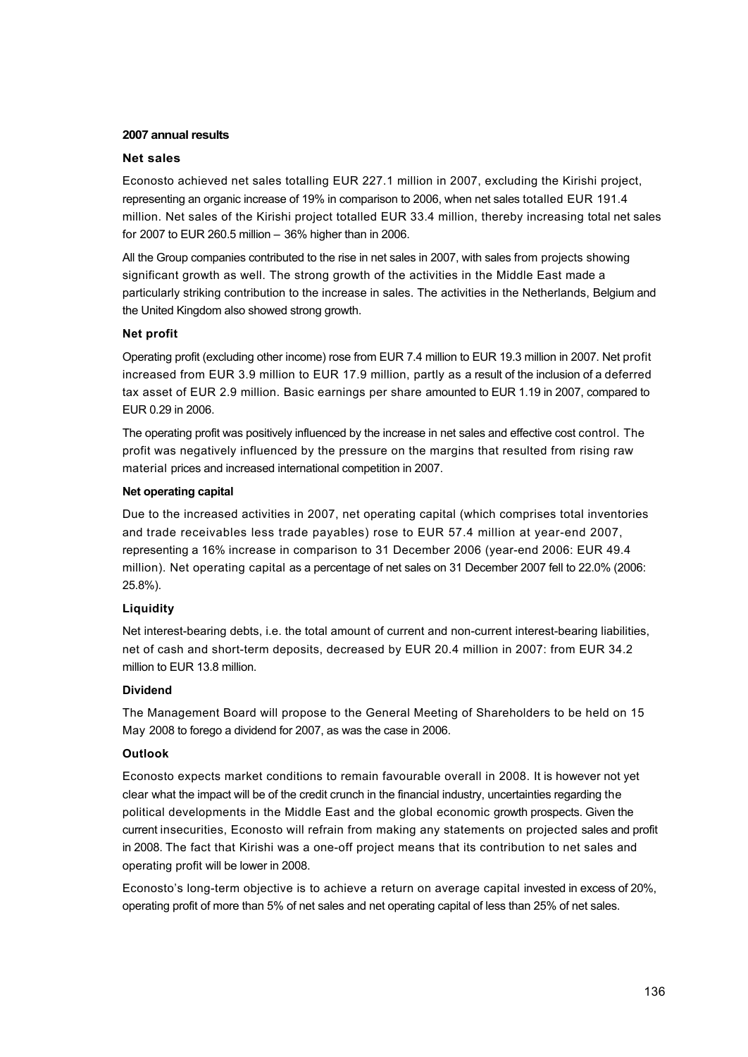## 2007 annual results

### Net sales

Econosto achieved net sales totalling EUR 227.1 million in 2007, excluding the Kirishi project, representing an organic increase of 19% in comparison to 2006, when net sales totalled EUR 191.4 million. Net sales of the Kirishi project totalled EUR 33.4 million, thereby increasing total net sales for 2007 to EUR 260.5 million – 36% higher than in 2006.

All the Group companies contributed to the rise in net sales in 2007, with sales from projects showing significant growth as well. The strong growth of the activities in the Middle East made a particularly striking contribution to the increase in sales. The activities in the Netherlands, Belgium and the United Kingdom also showed strong growth.

### Net profit

Operating profit (excluding other income) rose from EUR 7.4 million to EUR 19.3 million in 2007. Net profit increased from EUR 3.9 million to EUR 17.9 million, partly as a result of the inclusion of a deferred tax asset of EUR 2.9 million. Basic earnings per share amounted to EUR 1.19 in 2007, compared to EUR 0.29 in 2006.

The operating profit was positively influenced by the increase in net sales and effective cost control. The profit was negatively influenced by the pressure on the margins that resulted from rising raw material prices and increased international competition in 2007.

### Net operating capital

Due to the increased activities in 2007, net operating capital (which comprises total inventories and trade receivables less trade payables) rose to EUR 57.4 million at year-end 2007, representing a 16% increase in comparison to 31 December 2006 (year-end 2006: EUR 49.4 million). Net operating capital as a percentage of net sales on 31 December 2007 fell to 22.0% (2006: 25.8%).

### Liquidity

Net interest-bearing debts, i.e. the total amount of current and non-current interest-bearing liabilities, net of cash and short-term deposits, decreased by EUR 20.4 million in 2007: from EUR 34.2 million to EUR 13.8 million.

### Dividend

The Management Board will propose to the General Meeting of Shareholders to be held on 15 May 2008 to forego a dividend for 2007, as was the case in 2006.

### Outlook

Econosto expects market conditions to remain favourable overall in 2008. It is however not yet clear what the impact will be of the credit crunch in the financial industry, uncertainties regarding the political developments in the Middle East and the global economic growth prospects. Given the current insecurities, Econosto will refrain from making any statements on projected sales and profit in 2008. The fact that Kirishi was a one-off project means that its contribution to net sales and operating profit will be lower in 2008.

Econosto's long-term objective is to achieve a return on average capital invested in excess of 20%, operating profit of more than 5% of net sales and net operating capital of less than 25% of net sales.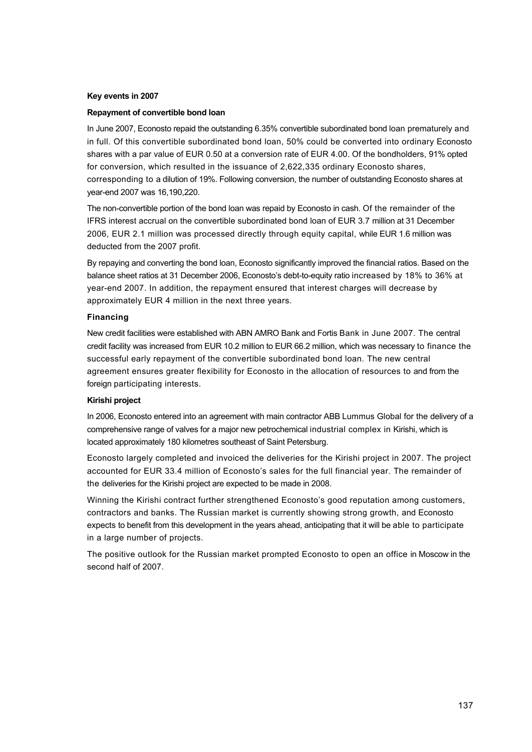**Key events in 2007**

**Repayment of convertible bond loan**

In June 2007, Econosto repaid the outstanding 6.35% convertible subordinated bond loan prematurely and in full. Of this convertible subordinated bond loan, 50% could be converted into ordinary Econosto shares with a par value of EUR 0.50 at a conversion rate of EUR 4.00. Of the bondholders, 91% opted for conversion, which resulted in the issuance of 2,622,335 ordinary Econosto shares, corresponding to a dilution of 19%. Following conversion, the number of outstanding Econosto shares at year-end 2007 was 16,190,220.

The non-convertible portion of the bond loan was repaid by Econosto in cash. Of the remainder of the IFRS interest accrual on the convertible subordinated bond loan of EUR 3.7 million at 31 December 2006, EUR 2.1 million was processed directly through equity capital, while EUR 1.6 million was deducted from the 2007 profit.

By repaying and converting the bond loan, Econosto significantly improved the financial ratios. Based on the balance sheet ratios at 31 December 2006, Econosto's debt-to-equity ratio increased by 18% to 36% at year-end 2007. In addition, the repayment ensured that interest charges will decrease by approximately EUR 4 million in the next three years.

**Financing**

New credit facilities were established with ABN AMRO Bank and Fortis Bank in June 2007. The central credit facility was increased from EUR 10.2 million to EUR 66.2 million, which was necessary to finance the successful early repayment of the convertible subordinated bond loan. The new central agreement ensures greater flexibility for Econosto in the allocation of resources to and from the foreign participating interests.

**Kirishi project**

In 2006, Econosto entered into an agreement with main contractor ABB Lummus Global for the delivery of a comprehensive range of valves for a major new petrochemical industrial complex in Kirishi, which is located approximately 180 kilometres southeast of Saint Petersburg.

Econosto largely completed and invoiced the deliveries for the Kirishi project in 2007. The project accounted for EUR 33.4 million of Econosto's sales for the full financial year. The remainder of the deliveries for the Kirishi project are expected to be made in 2008.

Winning the Kirishi contract further strengthened Econosto's good reputation among customers, contractors and banks. The Russian market is currently showing strong growth, and Econosto expects to benefit from this development in the years ahead, anticipating that it will be able to participate in a large number of projects.

The positive outlook for the Russian market prompted Econosto to open an office in Moscow in the second half of 2007.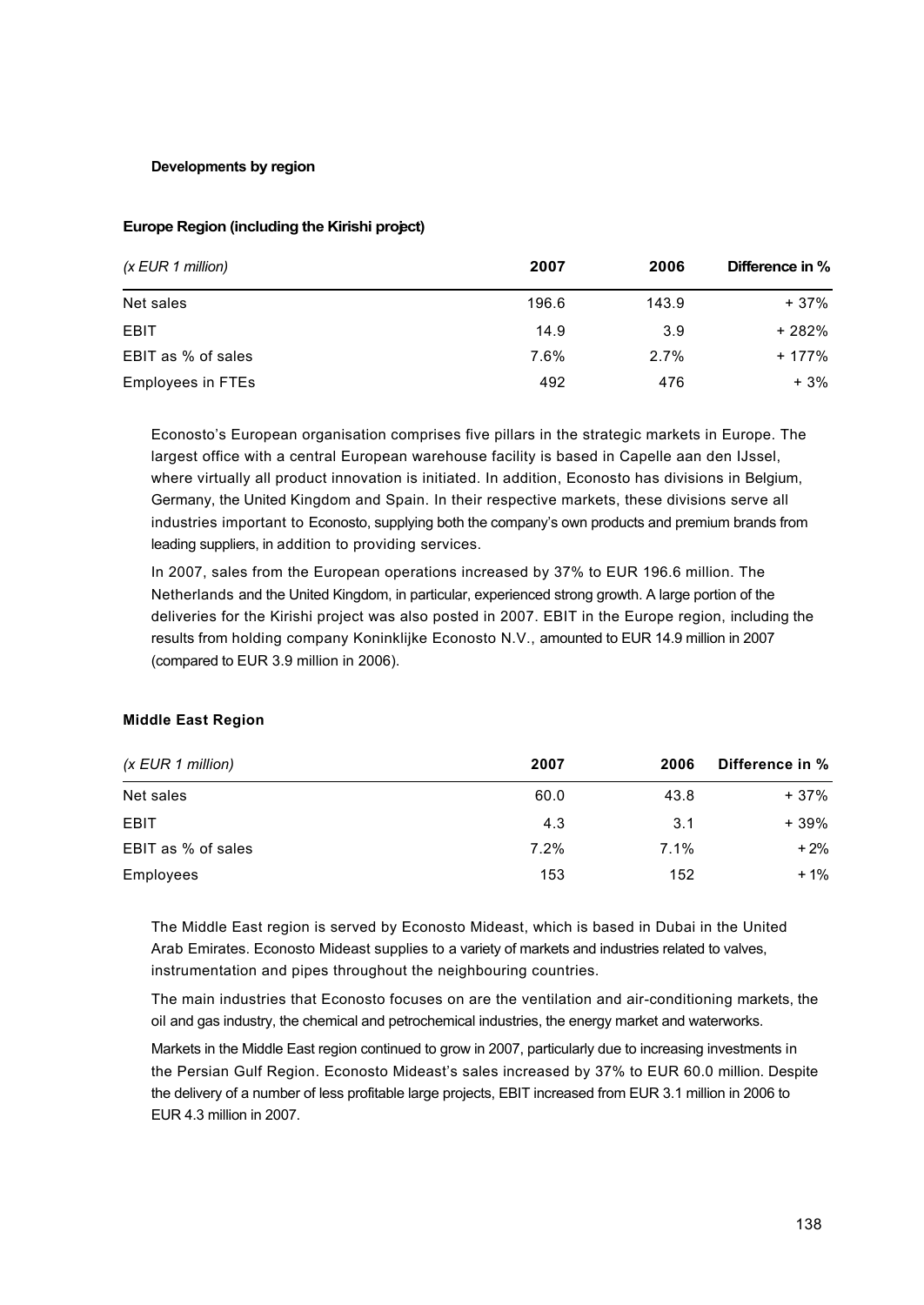## Developments by region

### Europe Region (including the Kirishi project)

| *(x EUR 1 million)* | 2007 | 2006 | Difference in % |
|---|---|---|---|
| Net sales | 196.6 | 143.9 | + 37% |
| EBIT | 14.9 | 3.9 | + 282% |
| EBIT as % of sales | 7.6% | 2.7% | + 177% |
| Employees in FTEs | 492 | 476 | + 3% |

Econosto's European organisation comprises five pillars in the strategic markets in Europe. The largest office with a central European warehouse facility is based in Capelle aan den IJssel, where virtually all product innovation is initiated. In addition, Econosto has divisions in Belgium, Germany, the United Kingdom and Spain. In their respective markets, these divisions serve all industries important to Econosto, supplying both the company's own products and premium brands from leading suppliers, in addition to providing services.

In 2007, sales from the European operations increased by 37% to EUR 196.6 million. The Netherlands and the United Kingdom, in particular, experienced strong growth. A large portion of the deliveries for the Kirishi project was also posted in 2007. EBIT in the Europe region, including the results from holding company Koninklijke Econosto N.V., amounted to EUR 14.9 million in 2007 (compared to EUR 3.9 million in 2006).

### Middle East Region

| *(x EUR 1 million)* | 2007 | 2006 | Difference in % |
|---|---|---|---|
| Net sales | 60.0 | 43.8 | + 37% |
| EBIT | 4.3 | 3.1 | + 39% |
| EBIT as % of sales | 7.2% | 7.1% | + 2% |
| Employees | 153 | 152 | + 1% |

The Middle East region is served by Econosto Mideast, which is based in Dubai in the United Arab Emirates. Econosto Mideast supplies to a variety of markets and industries related to valves, instrumentation and pipes throughout the neighbouring countries.

The main industries that Econosto focuses on are the ventilation and air-conditioning markets, the oil and gas industry, the chemical and petrochemical industries, the energy market and waterworks.

Markets in the Middle East region continued to grow in 2007, particularly due to increasing investments in the Persian Gulf Region. Econosto Mideast's sales increased by 37% to EUR 60.0 million. Despite the delivery of a number of less profitable large projects, EBIT increased from EUR 3.1 million in 2006 to EUR 4.3 million in 2007.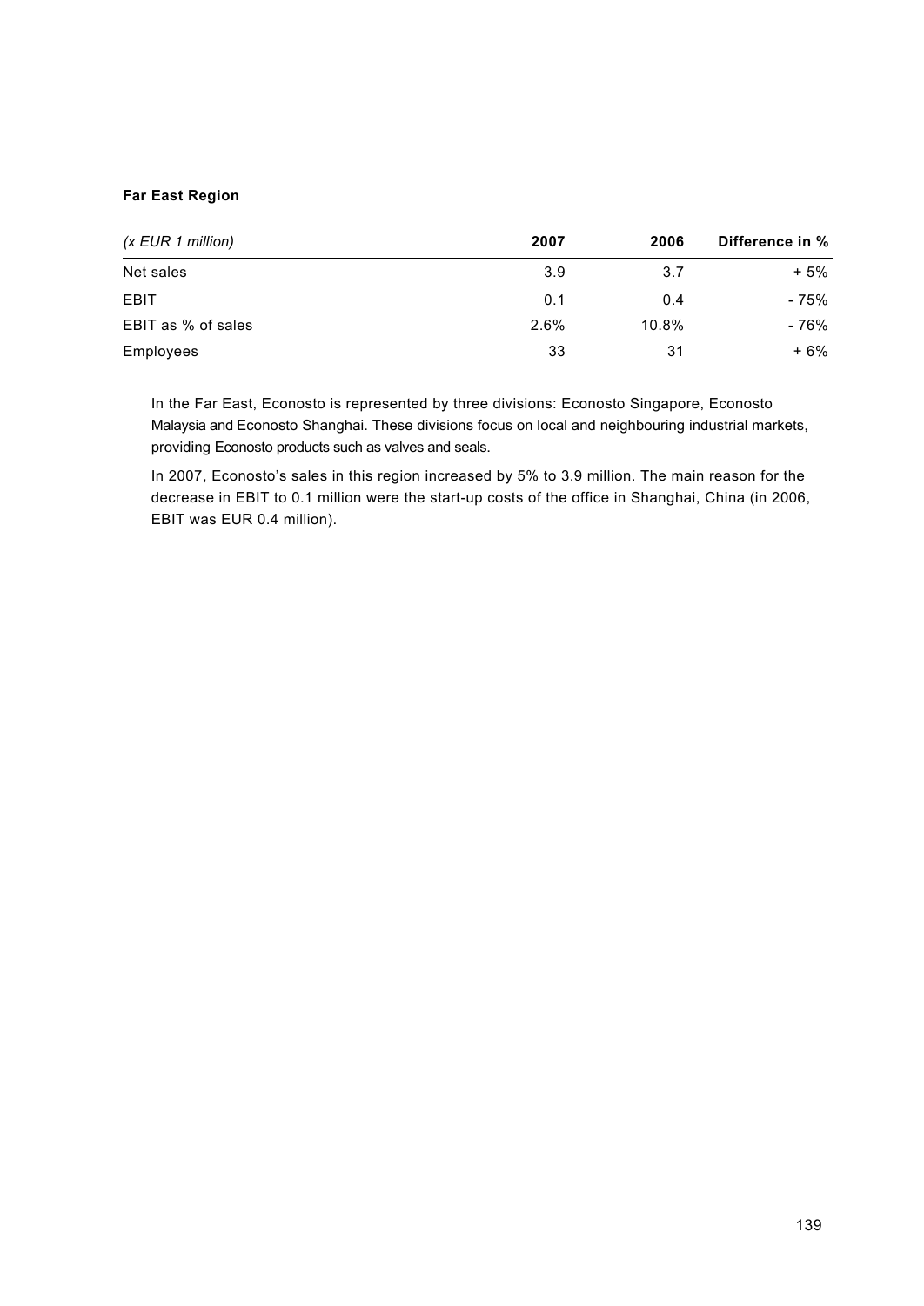**Far East Region**

| *(x EUR 1 million)* | **2007** | **2006** | **Difference in %** |
|---|---|---|---|
| Net sales | 3.9 | 3.7 | + 5% |
| EBIT | 0.1 | 0.4 | - 75% |
| EBIT as % of sales | 2.6% | 10.8% | - 76% |
| Employees | 33 | 31 | + 6% |

In the Far East, Econosto is represented by three divisions: Econosto Singapore, Econosto Malaysia and Econosto Shanghai. These divisions focus on local and neighbouring industrial markets, providing Econosto products such as valves and seals.

In 2007, Econosto's sales in this region increased by 5% to 3.9 million. The main reason for the decrease in EBIT to 0.1 million were the start-up costs of the office in Shanghai, China (in 2006, EBIT was EUR 0.4 million).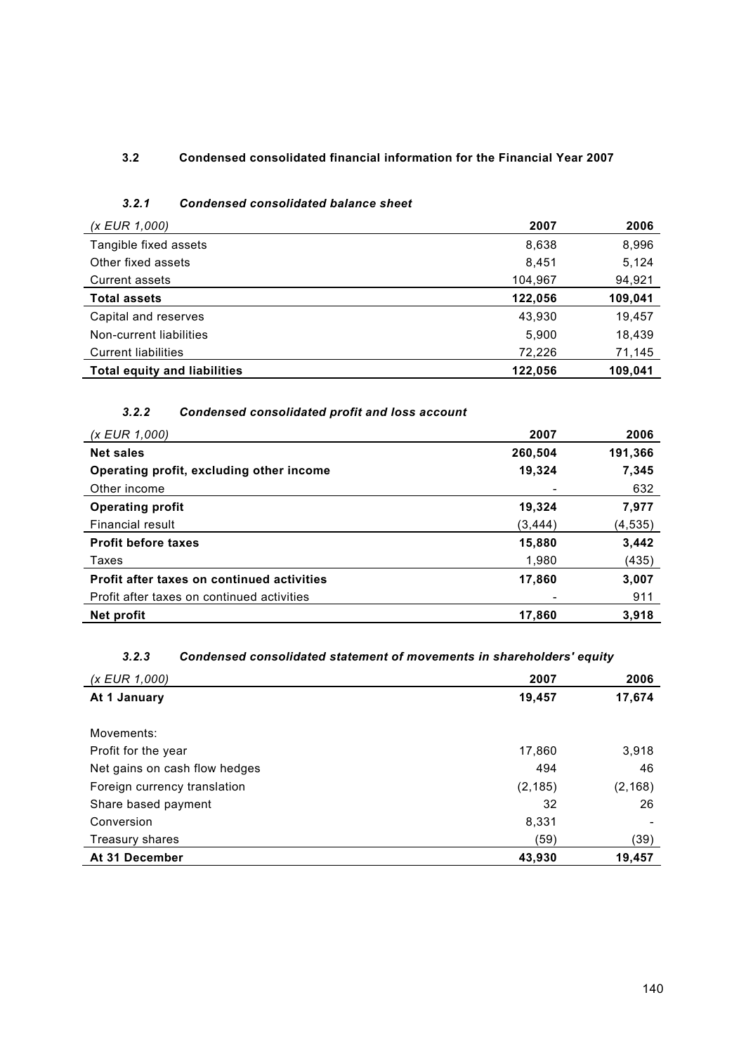## 3.2 Condensed consolidated financial information for the Financial Year 2007

### *3.2.1 Condensed consolidated balance sheet*

| *(x EUR 1,000)* | **2007** | **2006** |
|---|---:|---:|
| Tangible fixed assets | 8,638 | 8,996 |
| Other fixed assets | 8,451 | 5,124 |
| Current assets | 104,967 | 94,921 |
| **Total assets** | **122,056** | **109,041** |
| Capital and reserves | 43,930 | 19,457 |
| Non-current liabilities | 5,900 | 18,439 |
| Current liabilities | 72,226 | 71,145 |
| **Total equity and liabilities** | **122,056** | **109,041** |

### *3.2.2 Condensed consolidated profit and loss account*

| *(x EUR 1,000)* | **2007** | **2006** |
|---|---:|---:|
| **Net sales** | **260,504** | **191,366** |
| **Operating profit, excluding other income** | **19,324** | **7,345** |
| Other income | - | 632 |
| **Operating profit** | **19,324** | **7,977** |
| Financial result | (3,444) | (4,535) |
| **Profit before taxes** | **15,880** | **3,442** |
| Taxes | 1,980 | (435) |
| **Profit after taxes on continued activities** | **17,860** | **3,007** |
| Profit after taxes on continued activities | - | 911 |
| **Net profit** | **17,860** | **3,918** |

### *3.2.3 Condensed consolidated statement of movements in shareholders' equity*

| *(x EUR 1,000)* | **2007** | **2006** |
|---|---:|---:|
| **At 1 January** | **19,457** | **17,674** |
| | | |
| Movements: | | |
| Profit for the year | 17,860 | 3,918 |
| Net gains on cash flow hedges | 494 | 46 |
| Foreign currency translation | (2,185) | (2,168) |
| Share based payment | 32 | 26 |
| Conversion | 8,331 | - |
| Treasury shares | (59) | (39) |
| **At 31 December** | **43,930** | **19,457** |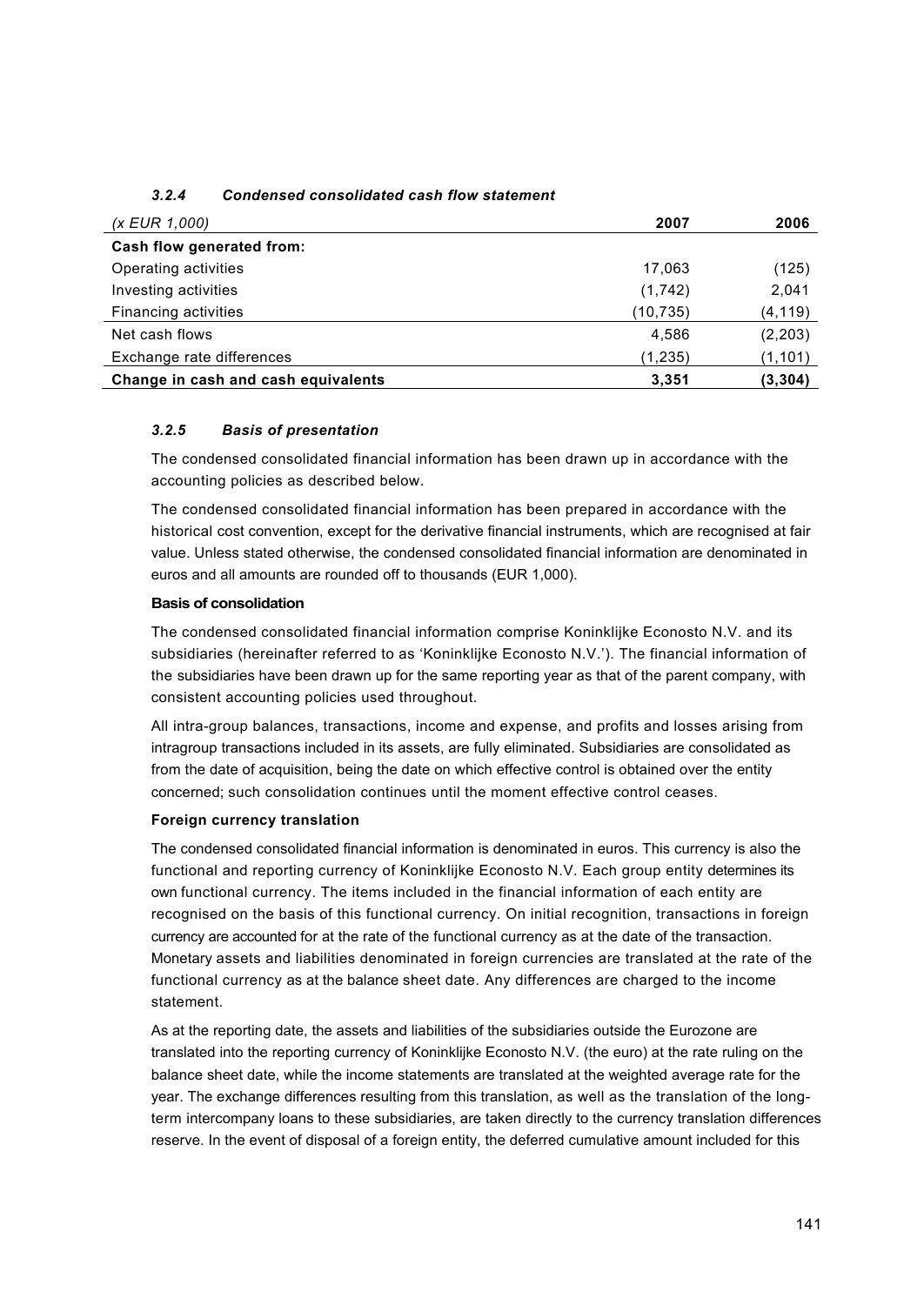### *3.2.4 Condensed consolidated cash flow statement*

| *(x EUR 1,000)* | **2007** | **2006** |
|---|---|---|
| **Cash flow generated from:** | | |
| Operating activities | 17,063 | (125) |
| Investing activities | (1,742) | 2,041 |
| Financing activities | (10,735) | (4,119) |
| Net cash flows | 4,586 | (2,203) |
| Exchange rate differences | (1,235) | (1,101) |
| **Change in cash and cash equivalents** | **3,351** | **(3,304)** |

### *3.2.5 Basis of presentation*

The condensed consolidated financial information has been drawn up in accordance with the accounting policies as described below.

The condensed consolidated financial information has been prepared in accordance with the historical cost convention, except for the derivative financial instruments, which are recognised at fair value. Unless stated otherwise, the condensed consolidated financial information are denominated in euros and all amounts are rounded off to thousands (EUR 1,000).

**Basis of consolidation**

The condensed consolidated financial information comprise Koninklijke Econosto N.V. and its subsidiaries (hereinafter referred to as 'Koninklijke Econosto N.V.'). The financial information of the subsidiaries have been drawn up for the same reporting year as that of the parent company, with consistent accounting policies used throughout.

All intra-group balances, transactions, income and expense, and profits and losses arising from intragroup transactions included in its assets, are fully eliminated. Subsidiaries are consolidated as from the date of acquisition, being the date on which effective control is obtained over the entity concerned; such consolidation continues until the moment effective control ceases.

**Foreign currency translation**

The condensed consolidated financial information is denominated in euros. This currency is also the functional and reporting currency of Koninklijke Econosto N.V. Each group entity determines its own functional currency. The items included in the financial information of each entity are recognised on the basis of this functional currency. On initial recognition, transactions in foreign currency are accounted for at the rate of the functional currency as at the date of the transaction. Monetary assets and liabilities denominated in foreign currencies are translated at the rate of the functional currency as at the balance sheet date. Any differences are charged to the income statement.

As at the reporting date, the assets and liabilities of the subsidiaries outside the Eurozone are translated into the reporting currency of Koninklijke Econosto N.V. (the euro) at the rate ruling on the balance sheet date, while the income statements are translated at the weighted average rate for the year. The exchange differences resulting from this translation, as well as the translation of the long-term intercompany loans to these subsidiaries, are taken directly to the currency translation differences reserve. In the event of disposal of a foreign entity, the deferred cumulative amount included for this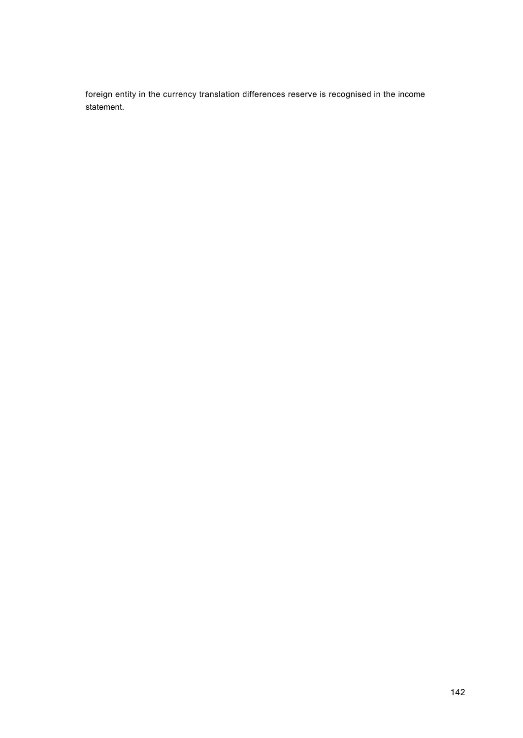foreign entity in the currency translation differences reserve is recognised in the income statement.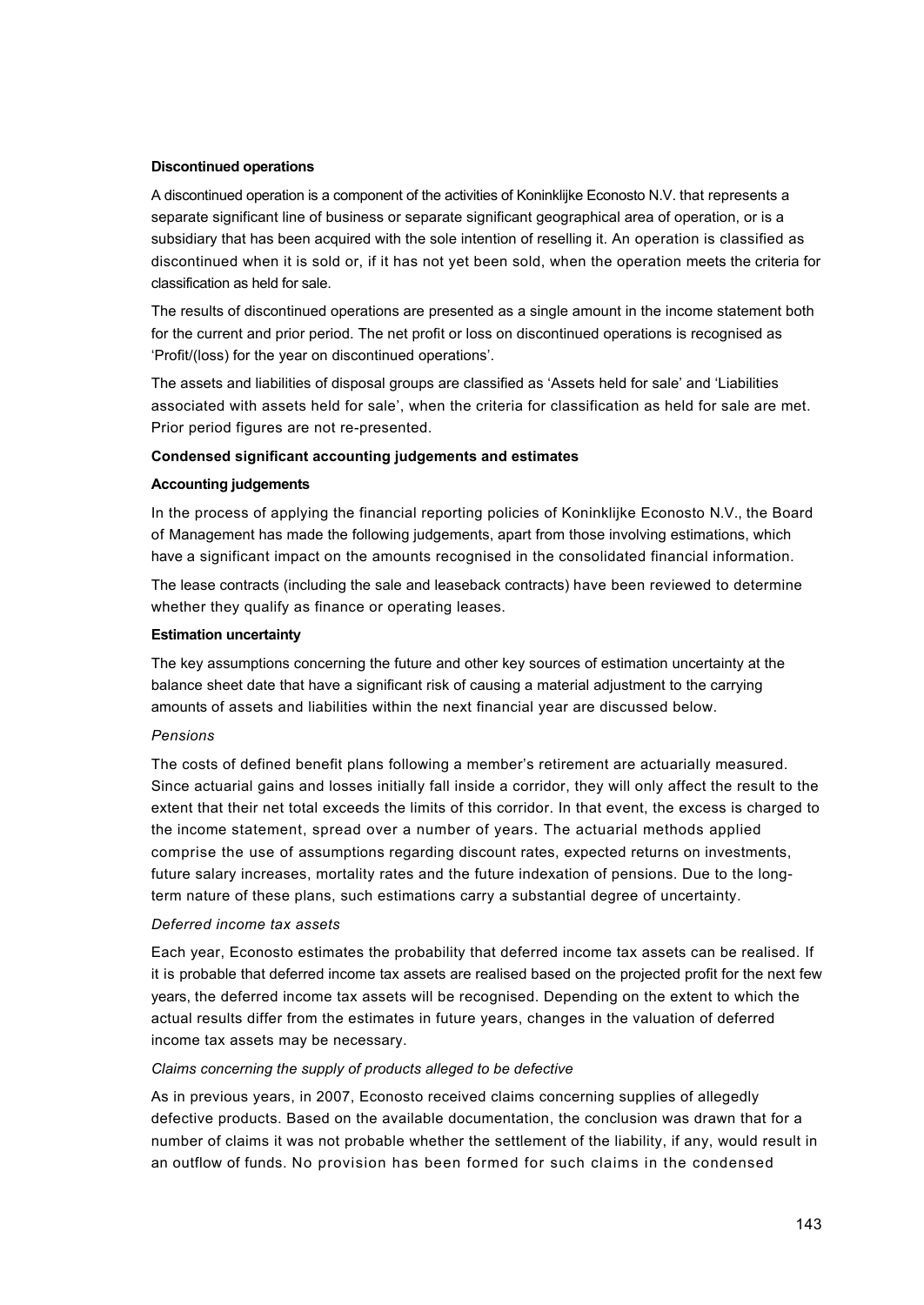**Discontinued operations**

A discontinued operation is a component of the activities of Koninklijke Econosto N.V. that represents a separate significant line of business or separate significant geographical area of operation, or is a subsidiary that has been acquired with the sole intention of reselling it. An operation is classified as discontinued when it is sold or, if it has not yet been sold, when the operation meets the criteria for classification as held for sale.

The results of discontinued operations are presented as a single amount in the income statement both for the current and prior period. The net profit or loss on discontinued operations is recognised as 'Profit/(loss) for the year on discontinued operations'.

The assets and liabilities of disposal groups are classified as 'Assets held for sale' and 'Liabilities associated with assets held for sale', when the criteria for classification as held for sale are met. Prior period figures are not re-presented.

**Condensed significant accounting judgements and estimates**

**Accounting judgements**

In the process of applying the financial reporting policies of Koninklijke Econosto N.V., the Board of Management has made the following judgements, apart from those involving estimations, which have a significant impact on the amounts recognised in the consolidated financial information.

The lease contracts (including the sale and leaseback contracts) have been reviewed to determine whether they qualify as finance or operating leases.

**Estimation uncertainty**

The key assumptions concerning the future and other key sources of estimation uncertainty at the balance sheet date that have a significant risk of causing a material adjustment to the carrying amounts of assets and liabilities within the next financial year are discussed below.

*Pensions*

The costs of defined benefit plans following a member's retirement are actuarially measured. Since actuarial gains and losses initially fall inside a corridor, they will only affect the result to the extent that their net total exceeds the limits of this corridor. In that event, the excess is charged to the income statement, spread over a number of years. The actuarial methods applied comprise the use of assumptions regarding discount rates, expected returns on investments, future salary increases, mortality rates and the future indexation of pensions. Due to the long-term nature of these plans, such estimations carry a substantial degree of uncertainty.

*Deferred income tax assets*

Each year, Econosto estimates the probability that deferred income tax assets can be realised. If it is probable that deferred income tax assets are realised based on the projected profit for the next few years, the deferred income tax assets will be recognised. Depending on the extent to which the actual results differ from the estimates in future years, changes in the valuation of deferred income tax assets may be necessary.

*Claims concerning the supply of products alleged to be defective*

As in previous years, in 2007, Econosto received claims concerning supplies of allegedly defective products. Based on the available documentation, the conclusion was drawn that for a number of claims it was not probable whether the settlement of the liability, if any, would result in an outflow of funds. No provision has been formed for such claims in the condensed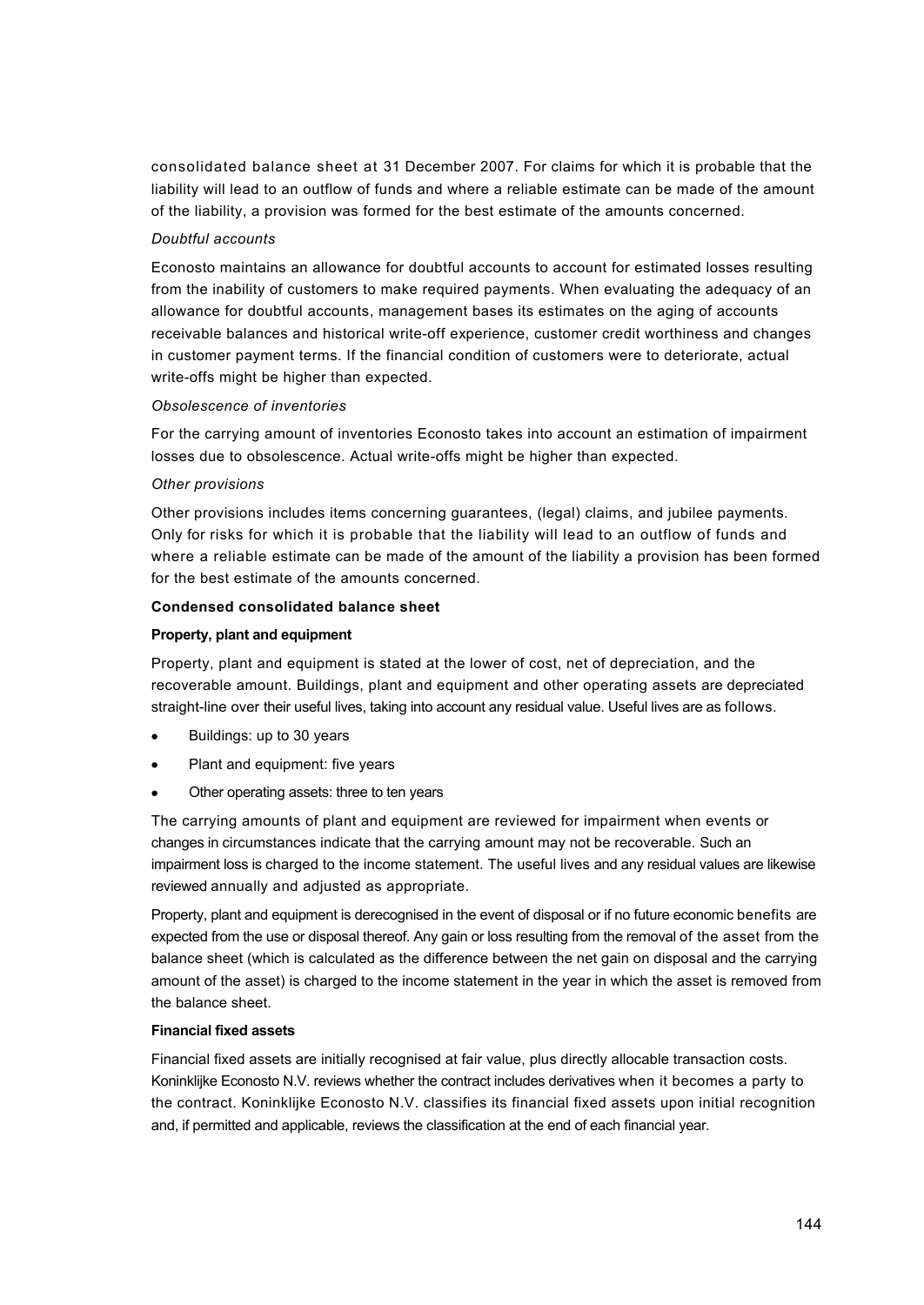consolidated balance sheet at 31 December 2007. For claims for which it is probable that the liability will lead to an outflow of funds and where a reliable estimate can be made of the amount of the liability, a provision was formed for the best estimate of the amounts concerned.

*Doubtful accounts*

Econosto maintains an allowance for doubtful accounts to account for estimated losses resulting from the inability of customers to make required payments. When evaluating the adequacy of an allowance for doubtful accounts, management bases its estimates on the aging of accounts receivable balances and historical write-off experience, customer credit worthiness and changes in customer payment terms. If the financial condition of customers were to deteriorate, actual write-offs might be higher than expected.

*Obsolescence of inventories*

For the carrying amount of inventories Econosto takes into account an estimation of impairment losses due to obsolescence. Actual write-offs might be higher than expected.

*Other provisions*

Other provisions includes items concerning guarantees, (legal) claims, and jubilee payments. Only for risks for which it is probable that the liability will lead to an outflow of funds and where a reliable estimate can be made of the amount of the liability a provision has been formed for the best estimate of the amounts concerned.

**Condensed consolidated balance sheet**

**Property, plant and equipment**

Property, plant and equipment is stated at the lower of cost, net of depreciation, and the recoverable amount. Buildings, plant and equipment and other operating assets are depreciated straight-line over their useful lives, taking into account any residual value. Useful lives are as follows.

- Buildings: up to 30 years
- Plant and equipment: five years
- Other operating assets: three to ten years

The carrying amounts of plant and equipment are reviewed for impairment when events or changes in circumstances indicate that the carrying amount may not be recoverable. Such an impairment loss is charged to the income statement. The useful lives and any residual values are likewise reviewed annually and adjusted as appropriate.

Property, plant and equipment is derecognised in the event of disposal or if no future economic benefits are expected from the use or disposal thereof. Any gain or loss resulting from the removal of the asset from the balance sheet (which is calculated as the difference between the net gain on disposal and the carrying amount of the asset) is charged to the income statement in the year in which the asset is removed from the balance sheet.

**Financial fixed assets**

Financial fixed assets are initially recognised at fair value, plus directly allocable transaction costs. Koninklijke Econosto N.V. reviews whether the contract includes derivatives when it becomes a party to the contract. Koninklijke Econosto N.V. classifies its financial fixed assets upon initial recognition and, if permitted and applicable, reviews the classification at the end of each financial year.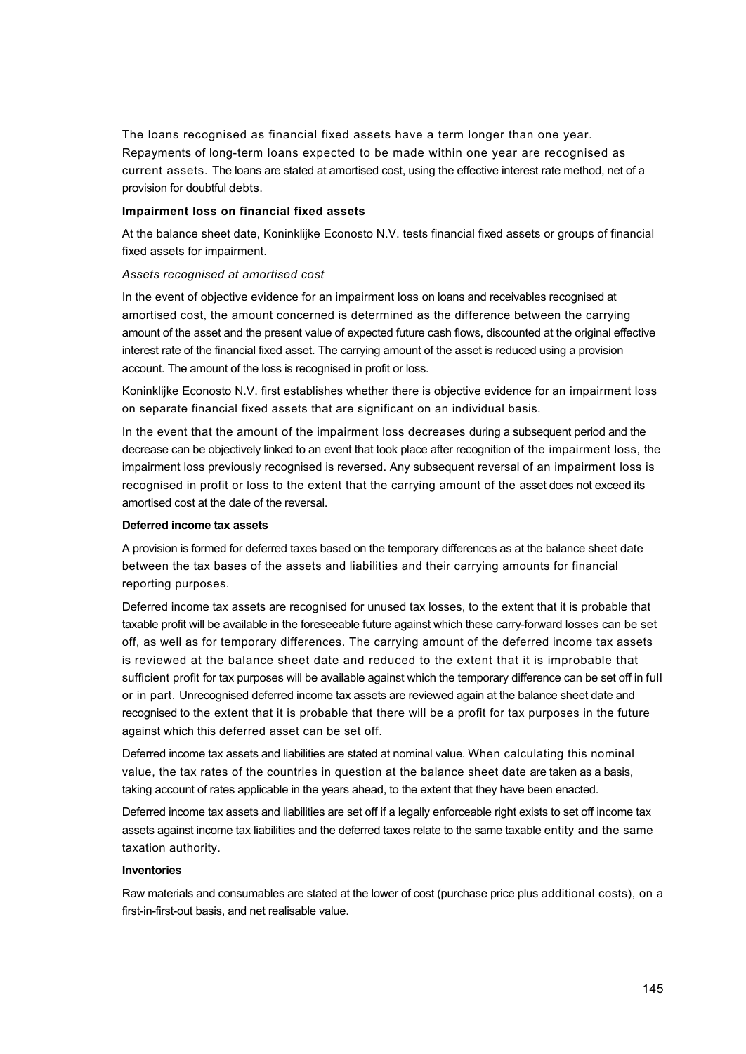The loans recognised as financial fixed assets have a term longer than one year. Repayments of long-term loans expected to be made within one year are recognised as current assets. The loans are stated at amortised cost, using the effective interest rate method, net of a provision for doubtful debts.

**Impairment loss on financial fixed assets**

At the balance sheet date, Koninklijke Econosto N.V. tests financial fixed assets or groups of financial fixed assets for impairment.

*Assets recognised at amortised cost*

In the event of objective evidence for an impairment loss on loans and receivables recognised at amortised cost, the amount concerned is determined as the difference between the carrying amount of the asset and the present value of expected future cash flows, discounted at the original effective interest rate of the financial fixed asset. The carrying amount of the asset is reduced using a provision account. The amount of the loss is recognised in profit or loss.

Koninklijke Econosto N.V. first establishes whether there is objective evidence for an impairment loss on separate financial fixed assets that are significant on an individual basis.

In the event that the amount of the impairment loss decreases during a subsequent period and the decrease can be objectively linked to an event that took place after recognition of the impairment loss, the impairment loss previously recognised is reversed. Any subsequent reversal of an impairment loss is recognised in profit or loss to the extent that the carrying amount of the asset does not exceed its amortised cost at the date of the reversal.

**Deferred income tax assets**

A provision is formed for deferred taxes based on the temporary differences as at the balance sheet date between the tax bases of the assets and liabilities and their carrying amounts for financial reporting purposes.

Deferred income tax assets are recognised for unused tax losses, to the extent that it is probable that taxable profit will be available in the foreseeable future against which these carry-forward losses can be set off, as well as for temporary differences. The carrying amount of the deferred income tax assets is reviewed at the balance sheet date and reduced to the extent that it is improbable that sufficient profit for tax purposes will be available against which the temporary difference can be set off in full or in part. Unrecognised deferred income tax assets are reviewed again at the balance sheet date and recognised to the extent that it is probable that there will be a profit for tax purposes in the future against which this deferred asset can be set off.

Deferred income tax assets and liabilities are stated at nominal value. When calculating this nominal value, the tax rates of the countries in question at the balance sheet date are taken as a basis, taking account of rates applicable in the years ahead, to the extent that they have been enacted.

Deferred income tax assets and liabilities are set off if a legally enforceable right exists to set off income tax assets against income tax liabilities and the deferred taxes relate to the same taxable entity and the same taxation authority.

**Inventories**

Raw materials and consumables are stated at the lower of cost (purchase price plus additional costs), on a first-in-first-out basis, and net realisable value.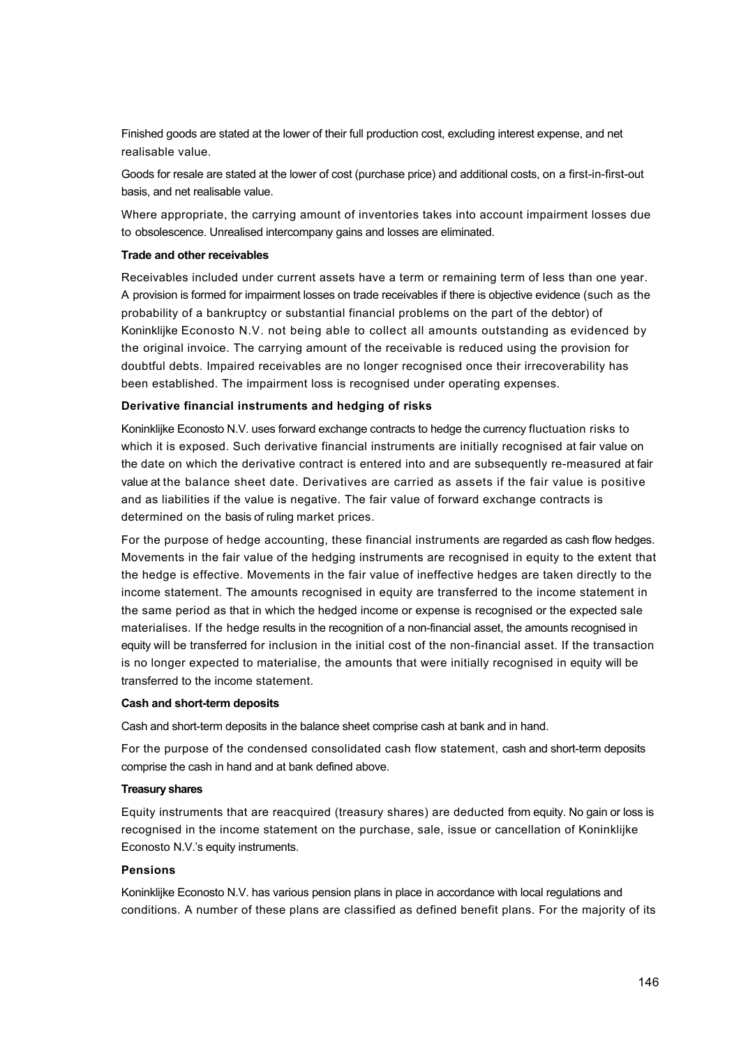Finished goods are stated at the lower of their full production cost, excluding interest expense, and net realisable value.

Goods for resale are stated at the lower of cost (purchase price) and additional costs, on a first-in-first-out basis, and net realisable value.

Where appropriate, the carrying amount of inventories takes into account impairment losses due to obsolescence. Unrealised intercompany gains and losses are eliminated.

**Trade and other receivables**

Receivables included under current assets have a term or remaining term of less than one year. A provision is formed for impairment losses on trade receivables if there is objective evidence (such as the probability of a bankruptcy or substantial financial problems on the part of the debtor) of Koninklijke Econosto N.V. not being able to collect all amounts outstanding as evidenced by the original invoice. The carrying amount of the receivable is reduced using the provision for doubtful debts. Impaired receivables are no longer recognised once their irrecoverability has been established. The impairment loss is recognised under operating expenses.

**Derivative financial instruments and hedging of risks**

Koninklijke Econosto N.V. uses forward exchange contracts to hedge the currency fluctuation risks to which it is exposed. Such derivative financial instruments are initially recognised at fair value on the date on which the derivative contract is entered into and are subsequently re-measured at fair value at the balance sheet date. Derivatives are carried as assets if the fair value is positive and as liabilities if the value is negative. The fair value of forward exchange contracts is determined on the basis of ruling market prices.

For the purpose of hedge accounting, these financial instruments are regarded as cash flow hedges. Movements in the fair value of the hedging instruments are recognised in equity to the extent that the hedge is effective. Movements in the fair value of ineffective hedges are taken directly to the income statement. The amounts recognised in equity are transferred to the income statement in the same period as that in which the hedged income or expense is recognised or the expected sale materialises. If the hedge results in the recognition of a non-financial asset, the amounts recognised in equity will be transferred for inclusion in the initial cost of the non-financial asset. If the transaction is no longer expected to materialise, the amounts that were initially recognised in equity will be transferred to the income statement.

**Cash and short-term deposits**

Cash and short-term deposits in the balance sheet comprise cash at bank and in hand.

For the purpose of the condensed consolidated cash flow statement, cash and short-term deposits comprise the cash in hand and at bank defined above.

**Treasury shares**

Equity instruments that are reacquired (treasury shares) are deducted from equity. No gain or loss is recognised in the income statement on the purchase, sale, issue or cancellation of Koninklijke Econosto N.V.'s equity instruments.

**Pensions**

Koninklijke Econosto N.V. has various pension plans in place in accordance with local regulations and conditions. A number of these plans are classified as defined benefit plans. For the majority of its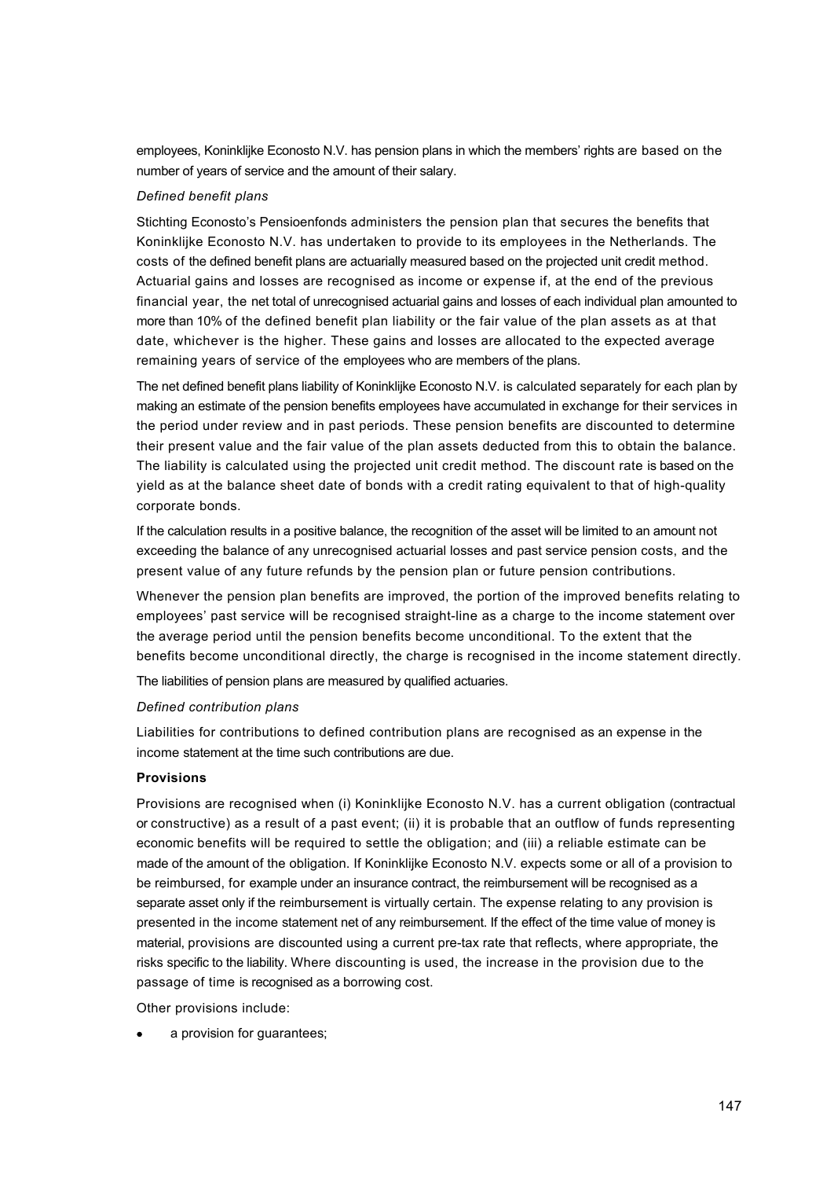employees, Koninklijke Econosto N.V. has pension plans in which the members' rights are based on the number of years of service and the amount of their salary.

*Defined benefit plans*

Stichting Econosto's Pensioenfonds administers the pension plan that secures the benefits that Koninklijke Econosto N.V. has undertaken to provide to its employees in the Netherlands. The costs of the defined benefit plans are actuarially measured based on the projected unit credit method. Actuarial gains and losses are recognised as income or expense if, at the end of the previous financial year, the net total of unrecognised actuarial gains and losses of each individual plan amounted to more than 10% of the defined benefit plan liability or the fair value of the plan assets as at that date, whichever is the higher. These gains and losses are allocated to the expected average remaining years of service of the employees who are members of the plans.

The net defined benefit plans liability of Koninklijke Econosto N.V. is calculated separately for each plan by making an estimate of the pension benefits employees have accumulated in exchange for their services in the period under review and in past periods. These pension benefits are discounted to determine their present value and the fair value of the plan assets deducted from this to obtain the balance. The liability is calculated using the projected unit credit method. The discount rate is based on the yield as at the balance sheet date of bonds with a credit rating equivalent to that of high-quality corporate bonds.

If the calculation results in a positive balance, the recognition of the asset will be limited to an amount not exceeding the balance of any unrecognised actuarial losses and past service pension costs, and the present value of any future refunds by the pension plan or future pension contributions.

Whenever the pension plan benefits are improved, the portion of the improved benefits relating to employees' past service will be recognised straight-line as a charge to the income statement over the average period until the pension benefits become unconditional. To the extent that the benefits become unconditional directly, the charge is recognised in the income statement directly.

The liabilities of pension plans are measured by qualified actuaries.

*Defined contribution plans*

Liabilities for contributions to defined contribution plans are recognised as an expense in the income statement at the time such contributions are due.

**Provisions**

Provisions are recognised when (i) Koninklijke Econosto N.V. has a current obligation (contractual or constructive) as a result of a past event; (ii) it is probable that an outflow of funds representing economic benefits will be required to settle the obligation; and (iii) a reliable estimate can be made of the amount of the obligation. If Koninklijke Econosto N.V. expects some or all of a provision to be reimbursed, for example under an insurance contract, the reimbursement will be recognised as a separate asset only if the reimbursement is virtually certain. The expense relating to any provision is presented in the income statement net of any reimbursement. If the effect of the time value of money is material, provisions are discounted using a current pre-tax rate that reflects, where appropriate, the risks specific to the liability. Where discounting is used, the increase in the provision due to the passage of time is recognised as a borrowing cost.

Other provisions include:

- a provision for guarantees;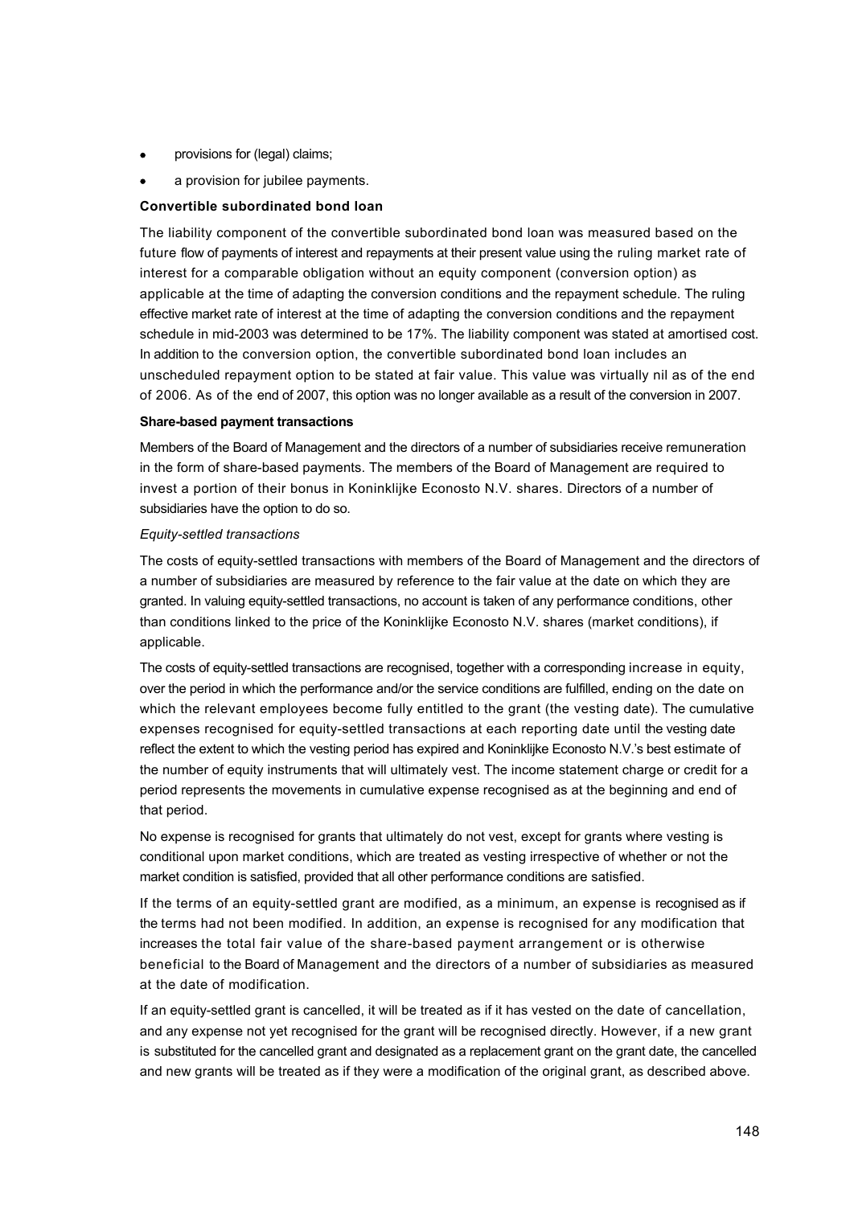- provisions for (legal) claims;
- a provision for jubilee payments.

**Convertible subordinated bond loan**

The liability component of the convertible subordinated bond loan was measured based on the future flow of payments of interest and repayments at their present value using the ruling market rate of interest for a comparable obligation without an equity component (conversion option) as applicable at the time of adapting the conversion conditions and the repayment schedule. The ruling effective market rate of interest at the time of adapting the conversion conditions and the repayment schedule in mid-2003 was determined to be 17%. The liability component was stated at amortised cost. In addition to the conversion option, the convertible subordinated bond loan includes an unscheduled repayment option to be stated at fair value. This value was virtually nil as of the end of 2006. As of the end of 2007, this option was no longer available as a result of the conversion in 2007.

**Share-based payment transactions**

Members of the Board of Management and the directors of a number of subsidiaries receive remuneration in the form of share-based payments. The members of the Board of Management are required to invest a portion of their bonus in Koninklijke Econosto N.V. shares. Directors of a number of subsidiaries have the option to do so.

*Equity-settled transactions*

The costs of equity-settled transactions with members of the Board of Management and the directors of a number of subsidiaries are measured by reference to the fair value at the date on which they are granted. In valuing equity-settled transactions, no account is taken of any performance conditions, other than conditions linked to the price of the Koninklijke Econosto N.V. shares (market conditions), if applicable.

The costs of equity-settled transactions are recognised, together with a corresponding increase in equity, over the period in which the performance and/or the service conditions are fulfilled, ending on the date on which the relevant employees become fully entitled to the grant (the vesting date). The cumulative expenses recognised for equity-settled transactions at each reporting date until the vesting date reflect the extent to which the vesting period has expired and Koninklijke Econosto N.V.'s best estimate of the number of equity instruments that will ultimately vest. The income statement charge or credit for a period represents the movements in cumulative expense recognised as at the beginning and end of that period.

No expense is recognised for grants that ultimately do not vest, except for grants where vesting is conditional upon market conditions, which are treated as vesting irrespective of whether or not the market condition is satisfied, provided that all other performance conditions are satisfied.

If the terms of an equity-settled grant are modified, as a minimum, an expense is recognised as if the terms had not been modified. In addition, an expense is recognised for any modification that increases the total fair value of the share-based payment arrangement or is otherwise beneficial to the Board of Management and the directors of a number of subsidiaries as measured at the date of modification.

If an equity-settled grant is cancelled, it will be treated as if it has vested on the date of cancellation, and any expense not yet recognised for the grant will be recognised directly. However, if a new grant is substituted for the cancelled grant and designated as a replacement grant on the grant date, the cancelled and new grants will be treated as if they were a modification of the original grant, as described above.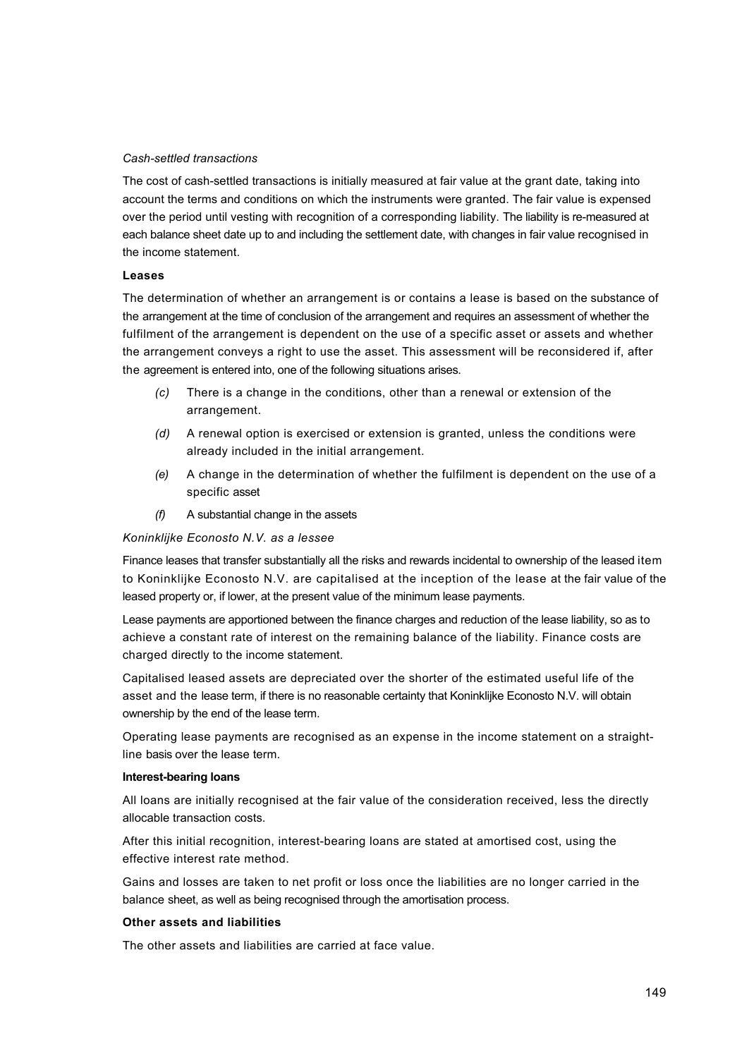*Cash-settled transactions*

The cost of cash-settled transactions is initially measured at fair value at the grant date, taking into account the terms and conditions on which the instruments were granted. The fair value is expensed over the period until vesting with recognition of a corresponding liability. The liability is re-measured at each balance sheet date up to and including the settlement date, with changes in fair value recognised in the income statement.

**Leases**

The determination of whether an arrangement is or contains a lease is based on the substance of the arrangement at the time of conclusion of the arrangement and requires an assessment of whether the fulfilment of the arrangement is dependent on the use of a specific asset or assets and whether the arrangement conveys a right to use the asset. This assessment will be reconsidered if, after the agreement is entered into, one of the following situations arises.

- *(c)* There is a change in the conditions, other than a renewal or extension of the arrangement.
- *(d)* A renewal option is exercised or extension is granted, unless the conditions were already included in the initial arrangement.
- *(e)* A change in the determination of whether the fulfilment is dependent on the use of a specific asset
- *(f)* A substantial change in the assets

*Koninklijke Econosto N.V. as a lessee*

Finance leases that transfer substantially all the risks and rewards incidental to ownership of the leased item to Koninklijke Econosto N.V. are capitalised at the inception of the lease at the fair value of the leased property or, if lower, at the present value of the minimum lease payments.

Lease payments are apportioned between the finance charges and reduction of the lease liability, so as to achieve a constant rate of interest on the remaining balance of the liability. Finance costs are charged directly to the income statement.

Capitalised leased assets are depreciated over the shorter of the estimated useful life of the asset and the lease term, if there is no reasonable certainty that Koninklijke Econosto N.V. will obtain ownership by the end of the lease term.

Operating lease payments are recognised as an expense in the income statement on a straight-line basis over the lease term.

**Interest-bearing loans**

All loans are initially recognised at the fair value of the consideration received, less the directly allocable transaction costs.

After this initial recognition, interest-bearing loans are stated at amortised cost, using the effective interest rate method.

Gains and losses are taken to net profit or loss once the liabilities are no longer carried in the balance sheet, as well as being recognised through the amortisation process.

**Other assets and liabilities**

The other assets and liabilities are carried at face value.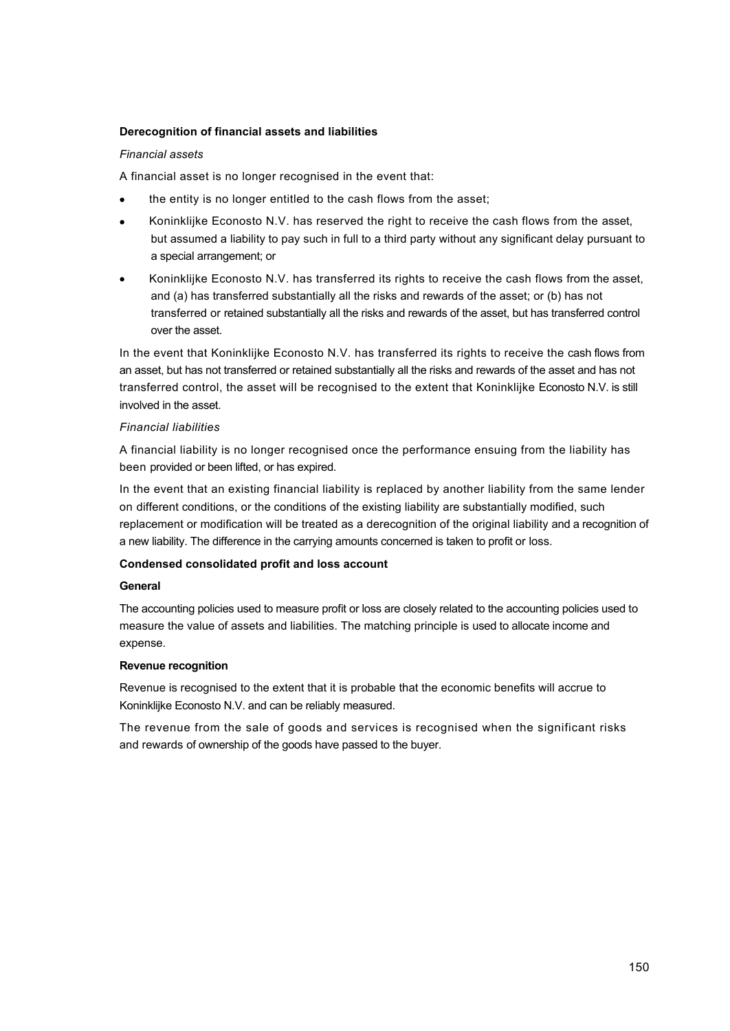**Derecognition of financial assets and liabilities**

*Financial assets*

A financial asset is no longer recognised in the event that:

- the entity is no longer entitled to the cash flows from the asset;
- Koninklijke Econosto N.V. has reserved the right to receive the cash flows from the asset, but assumed a liability to pay such in full to a third party without any significant delay pursuant to a special arrangement; or
- Koninklijke Econosto N.V. has transferred its rights to receive the cash flows from the asset, and (a) has transferred substantially all the risks and rewards of the asset; or (b) has not transferred or retained substantially all the risks and rewards of the asset, but has transferred control over the asset.

In the event that Koninklijke Econosto N.V. has transferred its rights to receive the cash flows from an asset, but has not transferred or retained substantially all the risks and rewards of the asset and has not transferred control, the asset will be recognised to the extent that Koninklijke Econosto N.V. is still involved in the asset.

*Financial liabilities*

A financial liability is no longer recognised once the performance ensuing from the liability has been provided or been lifted, or has expired.

In the event that an existing financial liability is replaced by another liability from the same lender on different conditions, or the conditions of the existing liability are substantially modified, such replacement or modification will be treated as a derecognition of the original liability and a recognition of a new liability. The difference in the carrying amounts concerned is taken to profit or loss.

**Condensed consolidated profit and loss account**

**General**

The accounting policies used to measure profit or loss are closely related to the accounting policies used to measure the value of assets and liabilities. The matching principle is used to allocate income and expense.

**Revenue recognition**

Revenue is recognised to the extent that it is probable that the economic benefits will accrue to Koninklijke Econosto N.V. and can be reliably measured.

The revenue from the sale of goods and services is recognised when the significant risks and rewards of ownership of the goods have passed to the buyer.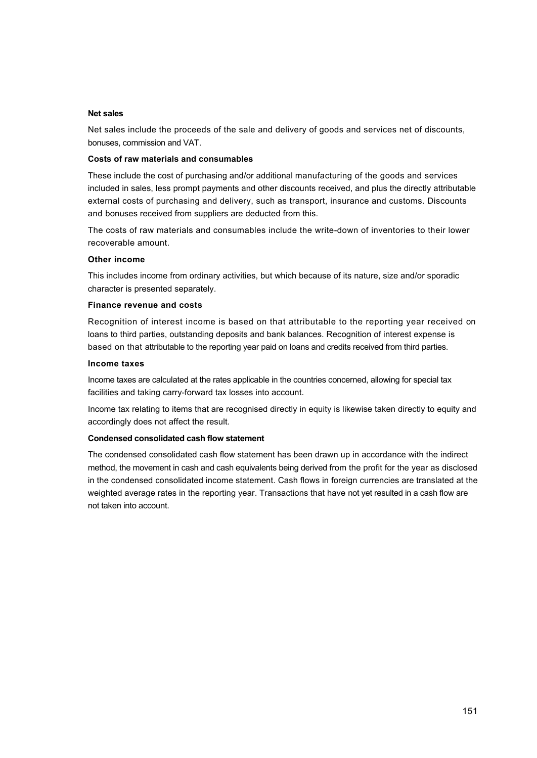**Net sales**

Net sales include the proceeds of the sale and delivery of goods and services net of discounts, bonuses, commission and VAT.

**Costs of raw materials and consumables**

These include the cost of purchasing and/or additional manufacturing of the goods and services included in sales, less prompt payments and other discounts received, and plus the directly attributable external costs of purchasing and delivery, such as transport, insurance and customs. Discounts and bonuses received from suppliers are deducted from this.

The costs of raw materials and consumables include the write-down of inventories to their lower recoverable amount.

**Other income**

This includes income from ordinary activities, but which because of its nature, size and/or sporadic character is presented separately.

**Finance revenue and costs**

Recognition of interest income is based on that attributable to the reporting year received on loans to third parties, outstanding deposits and bank balances. Recognition of interest expense is based on that attributable to the reporting year paid on loans and credits received from third parties.

**Income taxes**

Income taxes are calculated at the rates applicable in the countries concerned, allowing for special tax facilities and taking carry-forward tax losses into account.

Income tax relating to items that are recognised directly in equity is likewise taken directly to equity and accordingly does not affect the result.

**Condensed consolidated cash flow statement**

The condensed consolidated cash flow statement has been drawn up in accordance with the indirect method, the movement in cash and cash equivalents being derived from the profit for the year as disclosed in the condensed consolidated income statement. Cash flows in foreign currencies are translated at the weighted average rates in the reporting year. Transactions that have not yet resulted in a cash flow are not taken into account.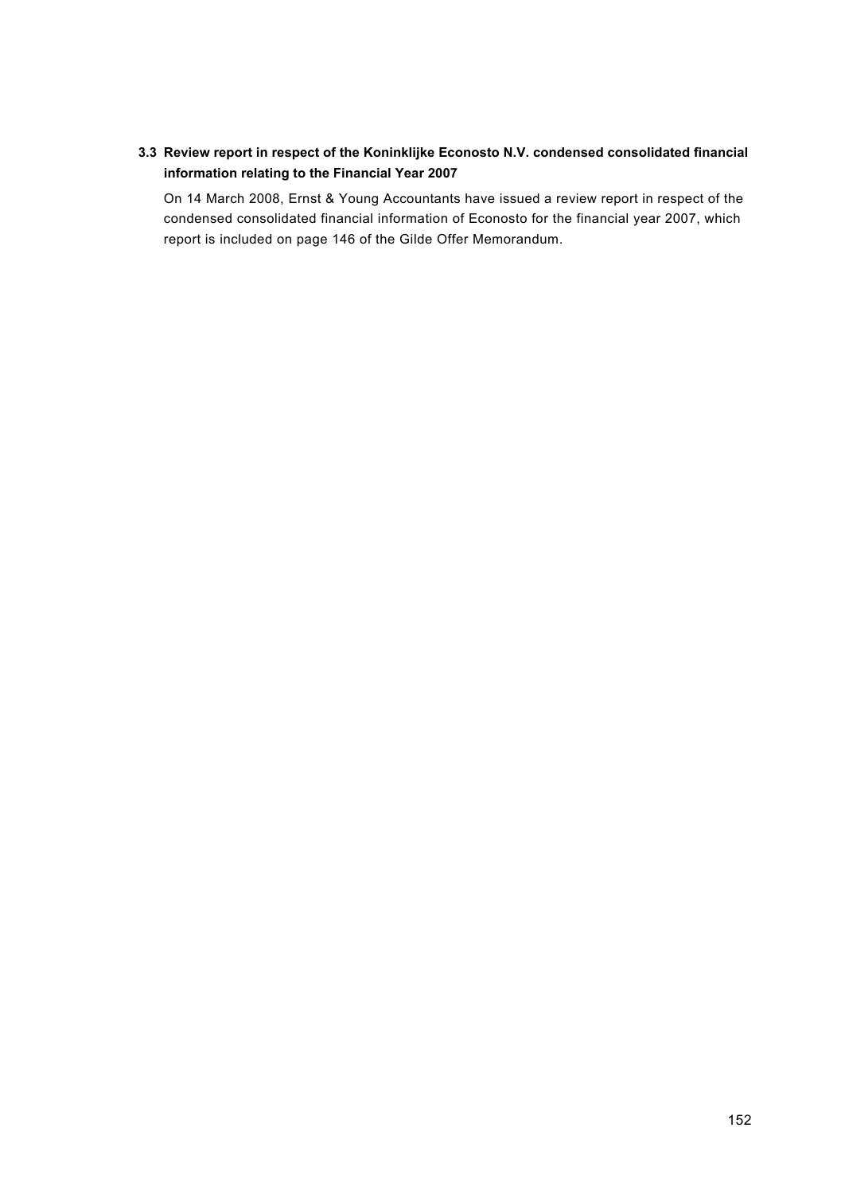### 3.3 Review report in respect of the Koninklijke Econosto N.V. condensed consolidated financial information relating to the Financial Year 2007

On 14 March 2008, Ernst & Young Accountants have issued a review report in respect of the condensed consolidated financial information of Econosto for the financial year 2007, which report is included on page 146 of the Gilde Offer Memorandum.